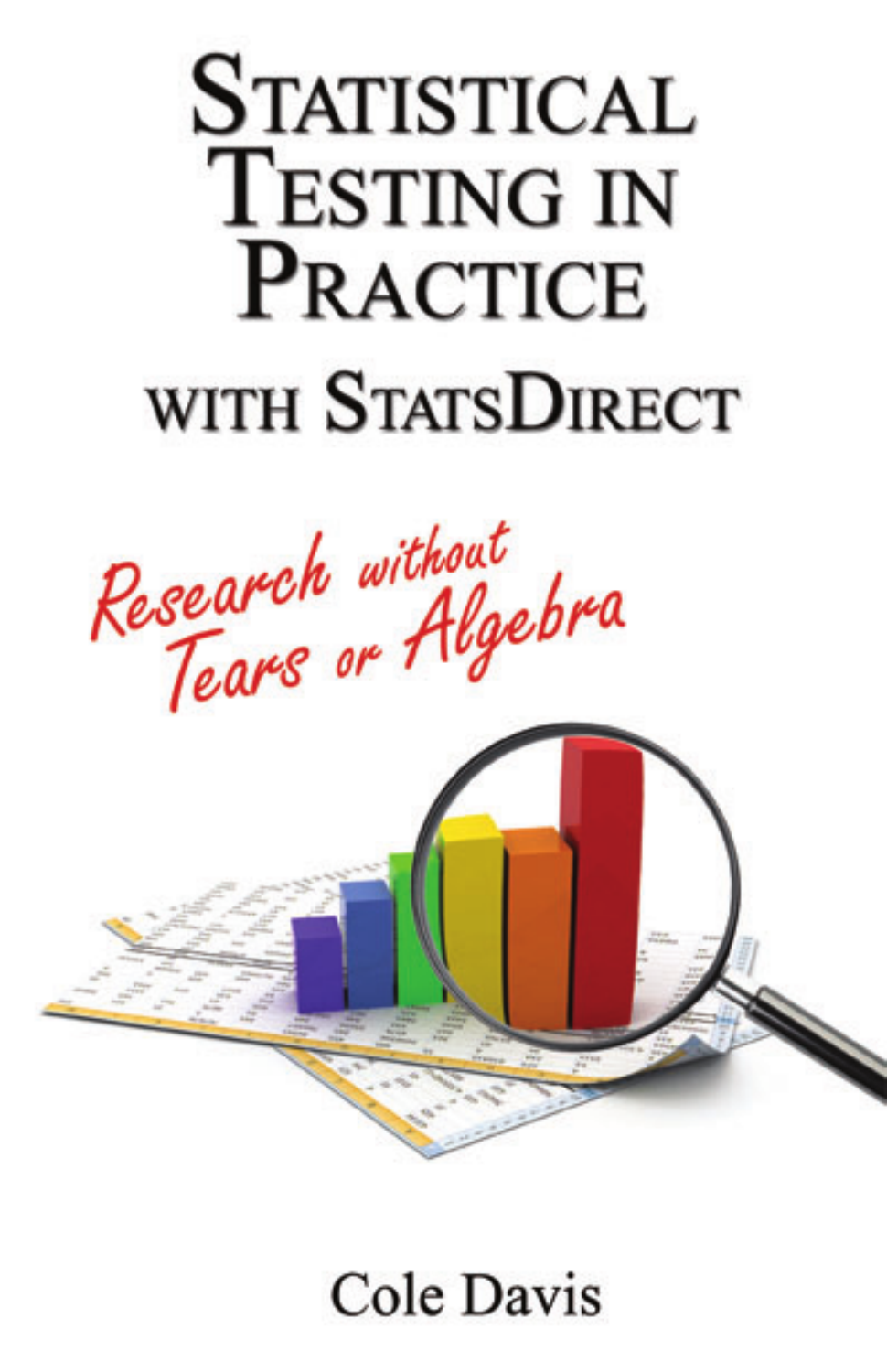# Statistical Testing in Practice

## with StatsDirect

*Research without Tears or Algebra*

Cole Davis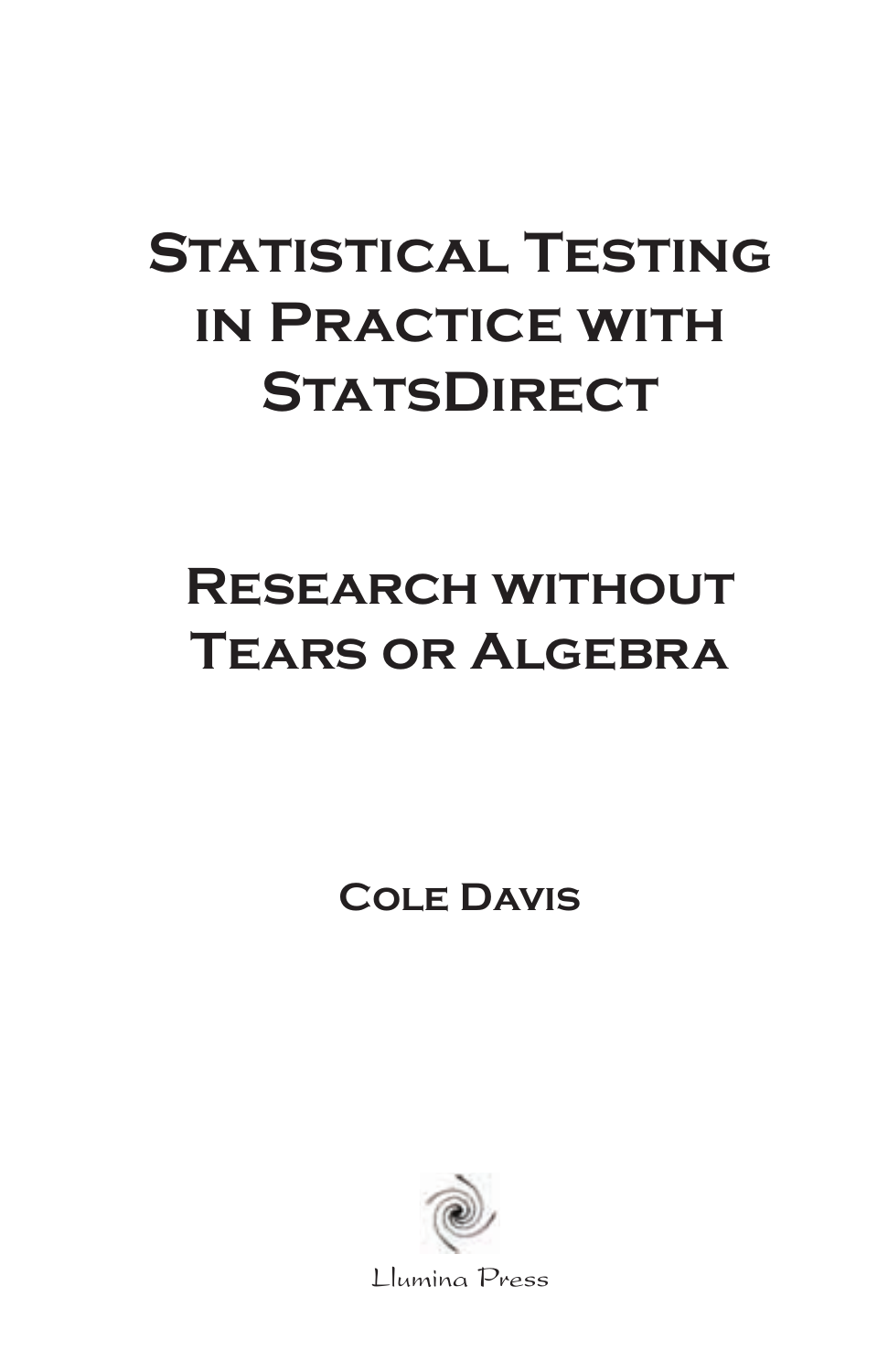# Statistical Testing in Practice with StatsDirect

## Research without Tears or Algebra

**Cole Davis**

Llumina Press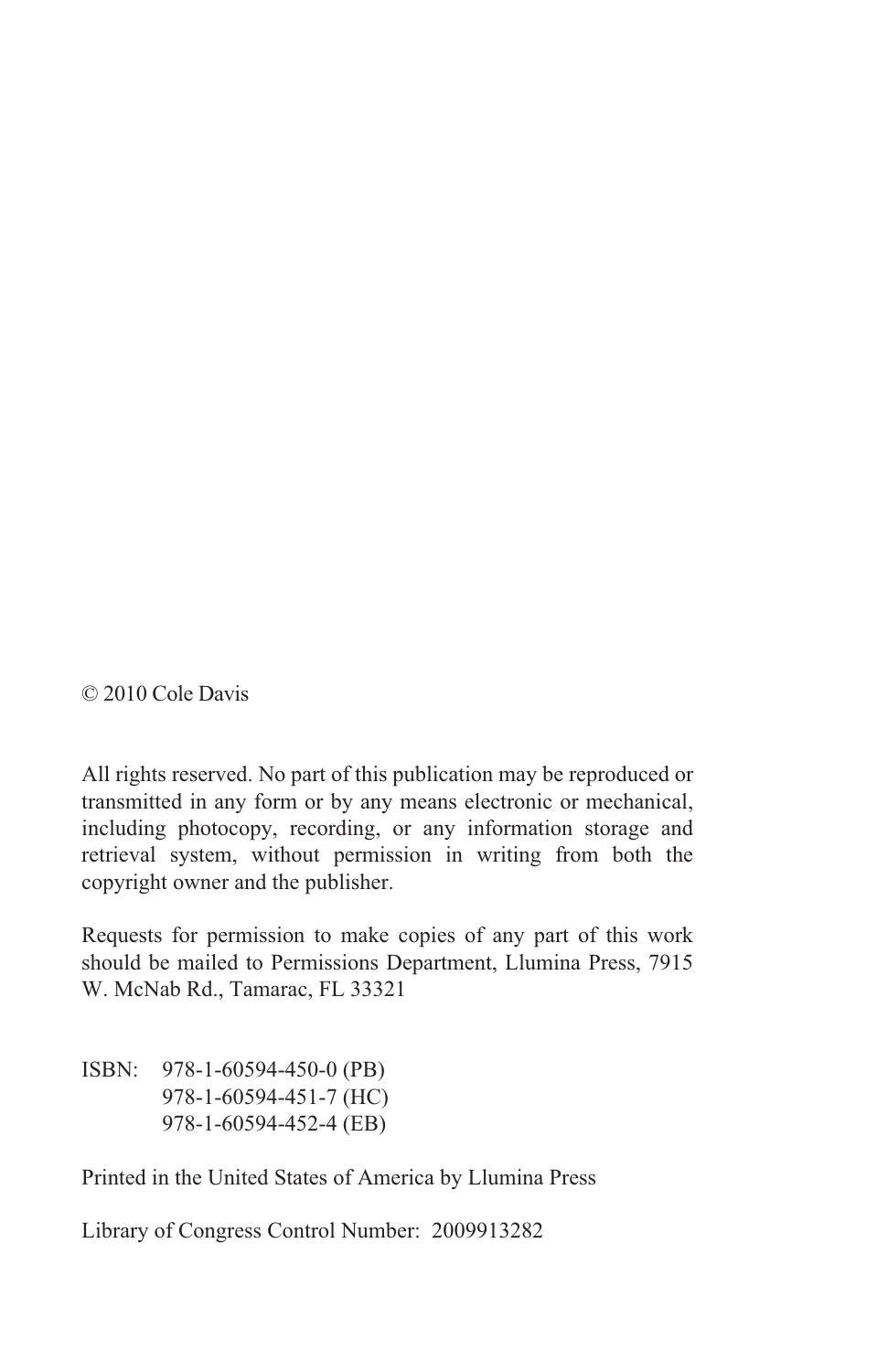© 2010 Cole Davis

All rights reserved. No part of this publication may be reproduced or transmitted in any form or by any means electronic or mechanical, including photocopy, recording, or any information storage and retrieval system, without permission in writing from both the copyright owner and the publisher.

Requests for permission to make copies of any part of this work should be mailed to Permissions Department, Llumina Press, 7915 W. McNab Rd., Tamarac, FL 33321

ISBN: 978-1-60594-450-0 (PB)
978-1-60594-451-7 (HC)
978-1-60594-452-4 (EB)

Printed in the United States of America by Llumina Press

Library of Congress Control Number: 2009913282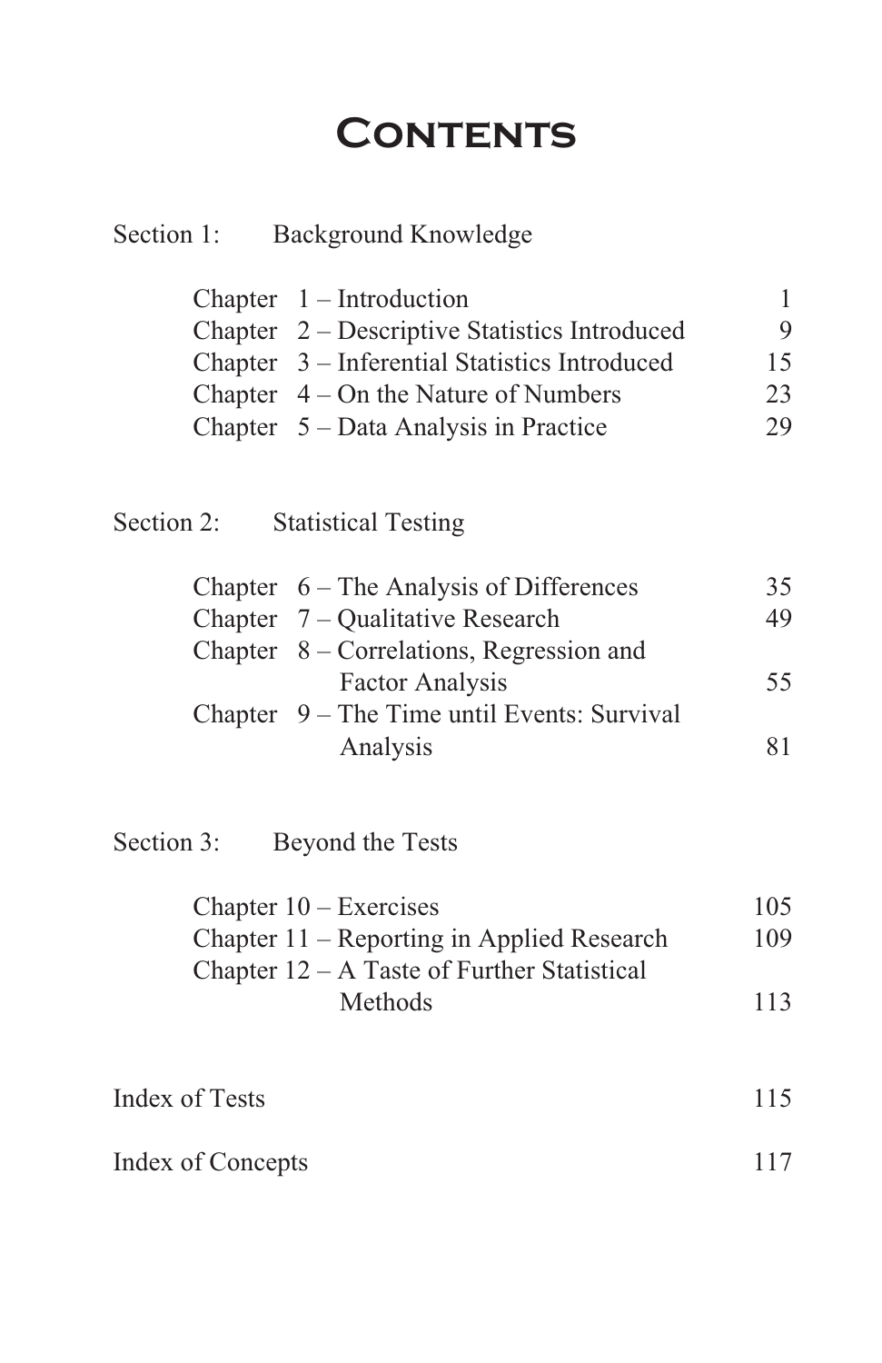# Contents

Section 1: Background Knowledge

| | |
|---|---|
| Chapter 1 – Introduction | 1 |
| Chapter 2 – Descriptive Statistics Introduced | 9 |
| Chapter 3 – Inferential Statistics Introduced | 15 |
| Chapter 4 – On the Nature of Numbers | 23 |
| Chapter 5 – Data Analysis in Practice | 29 |

Section 2: Statistical Testing

| | |
|---|---|
| Chapter 6 – The Analysis of Differences | 35 |
| Chapter 7 – Qualitative Research | 49 |
| Chapter 8 – Correlations, Regression and Factor Analysis | 55 |
| Chapter 9 – The Time until Events: Survival Analysis | 81 |

Section 3: Beyond the Tests

| | |
|---|---|
| Chapter 10 – Exercises | 105 |
| Chapter 11 – Reporting in Applied Research | 109 |
| Chapter 12 – A Taste of Further Statistical Methods | 113 |

| | |
|---|---|
| Index of Tests | 115 |
| Index of Concepts | 117 |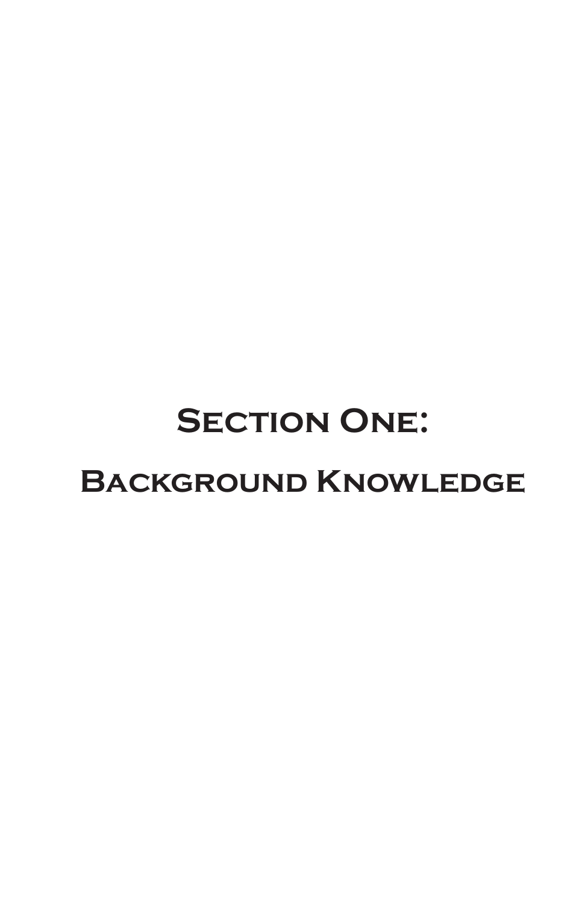# Section One:

# Background Knowledge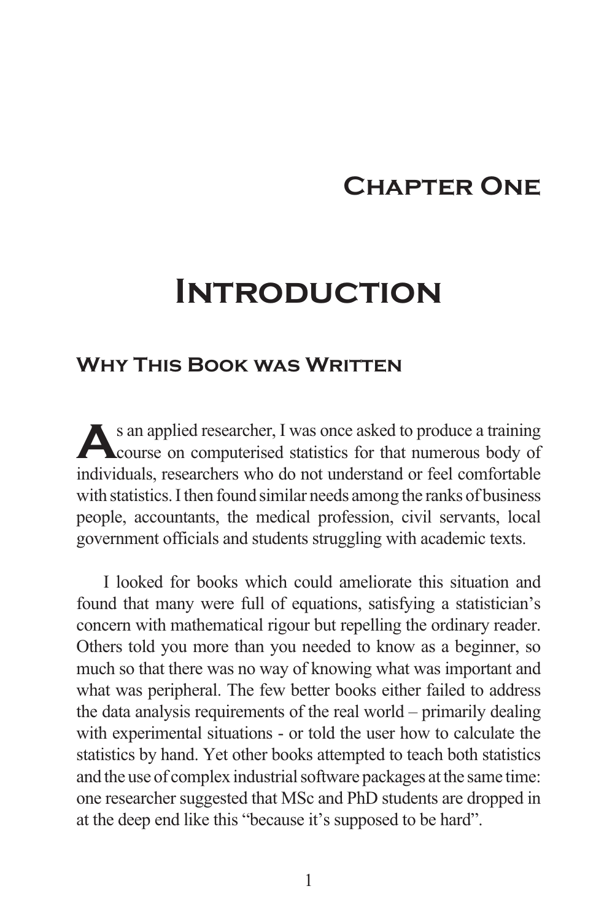# Chapter One

# Introduction

## Why This Book was Written

As an applied researcher, I was once asked to produce a training course on computerised statistics for that numerous body of individuals, researchers who do not understand or feel comfortable with statistics. I then found similar needs among the ranks of business people, accountants, the medical profession, civil servants, local government officials and students struggling with academic texts.

I looked for books which could ameliorate this situation and found that many were full of equations, satisfying a statistician's concern with mathematical rigour but repelling the ordinary reader. Others told you more than you needed to know as a beginner, so much so that there was no way of knowing what was important and what was peripheral. The few better books either failed to address the data analysis requirements of the real world – primarily dealing with experimental situations - or told the user how to calculate the statistics by hand. Yet other books attempted to teach both statistics and the use of complex industrial software packages at the same time: one researcher suggested that MSc and PhD students are dropped in at the deep end like this "because it's supposed to be hard".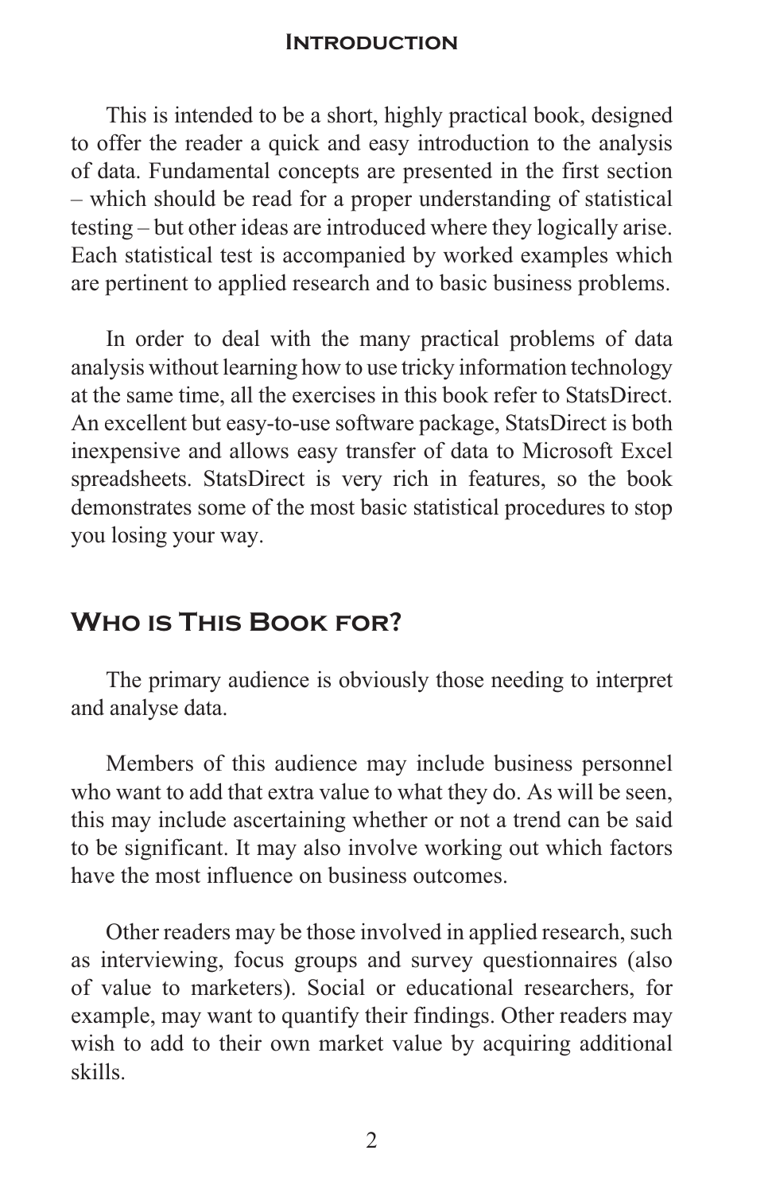This is intended to be a short, highly practical book, designed to offer the reader a quick and easy introduction to the analysis of data. Fundamental concepts are presented in the first section – which should be read for a proper understanding of statistical testing – but other ideas are introduced where they logically arise. Each statistical test is accompanied by worked examples which are pertinent to applied research and to basic business problems.

In order to deal with the many practical problems of data analysis without learning how to use tricky information technology at the same time, all the exercises in this book refer to StatsDirect. An excellent but easy-to-use software package, StatsDirect is both inexpensive and allows easy transfer of data to Microsoft Excel spreadsheets. StatsDirect is very rich in features, so the book demonstrates some of the most basic statistical procedures to stop you losing your way.

## Who is This Book for?

The primary audience is obviously those needing to interpret and analyse data.

Members of this audience may include business personnel who want to add that extra value to what they do. As will be seen, this may include ascertaining whether or not a trend can be said to be significant. It may also involve working out which factors have the most influence on business outcomes.

Other readers may be those involved in applied research, such as interviewing, focus groups and survey questionnaires (also of value to marketers). Social or educational researchers, for example, may want to quantify their findings. Other readers may wish to add to their own market value by acquiring additional skills.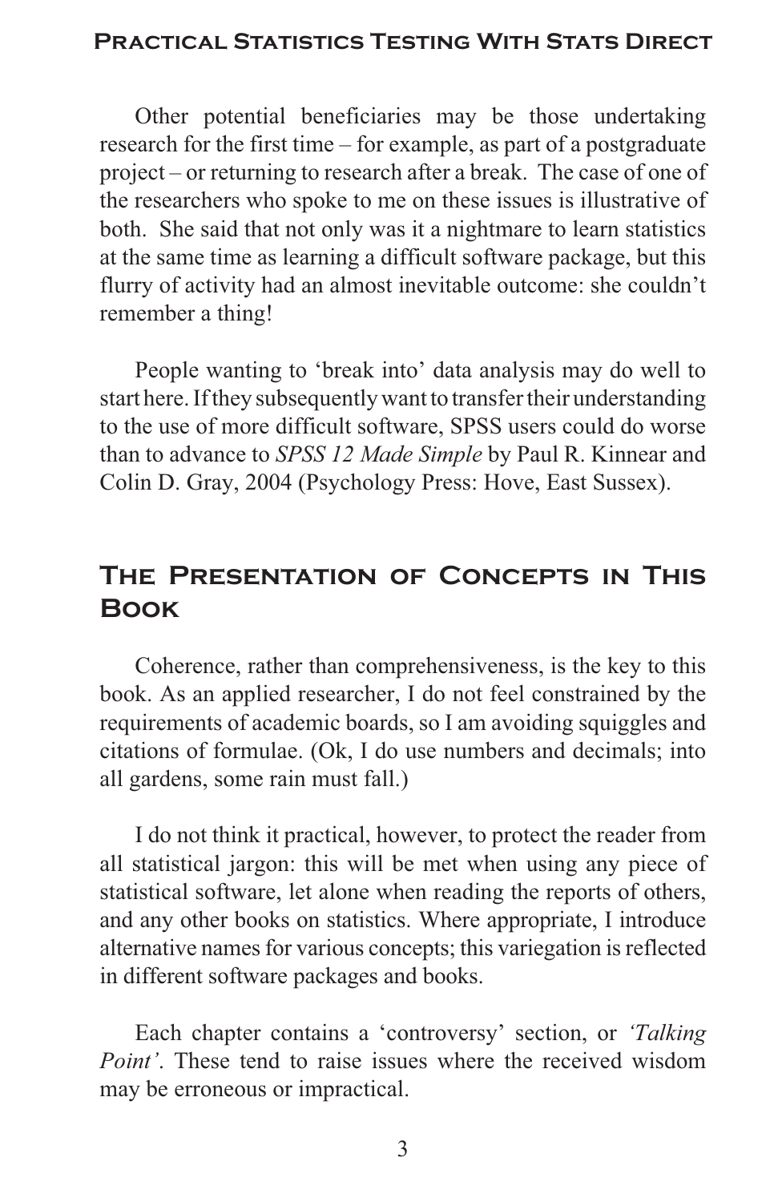Other potential beneficiaries may be those undertaking research for the first time – for example, as part of a postgraduate project – or returning to research after a break. The case of one of the researchers who spoke to me on these issues is illustrative of both. She said that not only was it a nightmare to learn statistics at the same time as learning a difficult software package, but this flurry of activity had an almost inevitable outcome: she couldn't remember a thing!

People wanting to 'break into' data analysis may do well to start here. If they subsequently want to transfer their understanding to the use of more difficult software, SPSS users could do worse than to advance to *SPSS 12 Made Simple* by Paul R. Kinnear and Colin D. Gray, 2004 (Psychology Press: Hove, East Sussex).

## The Presentation of Concepts in This Book

Coherence, rather than comprehensiveness, is the key to this book. As an applied researcher, I do not feel constrained by the requirements of academic boards, so I am avoiding squiggles and citations of formulae. (Ok, I do use numbers and decimals; into all gardens, some rain must fall.)

I do not think it practical, however, to protect the reader from all statistical jargon: this will be met when using any piece of statistical software, let alone when reading the reports of others, and any other books on statistics. Where appropriate, I introduce alternative names for various concepts; this variegation is reflected in different software packages and books.

Each chapter contains a 'controversy' section, or *'Talking Point'*. These tend to raise issues where the received wisdom may be erroneous or impractical.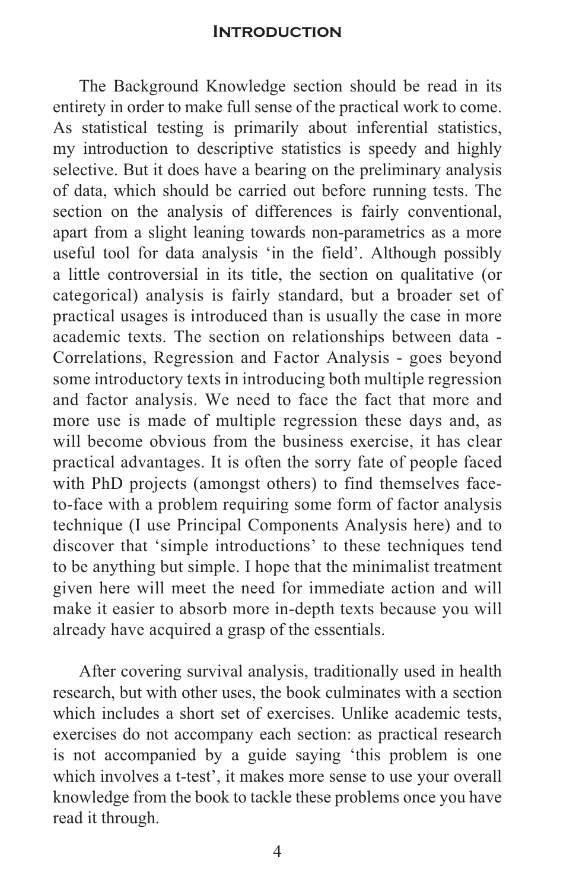The Background Knowledge section should be read in its entirety in order to make full sense of the practical work to come. As statistical testing is primarily about inferential statistics, my introduction to descriptive statistics is speedy and highly selective. But it does have a bearing on the preliminary analysis of data, which should be carried out before running tests. The section on the analysis of differences is fairly conventional, apart from a slight leaning towards non-parametrics as a more useful tool for data analysis 'in the field'. Although possibly a little controversial in its title, the section on qualitative (or categorical) analysis is fairly standard, but a broader set of practical usages is introduced than is usually the case in more academic texts. The section on relationships between data - Correlations, Regression and Factor Analysis - goes beyond some introductory texts in introducing both multiple regression and factor analysis. We need to face the fact that more and more use is made of multiple regression these days and, as will become obvious from the business exercise, it has clear practical advantages. It is often the sorry fate of people faced with PhD projects (amongst others) to find themselves face-to-face with a problem requiring some form of factor analysis technique (I use Principal Components Analysis here) and to discover that 'simple introductions' to these techniques tend to be anything but simple. I hope that the minimalist treatment given here will meet the need for immediate action and will make it easier to absorb more in-depth texts because you will already have acquired a grasp of the essentials.

After covering survival analysis, traditionally used in health research, but with other uses, the book culminates with a section which includes a short set of exercises. Unlike academic tests, exercises do not accompany each section: as practical research is not accompanied by a guide saying 'this problem is one which involves a t-test', it makes more sense to use your overall knowledge from the book to tackle these problems once you have read it through.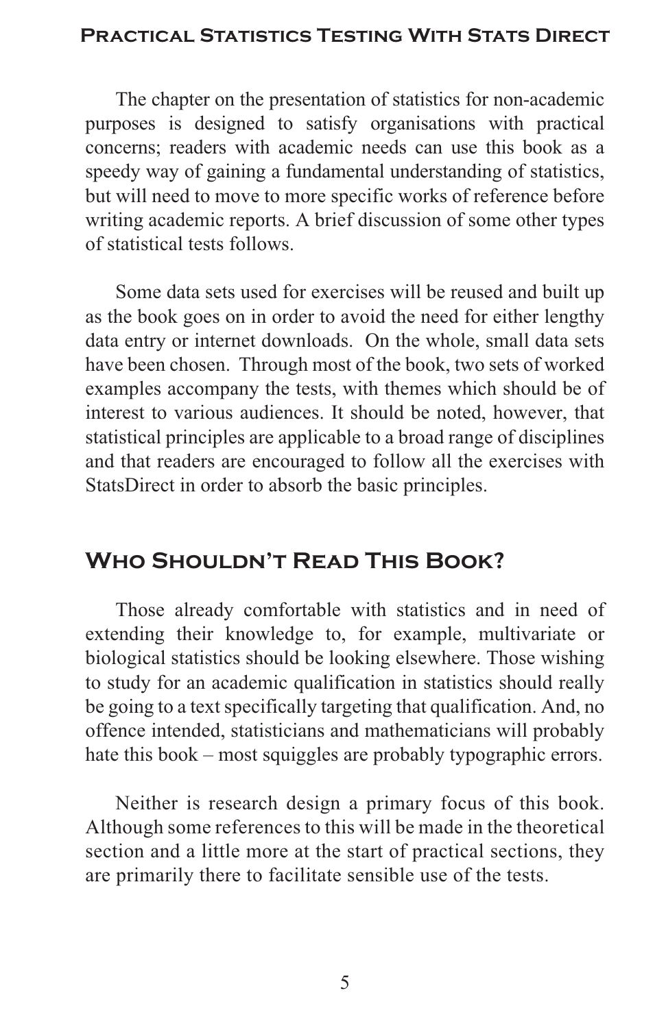The chapter on the presentation of statistics for non-academic purposes is designed to satisfy organisations with practical concerns; readers with academic needs can use this book as a speedy way of gaining a fundamental understanding of statistics, but will need to move to more specific works of reference before writing academic reports. A brief discussion of some other types of statistical tests follows.

Some data sets used for exercises will be reused and built up as the book goes on in order to avoid the need for either lengthy data entry or internet downloads. On the whole, small data sets have been chosen. Through most of the book, two sets of worked examples accompany the tests, with themes which should be of interest to various audiences. It should be noted, however, that statistical principles are applicable to a broad range of disciplines and that readers are encouraged to follow all the exercises with StatsDirect in order to absorb the basic principles.

## Who Shouldn't Read This Book?

Those already comfortable with statistics and in need of extending their knowledge to, for example, multivariate or biological statistics should be looking elsewhere. Those wishing to study for an academic qualification in statistics should really be going to a text specifically targeting that qualification. And, no offence intended, statisticians and mathematicians will probably hate this book – most squiggles are probably typographic errors.

Neither is research design a primary focus of this book. Although some references to this will be made in the theoretical section and a little more at the start of practical sections, they are primarily there to facilitate sensible use of the tests.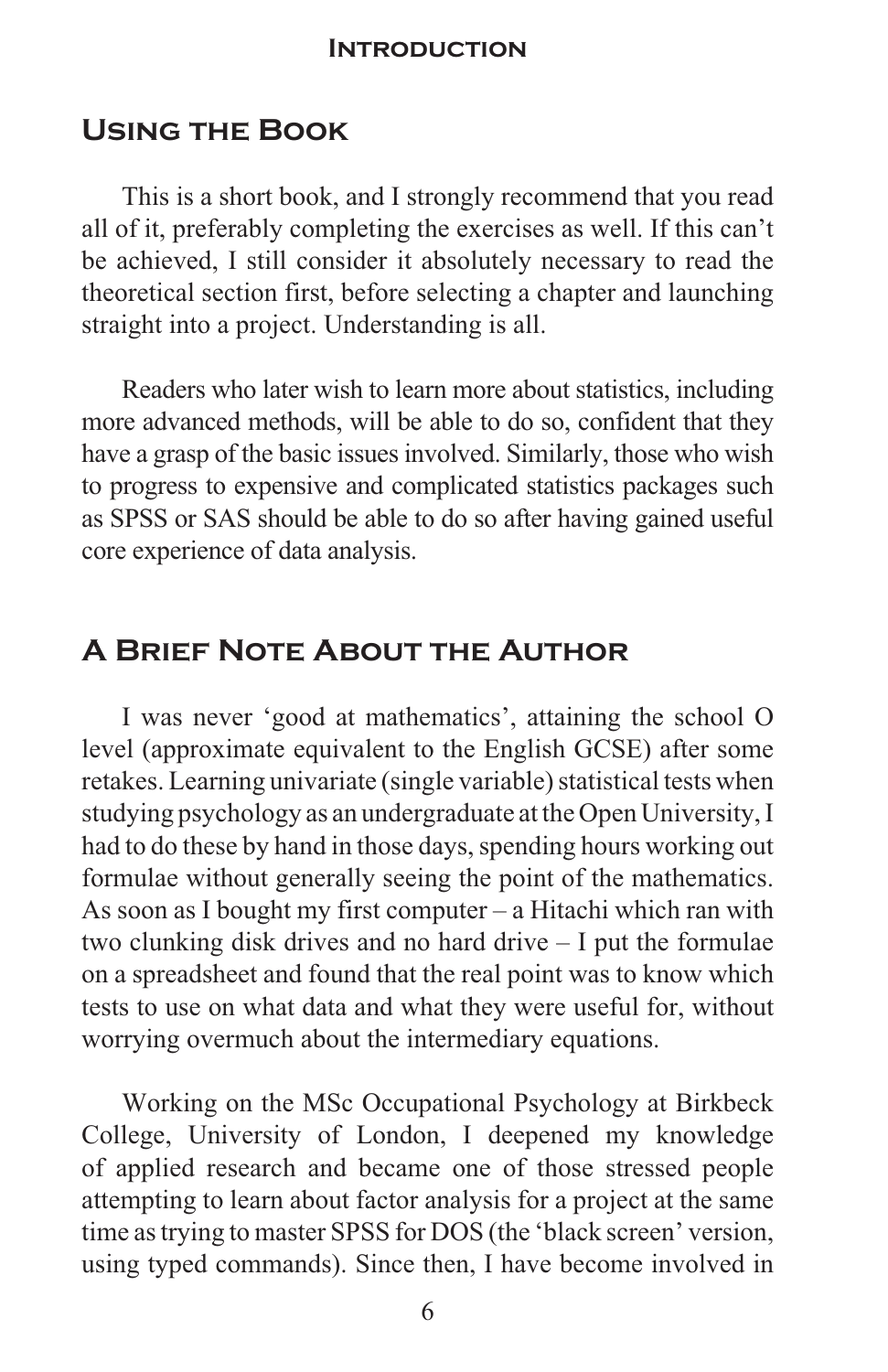## Using the Book

This is a short book, and I strongly recommend that you read all of it, preferably completing the exercises as well. If this can't be achieved, I still consider it absolutely necessary to read the theoretical section first, before selecting a chapter and launching straight into a project. Understanding is all.

Readers who later wish to learn more about statistics, including more advanced methods, will be able to do so, confident that they have a grasp of the basic issues involved. Similarly, those who wish to progress to expensive and complicated statistics packages such as SPSS or SAS should be able to do so after having gained useful core experience of data analysis.

## A Brief Note About the Author

I was never 'good at mathematics', attaining the school O level (approximate equivalent to the English GCSE) after some retakes. Learning univariate (single variable) statistical tests when studying psychology as an undergraduate at the Open University, I had to do these by hand in those days, spending hours working out formulae without generally seeing the point of the mathematics. As soon as I bought my first computer – a Hitachi which ran with two clunking disk drives and no hard drive – I put the formulae on a spreadsheet and found that the real point was to know which tests to use on what data and what they were useful for, without worrying overmuch about the intermediary equations.

Working on the MSc Occupational Psychology at Birkbeck College, University of London, I deepened my knowledge of applied research and became one of those stressed people attempting to learn about factor analysis for a project at the same time as trying to master SPSS for DOS (the 'black screen' version, using typed commands). Since then, I have become involved in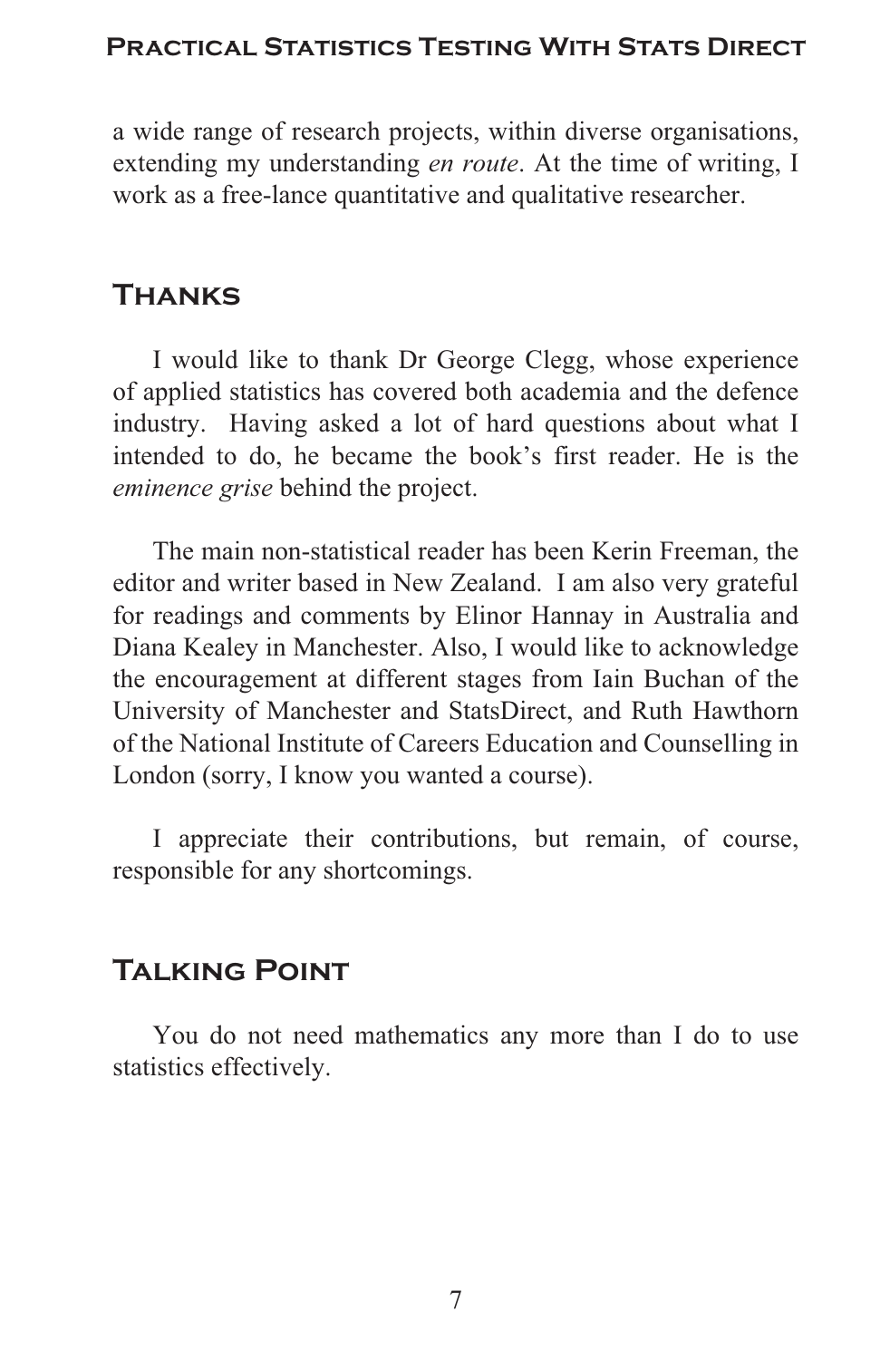a wide range of research projects, within diverse organisations, extending my understanding *en route*. At the time of writing, I work as a free-lance quantitative and qualitative researcher.

## Thanks

I would like to thank Dr George Clegg, whose experience of applied statistics has covered both academia and the defence industry. Having asked a lot of hard questions about what I intended to do, he became the book's first reader. He is the *eminence grise* behind the project.

The main non-statistical reader has been Kerin Freeman, the editor and writer based in New Zealand. I am also very grateful for readings and comments by Elinor Hannay in Australia and Diana Kealey in Manchester. Also, I would like to acknowledge the encouragement at different stages from Iain Buchan of the University of Manchester and StatsDirect, and Ruth Hawthorn of the National Institute of Careers Education and Counselling in London (sorry, I know you wanted a course).

I appreciate their contributions, but remain, of course, responsible for any shortcomings.

## Talking Point

You do not need mathematics any more than I do to use statistics effectively.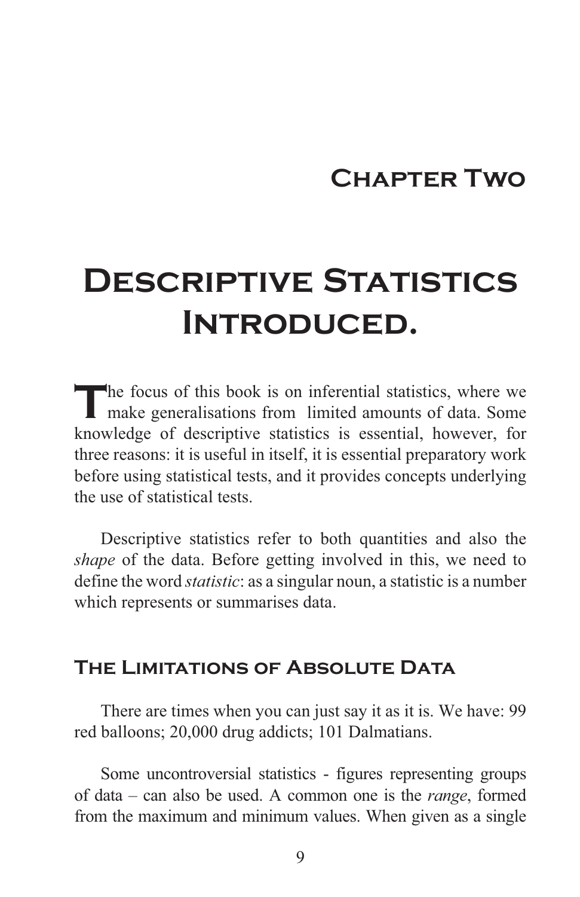# Chapter Two

# Descriptive Statistics Introduced.

The focus of this book is on inferential statistics, where we make generalisations from limited amounts of data. Some knowledge of descriptive statistics is essential, however, for three reasons: it is useful in itself, it is essential preparatory work before using statistical tests, and it provides concepts underlying the use of statistical tests.

Descriptive statistics refer to both quantities and also the *shape* of the data. Before getting involved in this, we need to define the word *statistic*: as a singular noun, a statistic is a number which represents or summarises data.

## The Limitations of Absolute Data

There are times when you can just say it as it is. We have: 99 red balloons; 20,000 drug addicts; 101 Dalmatians.

Some uncontroversial statistics - figures representing groups of data – can also be used. A common one is the *range*, formed from the maximum and minimum values. When given as a single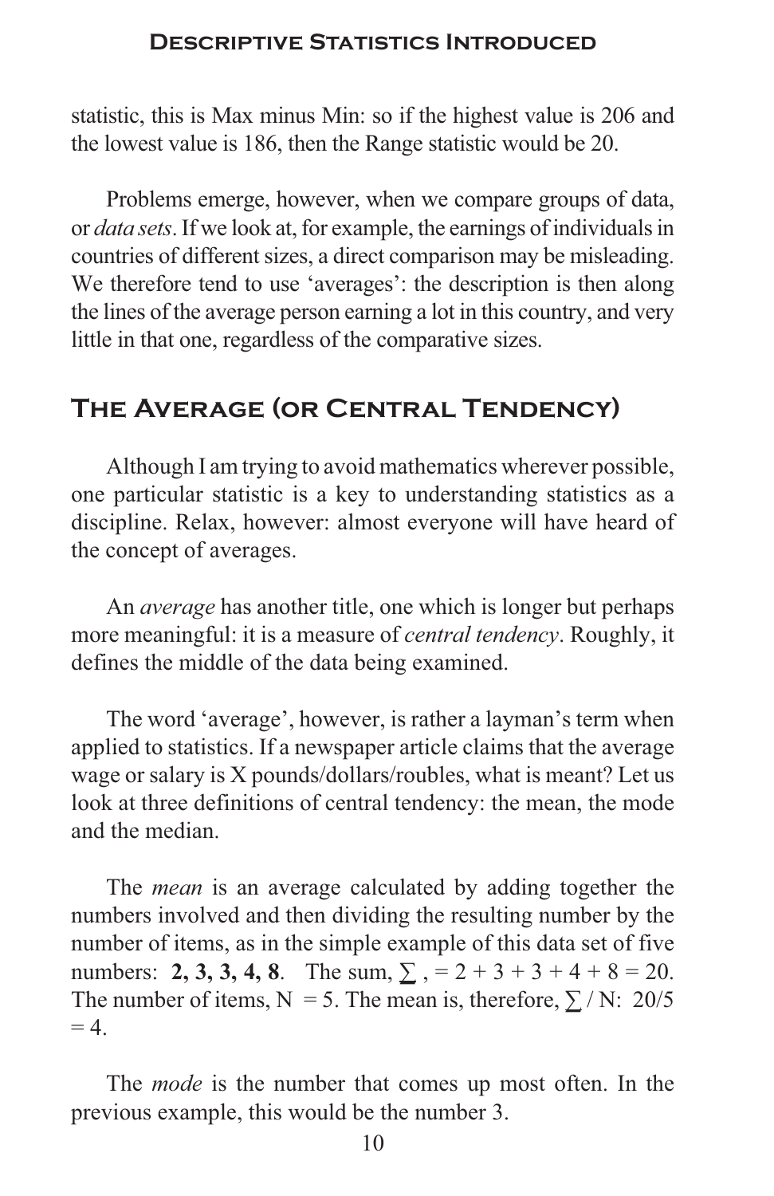statistic, this is Max minus Min: so if the highest value is 206 and the lowest value is 186, then the Range statistic would be 20.

Problems emerge, however, when we compare groups of data, or *data sets*. If we look at, for example, the earnings of individuals in countries of different sizes, a direct comparison may be misleading. We therefore tend to use 'averages': the description is then along the lines of the average person earning a lot in this country, and very little in that one, regardless of the comparative sizes.

## The Average (or Central Tendency)

Although I am trying to avoid mathematics wherever possible, one particular statistic is a key to understanding statistics as a discipline. Relax, however: almost everyone will have heard of the concept of averages.

An *average* has another title, one which is longer but perhaps more meaningful: it is a measure of *central tendency*. Roughly, it defines the middle of the data being examined.

The word 'average', however, is rather a layman's term when applied to statistics. If a newspaper article claims that the average wage or salary is X pounds/dollars/roubles, what is meant? Let us look at three definitions of central tendency: the mean, the mode and the median.

The *mean* is an average calculated by adding together the numbers involved and then dividing the resulting number by the number of items, as in the simple example of this data set of five numbers: **2, 3, 3, 4, 8**. The sum, $\sum$ , = 2 + 3 + 3 + 4 + 8 = 20. The number of items, N = 5. The mean is, therefore, $\sum$ / N: 20/5 = 4.

The *mode* is the number that comes up most often. In the previous example, this would be the number 3.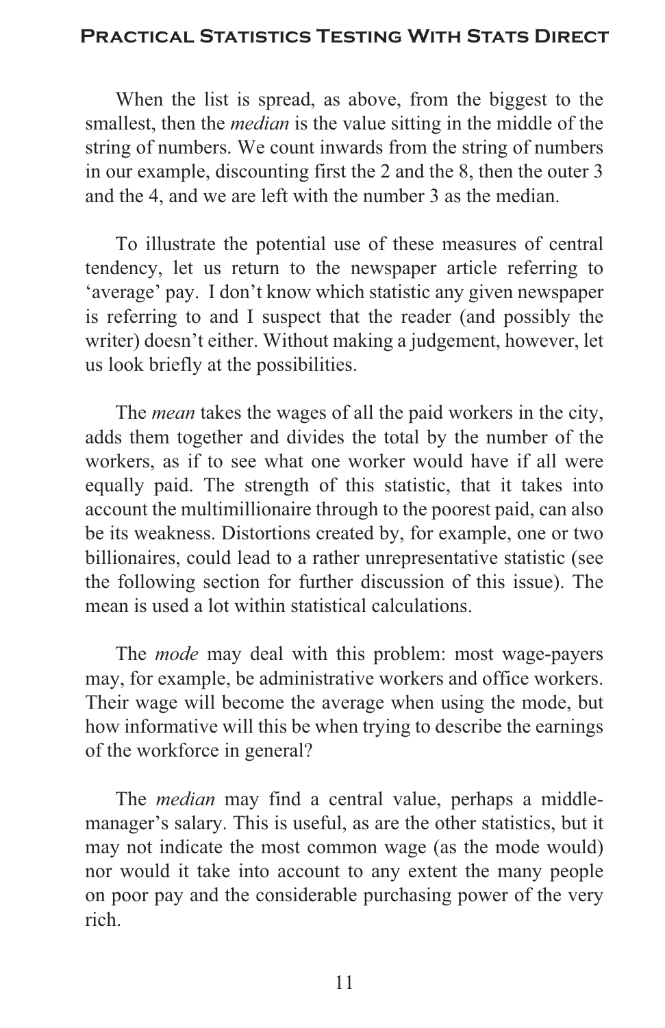When the list is spread, as above, from the biggest to the smallest, then the *median* is the value sitting in the middle of the string of numbers. We count inwards from the string of numbers in our example, discounting first the 2 and the 8, then the outer 3 and the 4, and we are left with the number 3 as the median.

To illustrate the potential use of these measures of central tendency, let us return to the newspaper article referring to 'average' pay. I don't know which statistic any given newspaper is referring to and I suspect that the reader (and possibly the writer) doesn't either. Without making a judgement, however, let us look briefly at the possibilities.

The *mean* takes the wages of all the paid workers in the city, adds them together and divides the total by the number of the workers, as if to see what one worker would have if all were equally paid. The strength of this statistic, that it takes into account the multimillionaire through to the poorest paid, can also be its weakness. Distortions created by, for example, one or two billionaires, could lead to a rather unrepresentative statistic (see the following section for further discussion of this issue). The mean is used a lot within statistical calculations.

The *mode* may deal with this problem: most wage-payers may, for example, be administrative workers and office workers. Their wage will become the average when using the mode, but how informative will this be when trying to describe the earnings of the workforce in general?

The *median* may find a central value, perhaps a middle-manager's salary. This is useful, as are the other statistics, but it may not indicate the most common wage (as the mode would) nor would it take into account to any extent the many people on poor pay and the considerable purchasing power of the very rich.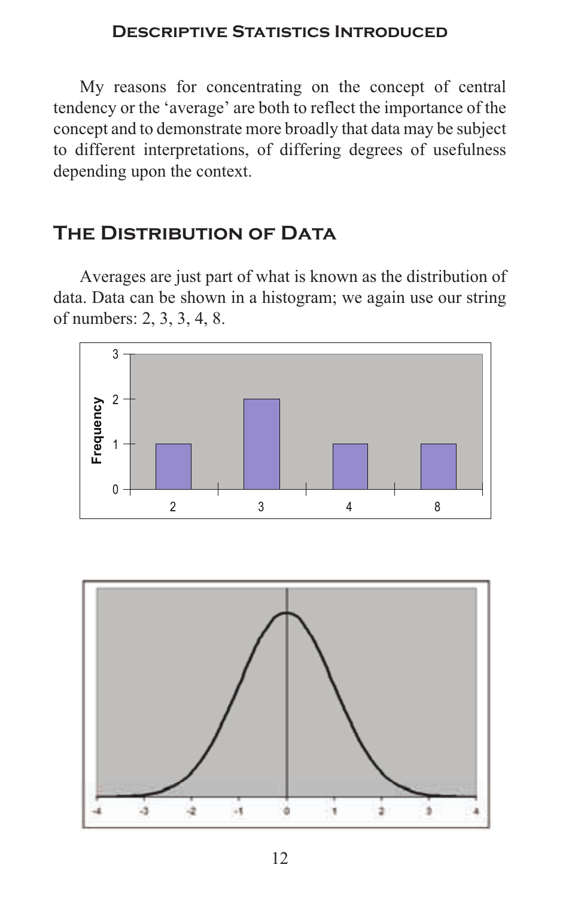My reasons for concentrating on the concept of central tendency or the 'average' are both to reflect the importance of the concept and to demonstrate more broadly that data may be subject to different interpretations, of differing degrees of usefulness depending upon the context.

## The Distribution of Data

Averages are just part of what is known as the distribution of data. Data can be shown in a histogram; we again use our string of numbers: 2, 3, 3, 4, 8.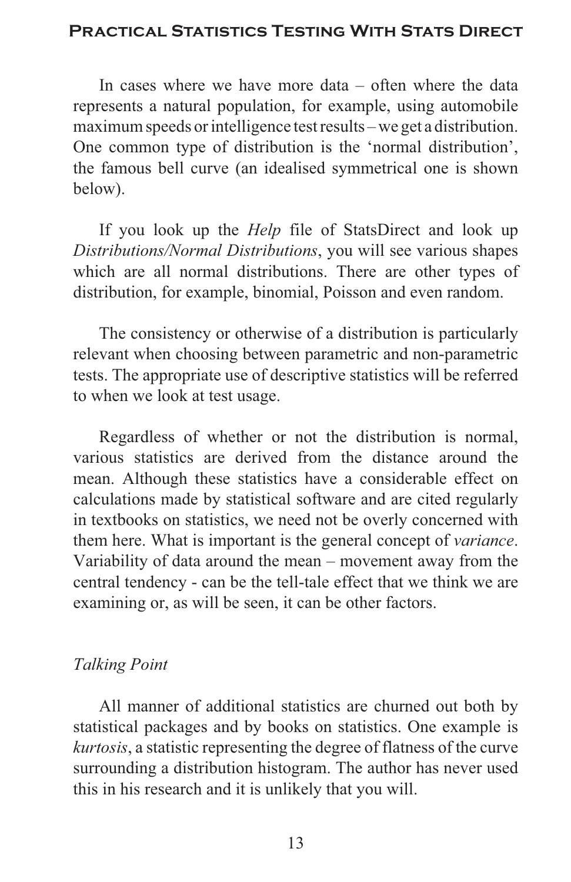In cases where we have more data – often where the data represents a natural population, for example, using automobile maximum speeds or intelligence test results – we get a distribution. One common type of distribution is the 'normal distribution', the famous bell curve (an idealised symmetrical one is shown below).

If you look up the *Help* file of StatsDirect and look up *Distributions/Normal Distributions*, you will see various shapes which are all normal distributions. There are other types of distribution, for example, binomial, Poisson and even random.

The consistency or otherwise of a distribution is particularly relevant when choosing between parametric and non-parametric tests. The appropriate use of descriptive statistics will be referred to when we look at test usage.

Regardless of whether or not the distribution is normal, various statistics are derived from the distance around the mean. Although these statistics have a considerable effect on calculations made by statistical software and are cited regularly in textbooks on statistics, we need not be overly concerned with them here. What is important is the general concept of *variance*. Variability of data around the mean – movement away from the central tendency - can be the tell-tale effect that we think we are examining or, as will be seen, it can be other factors.

*Talking Point*

All manner of additional statistics are churned out both by statistical packages and by books on statistics. One example is *kurtosis*, a statistic representing the degree of flatness of the curve surrounding a distribution histogram. The author has never used this in his research and it is unlikely that you will.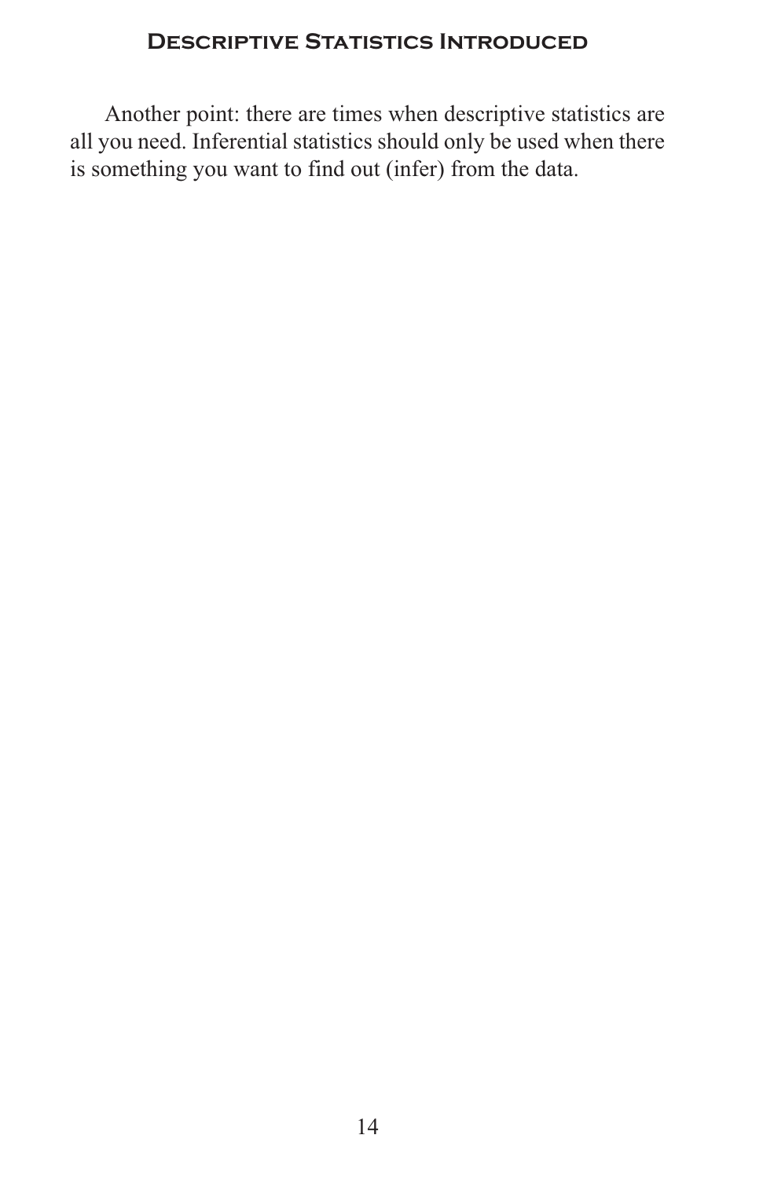Another point: there are times when descriptive statistics are all you need. Inferential statistics should only be used when there is something you want to find out (infer) from the data.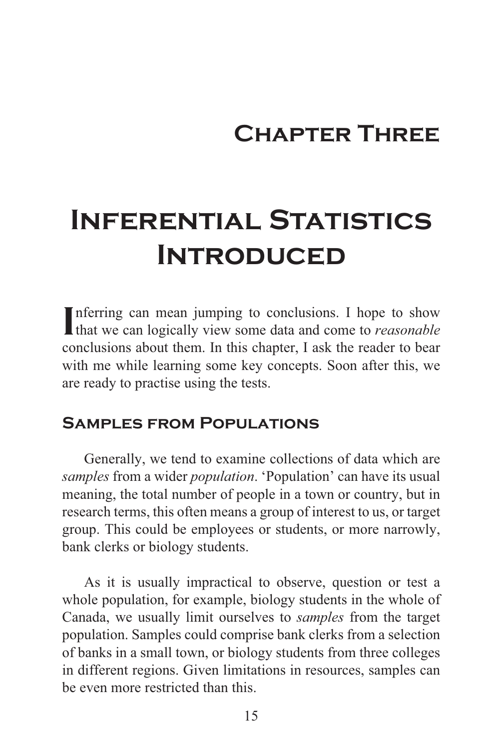# Chapter Three

# Inferential Statistics Introduced

Inferring can mean jumping to conclusions. I hope to show that we can logically view some data and come to *reasonable* conclusions about them. In this chapter, I ask the reader to bear with me while learning some key concepts. Soon after this, we are ready to practise using the tests.

## Samples from Populations

Generally, we tend to examine collections of data which are *samples* from a wider *population*. 'Population' can have its usual meaning, the total number of people in a town or country, but in research terms, this often means a group of interest to us, or target group. This could be employees or students, or more narrowly, bank clerks or biology students.

As it is usually impractical to observe, question or test a whole population, for example, biology students in the whole of Canada, we usually limit ourselves to *samples* from the target population. Samples could comprise bank clerks from a selection of banks in a small town, or biology students from three colleges in different regions. Given limitations in resources, samples can be even more restricted than this.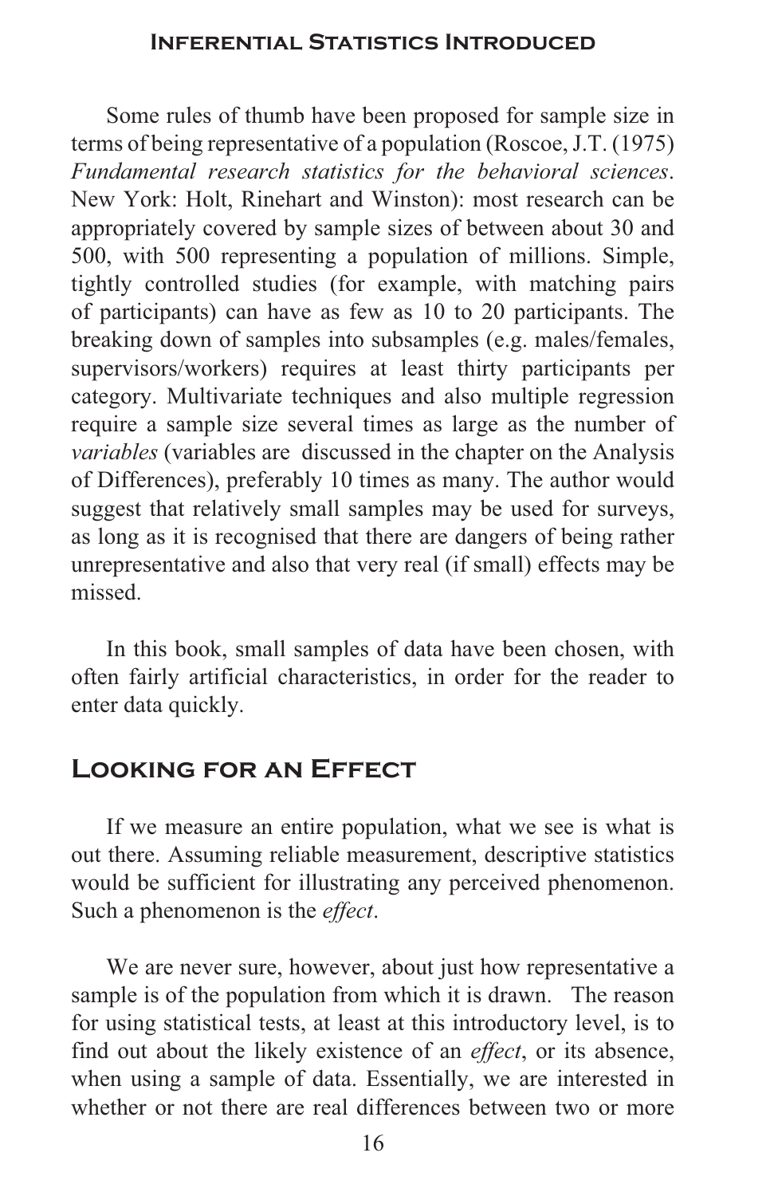Some rules of thumb have been proposed for sample size in terms of being representative of a population (Roscoe, J.T. (1975) *Fundamental research statistics for the behavioral sciences*. New York: Holt, Rinehart and Winston): most research can be appropriately covered by sample sizes of between about 30 and 500, with 500 representing a population of millions. Simple, tightly controlled studies (for example, with matching pairs of participants) can have as few as 10 to 20 participants. The breaking down of samples into subsamples (e.g. males/females, supervisors/workers) requires at least thirty participants per category. Multivariate techniques and also multiple regression require a sample size several times as large as the number of *variables* (variables are discussed in the chapter on the Analysis of Differences), preferably 10 times as many. The author would suggest that relatively small samples may be used for surveys, as long as it is recognised that there are dangers of being rather unrepresentative and also that very real (if small) effects may be missed.

In this book, small samples of data have been chosen, with often fairly artificial characteristics, in order for the reader to enter data quickly.

## Looking for an Effect

If we measure an entire population, what we see is what is out there. Assuming reliable measurement, descriptive statistics would be sufficient for illustrating any perceived phenomenon. Such a phenomenon is the *effect*.

We are never sure, however, about just how representative a sample is of the population from which it is drawn. The reason for using statistical tests, at least at this introductory level, is to find out about the likely existence of an *effect*, or its absence, when using a sample of data. Essentially, we are interested in whether or not there are real differences between two or more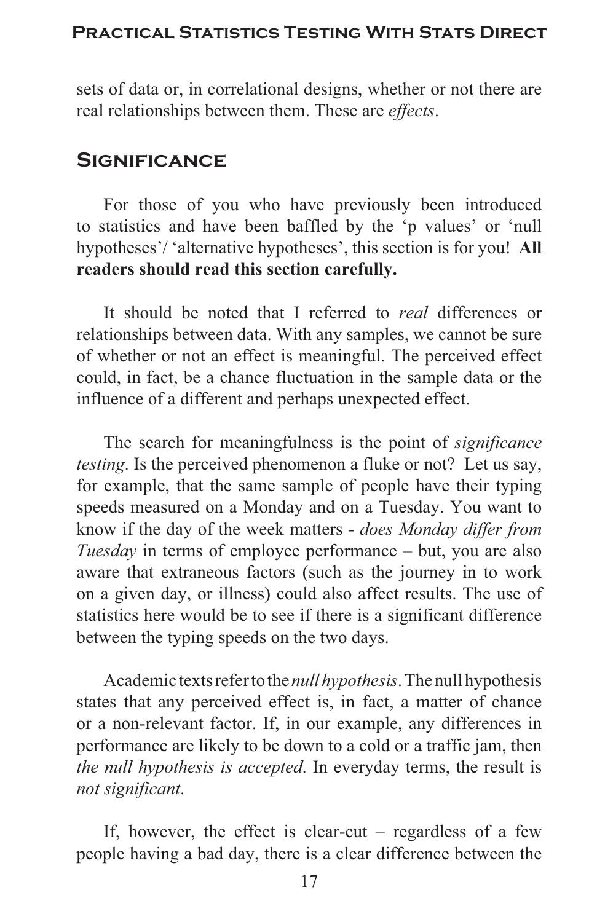sets of data or, in correlational designs, whether or not there are real relationships between them. These are *effects*.

## Significance

For those of you who have previously been introduced to statistics and have been baffled by the 'p values' or 'null hypotheses'/ 'alternative hypotheses', this section is for you! **All readers should read this section carefully.**

It should be noted that I referred to *real* differences or relationships between data. With any samples, we cannot be sure of whether or not an effect is meaningful. The perceived effect could, in fact, be a chance fluctuation in the sample data or the influence of a different and perhaps unexpected effect.

The search for meaningfulness is the point of *significance testing*. Is the perceived phenomenon a fluke or not? Let us say, for example, that the same sample of people have their typing speeds measured on a Monday and on a Tuesday. You want to know if the day of the week matters - *does Monday differ from Tuesday* in terms of employee performance – but, you are also aware that extraneous factors (such as the journey in to work on a given day, or illness) could also affect results. The use of statistics here would be to see if there is a significant difference between the typing speeds on the two days.

Academic texts refer to the *null hypothesis*. The null hypothesis states that any perceived effect is, in fact, a matter of chance or a non-relevant factor. If, in our example, any differences in performance are likely to be down to a cold or a traffic jam, then *the null hypothesis is accepted*. In everyday terms, the result is *not significant*.

If, however, the effect is clear-cut – regardless of a few people having a bad day, there is a clear difference between the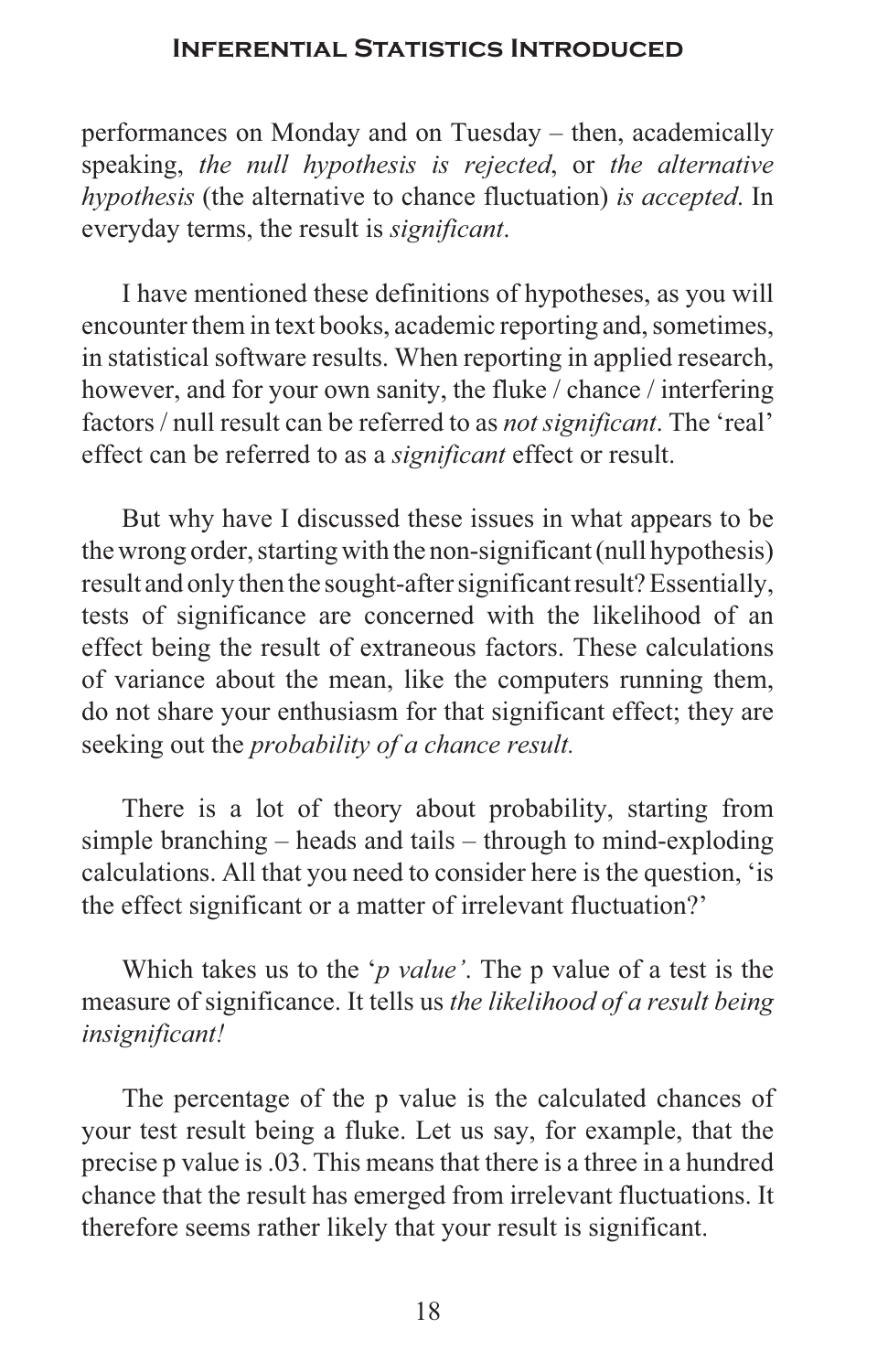performances on Monday and on Tuesday – then, academically speaking, *the null hypothesis is rejected*, or *the alternative hypothesis* (the alternative to chance fluctuation) *is accepted*. In everyday terms, the result is *significant*.

I have mentioned these definitions of hypotheses, as you will encounter them in text books, academic reporting and, sometimes, in statistical software results. When reporting in applied research, however, and for your own sanity, the fluke / chance / interfering factors / null result can be referred to as *not significant*. The 'real' effect can be referred to as a *significant* effect or result.

But why have I discussed these issues in what appears to be the wrong order, starting with the non-significant (null hypothesis) result and only then the sought-after significant result? Essentially, tests of significance are concerned with the likelihood of an effect being the result of extraneous factors. These calculations of variance about the mean, like the computers running them, do not share your enthusiasm for that significant effect; they are seeking out the *probability of a chance result.*

There is a lot of theory about probability, starting from simple branching – heads and tails – through to mind-exploding calculations. All that you need to consider here is the question, 'is the effect significant or a matter of irrelevant fluctuation?'

Which takes us to the '*p value'*. The p value of a test is the measure of significance. It tells us *the likelihood of a result being insignificant!*

The percentage of the p value is the calculated chances of your test result being a fluke. Let us say, for example, that the precise p value is .03. This means that there is a three in a hundred chance that the result has emerged from irrelevant fluctuations. It therefore seems rather likely that your result is significant.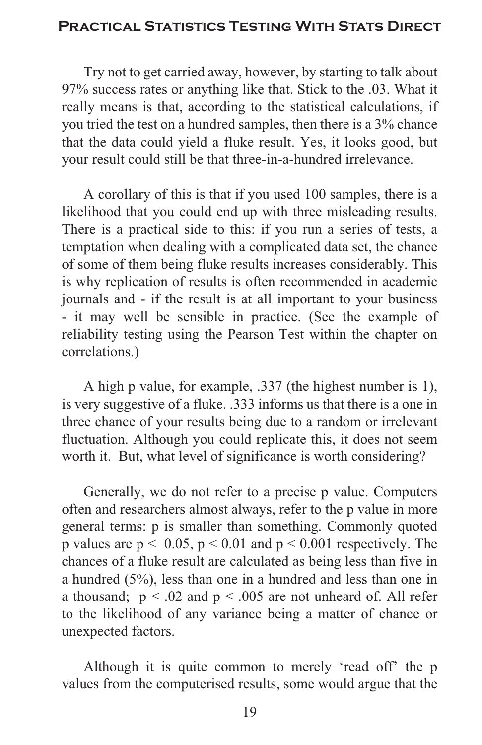Try not to get carried away, however, by starting to talk about 97% success rates or anything like that. Stick to the .03. What it really means is that, according to the statistical calculations, if you tried the test on a hundred samples, then there is a 3% chance that the data could yield a fluke result. Yes, it looks good, but your result could still be that three-in-a-hundred irrelevance.

A corollary of this is that if you used 100 samples, there is a likelihood that you could end up with three misleading results. There is a practical side to this: if you run a series of tests, a temptation when dealing with a complicated data set, the chance of some of them being fluke results increases considerably. This is why replication of results is often recommended in academic journals and - if the result is at all important to your business - it may well be sensible in practice. (See the example of reliability testing using the Pearson Test within the chapter on correlations.)

A high p value, for example, .337 (the highest number is 1), is very suggestive of a fluke. .333 informs us that there is a one in three chance of your results being due to a random or irrelevant fluctuation. Although you could replicate this, it does not seem worth it. But, what level of significance is worth considering?

Generally, we do not refer to a precise p value. Computers often and researchers almost always, refer to the p value in more general terms: p is smaller than something. Commonly quoted p values are $p < 0.05$, $p < 0.01$ and $p < 0.001$ respectively. The chances of a fluke result are calculated as being less than five in a hundred (5%), less than one in a hundred and less than one in a thousand; $p < .02$ and $p < .005$ are not unheard of. All refer to the likelihood of any variance being a matter of chance or unexpected factors.

Although it is quite common to merely 'read off' the p values from the computerised results, some would argue that the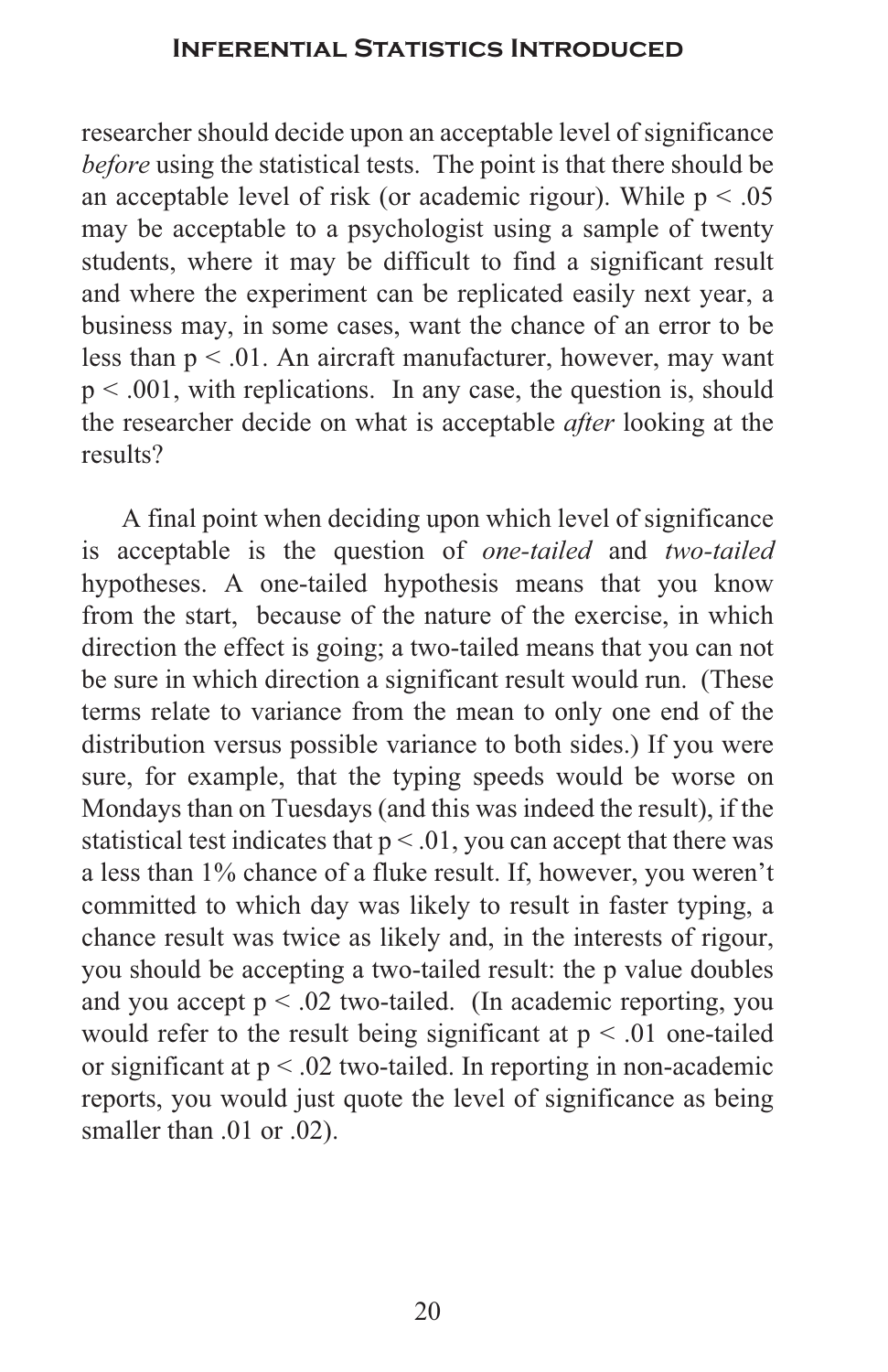researcher should decide upon an acceptable level of significance *before* using the statistical tests. The point is that there should be an acceptable level of risk (or academic rigour). While $p < .05$ may be acceptable to a psychologist using a sample of twenty students, where it may be difficult to find a significant result and where the experiment can be replicated easily next year, a business may, in some cases, want the chance of an error to be less than $p < .01$. An aircraft manufacturer, however, may want $p < .001$, with replications. In any case, the question is, should the researcher decide on what is acceptable *after* looking at the results?

A final point when deciding upon which level of significance is acceptable is the question of *one-tailed* and *two-tailed* hypotheses. A one-tailed hypothesis means that you know from the start, because of the nature of the exercise, in which direction the effect is going; a two-tailed means that you can not be sure in which direction a significant result would run. (These terms relate to variance from the mean to only one end of the distribution versus possible variance to both sides.) If you were sure, for example, that the typing speeds would be worse on Mondays than on Tuesdays (and this was indeed the result), if the statistical test indicates that $p < .01$, you can accept that there was a less than 1% chance of a fluke result. If, however, you weren't committed to which day was likely to result in faster typing, a chance result was twice as likely and, in the interests of rigour, you should be accepting a two-tailed result: the p value doubles and you accept $p < .02$ two-tailed. (In academic reporting, you would refer to the result being significant at $p < .01$ one-tailed or significant at $p < .02$ two-tailed. In reporting in non-academic reports, you would just quote the level of significance as being smaller than .01 or .02).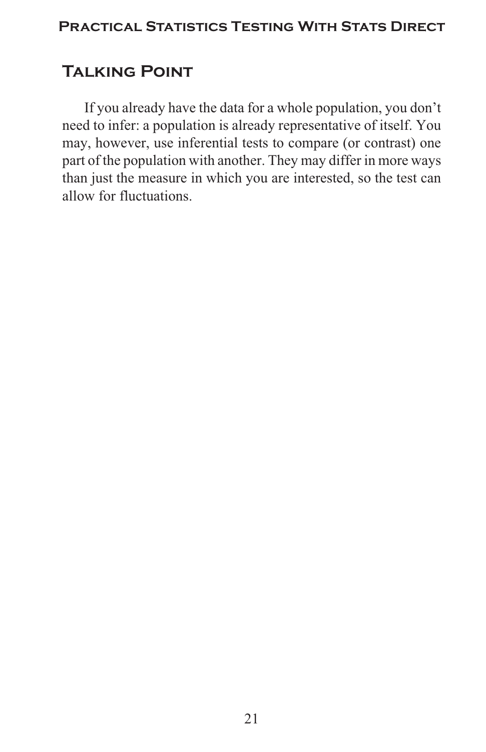## Talking Point

If you already have the data for a whole population, you don't need to infer: a population is already representative of itself. You may, however, use inferential tests to compare (or contrast) one part of the population with another. They may differ in more ways than just the measure in which you are interested, so the test can allow for fluctuations.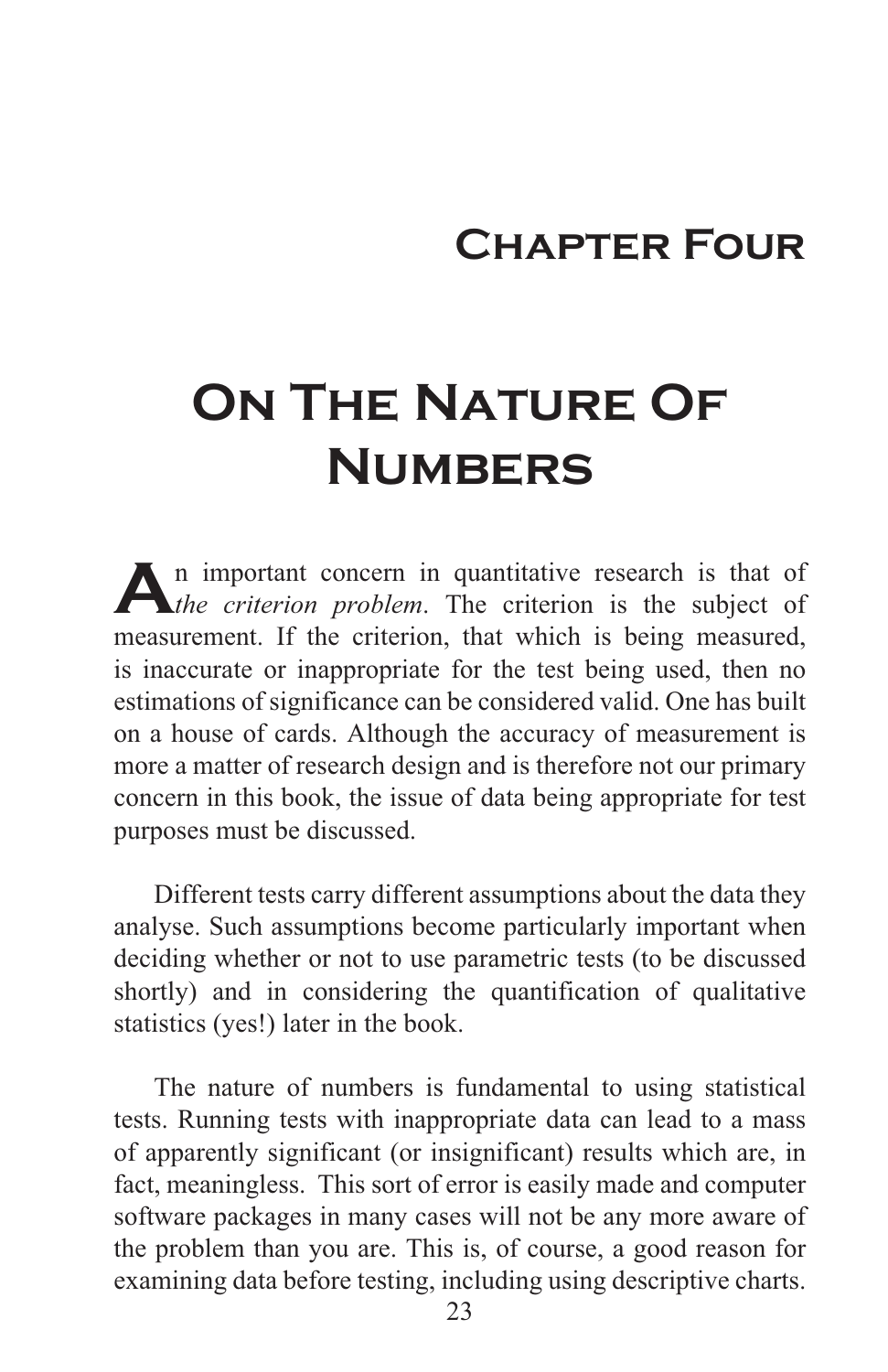# Chapter Four

# On The Nature Of Numbers

An important concern in quantitative research is that of *the criterion problem*. The criterion is the subject of measurement. If the criterion, that which is being measured, is inaccurate or inappropriate for the test being used, then no estimations of significance can be considered valid. One has built on a house of cards. Although the accuracy of measurement is more a matter of research design and is therefore not our primary concern in this book, the issue of data being appropriate for test purposes must be discussed.

Different tests carry different assumptions about the data they analyse. Such assumptions become particularly important when deciding whether or not to use parametric tests (to be discussed shortly) and in considering the quantification of qualitative statistics (yes!) later in the book.

The nature of numbers is fundamental to using statistical tests. Running tests with inappropriate data can lead to a mass of apparently significant (or insignificant) results which are, in fact, meaningless. This sort of error is easily made and computer software packages in many cases will not be any more aware of the problem than you are. This is, of course, a good reason for examining data before testing, including using descriptive charts.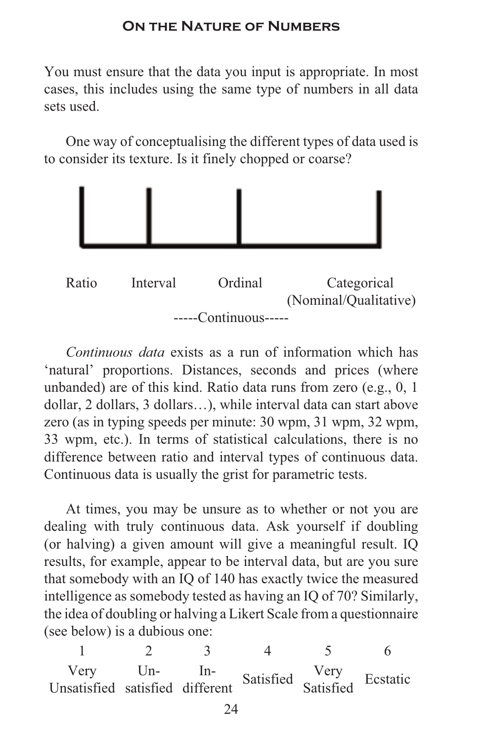You must ensure that the data you input is appropriate. In most cases, this includes using the same type of numbers in all data sets used.

One way of conceptualising the different types of data used is to consider its texture. Is it finely chopped or coarse?

| Ratio | Interval | Ordinal | Categorical (Nominal/Qualitative) |
|---|---|---|---|

-----Continuous-----

*Continuous data* exists as a run of information which has 'natural' proportions. Distances, seconds and prices (where unbanded) are of this kind. Ratio data runs from zero (e.g., 0, 1 dollar, 2 dollars, 3 dollars…), while interval data can start above zero (as in typing speeds per minute: 30 wpm, 31 wpm, 32 wpm, 33 wpm, etc.). In terms of statistical calculations, there is no difference between ratio and interval types of continuous data. Continuous data is usually the grist for parametric tests.

At times, you may be unsure as to whether or not you are dealing with truly continuous data. Ask yourself if doubling (or halving) a given amount will give a meaningful result. IQ results, for example, appear to be interval data, but are you sure that somebody with an IQ of 140 has exactly twice the measured intelligence as somebody tested as having an IQ of 70? Similarly, the idea of doubling or halving a Likert Scale from a questionnaire (see below) is a dubious one:

| 1 | 2 | 3 | 4 | 5 | 6 |
|---|---|---|---|---|---|
| Very Unsatisfied | Un-satisfied | In-different | Satisfied | Very Satisfied | Ecstatic |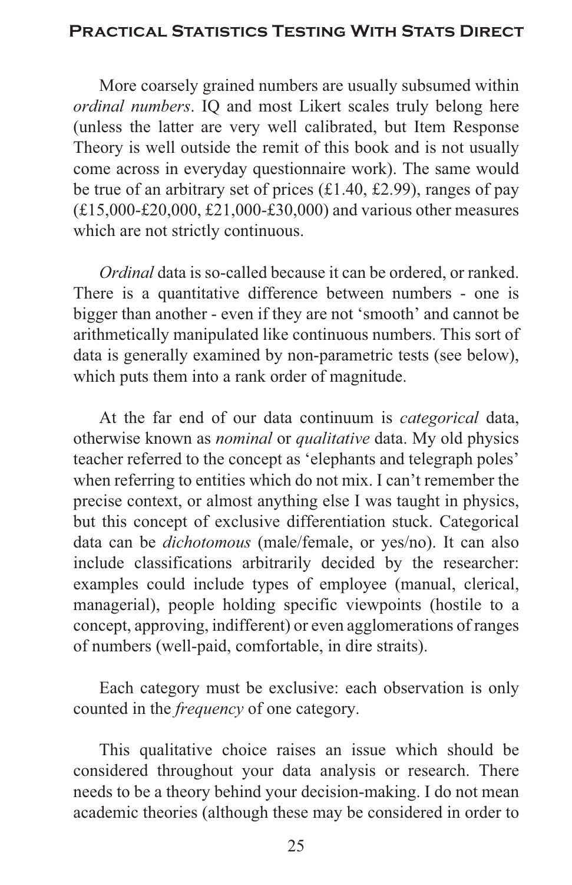More coarsely grained numbers are usually subsumed within *ordinal numbers*. IQ and most Likert scales truly belong here (unless the latter are very well calibrated, but Item Response Theory is well outside the remit of this book and is not usually come across in everyday questionnaire work). The same would be true of an arbitrary set of prices (£1.40, £2.99), ranges of pay (£15,000-£20,000, £21,000-£30,000) and various other measures which are not strictly continuous.

*Ordinal* data is so-called because it can be ordered, or ranked. There is a quantitative difference between numbers - one is bigger than another - even if they are not 'smooth' and cannot be arithmetically manipulated like continuous numbers. This sort of data is generally examined by non-parametric tests (see below), which puts them into a rank order of magnitude.

At the far end of our data continuum is *categorical* data, otherwise known as *nominal* or *qualitative* data. My old physics teacher referred to the concept as 'elephants and telegraph poles' when referring to entities which do not mix. I can't remember the precise context, or almost anything else I was taught in physics, but this concept of exclusive differentiation stuck. Categorical data can be *dichotomous* (male/female, or yes/no). It can also include classifications arbitrarily decided by the researcher: examples could include types of employee (manual, clerical, managerial), people holding specific viewpoints (hostile to a concept, approving, indifferent) or even agglomerations of ranges of numbers (well-paid, comfortable, in dire straits).

Each category must be exclusive: each observation is only counted in the *frequency* of one category.

This qualitative choice raises an issue which should be considered throughout your data analysis or research. There needs to be a theory behind your decision-making. I do not mean academic theories (although these may be considered in order to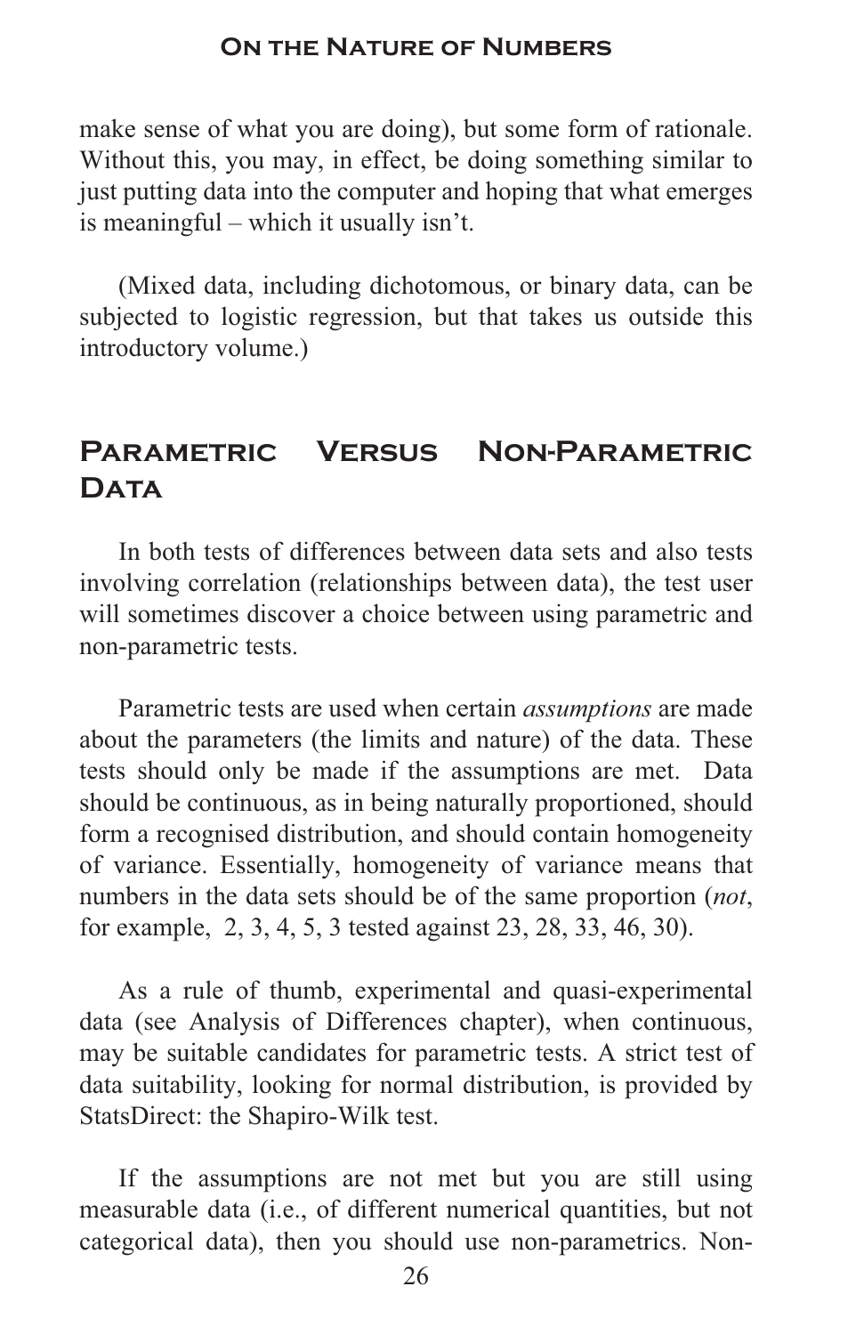make sense of what you are doing), but some form of rationale. Without this, you may, in effect, be doing something similar to just putting data into the computer and hoping that what emerges is meaningful – which it usually isn't.

(Mixed data, including dichotomous, or binary data, can be subjected to logistic regression, but that takes us outside this introductory volume.)

## Parametric Versus Non-Parametric Data

In both tests of differences between data sets and also tests involving correlation (relationships between data), the test user will sometimes discover a choice between using parametric and non-parametric tests.

Parametric tests are used when certain *assumptions* are made about the parameters (the limits and nature) of the data. These tests should only be made if the assumptions are met. Data should be continuous, as in being naturally proportioned, should form a recognised distribution, and should contain homogeneity of variance. Essentially, homogeneity of variance means that numbers in the data sets should be of the same proportion (*not*, for example, 2, 3, 4, 5, 3 tested against 23, 28, 33, 46, 30).

As a rule of thumb, experimental and quasi-experimental data (see Analysis of Differences chapter), when continuous, may be suitable candidates for parametric tests. A strict test of data suitability, looking for normal distribution, is provided by StatsDirect: the Shapiro-Wilk test.

If the assumptions are not met but you are still using measurable data (i.e., of different numerical quantities, but not categorical data), then you should use non-parametrics. Non-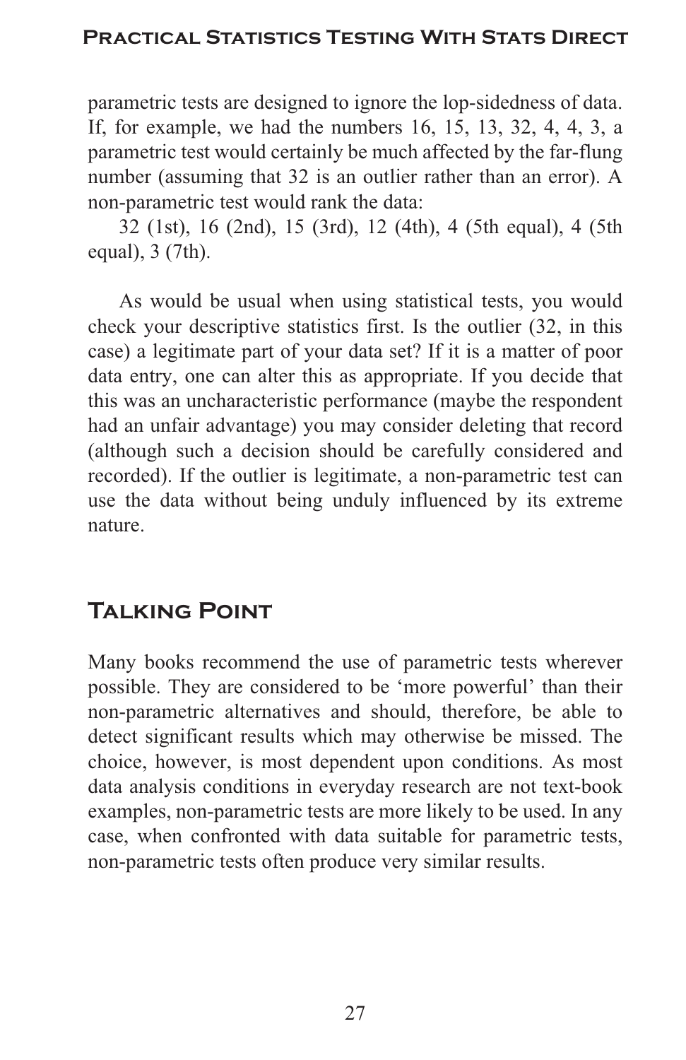parametric tests are designed to ignore the lop-sidedness of data. If, for example, we had the numbers 16, 15, 13, 32, 4, 4, 3, a parametric test would certainly be much affected by the far-flung number (assuming that 32 is an outlier rather than an error). A non-parametric test would rank the data:

32 (1st), 16 (2nd), 15 (3rd), 12 (4th), 4 (5th equal), 4 (5th equal), 3 (7th).

As would be usual when using statistical tests, you would check your descriptive statistics first. Is the outlier (32, in this case) a legitimate part of your data set? If it is a matter of poor data entry, one can alter this as appropriate. If you decide that this was an uncharacteristic performance (maybe the respondent had an unfair advantage) you may consider deleting that record (although such a decision should be carefully considered and recorded). If the outlier is legitimate, a non-parametric test can use the data without being unduly influenced by its extreme nature.

## Talking Point

Many books recommend the use of parametric tests wherever possible. They are considered to be 'more powerful' than their non-parametric alternatives and should, therefore, be able to detect significant results which may otherwise be missed. The choice, however, is most dependent upon conditions. As most data analysis conditions in everyday research are not text-book examples, non-parametric tests are more likely to be used. In any case, when confronted with data suitable for parametric tests, non-parametric tests often produce very similar results.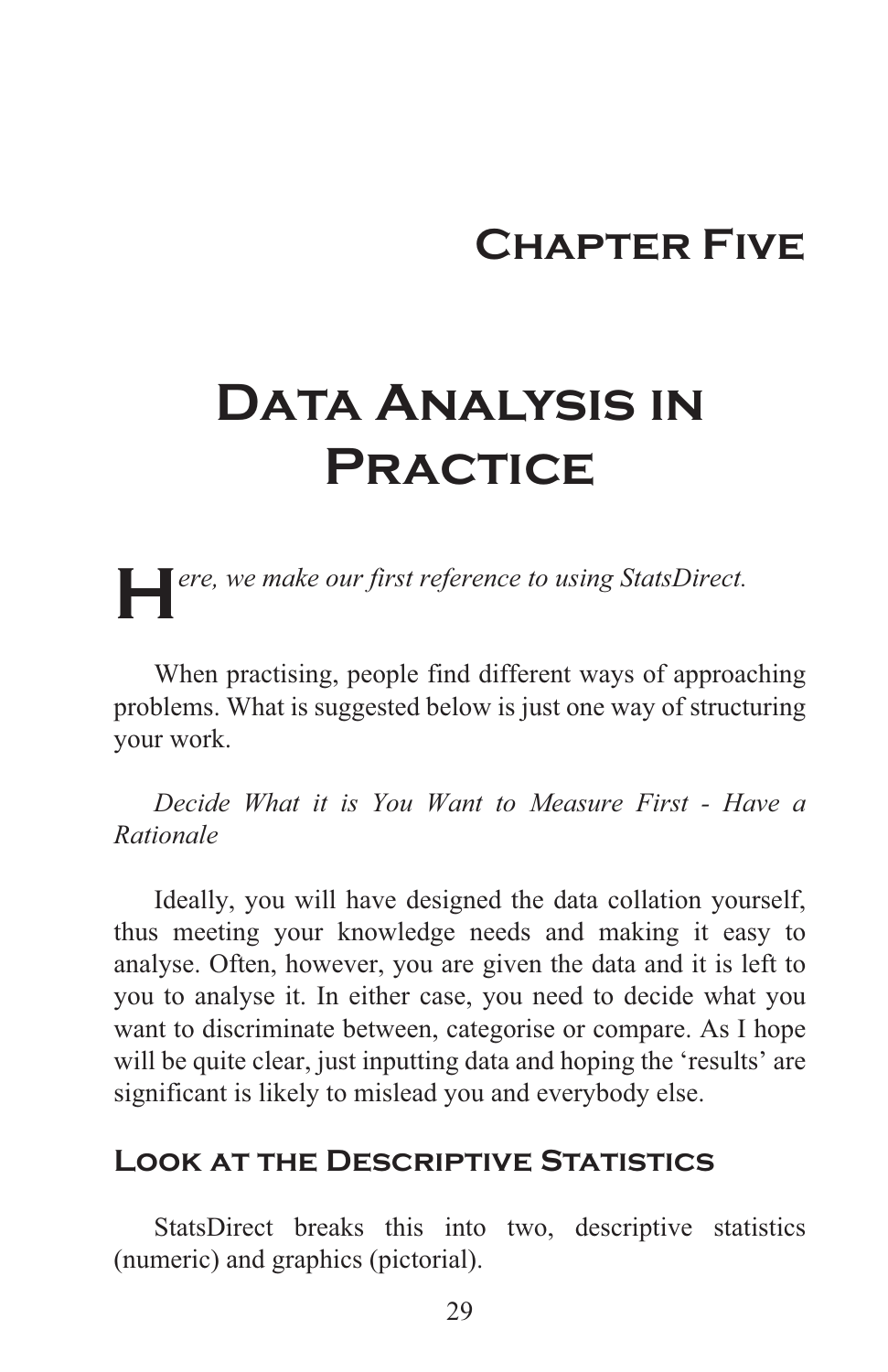# Chapter Five

# Data Analysis in Practice

*Here, we make our first reference to using StatsDirect.*

When practising, people find different ways of approaching problems. What is suggested below is just one way of structuring your work.

*Decide What it is You Want to Measure First - Have a Rationale*

Ideally, you will have designed the data collation yourself, thus meeting your knowledge needs and making it easy to analyse. Often, however, you are given the data and it is left to you to analyse it. In either case, you need to decide what you want to discriminate between, categorise or compare. As I hope will be quite clear, just inputting data and hoping the 'results' are significant is likely to mislead you and everybody else.

## Look at the Descriptive Statistics

StatsDirect breaks this into two, descriptive statistics (numeric) and graphics (pictorial).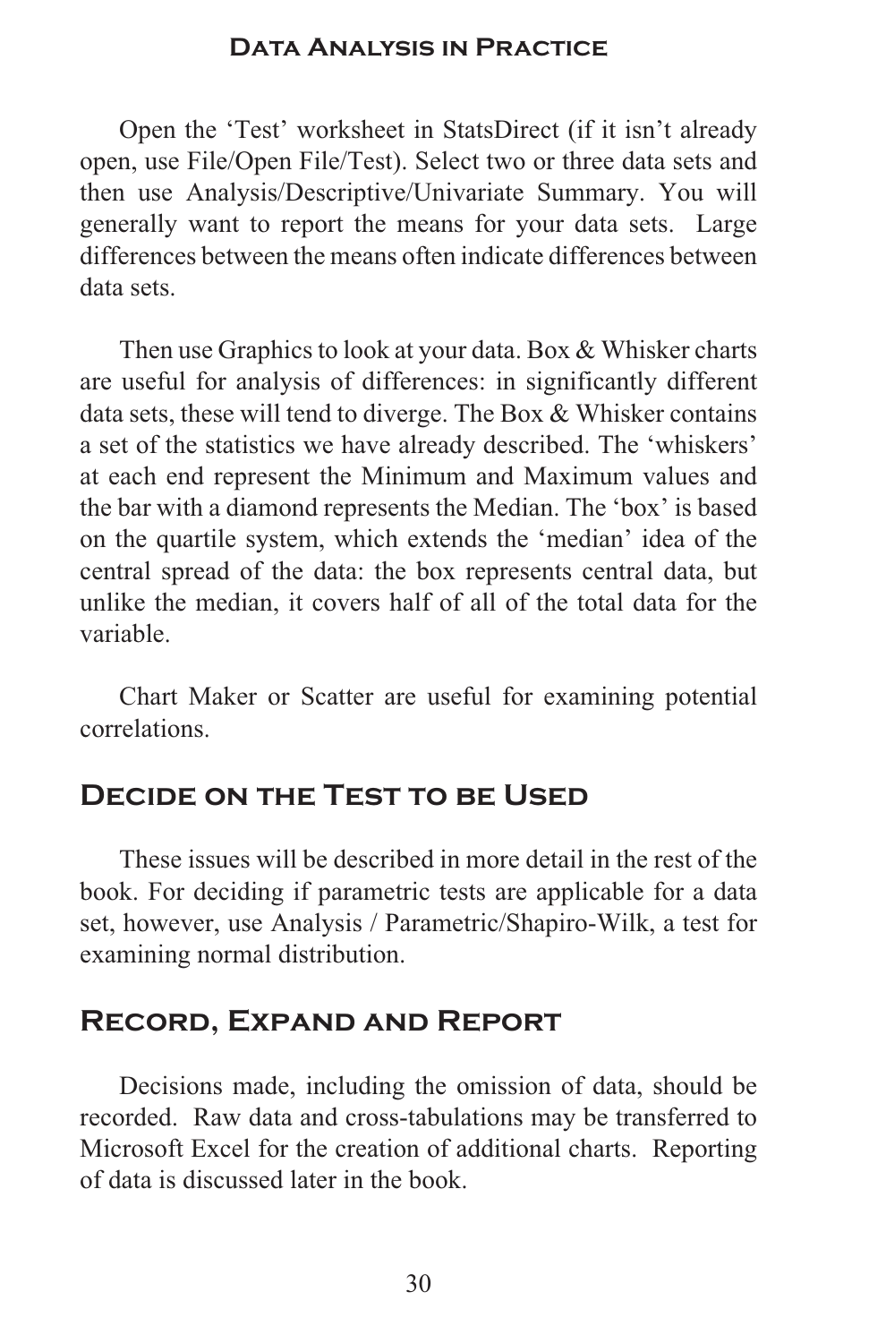Open the 'Test' worksheet in StatsDirect (if it isn't already open, use File/Open File/Test). Select two or three data sets and then use Analysis/Descriptive/Univariate Summary. You will generally want to report the means for your data sets. Large differences between the means often indicate differences between data sets.

Then use Graphics to look at your data. Box & Whisker charts are useful for analysis of differences: in significantly different data sets, these will tend to diverge. The Box & Whisker contains a set of the statistics we have already described. The 'whiskers' at each end represent the Minimum and Maximum values and the bar with a diamond represents the Median. The 'box' is based on the quartile system, which extends the 'median' idea of the central spread of the data: the box represents central data, but unlike the median, it covers half of all of the total data for the variable.

Chart Maker or Scatter are useful for examining potential correlations.

## Decide on the Test to be Used

These issues will be described in more detail in the rest of the book. For deciding if parametric tests are applicable for a data set, however, use Analysis / Parametric/Shapiro-Wilk, a test for examining normal distribution.

## Record, Expand and Report

Decisions made, including the omission of data, should be recorded. Raw data and cross-tabulations may be transferred to Microsoft Excel for the creation of additional charts. Reporting of data is discussed later in the book.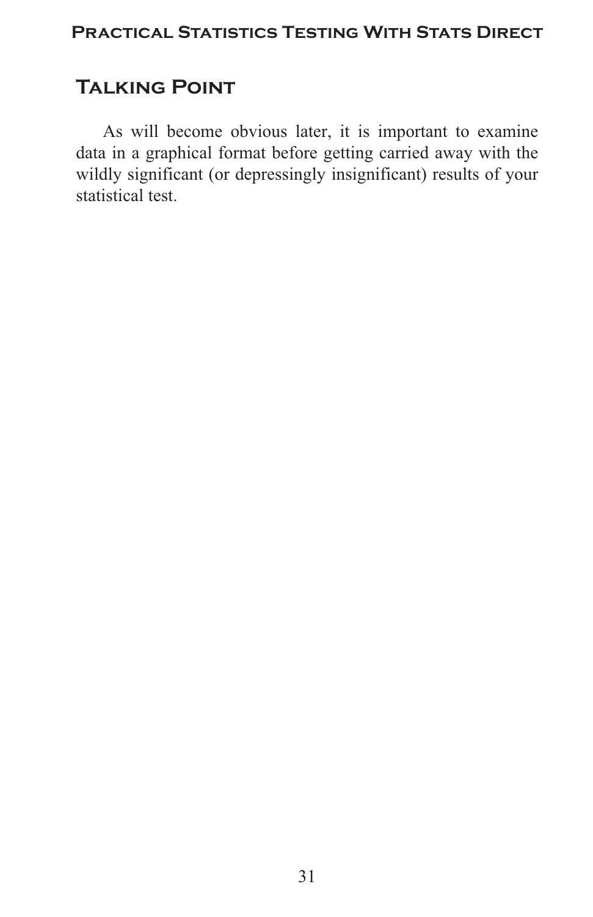## Talking Point

As will become obvious later, it is important to examine data in a graphical format before getting carried away with the wildly significant (or depressingly insignificant) results of your statistical test.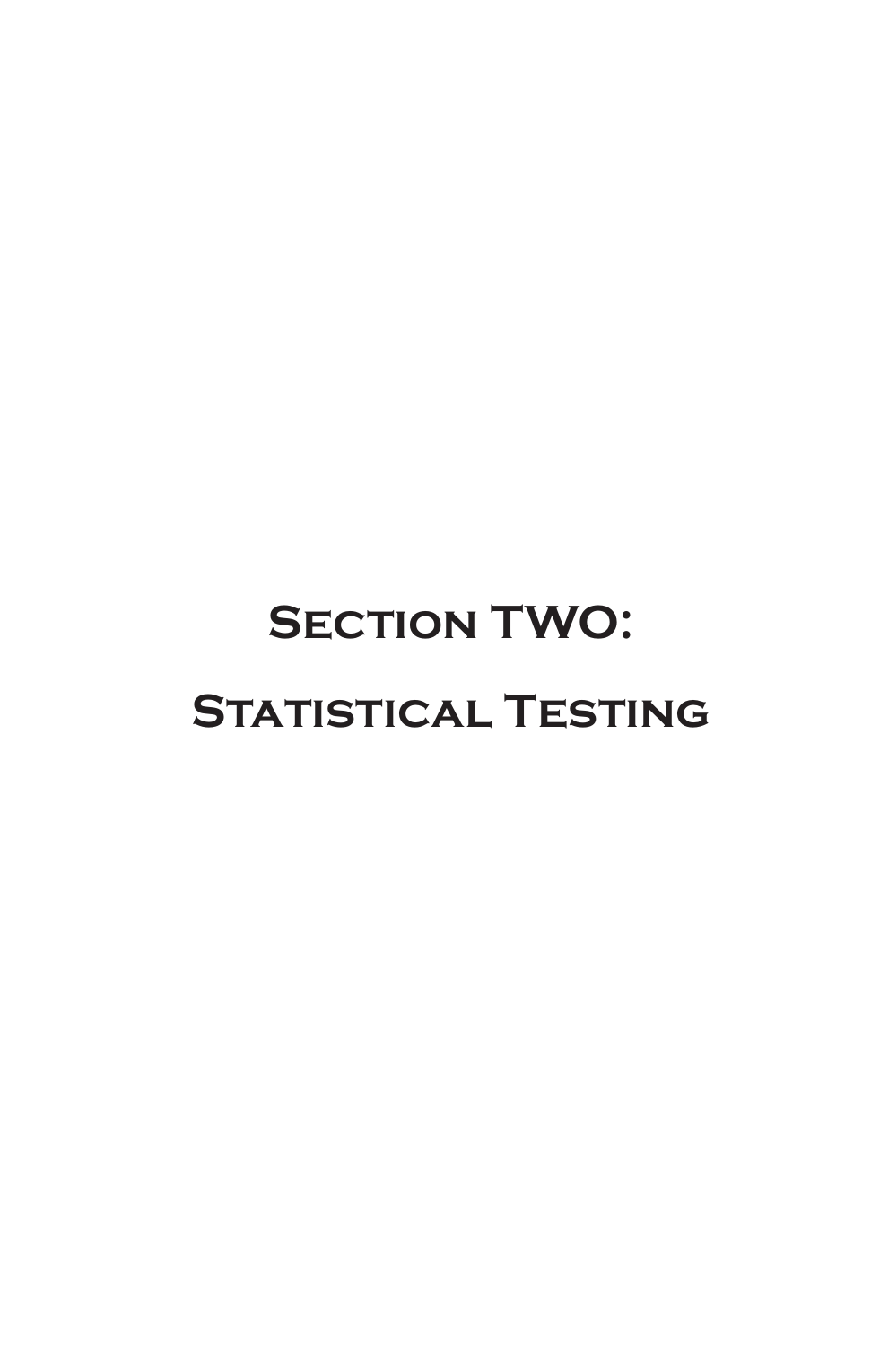# Section TWO:

# Statistical Testing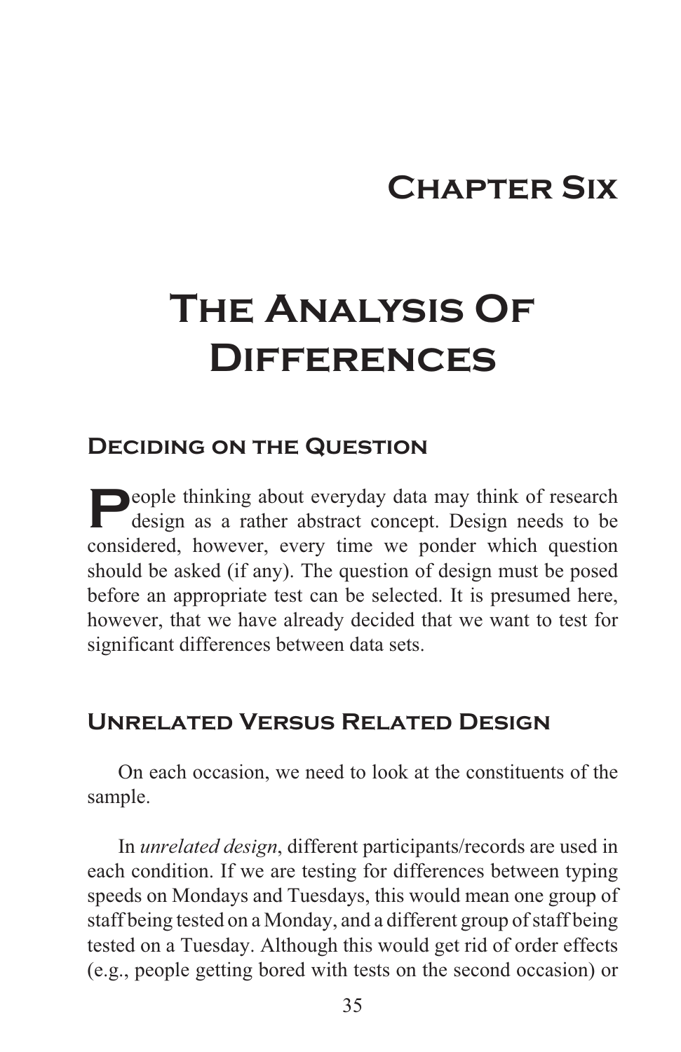# Chapter Six

# The Analysis Of Differences

## Deciding on the Question

People thinking about everyday data may think of research design as a rather abstract concept. Design needs to be considered, however, every time we ponder which question should be asked (if any). The question of design must be posed before an appropriate test can be selected. It is presumed here, however, that we have already decided that we want to test for significant differences between data sets.

## Unrelated Versus Related Design

On each occasion, we need to look at the constituents of the sample.

In *unrelated design*, different participants/records are used in each condition. If we are testing for differences between typing speeds on Mondays and Tuesdays, this would mean one group of staff being tested on a Monday, and a different group of staff being tested on a Tuesday. Although this would get rid of order effects (e.g., people getting bored with tests on the second occasion) or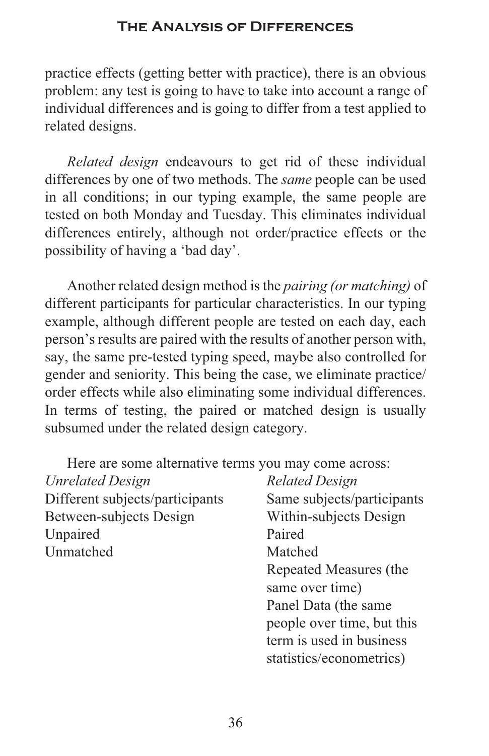practice effects (getting better with practice), there is an obvious problem: any test is going to have to take into account a range of individual differences and is going to differ from a test applied to related designs.

*Related design* endeavours to get rid of these individual differences by one of two methods. The *same* people can be used in all conditions; in our typing example, the same people are tested on both Monday and Tuesday. This eliminates individual differences entirely, although not order/practice effects or the possibility of having a 'bad day'.

Another related design method is the *pairing (or matching)* of different participants for particular characteristics. In our typing example, although different people are tested on each day, each person's results are paired with the results of another person with, say, the same pre-tested typing speed, maybe also controlled for gender and seniority. This being the case, we eliminate practice/order effects while also eliminating some individual differences. In terms of testing, the paired or matched design is usually subsumed under the related design category.

Here are some alternative terms you may come across:

| *Unrelated Design* | *Related Design* |
|---|---|
| Different subjects/participants | Same subjects/participants |
| Between-subjects Design | Within-subjects Design |
| Unpaired | Paired |
| Unmatched | Matched |
| | Repeated Measures (the same over time) |
| | Panel Data (the same people over time, but this term is used in business statistics/econometrics) |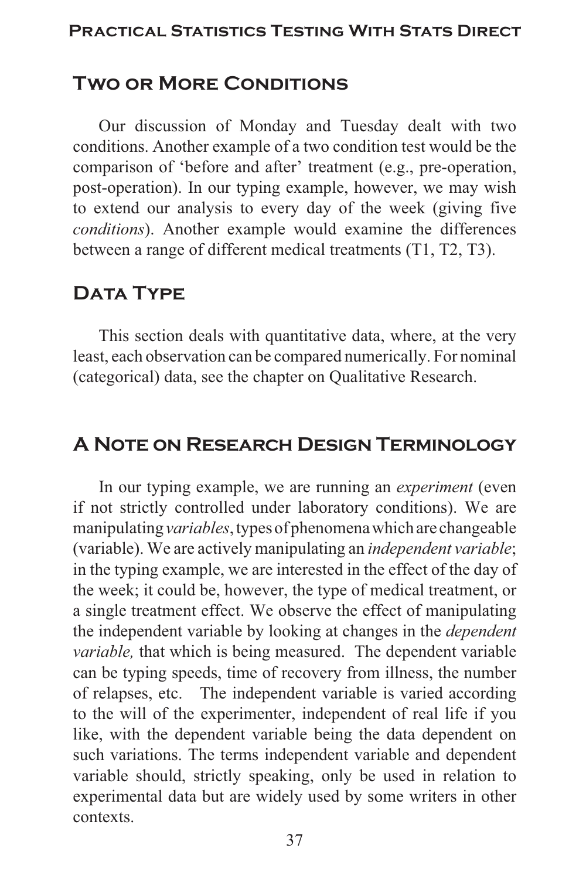## Two or More Conditions

Our discussion of Monday and Tuesday dealt with two conditions. Another example of a two condition test would be the comparison of 'before and after' treatment (e.g., pre-operation, post-operation). In our typing example, however, we may wish to extend our analysis to every day of the week (giving five *conditions*). Another example would examine the differences between a range of different medical treatments (T1, T2, T3).

## Data Type

This section deals with quantitative data, where, at the very least, each observation can be compared numerically. For nominal (categorical) data, see the chapter on Qualitative Research.

## A Note on Research Design Terminology

In our typing example, we are running an *experiment* (even if not strictly controlled under laboratory conditions). We are manipulating *variables*, types of phenomena which are changeable (variable). We are actively manipulating an *independent variable*; in the typing example, we are interested in the effect of the day of the week; it could be, however, the type of medical treatment, or a single treatment effect. We observe the effect of manipulating the independent variable by looking at changes in the *dependent variable,* that which is being measured. The dependent variable can be typing speeds, time of recovery from illness, the number of relapses, etc. The independent variable is varied according to the will of the experimenter, independent of real life if you like, with the dependent variable being the data dependent on such variations. The terms independent variable and dependent variable should, strictly speaking, only be used in relation to experimental data but are widely used by some writers in other contexts.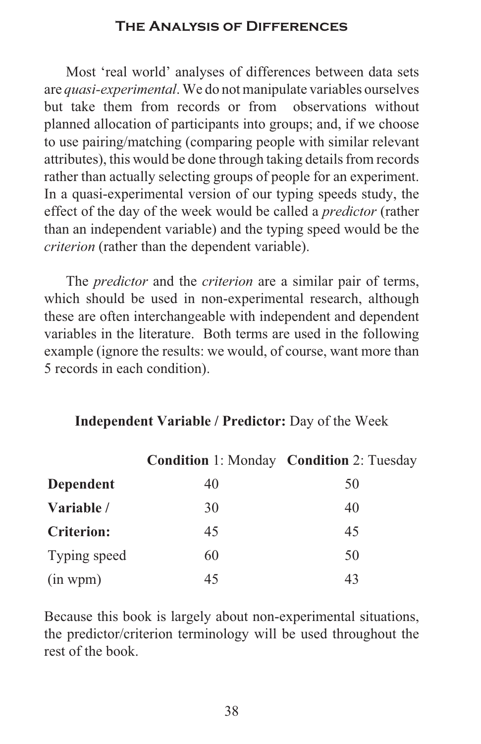Most ‘real world’ analyses of differences between data sets are *quasi-experimental*. We do not manipulate variables ourselves but take them from records or from observations without planned allocation of participants into groups; and, if we choose to use pairing/matching (comparing people with similar relevant attributes), this would be done through taking details from records rather than actually selecting groups of people for an experiment. In a quasi-experimental version of our typing speeds study, the effect of the day of the week would be called a *predictor* (rather than an independent variable) and the typing speed would be the *criterion* (rather than the dependent variable).

The *predictor* and the *criterion* are a similar pair of terms, which should be used in non-experimental research, although these are often interchangeable with independent and dependent variables in the literature. Both terms are used in the following example (ignore the results: we would, of course, want more than 5 records in each condition).

**Independent Variable / Predictor:** Day of the Week

| | **Condition** 1: Monday | **Condition** 2: Tuesday |
|---|---|---|
| **Dependent** | 40 | 50 |
| **Variable /** | 30 | 40 |
| **Criterion:** | 45 | 45 |
| Typing speed | 60 | 50 |
| (in wpm) | 45 | 43 |

Because this book is largely about non-experimental situations, the predictor/criterion terminology will be used throughout the rest of the book.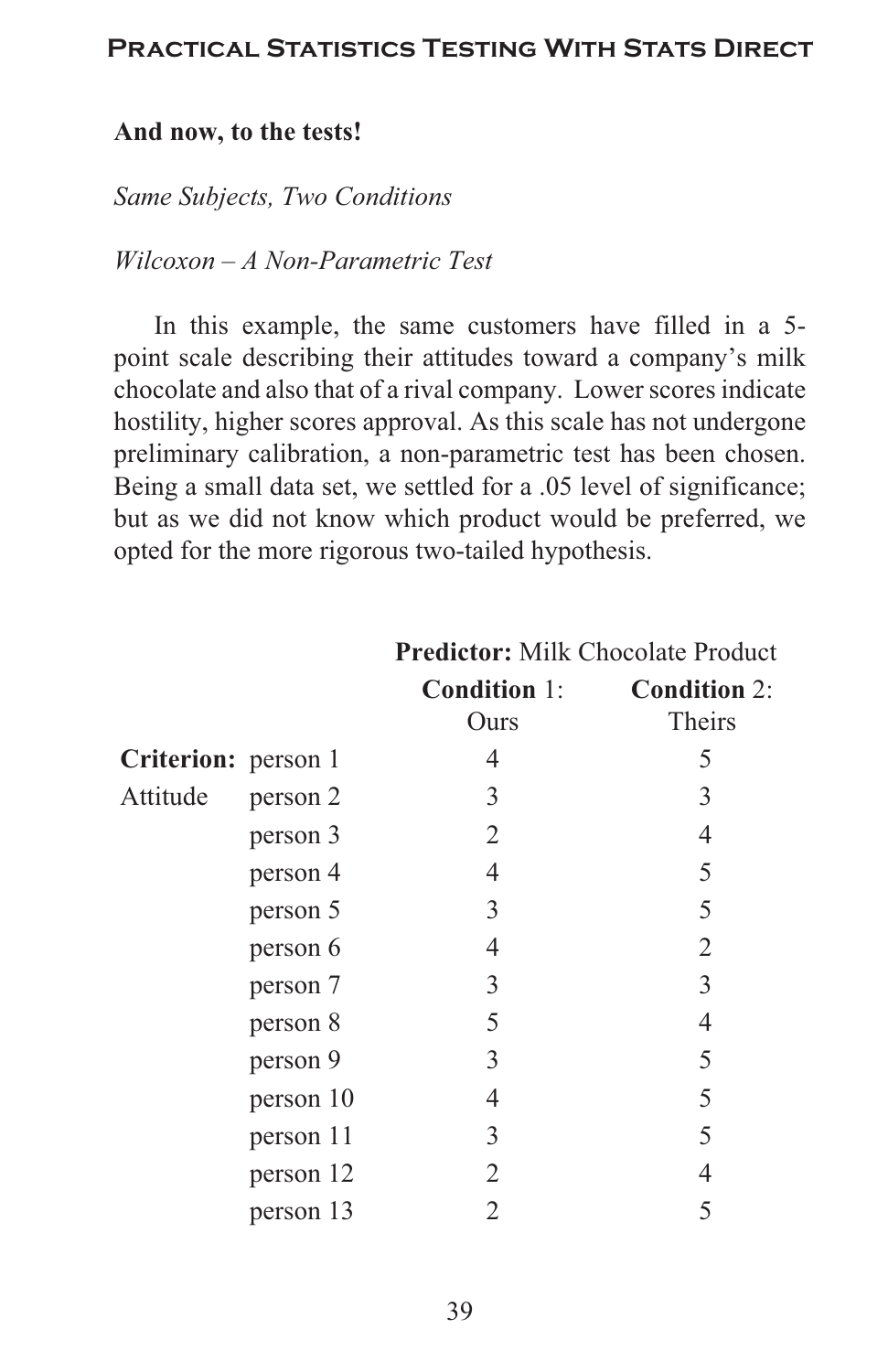**And now, to the tests!**

*Same Subjects, Two Conditions*

*Wilcoxon – A Non-Parametric Test*

In this example, the same customers have filled in a 5-point scale describing their attitudes toward a company's milk chocolate and also that of a rival company. Lower scores indicate hostility, higher scores approval. As this scale has not undergone preliminary calibration, a non-parametric test has been chosen. Being a small data set, we settled for a .05 level of significance; but as we did not know which product would be preferred, we opted for the more rigorous two-tailed hypothesis.

| | | **Predictor:** Milk Chocolate Product | |
|---|---|---|---|
| | | **Condition** 1: Ours | **Condition** 2: Theirs |
| **Criterion:** | person 1 | 4 | 5 |
| Attitude | person 2 | 3 | 3 |
| | person 3 | 2 | 4 |
| | person 4 | 4 | 5 |
| | person 5 | 3 | 5 |
| | person 6 | 4 | 2 |
| | person 7 | 3 | 3 |
| | person 8 | 5 | 4 |
| | person 9 | 3 | 5 |
| | person 10 | 4 | 5 |
| | person 11 | 3 | 5 |
| | person 12 | 2 | 4 |
| | person 13 | 2 | 5 |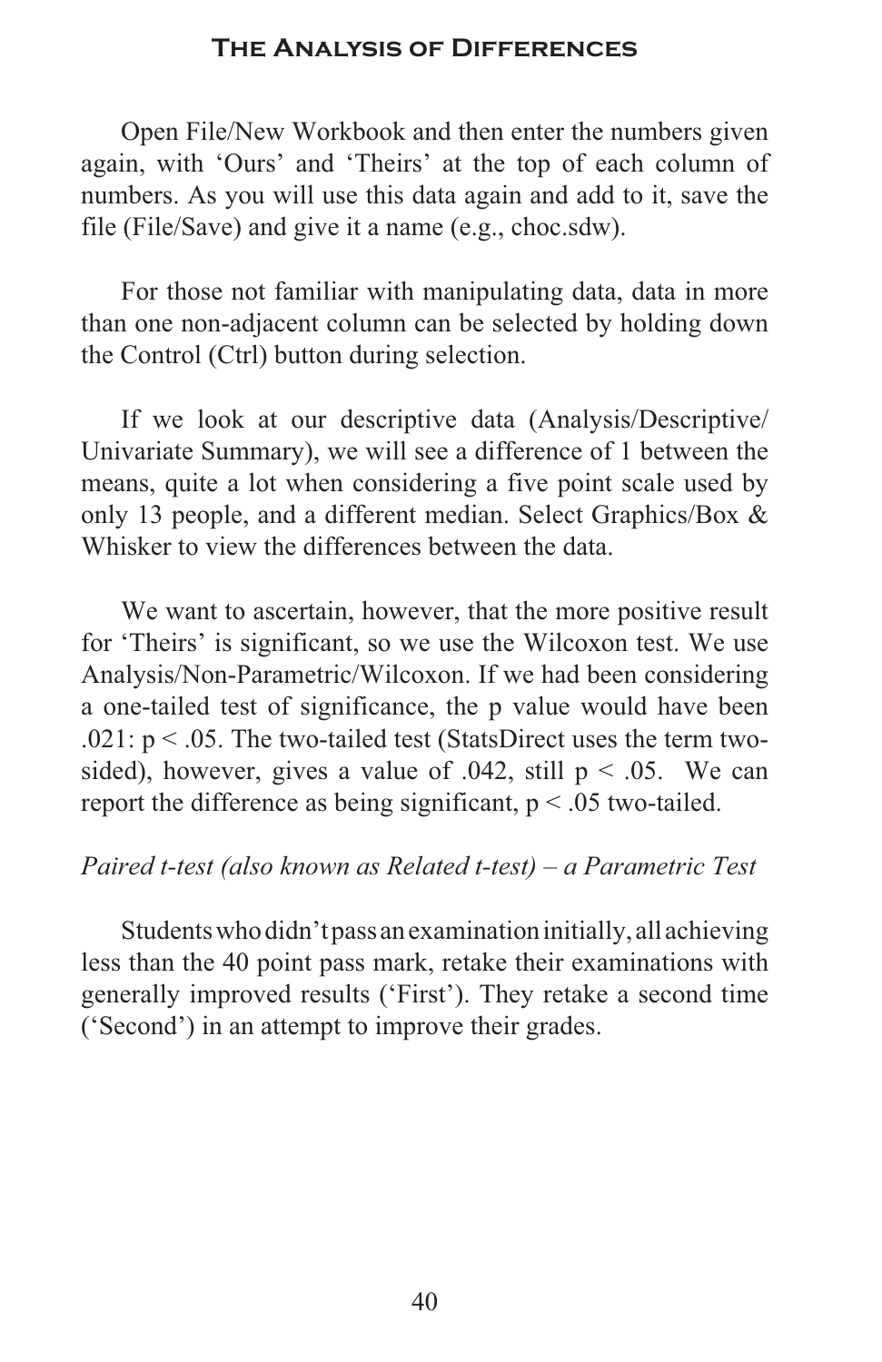Open File/New Workbook and then enter the numbers given again, with 'Ours' and 'Theirs' at the top of each column of numbers. As you will use this data again and add to it, save the file (File/Save) and give it a name (e.g., choc.sdw).

For those not familiar with manipulating data, data in more than one non-adjacent column can be selected by holding down the Control (Ctrl) button during selection.

If we look at our descriptive data (Analysis/Descriptive/Univariate Summary), we will see a difference of 1 between the means, quite a lot when considering a five point scale used by only 13 people, and a different median. Select Graphics/Box & Whisker to view the differences between the data.

We want to ascertain, however, that the more positive result for 'Theirs' is significant, so we use the Wilcoxon test. We use Analysis/Non-Parametric/Wilcoxon. If we had been considering a one-tailed test of significance, the p value would have been .021: $p < .05$. The two-tailed test (StatsDirect uses the term two-sided), however, gives a value of .042, still $p < .05$. We can report the difference as being significant, $p < .05$ two-tailed.

*Paired t-test (also known as Related t-test) – a Parametric Test*

Students who didn't pass an examination initially, all achieving less than the 40 point pass mark, retake their examinations with generally improved results ('First'). They retake a second time ('Second') in an attempt to improve their grades.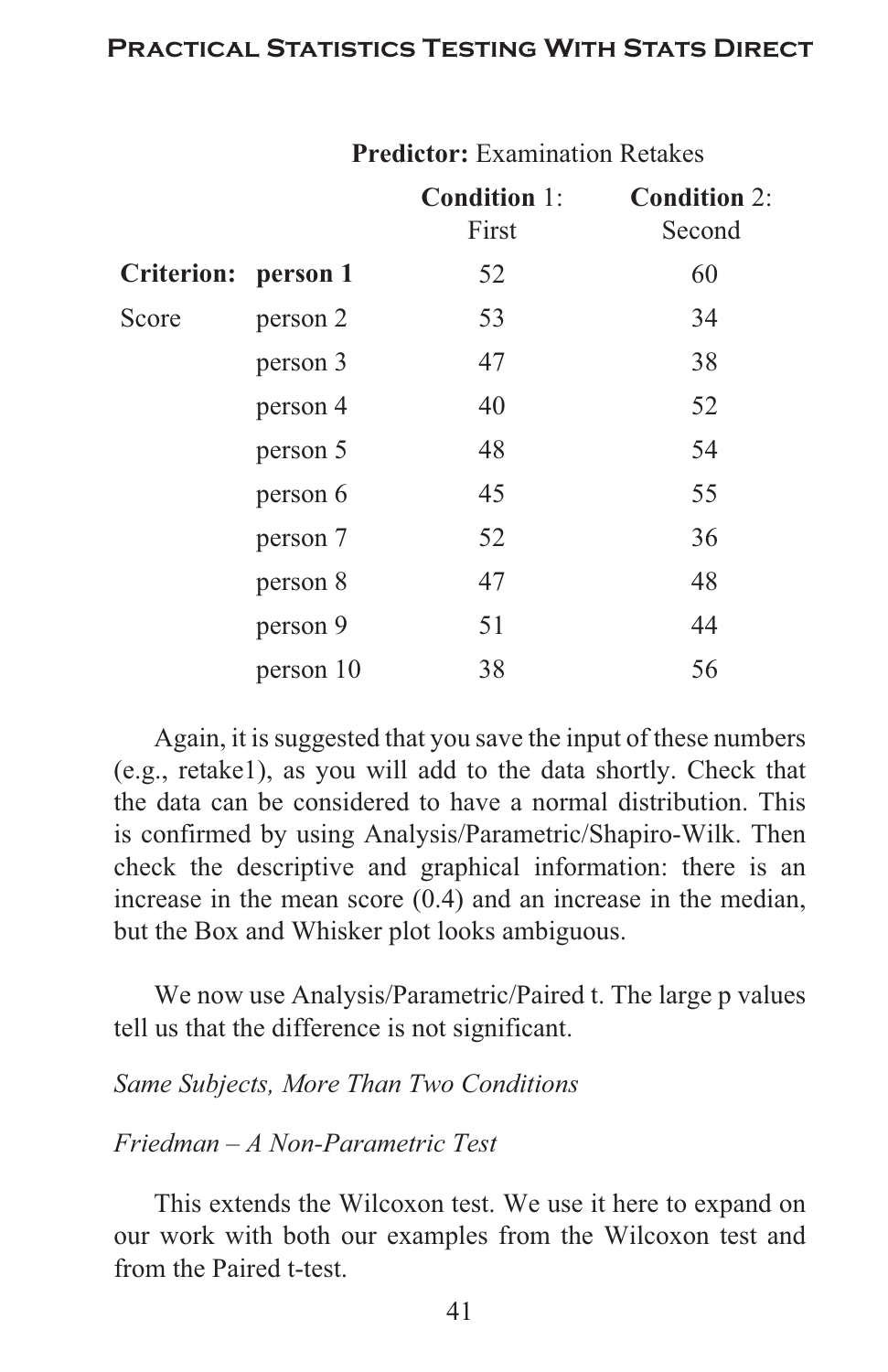| | | **Predictor:** Examination Retakes | |
|---|---|---|---|
| | | **Condition** 1: First | **Condition** 2: Second |
| **Criterion:** | **person 1** | 52 | 60 |
| Score | person 2 | 53 | 34 |
| | person 3 | 47 | 38 |
| | person 4 | 40 | 52 |
| | person 5 | 48 | 54 |
| | person 6 | 45 | 55 |
| | person 7 | 52 | 36 |
| | person 8 | 47 | 48 |
| | person 9 | 51 | 44 |
| | person 10 | 38 | 56 |

Again, it is suggested that you save the input of these numbers (e.g., retake1), as you will add to the data shortly. Check that the data can be considered to have a normal distribution. This is confirmed by using Analysis/Parametric/Shapiro-Wilk. Then check the descriptive and graphical information: there is an increase in the mean score (0.4) and an increase in the median, but the Box and Whisker plot looks ambiguous.

We now use Analysis/Parametric/Paired t. The large p values tell us that the difference is not significant.

*Same Subjects, More Than Two Conditions*

*Friedman – A Non-Parametric Test*

This extends the Wilcoxon test. We use it here to expand on our work with both our examples from the Wilcoxon test and from the Paired t-test.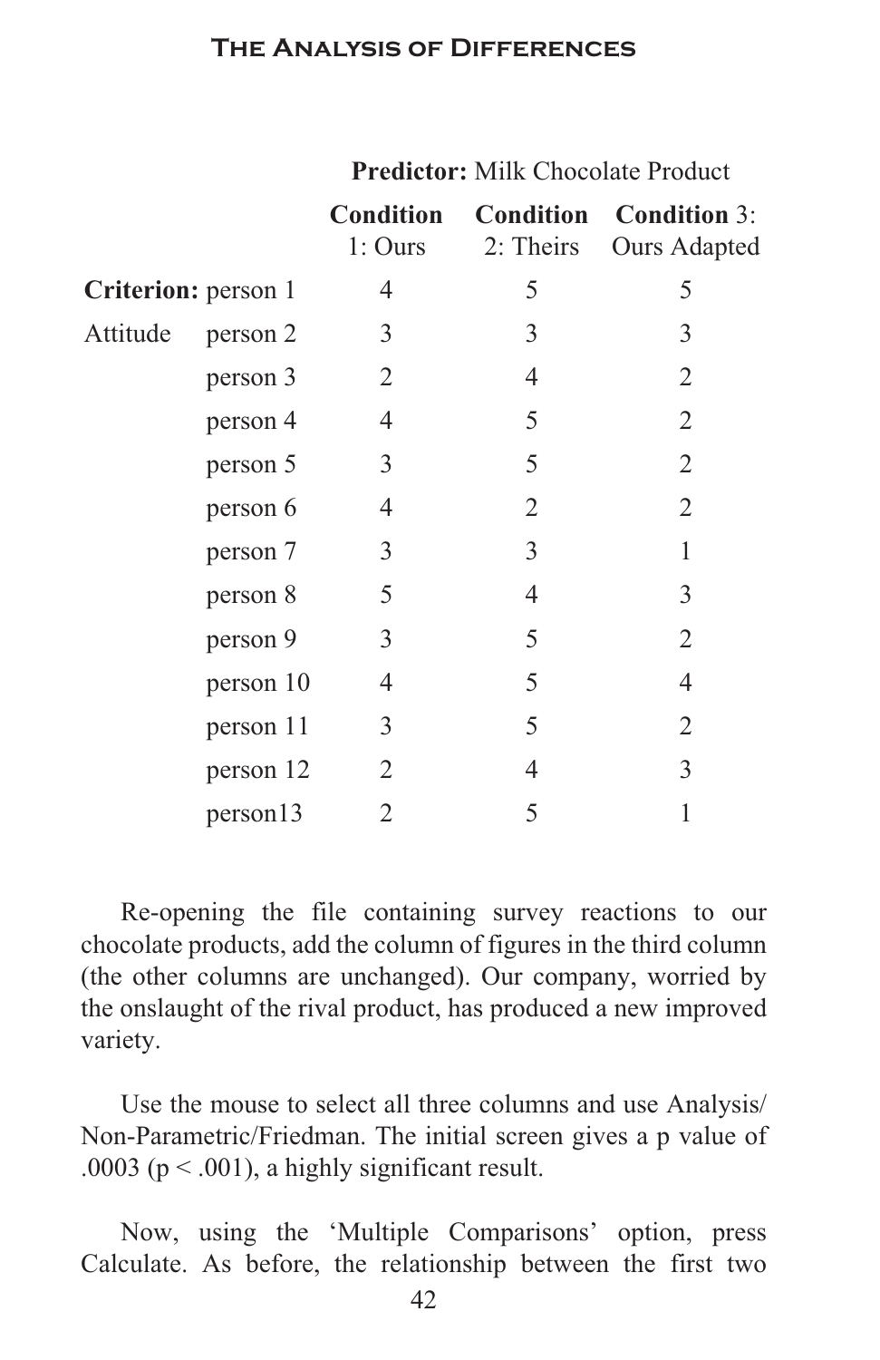| | | **Predictor:** Milk Chocolate Product | | |
|---|---|---|---|---|
| | | **Condition** 1: Ours | **Condition** 2: Theirs | **Condition** 3: Ours Adapted |
| **Criterion:** | person 1 | 4 | 5 | 5 |
| Attitude | person 2 | 3 | 3 | 3 |
| | person 3 | 2 | 4 | 2 |
| | person 4 | 4 | 5 | 2 |
| | person 5 | 3 | 5 | 2 |
| | person 6 | 4 | 2 | 2 |
| | person 7 | 3 | 3 | 1 |
| | person 8 | 5 | 4 | 3 |
| | person 9 | 3 | 5 | 2 |
| | person 10 | 4 | 5 | 4 |
| | person 11 | 3 | 5 | 2 |
| | person 12 | 2 | 4 | 3 |
| | person13 | 2 | 5 | 1 |

Re-opening the file containing survey reactions to our chocolate products, add the column of figures in the third column (the other columns are unchanged). Our company, worried by the onslaught of the rival product, has produced a new improved variety.

Use the mouse to select all three columns and use Analysis/ Non-Parametric/Friedman. The initial screen gives a p value of .0003 ($p < .001$), a highly significant result.

Now, using the 'Multiple Comparisons' option, press Calculate. As before, the relationship between the first two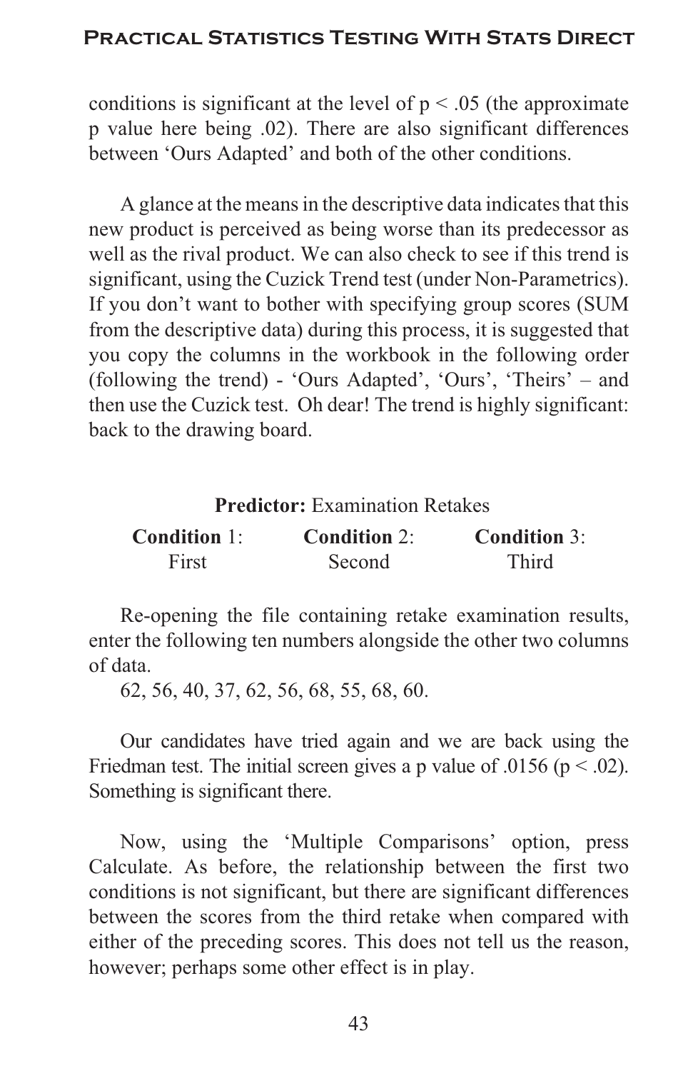conditions is significant at the level of $p < .05$ (the approximate p value here being .02). There are also significant differences between 'Ours Adapted' and both of the other conditions.

A glance at the means in the descriptive data indicates that this new product is perceived as being worse than its predecessor as well as the rival product. We can also check to see if this trend is significant, using the Cuzick Trend test (under Non-Parametrics). If you don't want to bother with specifying group scores (SUM from the descriptive data) during this process, it is suggested that you copy the columns in the workbook in the following order (following the trend) - 'Ours Adapted', 'Ours', 'Theirs' – and then use the Cuzick test. Oh dear! The trend is highly significant: back to the drawing board.

**Predictor:** Examination Retakes

| **Condition** 1: | **Condition** 2: | **Condition** 3: |
|---|---|---|
| First | Second | Third |

Re-opening the file containing retake examination results, enter the following ten numbers alongside the other two columns of data.

62, 56, 40, 37, 62, 56, 68, 55, 68, 60.

Our candidates have tried again and we are back using the Friedman test. The initial screen gives a p value of .0156 ($p < .02$). Something is significant there.

Now, using the 'Multiple Comparisons' option, press Calculate. As before, the relationship between the first two conditions is not significant, but there are significant differences between the scores from the third retake when compared with either of the preceding scores. This does not tell us the reason, however; perhaps some other effect is in play.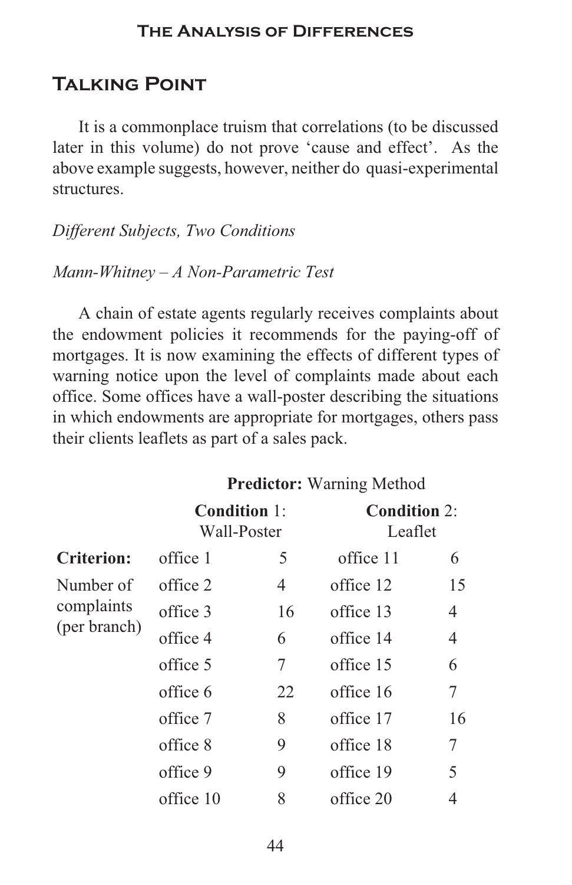## Talking Point

It is a commonplace truism that correlations (to be discussed later in this volume) do not prove 'cause and effect'. As the above example suggests, however, neither do quasi-experimental structures.

*Different Subjects, Two Conditions*

*Mann-Whitney – A Non-Parametric Test*

A chain of estate agents regularly receives complaints about the endowment policies it recommends for the paying-off of mortgages. It is now examining the effects of different types of warning notice upon the level of complaints made about each office. Some offices have a wall-poster describing the situations in which endowments are appropriate for mortgages, others pass their clients leaflets as part of a sales pack.

| | **Predictor:** Warning Method | | | |
|---|---|---|---|---|
| | **Condition** 1: Wall-Poster | | **Condition** 2: Leaflet | |
| **Criterion:** | office 1 | 5 | office 11 | 6 |
| Number of complaints (per branch) | office 2 | 4 | office 12 | 15 |
| | office 3 | 16 | office 13 | 4 |
| | office 4 | 6 | office 14 | 4 |
| | office 5 | 7 | office 15 | 6 |
| | office 6 | 22 | office 16 | 7 |
| | office 7 | 8 | office 17 | 16 |
| | office 8 | 9 | office 18 | 7 |
| | office 9 | 9 | office 19 | 5 |
| | office 10 | 8 | office 20 | 4 |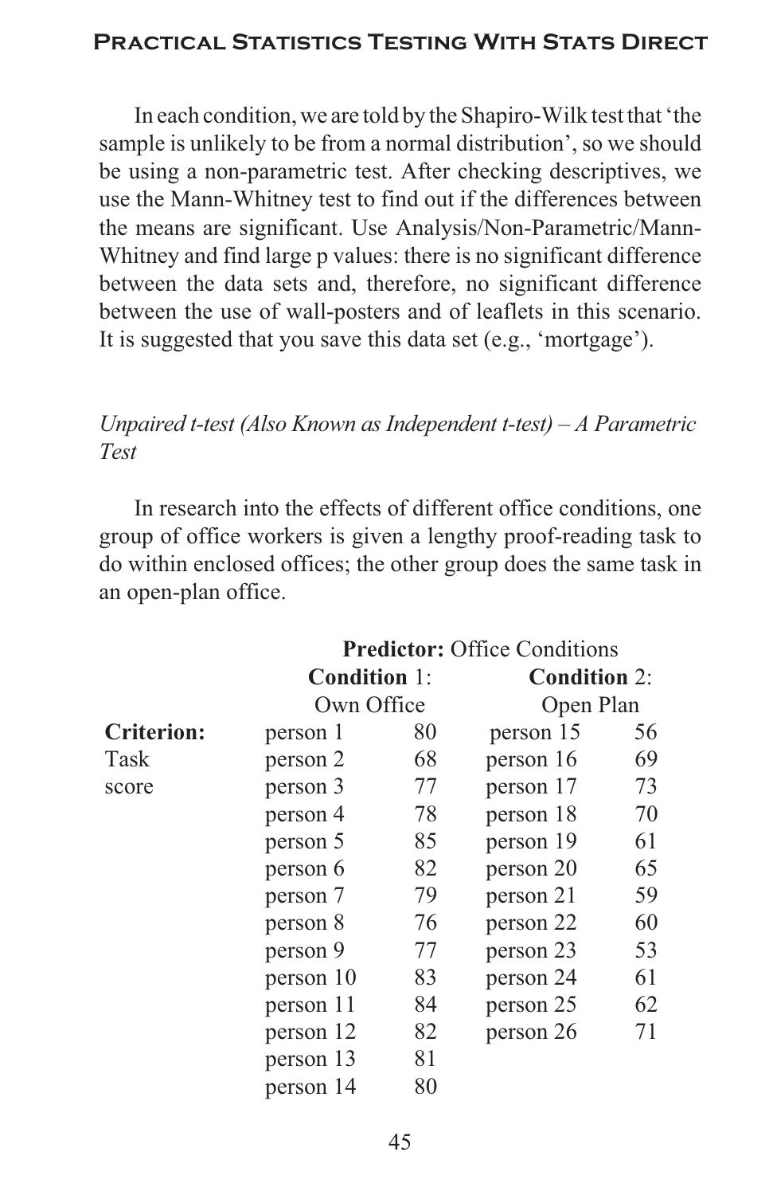In each condition, we are told by the Shapiro-Wilk test that 'the sample is unlikely to be from a normal distribution', so we should be using a non-parametric test. After checking descriptives, we use the Mann-Whitney test to find out if the differences between the means are significant. Use Analysis/Non-Parametric/Mann-Whitney and find large p values: there is no significant difference between the data sets and, therefore, no significant difference between the use of wall-posters and of leaflets in this scenario. It is suggested that you save this data set (e.g., 'mortgage').

*Unpaired t-test (Also Known as Independent t-test) – A Parametric Test*

In research into the effects of different office conditions, one group of office workers is given a lengthy proof-reading task to do within enclosed offices; the other group does the same task in an open-plan office.

| | **Predictor:** Office Conditions | | | |
|---|---|---|---|---|
| | **Condition** 1: Own Office | | **Condition** 2: Open Plan | |
| **Criterion:** | person 1 | 80 | person 15 | 56 |
| Task | person 2 | 68 | person 16 | 69 |
| score | person 3 | 77 | person 17 | 73 |
| | person 4 | 78 | person 18 | 70 |
| | person 5 | 85 | person 19 | 61 |
| | person 6 | 82 | person 20 | 65 |
| | person 7 | 79 | person 21 | 59 |
| | person 8 | 76 | person 22 | 60 |
| | person 9 | 77 | person 23 | 53 |
| | person 10 | 83 | person 24 | 61 |
| | person 11 | 84 | person 25 | 62 |
| | person 12 | 82 | person 26 | 71 |
| | person 13 | 81 | | |
| | person 14 | 80 | | |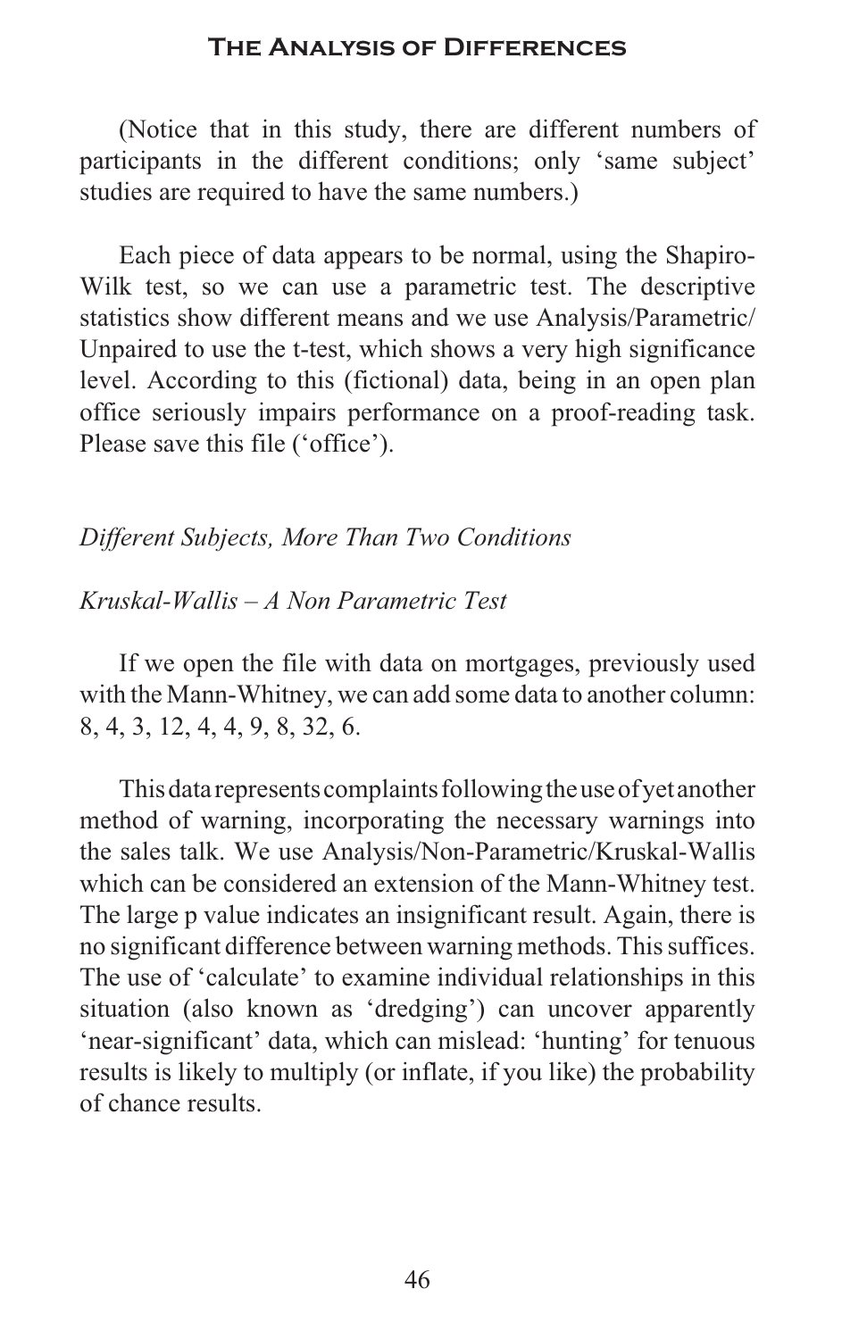(Notice that in this study, there are different numbers of participants in the different conditions; only 'same subject' studies are required to have the same numbers.)

Each piece of data appears to be normal, using the Shapiro-Wilk test, so we can use a parametric test. The descriptive statistics show different means and we use Analysis/Parametric/Unpaired to use the t-test, which shows a very high significance level. According to this (fictional) data, being in an open plan office seriously impairs performance on a proof-reading task. Please save this file ('office').

### *Different Subjects, More Than Two Conditions*

#### *Kruskal-Wallis – A Non Parametric Test*

If we open the file with data on mortgages, previously used with the Mann-Whitney, we can add some data to another column: 8, 4, 3, 12, 4, 4, 9, 8, 32, 6.

This data represents complaints following the use of yet another method of warning, incorporating the necessary warnings into the sales talk. We use Analysis/Non-Parametric/Kruskal-Wallis which can be considered an extension of the Mann-Whitney test. The large p value indicates an insignificant result. Again, there is no significant difference between warning methods. This suffices. The use of 'calculate' to examine individual relationships in this situation (also known as 'dredging') can uncover apparently 'near-significant' data, which can mislead: 'hunting' for tenuous results is likely to multiply (or inflate, if you like) the probability of chance results.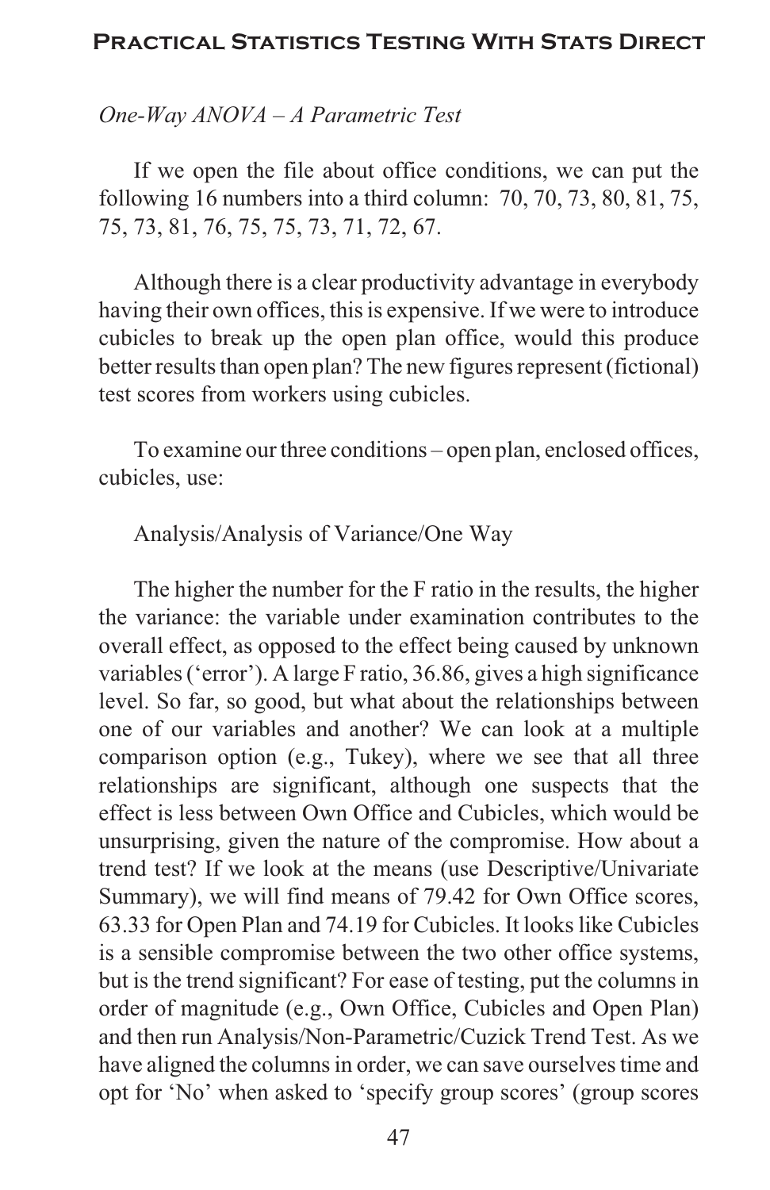*One-Way ANOVA – A Parametric Test*

If we open the file about office conditions, we can put the following 16 numbers into a third column: 70, 70, 73, 80, 81, 75, 75, 73, 81, 76, 75, 75, 73, 71, 72, 67.

Although there is a clear productivity advantage in everybody having their own offices, this is expensive. If we were to introduce cubicles to break up the open plan office, would this produce better results than open plan? The new figures represent (fictional) test scores from workers using cubicles.

To examine our three conditions – open plan, enclosed offices, cubicles, use:

Analysis/Analysis of Variance/One Way

The higher the number for the F ratio in the results, the higher the variance: the variable under examination contributes to the overall effect, as opposed to the effect being caused by unknown variables ('error'). A large F ratio, 36.86, gives a high significance level. So far, so good, but what about the relationships between one of our variables and another? We can look at a multiple comparison option (e.g., Tukey), where we see that all three relationships are significant, although one suspects that the effect is less between Own Office and Cubicles, which would be unsurprising, given the nature of the compromise. How about a trend test? If we look at the means (use Descriptive/Univariate Summary), we will find means of 79.42 for Own Office scores, 63.33 for Open Plan and 74.19 for Cubicles. It looks like Cubicles is a sensible compromise between the two other office systems, but is the trend significant? For ease of testing, put the columns in order of magnitude (e.g., Own Office, Cubicles and Open Plan) and then run Analysis/Non-Parametric/Cuzick Trend Test. As we have aligned the columns in order, we can save ourselves time and opt for 'No' when asked to 'specify group scores' (group scores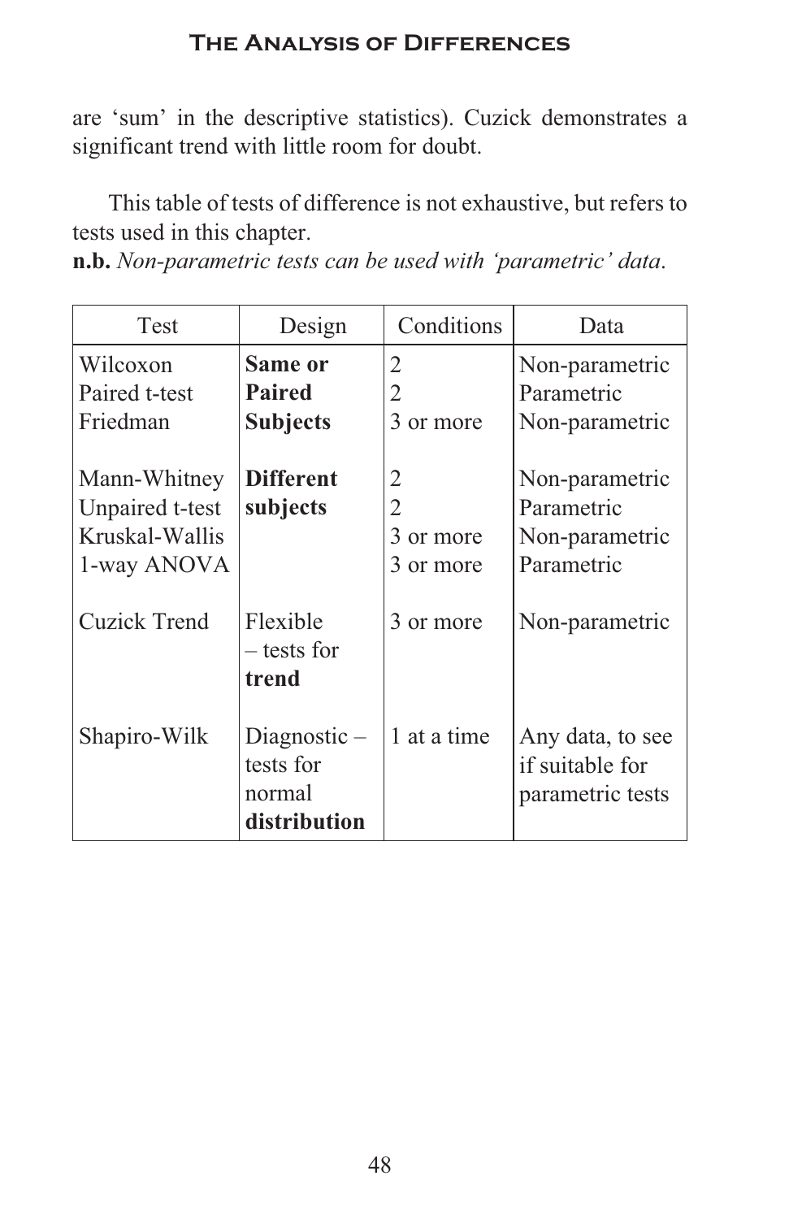are ‘sum’ in the descriptive statistics). Cuzick demonstrates a significant trend with little room for doubt.

This table of tests of difference is not exhaustive, but refers to tests used in this chapter.
**n.b.** *Non-parametric tests can be used with ‘parametric’ data*.

| Test | Design | Conditions | Data |
|---|---|---|---|
| Wilcoxon<br>Paired t-test<br>Friedman | **Same or Paired Subjects** | 2<br>2<br>3 or more | Non-parametric<br>Parametric<br>Non-parametric |
| Mann-Whitney<br>Unpaired t-test<br>Kruskal-Wallis<br>1-way ANOVA | **Different subjects** | 2<br>2<br>3 or more<br>3 or more | Non-parametric<br>Parametric<br>Non-parametric<br>Parametric |
| Cuzick Trend | Flexible – tests for **trend** | 3 or more | Non-parametric |
| Shapiro-Wilk | Diagnostic – tests for normal **distribution** | 1 at a time | Any data, to see if suitable for parametric tests |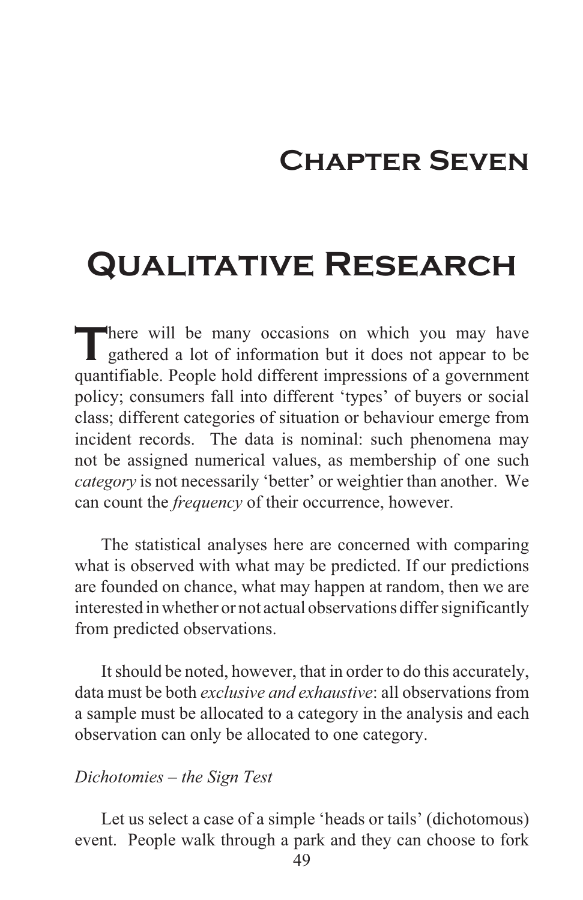# Chapter Seven

# Qualitative Research

There will be many occasions on which you may have gathered a lot of information but it does not appear to be quantifiable. People hold different impressions of a government policy; consumers fall into different 'types' of buyers or social class; different categories of situation or behaviour emerge from incident records. The data is nominal: such phenomena may not be assigned numerical values, as membership of one such *category* is not necessarily 'better' or weightier than another. We can count the *frequency* of their occurrence, however.

The statistical analyses here are concerned with comparing what is observed with what may be predicted. If our predictions are founded on chance, what may happen at random, then we are interested in whether or not actual observations differ significantly from predicted observations.

It should be noted, however, that in order to do this accurately, data must be both *exclusive and exhaustive*: all observations from a sample must be allocated to a category in the analysis and each observation can only be allocated to one category.

*Dichotomies – the Sign Test*

Let us select a case of a simple 'heads or tails' (dichotomous) event. People walk through a park and they can choose to fork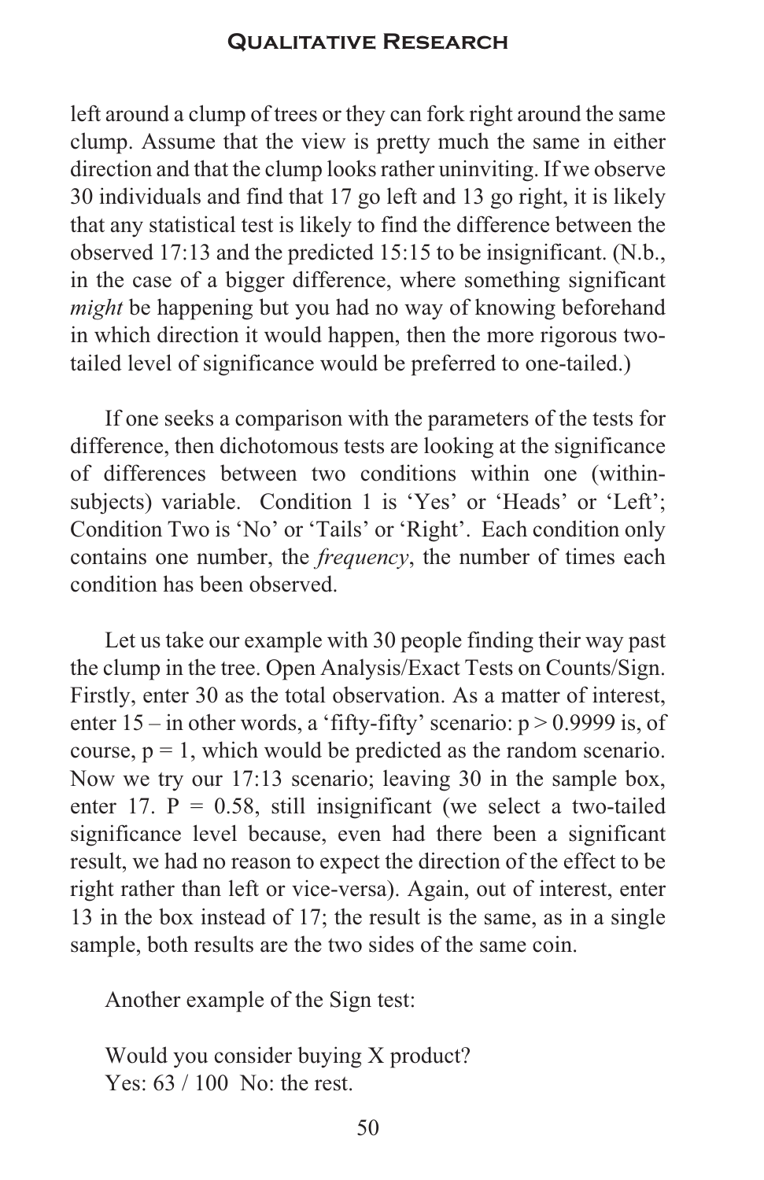left around a clump of trees or they can fork right around the same clump. Assume that the view is pretty much the same in either direction and that the clump looks rather uninviting. If we observe 30 individuals and find that 17 go left and 13 go right, it is likely that any statistical test is likely to find the difference between the observed 17:13 and the predicted 15:15 to be insignificant. (N.b., in the case of a bigger difference, where something significant *might* be happening but you had no way of knowing beforehand in which direction it would happen, then the more rigorous two-tailed level of significance would be preferred to one-tailed.)

If one seeks a comparison with the parameters of the tests for difference, then dichotomous tests are looking at the significance of differences between two conditions within one (within-subjects) variable. Condition 1 is 'Yes' or 'Heads' or 'Left'; Condition Two is 'No' or 'Tails' or 'Right'. Each condition only contains one number, the *frequency*, the number of times each condition has been observed.

Let us take our example with 30 people finding their way past the clump in the tree. Open Analysis/Exact Tests on Counts/Sign. Firstly, enter 30 as the total observation. As a matter of interest, enter 15 – in other words, a 'fifty-fifty' scenario: $p > 0.9999$ is, of course, $p = 1$, which would be predicted as the random scenario. Now we try our 17:13 scenario; leaving 30 in the sample box, enter 17. $P = 0.58$, still insignificant (we select a two-tailed significance level because, even had there been a significant result, we had no reason to expect the direction of the effect to be right rather than left or vice-versa). Again, out of interest, enter 13 in the box instead of 17; the result is the same, as in a single sample, both results are the two sides of the same coin.

Another example of the Sign test:

Would you consider buying X product?
Yes: 63 / 100 No: the rest.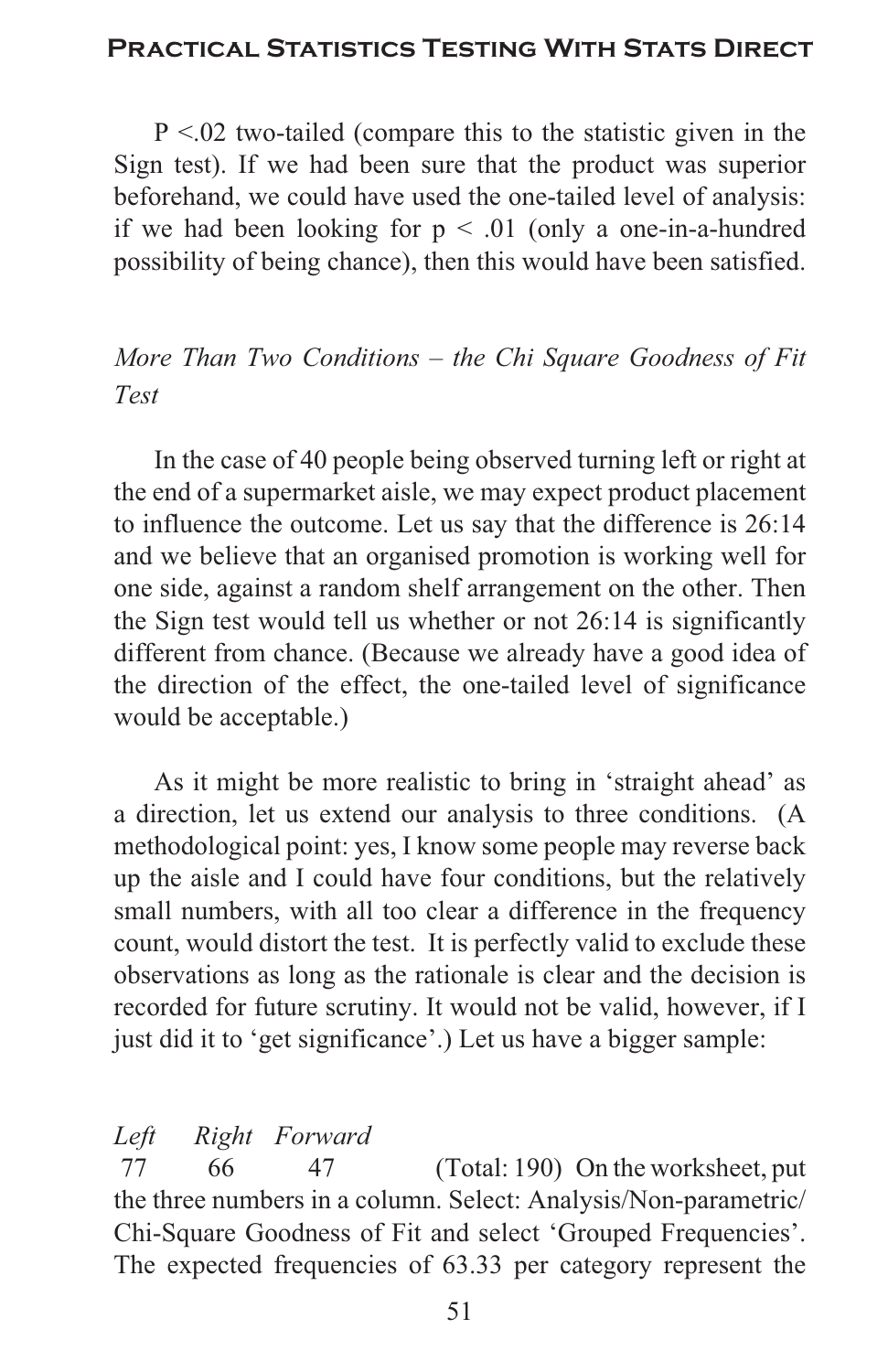P <.02 two-tailed (compare this to the statistic given in the Sign test). If we had been sure that the product was superior beforehand, we could have used the one-tailed level of analysis: if we had been looking for $p < .01$ (only a one-in-a-hundred possibility of being chance), then this would have been satisfied.

### *More Than Two Conditions – the Chi Square Goodness of Fit Test*

In the case of 40 people being observed turning left or right at the end of a supermarket aisle, we may expect product placement to influence the outcome. Let us say that the difference is 26:14 and we believe that an organised promotion is working well for one side, against a random shelf arrangement on the other. Then the Sign test would tell us whether or not 26:14 is significantly different from chance. (Because we already have a good idea of the direction of the effect, the one-tailed level of significance would be acceptable.)

As it might be more realistic to bring in 'straight ahead' as a direction, let us extend our analysis to three conditions. (A methodological point: yes, I know some people may reverse back up the aisle and I could have four conditions, but the relatively small numbers, with all too clear a difference in the frequency count, would distort the test. It is perfectly valid to exclude these observations as long as the rationale is clear and the decision is recorded for future scrutiny. It would not be valid, however, if I just did it to 'get significance'.) Let us have a bigger sample:

| *Left* | *Right* | *Forward* |
|---|---|---|
| 77 | 66 | 47 |

(Total: 190) On the worksheet, put the three numbers in a column. Select: Analysis/Non-parametric/ Chi-Square Goodness of Fit and select 'Grouped Frequencies'. The expected frequencies of 63.33 per category represent the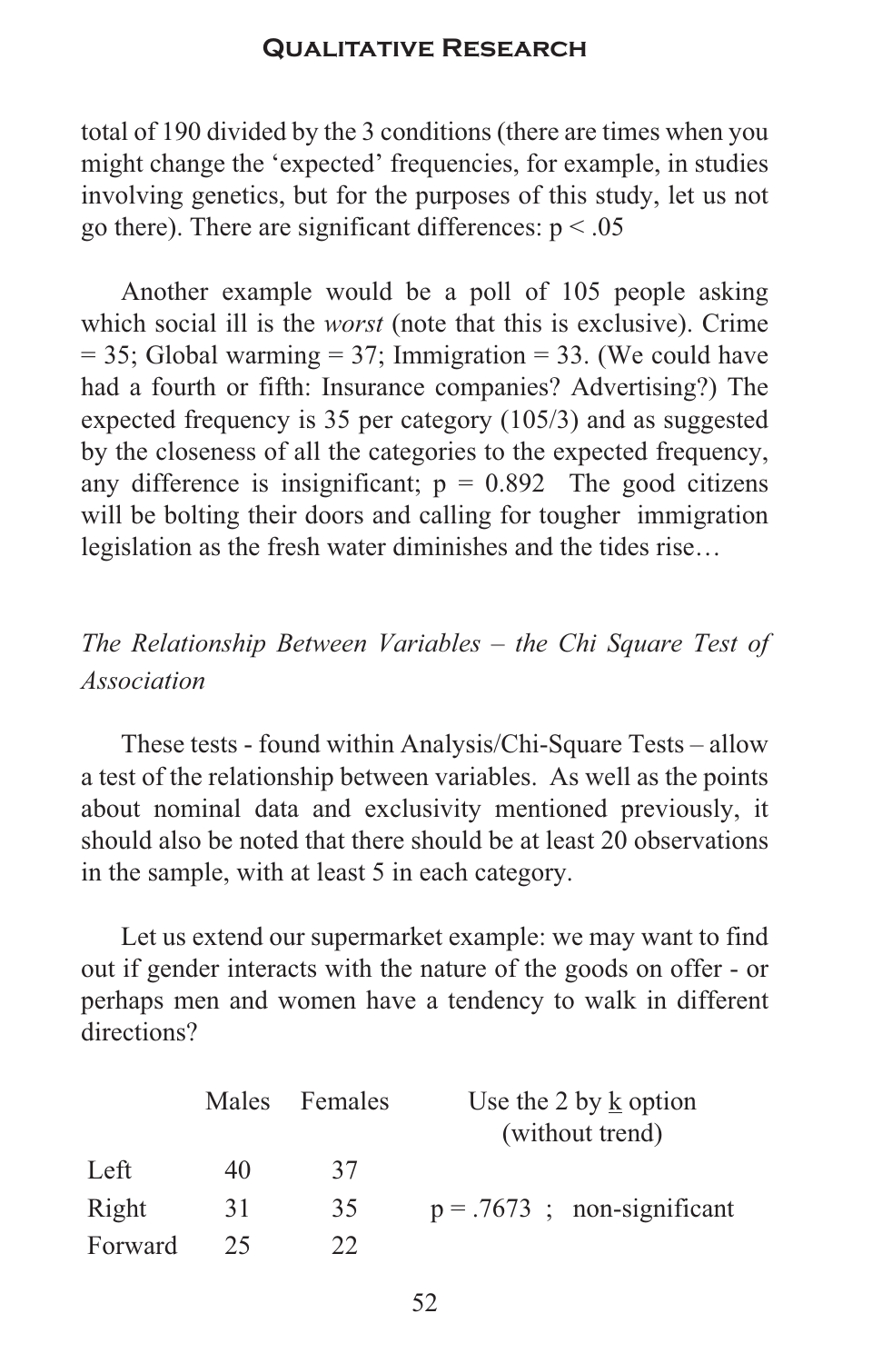total of 190 divided by the 3 conditions (there are times when you might change the 'expected' frequencies, for example, in studies involving genetics, but for the purposes of this study, let us not go there). There are significant differences: $p < .05$

Another example would be a poll of 105 people asking which social ill is the *worst* (note that this is exclusive). Crime = 35; Global warming = 37; Immigration = 33. (We could have had a fourth or fifth: Insurance companies? Advertising?) The expected frequency is 35 per category (105/3) and as suggested by the closeness of all the categories to the expected frequency, any difference is insignificant; $p = 0.892$ The good citizens will be bolting their doors and calling for tougher immigration legislation as the fresh water diminishes and the tides rise…

### *The Relationship Between Variables – the Chi Square Test of Association*

These tests - found within Analysis/Chi-Square Tests – allow a test of the relationship between variables. As well as the points about nominal data and exclusivity mentioned previously, it should also be noted that there should be at least 20 observations in the sample, with at least 5 in each category.

Let us extend our supermarket example: we may want to find out if gender interacts with the nature of the goods on offer - or perhaps men and women have a tendency to walk in different directions?

| | Males | Females |
|---|---|---|
| Left | 40 | 37 |
| Right | 31 | 35 |
| Forward | 25 | 22 |

Use the 2 by <u>k</u> option (without trend)

$p = .7673$ ; non-significant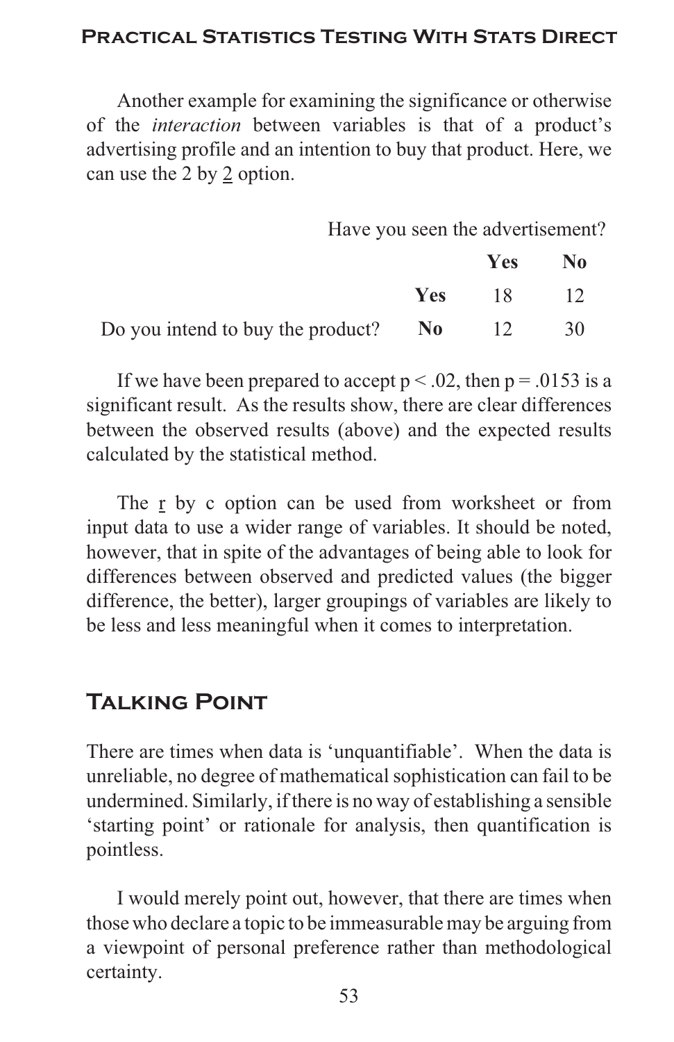Another example for examining the significance or otherwise of the *interaction* between variables is that of a product's advertising profile and an intention to buy that product. Here, we can use the 2 by 2 option.

| | | Have you seen the advertisement? | |
|---|---|---|---|
| | | **Yes** | **No** |
| | **Yes** | 18 | 12 |
| Do you intend to buy the product? | **No** | 12 | 30 |

If we have been prepared to accept $p < .02$, then $p = .0153$ is a significant result. As the results show, there are clear differences between the observed results (above) and the expected results calculated by the statistical method.

The r by c option can be used from worksheet or from input data to use a wider range of variables. It should be noted, however, that in spite of the advantages of being able to look for differences between observed and predicted values (the bigger difference, the better), larger groupings of variables are likely to be less and less meaningful when it comes to interpretation.

## Talking Point

There are times when data is 'unquantifiable'. When the data is unreliable, no degree of mathematical sophistication can fail to be undermined. Similarly, if there is no way of establishing a sensible 'starting point' or rationale for analysis, then quantification is pointless.

I would merely point out, however, that there are times when those who declare a topic to be immeasurable may be arguing from a viewpoint of personal preference rather than methodological certainty.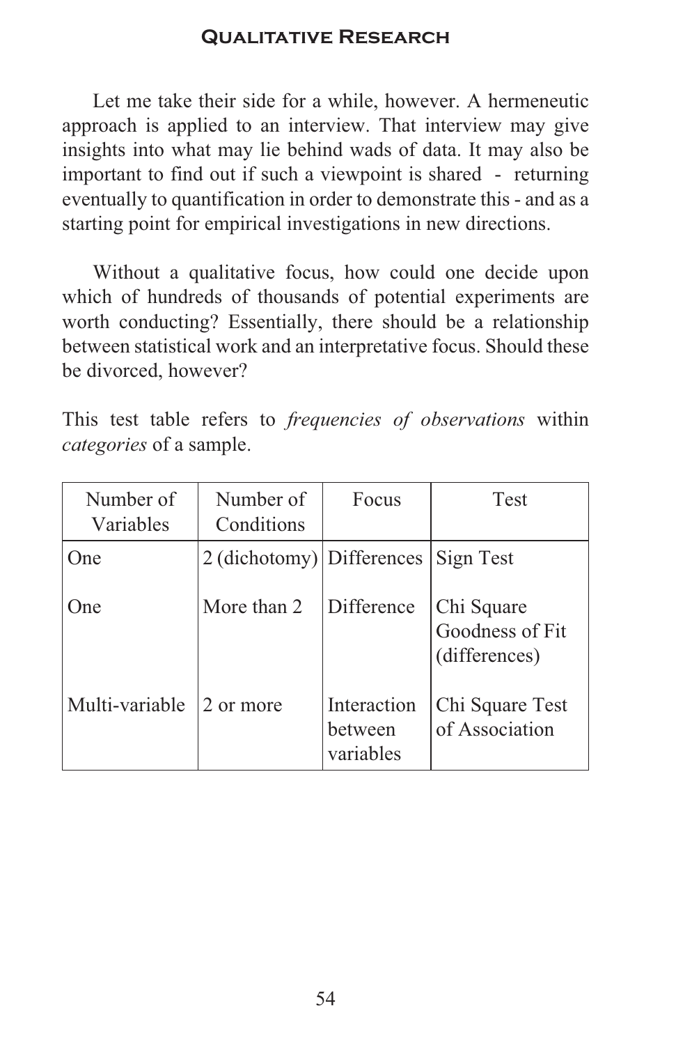Let me take their side for a while, however. A hermeneutic approach is applied to an interview. That interview may give insights into what may lie behind wads of data. It may also be important to find out if such a viewpoint is shared - returning eventually to quantification in order to demonstrate this - and as a starting point for empirical investigations in new directions.

Without a qualitative focus, how could one decide upon which of hundreds of thousands of potential experiments are worth conducting? Essentially, there should be a relationship between statistical work and an interpretative focus. Should these be divorced, however?

This test table refers to *frequencies of observations* within *categories* of a sample.

| Number of Variables | Number of Conditions | Focus | Test |
|---|---|---|---|
| One | 2 (dichotomy) | Differences | Sign Test |
| One | More than 2 | Difference | Chi Square Goodness of Fit (differences) |
| Multi-variable | 2 or more | Interaction between variables | Chi Square Test of Association |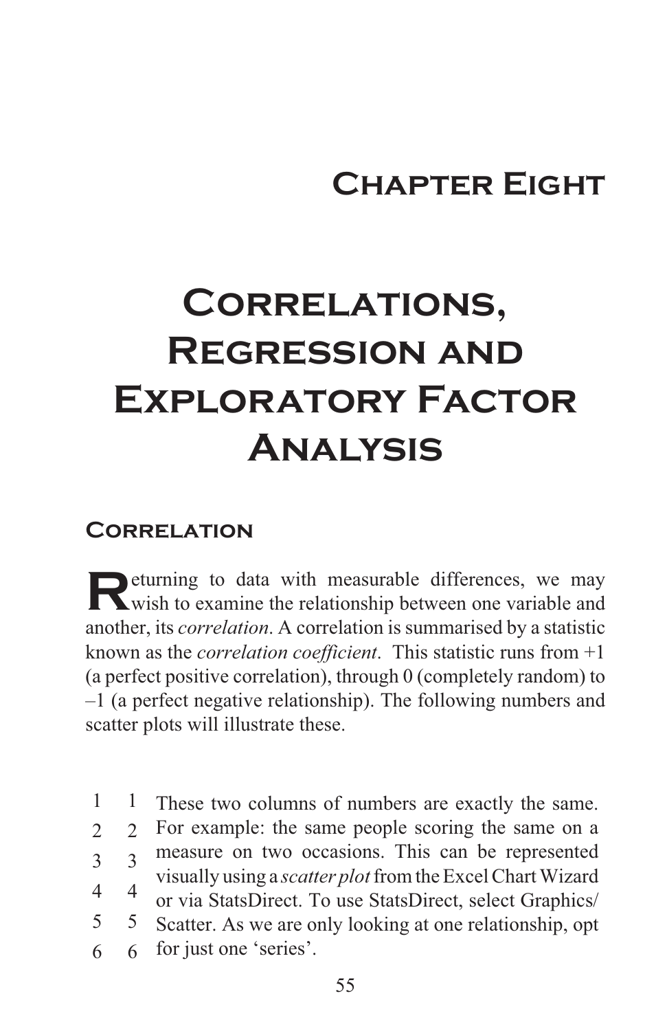# Chapter Eight

# Correlations, Regression and Exploratory Factor Analysis

## Correlation

Returning to data with measurable differences, we may wish to examine the relationship between one variable and another, its *correlation*. A correlation is summarised by a statistic known as the *correlation coefficient*. This statistic runs from +1 (a perfect positive correlation), through 0 (completely random) to –1 (a perfect negative relationship). The following numbers and scatter plots will illustrate these.

| | |
|---|---|
| 1 | 1 |
| 2 | 2 |
| 3 | 3 |
| 4 | 4 |
| 5 | 5 |
| 6 | 6 |

These two columns of numbers are exactly the same. For example: the same people scoring the same on a measure on two occasions. This can be represented visually using a *scatter plot* from the Excel Chart Wizard or via StatsDirect. To use StatsDirect, select Graphics/Scatter. As we are only looking at one relationship, opt for just one 'series'.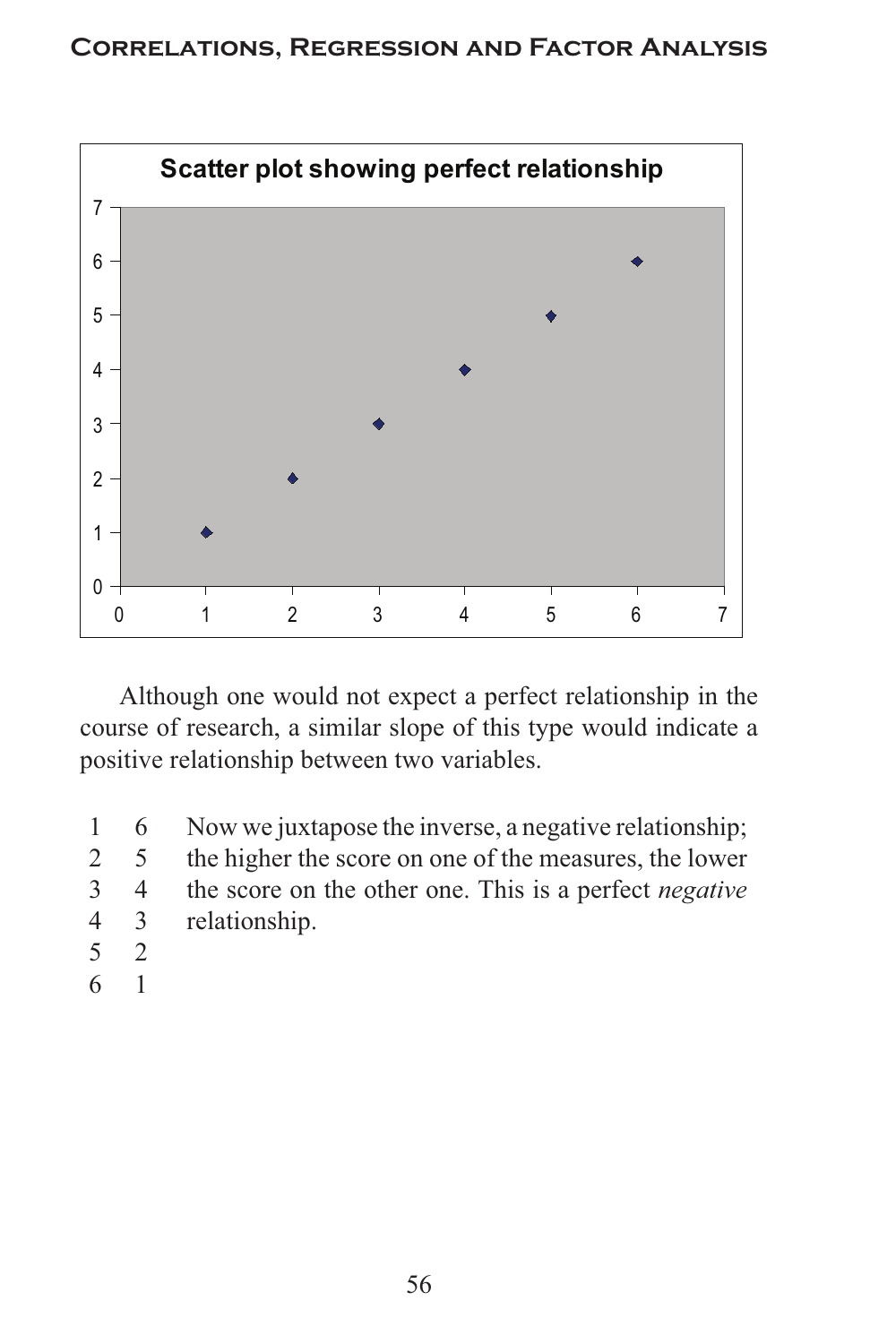Scatter plot showing perfect relationship

Although one would not expect a perfect relationship in the course of research, a similar slope of this type would indicate a positive relationship between two variables.

| | | |
|---|---|---|
| 1 | 6 | Now we juxtapose the inverse, a negative relationship; the higher the score on one of the measures, the lower the score on the other one. This is a perfect *negative* relationship. |
| 2 | 5 | |
| 3 | 4 | |
| 4 | 3 | |
| 5 | 2 | |
| 6 | 1 | |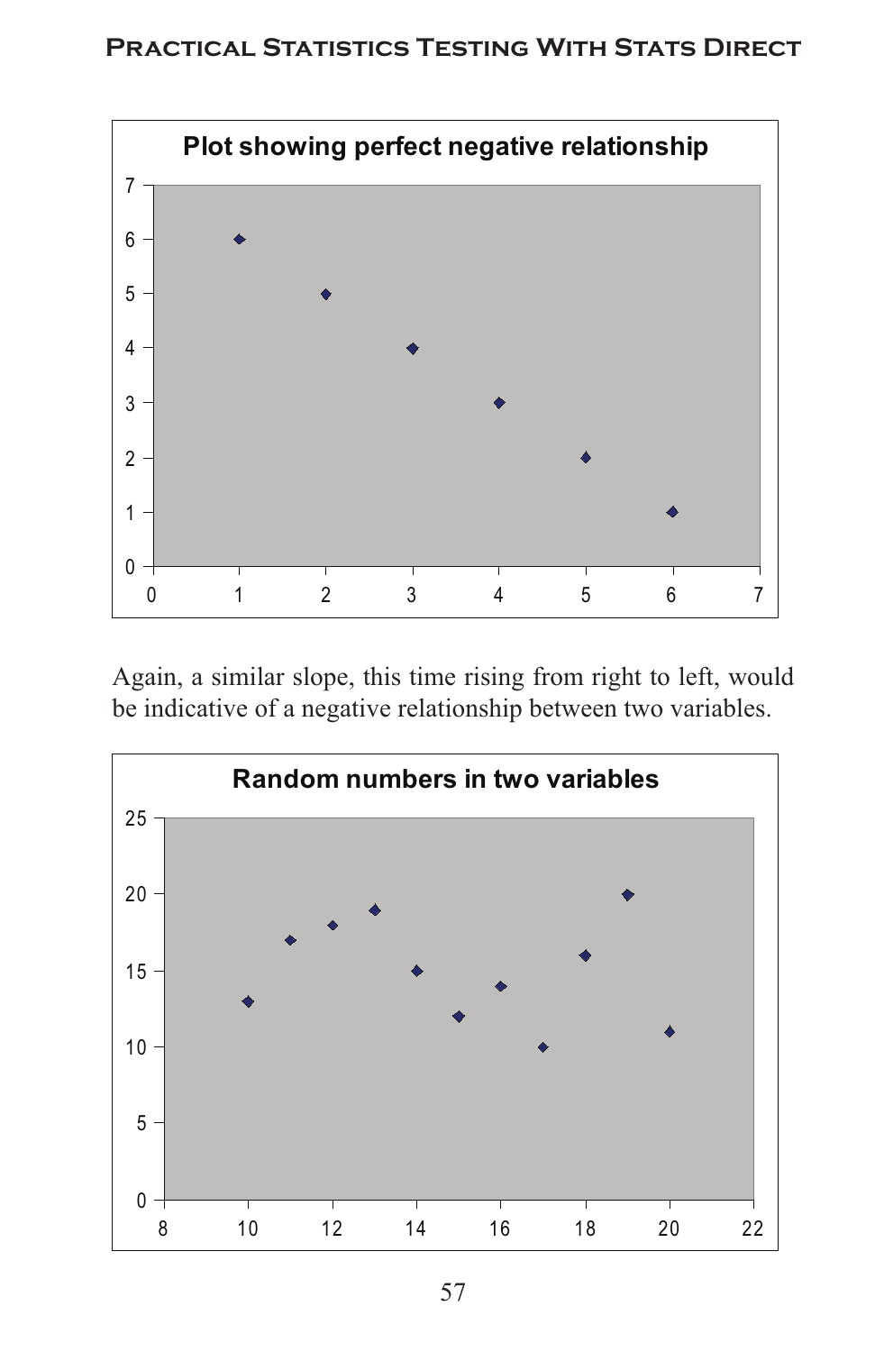**Plot showing perfect negative relationship**

Again, a similar slope, this time rising from right to left, would be indicative of a negative relationship between two variables.

**Random numbers in two variables**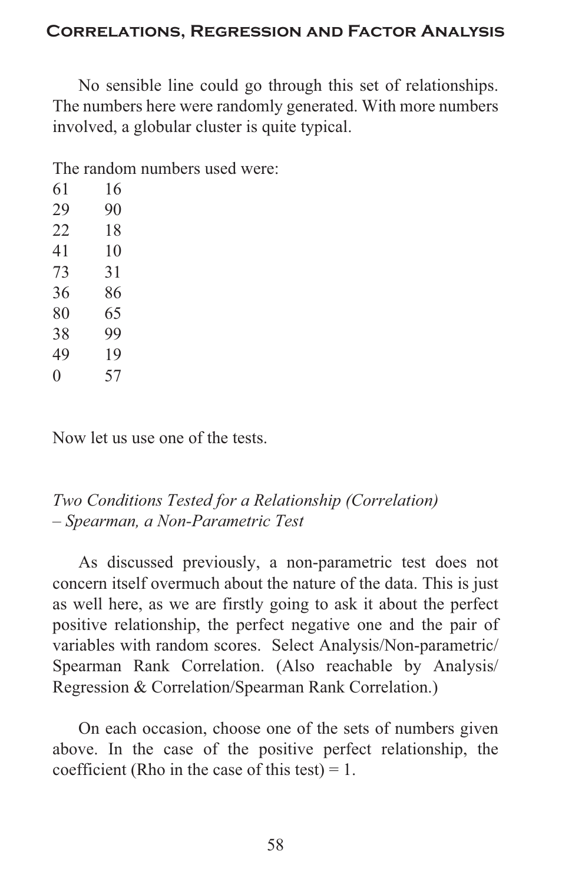No sensible line could go through this set of relationships. The numbers here were randomly generated. With more numbers involved, a globular cluster is quite typical.

The random numbers used were:

| | |
|---|---|
| 61 | 16 |
| 29 | 90 |
| 22 | 18 |
| 41 | 10 |
| 73 | 31 |
| 36 | 86 |
| 80 | 65 |
| 38 | 99 |
| 49 | 19 |
| 0 | 57 |

Now let us use one of the tests.

*Two Conditions Tested for a Relationship (Correlation) – Spearman, a Non-Parametric Test*

As discussed previously, a non-parametric test does not concern itself overmuch about the nature of the data. This is just as well here, as we are firstly going to ask it about the perfect positive relationship, the perfect negative one and the pair of variables with random scores. Select Analysis/Non-parametric/Spearman Rank Correlation. (Also reachable by Analysis/Regression & Correlation/Spearman Rank Correlation.)

On each occasion, choose one of the sets of numbers given above. In the case of the positive perfect relationship, the coefficient (Rho in the case of this test) = 1.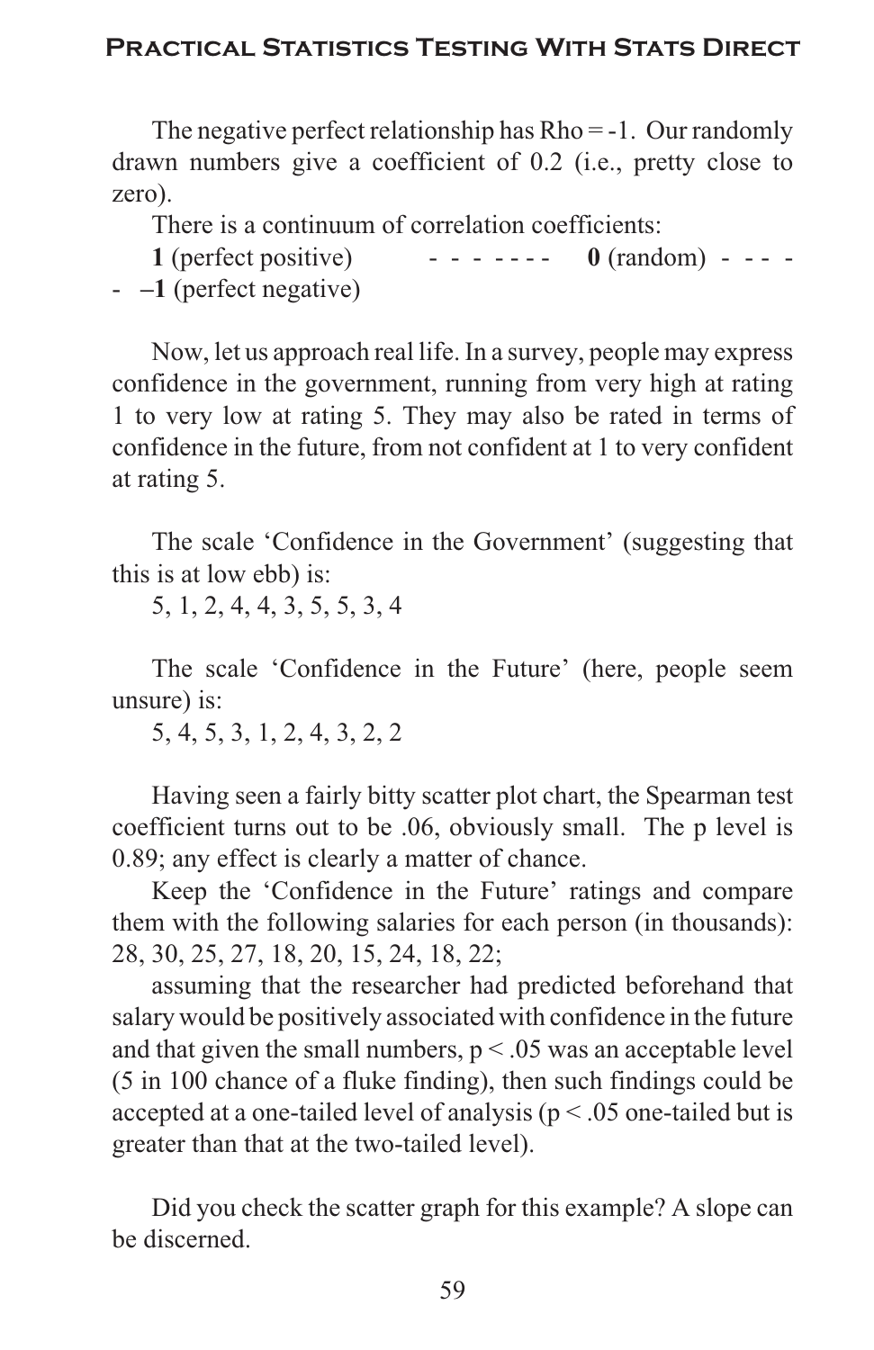The negative perfect relationship has Rho = -1. Our randomly drawn numbers give a coefficient of 0.2 (i.e., pretty close to zero).

There is a continuum of correlation coefficients:

**1** (perfect positive) - - - - - - - **0** (random) - - - - - **–1** (perfect negative)

Now, let us approach real life. In a survey, people may express confidence in the government, running from very high at rating 1 to very low at rating 5. They may also be rated in terms of confidence in the future, from not confident at 1 to very confident at rating 5.

The scale 'Confidence in the Government' (suggesting that this is at low ebb) is:

5, 1, 2, 4, 4, 3, 5, 5, 3, 4

The scale 'Confidence in the Future' (here, people seem unsure) is:

5, 4, 5, 3, 1, 2, 4, 3, 2, 2

Having seen a fairly bitty scatter plot chart, the Spearman test coefficient turns out to be .06, obviously small. The p level is 0.89; any effect is clearly a matter of chance.

Keep the 'Confidence in the Future' ratings and compare them with the following salaries for each person (in thousands): 28, 30, 25, 27, 18, 20, 15, 24, 18, 22;

assuming that the researcher had predicted beforehand that salary would be positively associated with confidence in the future and that given the small numbers, $p < .05$ was an acceptable level (5 in 100 chance of a fluke finding), then such findings could be accepted at a one-tailed level of analysis ($p < .05$ one-tailed but is greater than that at the two-tailed level).

Did you check the scatter graph for this example? A slope can be discerned.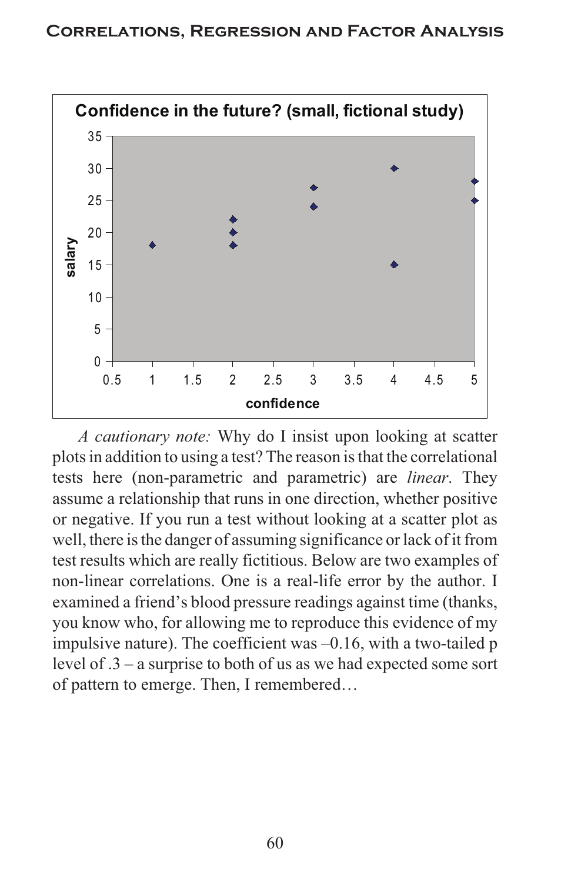*A cautionary note:* Why do I insist upon looking at scatter plots in addition to using a test? The reason is that the correlational tests here (non-parametric and parametric) are *linear*. They assume a relationship that runs in one direction, whether positive or negative. If you run a test without looking at a scatter plot as well, there is the danger of assuming significance or lack of it from test results which are really fictitious. Below are two examples of non-linear correlations. One is a real-life error by the author. I examined a friend's blood pressure readings against time (thanks, you know who, for allowing me to reproduce this evidence of my impulsive nature). The coefficient was –0.16, with a two-tailed p level of .3 – a surprise to both of us as we had expected some sort of pattern to emerge. Then, I remembered…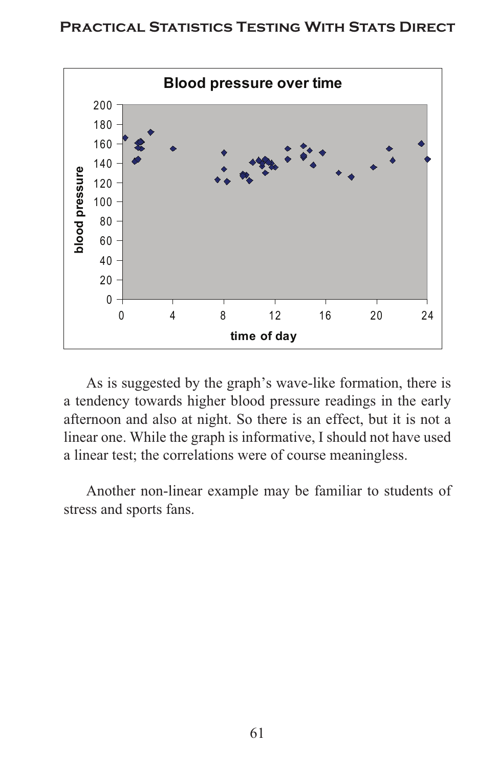As is suggested by the graph's wave-like formation, there is a tendency towards higher blood pressure readings in the early afternoon and also at night. So there is an effect, but it is not a linear one. While the graph is informative, I should not have used a linear test; the correlations were of course meaningless.

Another non-linear example may be familiar to students of stress and sports fans.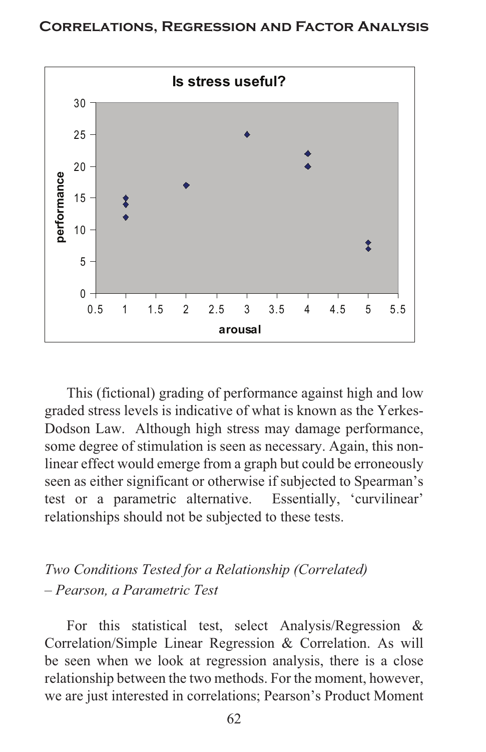This (fictional) grading of performance against high and low graded stress levels is indicative of what is known as the Yerkes-Dodson Law. Although high stress may damage performance, some degree of stimulation is seen as necessary. Again, this non-linear effect would emerge from a graph but could be erroneously seen as either significant or otherwise if subjected to Spearman's test or a parametric alternative. Essentially, 'curvilinear' relationships should not be subjected to these tests.

*Two Conditions Tested for a Relationship (Correlated) – Pearson, a Parametric Test*

For this statistical test, select Analysis/Regression & Correlation/Simple Linear Regression & Correlation. As will be seen when we look at regression analysis, there is a close relationship between the two methods. For the moment, however, we are just interested in correlations; Pearson's Product Moment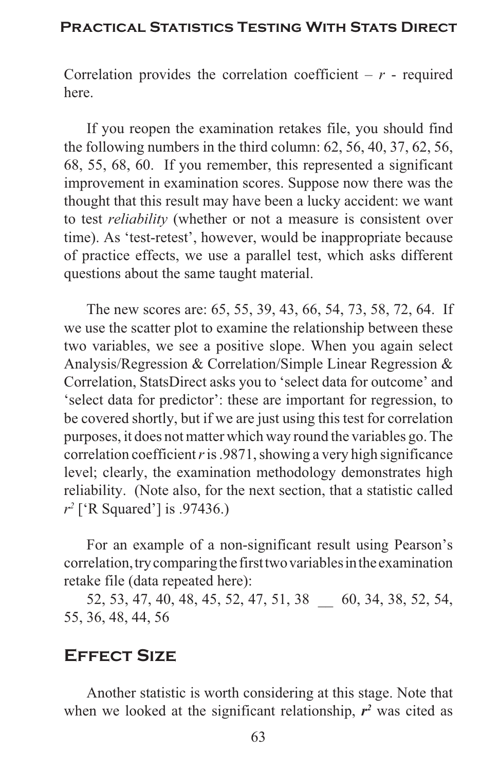Correlation provides the correlation coefficient – $r$ - required here.

If you reopen the examination retakes file, you should find the following numbers in the third column: 62, 56, 40, 37, 62, 56, 68, 55, 68, 60. If you remember, this represented a significant improvement in examination scores. Suppose now there was the thought that this result may have been a lucky accident: we want to test *reliability* (whether or not a measure is consistent over time). As 'test-retest', however, would be inappropriate because of practice effects, we use a parallel test, which asks different questions about the same taught material.

The new scores are: 65, 55, 39, 43, 66, 54, 73, 58, 72, 64. If we use the scatter plot to examine the relationship between these two variables, we see a positive slope. When you again select Analysis/Regression & Correlation/Simple Linear Regression & Correlation, StatsDirect asks you to 'select data for outcome' and 'select data for predictor': these are important for regression, to be covered shortly, but if we are just using this test for correlation purposes, it does not matter which way round the variables go. The correlation coefficient $r$ is .9871, showing a very high significance level; clearly, the examination methodology demonstrates high reliability. (Note also, for the next section, that a statistic called $r^2$ ['R Squared'] is .97436.)

For an example of a non-significant result using Pearson's correlation, try comparing the first two variables in the examination retake file (data repeated here):

52, 53, 47, 40, 48, 45, 52, 47, 51, 38 __ 60, 34, 38, 52, 54, 55, 36, 48, 44, 56

## Effect Size

Another statistic is worth considering at this stage. Note that when we looked at the significant relationship, $r^2$ was cited as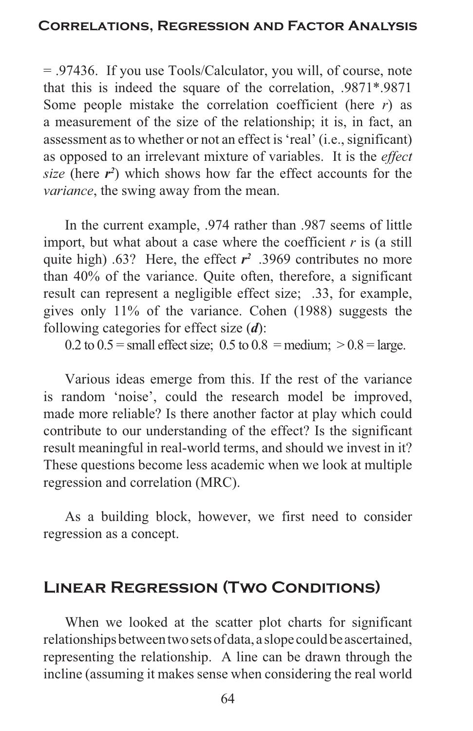= .97436. If you use Tools/Calculator, you will, of course, note that this is indeed the square of the correlation, .9871*.9871 Some people mistake the correlation coefficient (here $r$) as a measurement of the size of the relationship; it is, in fact, an assessment as to whether or not an effect is 'real' (i.e., significant) as opposed to an irrelevant mixture of variables. It is the *effect size* (here $r^2$) which shows how far the effect accounts for the *variance*, the swing away from the mean.

In the current example, .974 rather than .987 seems of little import, but what about a case where the coefficient $r$ is (a still quite high) .63? Here, the effect $r^2$ .3969 contributes no more than 40% of the variance. Quite often, therefore, a significant result can represent a negligible effect size; .33, for example, gives only 11% of the variance. Cohen (1988) suggests the following categories for effect size (***d***):

0.2 to 0.5 = small effect size; 0.5 to 0.8 = medium; > 0.8 = large.

Various ideas emerge from this. If the rest of the variance is random 'noise', could the research model be improved, made more reliable? Is there another factor at play which could contribute to our understanding of the effect? Is the significant result meaningful in real-world terms, and should we invest in it? These questions become less academic when we look at multiple regression and correlation (MRC).

As a building block, however, we first need to consider regression as a concept.

## Linear Regression (Two Conditions)

When we looked at the scatter plot charts for significant relationships between two sets of data, a slope could be ascertained, representing the relationship. A line can be drawn through the incline (assuming it makes sense when considering the real world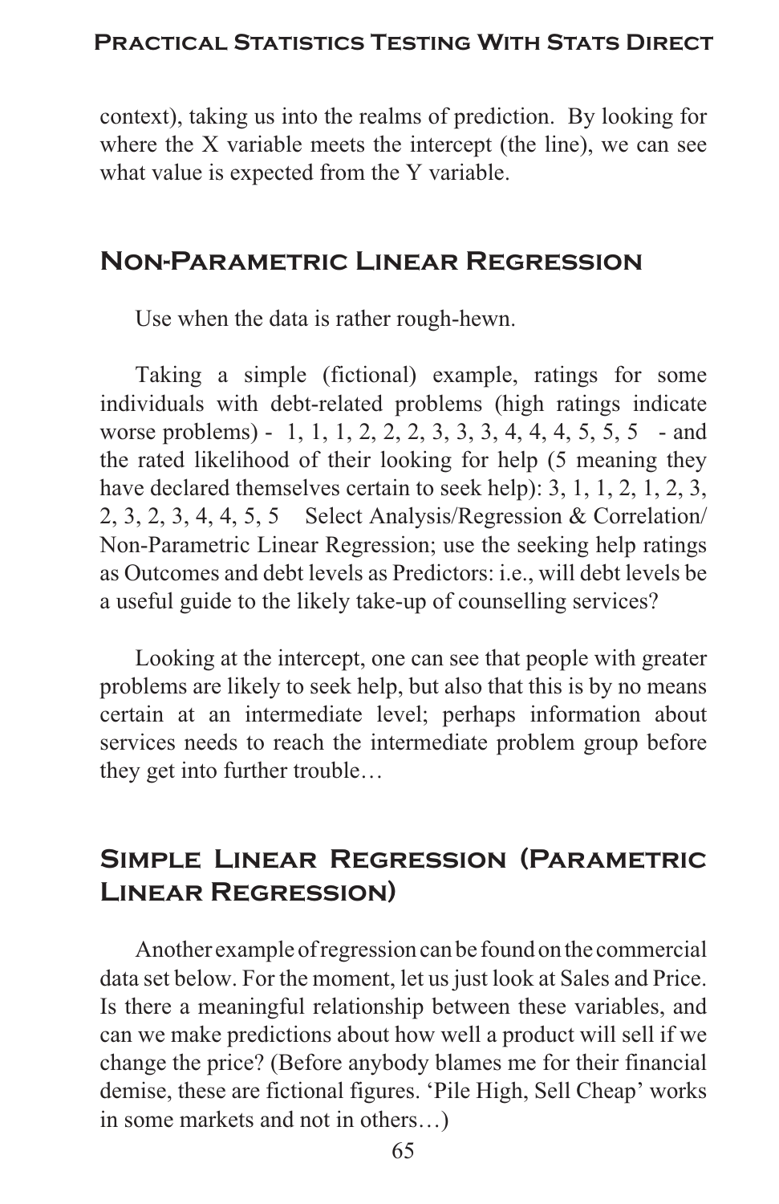context), taking us into the realms of prediction. By looking for where the X variable meets the intercept (the line), we can see what value is expected from the Y variable.

## Non-Parametric Linear Regression

Use when the data is rather rough-hewn.

Taking a simple (fictional) example, ratings for some individuals with debt-related problems (high ratings indicate worse problems) - 1, 1, 1, 2, 2, 2, 3, 3, 3, 4, 4, 4, 5, 5, 5 - and the rated likelihood of their looking for help (5 meaning they have declared themselves certain to seek help): 3, 1, 1, 2, 1, 2, 3, 2, 3, 2, 3, 4, 4, 5, 5 Select Analysis/Regression & Correlation/ Non-Parametric Linear Regression; use the seeking help ratings as Outcomes and debt levels as Predictors: i.e., will debt levels be a useful guide to the likely take-up of counselling services?

Looking at the intercept, one can see that people with greater problems are likely to seek help, but also that this is by no means certain at an intermediate level; perhaps information about services needs to reach the intermediate problem group before they get into further trouble…

## Simple Linear Regression (Parametric Linear Regression)

Another example of regression can be found on the commercial data set below. For the moment, let us just look at Sales and Price. Is there a meaningful relationship between these variables, and can we make predictions about how well a product will sell if we change the price? (Before anybody blames me for their financial demise, these are fictional figures. 'Pile High, Sell Cheap' works in some markets and not in others…)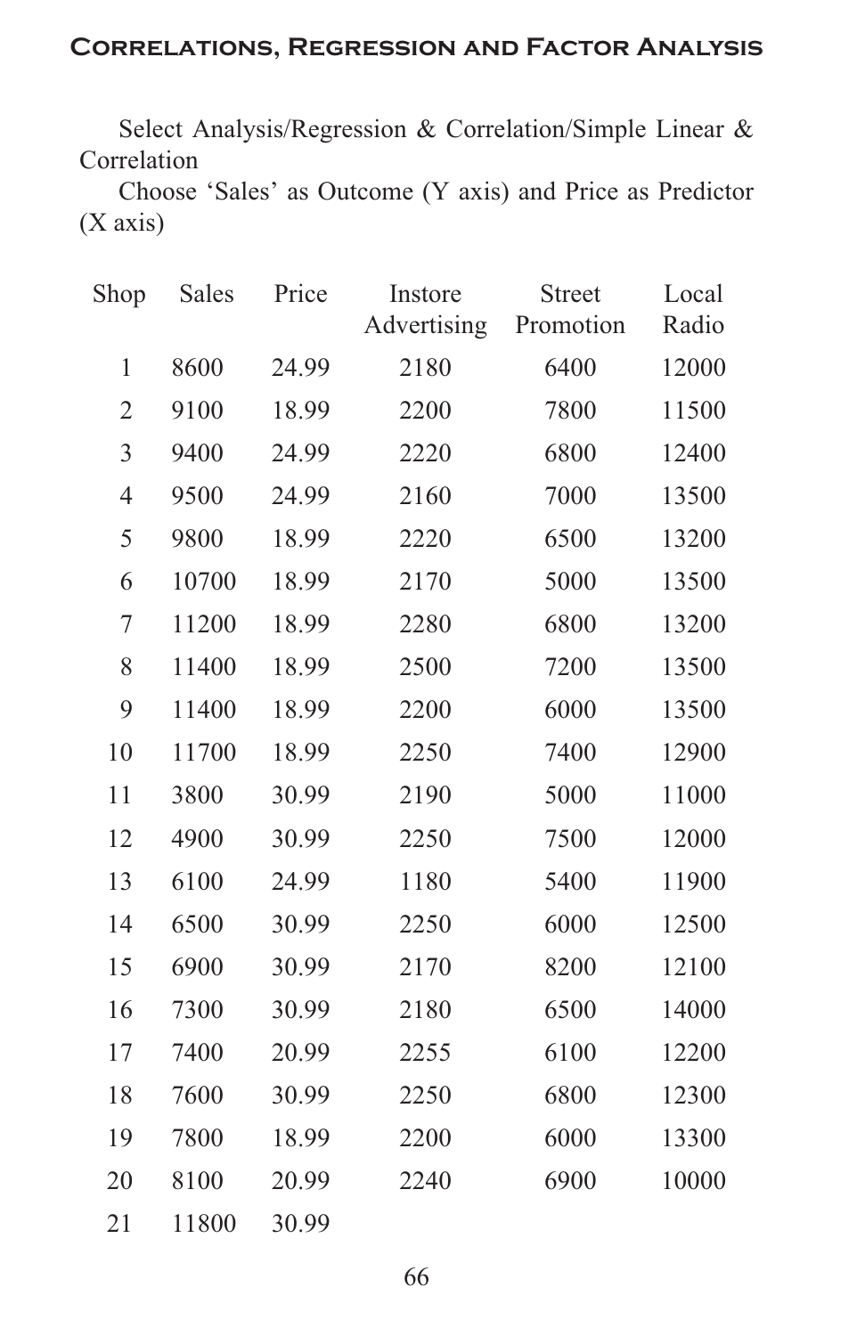Select Analysis/Regression & Correlation/Simple Linear & Correlation

Choose 'Sales' as Outcome (Y axis) and Price as Predictor (X axis)

| Shop | Sales | Price | Instore Advertising | Street Promotion | Local Radio |
|---|---|---|---|---|---|
| 1 | 8600 | 24.99 | 2180 | 6400 | 12000 |
| 2 | 9100 | 18.99 | 2200 | 7800 | 11500 |
| 3 | 9400 | 24.99 | 2220 | 6800 | 12400 |
| 4 | 9500 | 24.99 | 2160 | 7000 | 13500 |
| 5 | 9800 | 18.99 | 2220 | 6500 | 13200 |
| 6 | 10700 | 18.99 | 2170 | 5000 | 13500 |
| 7 | 11200 | 18.99 | 2280 | 6800 | 13200 |
| 8 | 11400 | 18.99 | 2500 | 7200 | 13500 |
| 9 | 11400 | 18.99 | 2200 | 6000 | 13500 |
| 10 | 11700 | 18.99 | 2250 | 7400 | 12900 |
| 11 | 3800 | 30.99 | 2190 | 5000 | 11000 |
| 12 | 4900 | 30.99 | 2250 | 7500 | 12000 |
| 13 | 6100 | 24.99 | 1180 | 5400 | 11900 |
| 14 | 6500 | 30.99 | 2250 | 6000 | 12500 |
| 15 | 6900 | 30.99 | 2170 | 8200 | 12100 |
| 16 | 7300 | 30.99 | 2180 | 6500 | 14000 |
| 17 | 7400 | 20.99 | 2255 | 6100 | 12200 |
| 18 | 7600 | 30.99 | 2250 | 6800 | 12300 |
| 19 | 7800 | 18.99 | 2200 | 6000 | 13300 |
| 20 | 8100 | 20.99 | 2240 | 6900 | 10000 |
| 21 | 11800 | 30.99 | | | |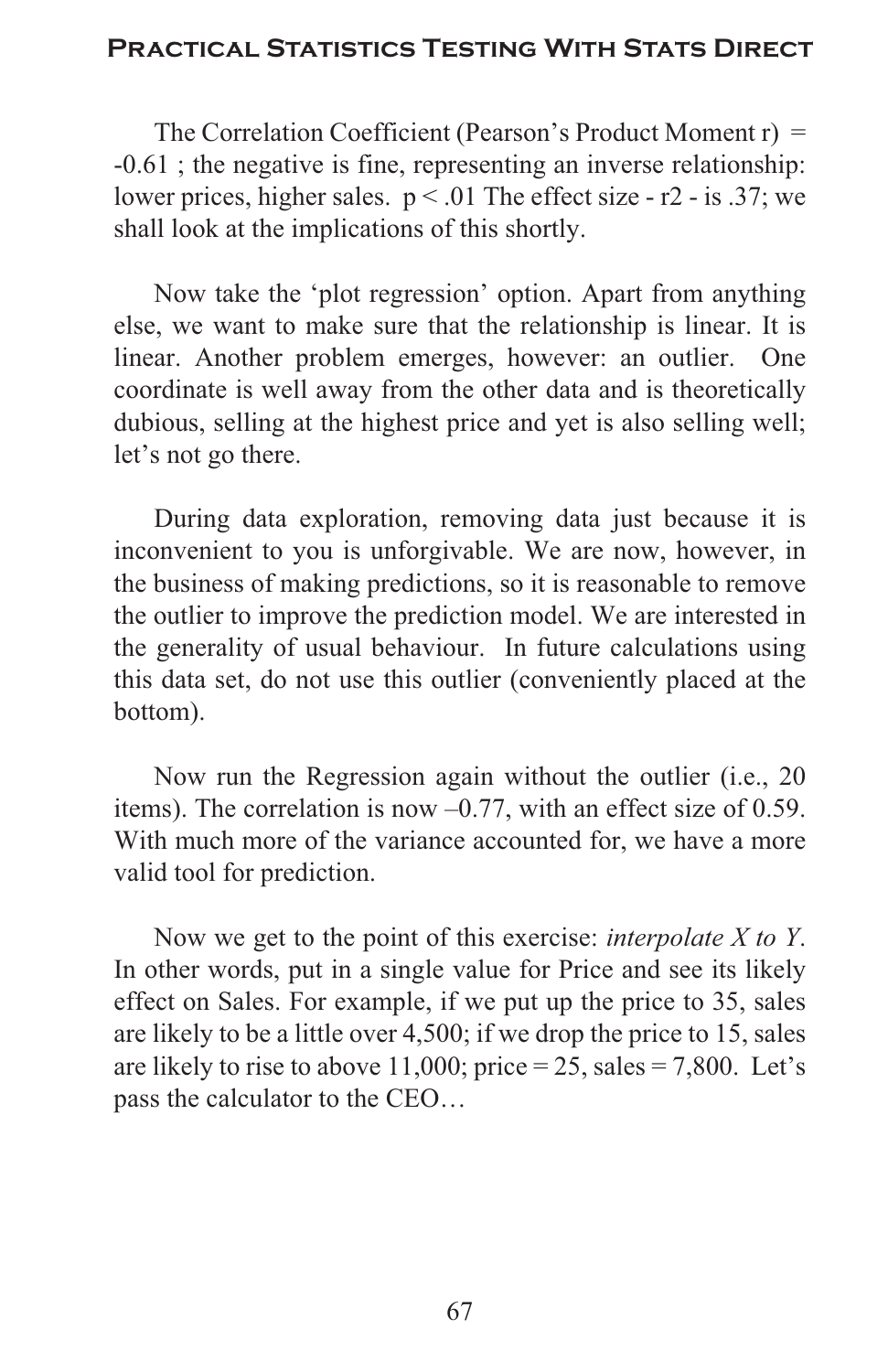The Correlation Coefficient (Pearson's Product Moment r) = -0.61 ; the negative is fine, representing an inverse relationship: lower prices, higher sales. $p < .01$ The effect size - $r^2$ - is .37; we shall look at the implications of this shortly.

Now take the 'plot regression' option. Apart from anything else, we want to make sure that the relationship is linear. It is linear. Another problem emerges, however: an outlier. One coordinate is well away from the other data and is theoretically dubious, selling at the highest price and yet is also selling well; let's not go there.

During data exploration, removing data just because it is inconvenient to you is unforgivable. We are now, however, in the business of making predictions, so it is reasonable to remove the outlier to improve the prediction model. We are interested in the generality of usual behaviour. In future calculations using this data set, do not use this outlier (conveniently placed at the bottom).

Now run the Regression again without the outlier (i.e., 20 items). The correlation is now –0.77, with an effect size of 0.59. With much more of the variance accounted for, we have a more valid tool for prediction.

Now we get to the point of this exercise: *interpolate X to Y*. In other words, put in a single value for Price and see its likely effect on Sales. For example, if we put up the price to 35, sales are likely to be a little over 4,500; if we drop the price to 15, sales are likely to rise to above 11,000; price = 25, sales = 7,800. Let's pass the calculator to the CEO…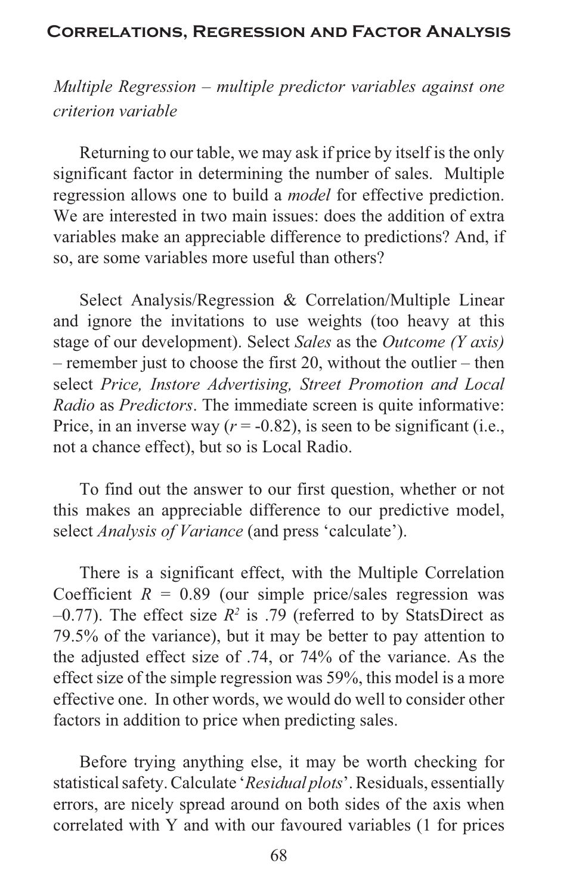*Multiple Regression – multiple predictor variables against one criterion variable*

Returning to our table, we may ask if price by itself is the only significant factor in determining the number of sales. Multiple regression allows one to build a *model* for effective prediction. We are interested in two main issues: does the addition of extra variables make an appreciable difference to predictions? And, if so, are some variables more useful than others?

Select Analysis/Regression & Correlation/Multiple Linear and ignore the invitations to use weights (too heavy at this stage of our development). Select *Sales* as the *Outcome (Y axis)* – remember just to choose the first 20, without the outlier – then select *Price, Instore Advertising, Street Promotion and Local Radio* as *Predictors*. The immediate screen is quite informative: Price, in an inverse way ($r$ = -0.82), is seen to be significant (i.e., not a chance effect), but so is Local Radio.

To find out the answer to our first question, whether or not this makes an appreciable difference to our predictive model, select *Analysis of Variance* (and press 'calculate').

There is a significant effect, with the Multiple Correlation Coefficient $R$ = 0.89 (our simple price/sales regression was –0.77). The effect size $R^2$ is .79 (referred to by StatsDirect as 79.5% of the variance), but it may be better to pay attention to the adjusted effect size of .74, or 74% of the variance. As the effect size of the simple regression was 59%, this model is a more effective one. In other words, we would do well to consider other factors in addition to price when predicting sales.

Before trying anything else, it may be worth checking for statistical safety. Calculate '*Residual plots*'. Residuals, essentially errors, are nicely spread around on both sides of the axis when correlated with Y and with our favoured variables (1 for prices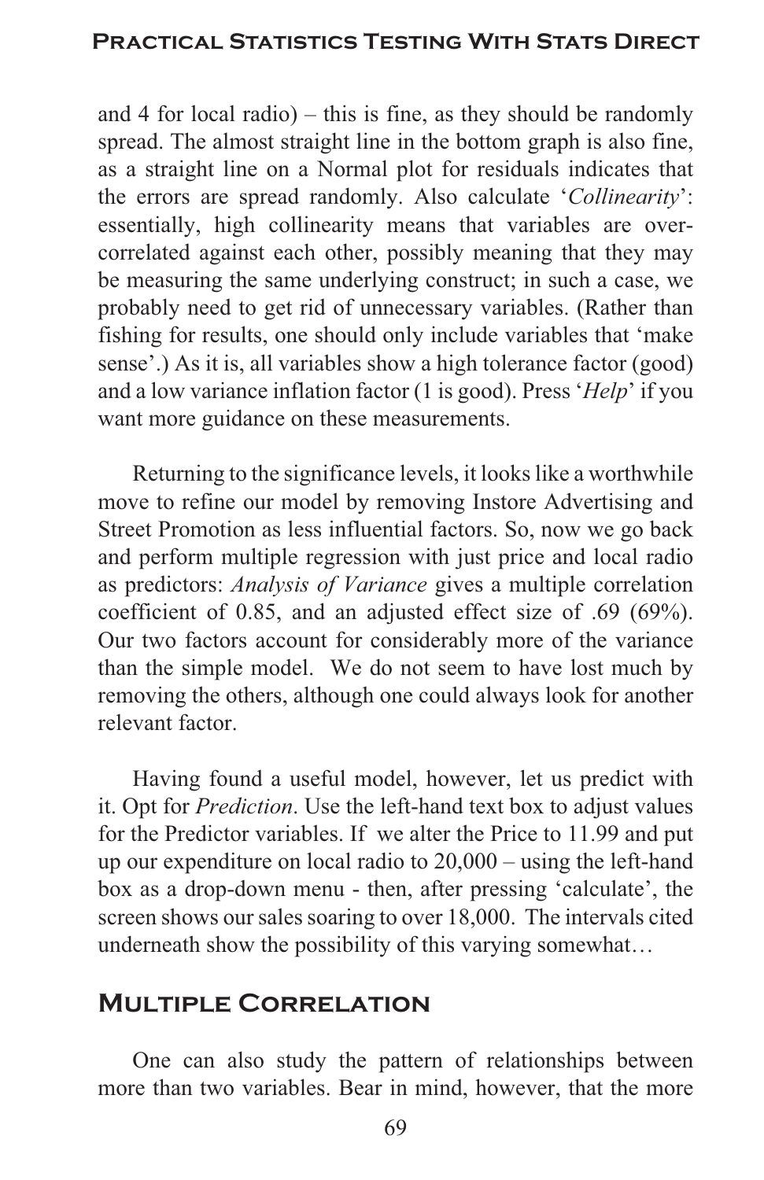and 4 for local radio) – this is fine, as they should be randomly spread. The almost straight line in the bottom graph is also fine, as a straight line on a Normal plot for residuals indicates that the errors are spread randomly. Also calculate '*Collinearity*': essentially, high collinearity means that variables are over-correlated against each other, possibly meaning that they may be measuring the same underlying construct; in such a case, we probably need to get rid of unnecessary variables. (Rather than fishing for results, one should only include variables that 'make sense'.) As it is, all variables show a high tolerance factor (good) and a low variance inflation factor (1 is good). Press '*Help*' if you want more guidance on these measurements.

Returning to the significance levels, it looks like a worthwhile move to refine our model by removing Instore Advertising and Street Promotion as less influential factors. So, now we go back and perform multiple regression with just price and local radio as predictors: *Analysis of Variance* gives a multiple correlation coefficient of 0.85, and an adjusted effect size of .69 (69%). Our two factors account for considerably more of the variance than the simple model. We do not seem to have lost much by removing the others, although one could always look for another relevant factor.

Having found a useful model, however, let us predict with it. Opt for *Prediction*. Use the left-hand text box to adjust values for the Predictor variables. If we alter the Price to 11.99 and put up our expenditure on local radio to 20,000 – using the left-hand box as a drop-down menu - then, after pressing 'calculate', the screen shows our sales soaring to over 18,000. The intervals cited underneath show the possibility of this varying somewhat…

## Multiple Correlation

One can also study the pattern of relationships between more than two variables. Bear in mind, however, that the more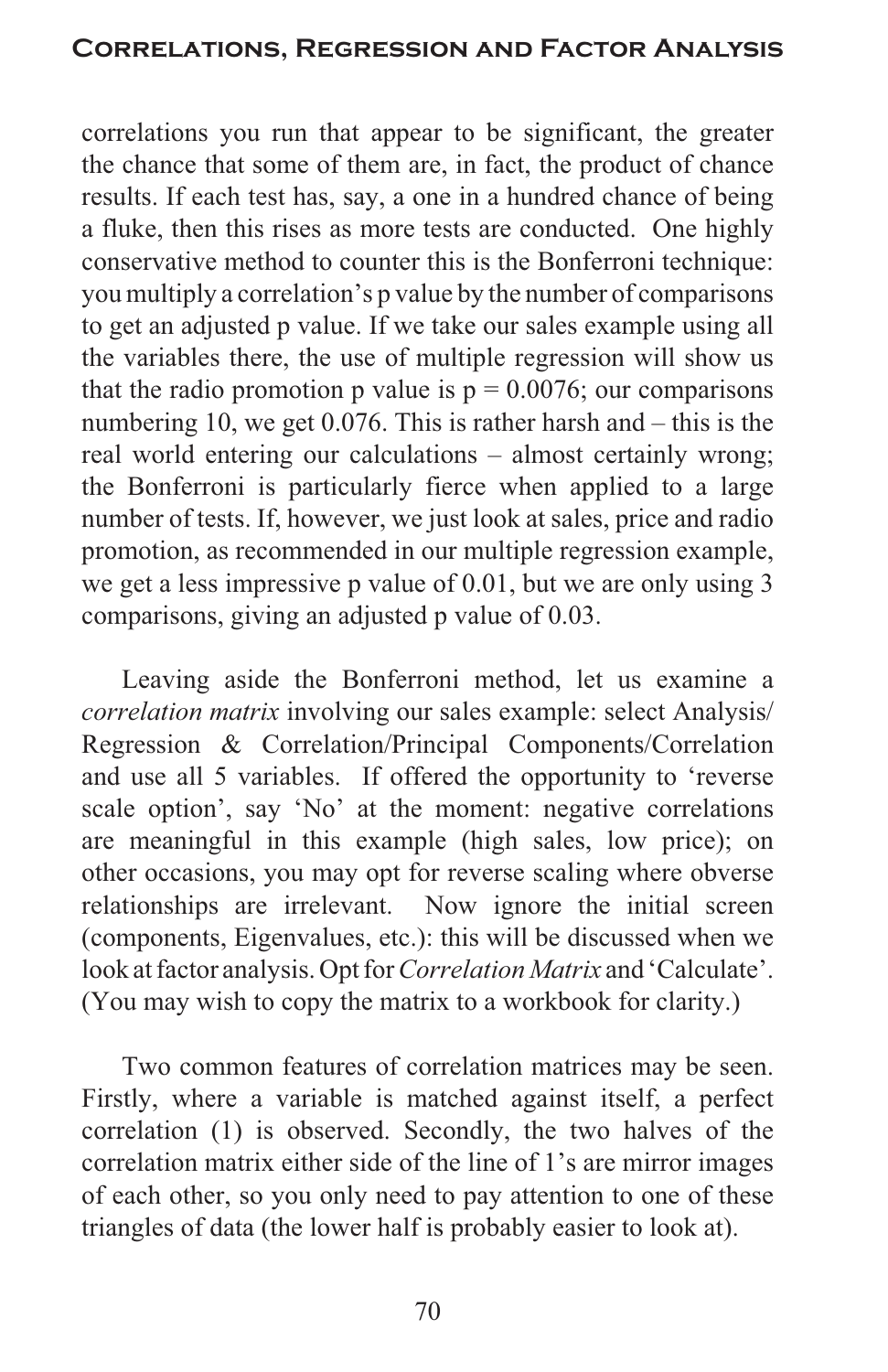correlations you run that appear to be significant, the greater the chance that some of them are, in fact, the product of chance results. If each test has, say, a one in a hundred chance of being a fluke, then this rises as more tests are conducted. One highly conservative method to counter this is the Bonferroni technique: you multiply a correlation's p value by the number of comparisons to get an adjusted p value. If we take our sales example using all the variables there, the use of multiple regression will show us that the radio promotion p value is $p = 0.0076$; our comparisons numbering 10, we get 0.076. This is rather harsh and – this is the real world entering our calculations – almost certainly wrong; the Bonferroni is particularly fierce when applied to a large number of tests. If, however, we just look at sales, price and radio promotion, as recommended in our multiple regression example, we get a less impressive p value of 0.01, but we are only using 3 comparisons, giving an adjusted p value of 0.03.

Leaving aside the Bonferroni method, let us examine a *correlation matrix* involving our sales example: select Analysis/ Regression & Correlation/Principal Components/Correlation and use all 5 variables. If offered the opportunity to 'reverse scale option', say 'No' at the moment: negative correlations are meaningful in this example (high sales, low price); on other occasions, you may opt for reverse scaling where obverse relationships are irrelevant. Now ignore the initial screen (components, Eigenvalues, etc.): this will be discussed when we look at factor analysis. Opt for *Correlation Matrix* and 'Calculate'. (You may wish to copy the matrix to a workbook for clarity.)

Two common features of correlation matrices may be seen. Firstly, where a variable is matched against itself, a perfect correlation (1) is observed. Secondly, the two halves of the correlation matrix either side of the line of 1's are mirror images of each other, so you only need to pay attention to one of these triangles of data (the lower half is probably easier to look at).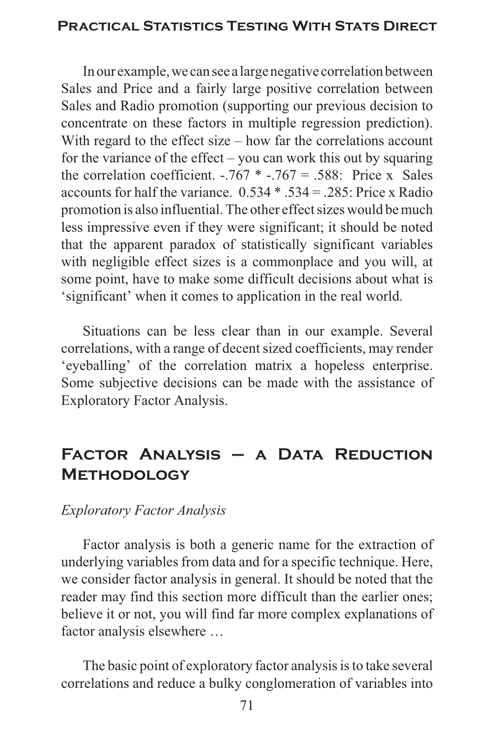In our example, we can see a large negative correlation between Sales and Price and a fairly large positive correlation between Sales and Radio promotion (supporting our previous decision to concentrate on these factors in multiple regression prediction). With regard to the effect size – how far the correlations account for the variance of the effect – you can work this out by squaring the correlation coefficient. -.767 * -.767 = .588: Price x Sales accounts for half the variance. 0.534 * .534 = .285: Price x Radio promotion is also influential. The other effect sizes would be much less impressive even if they were significant; it should be noted that the apparent paradox of statistically significant variables with negligible effect sizes is a commonplace and you will, at some point, have to make some difficult decisions about what is 'significant' when it comes to application in the real world.

Situations can be less clear than in our example. Several correlations, with a range of decent sized coefficients, may render 'eyeballing' of the correlation matrix a hopeless enterprise. Some subjective decisions can be made with the assistance of Exploratory Factor Analysis.

## Factor Analysis – a Data Reduction Methodology

*Exploratory Factor Analysis*

Factor analysis is both a generic name for the extraction of underlying variables from data and for a specific technique. Here, we consider factor analysis in general. It should be noted that the reader may find this section more difficult than the earlier ones; believe it or not, you will find far more complex explanations of factor analysis elsewhere …

The basic point of exploratory factor analysis is to take several correlations and reduce a bulky conglomeration of variables into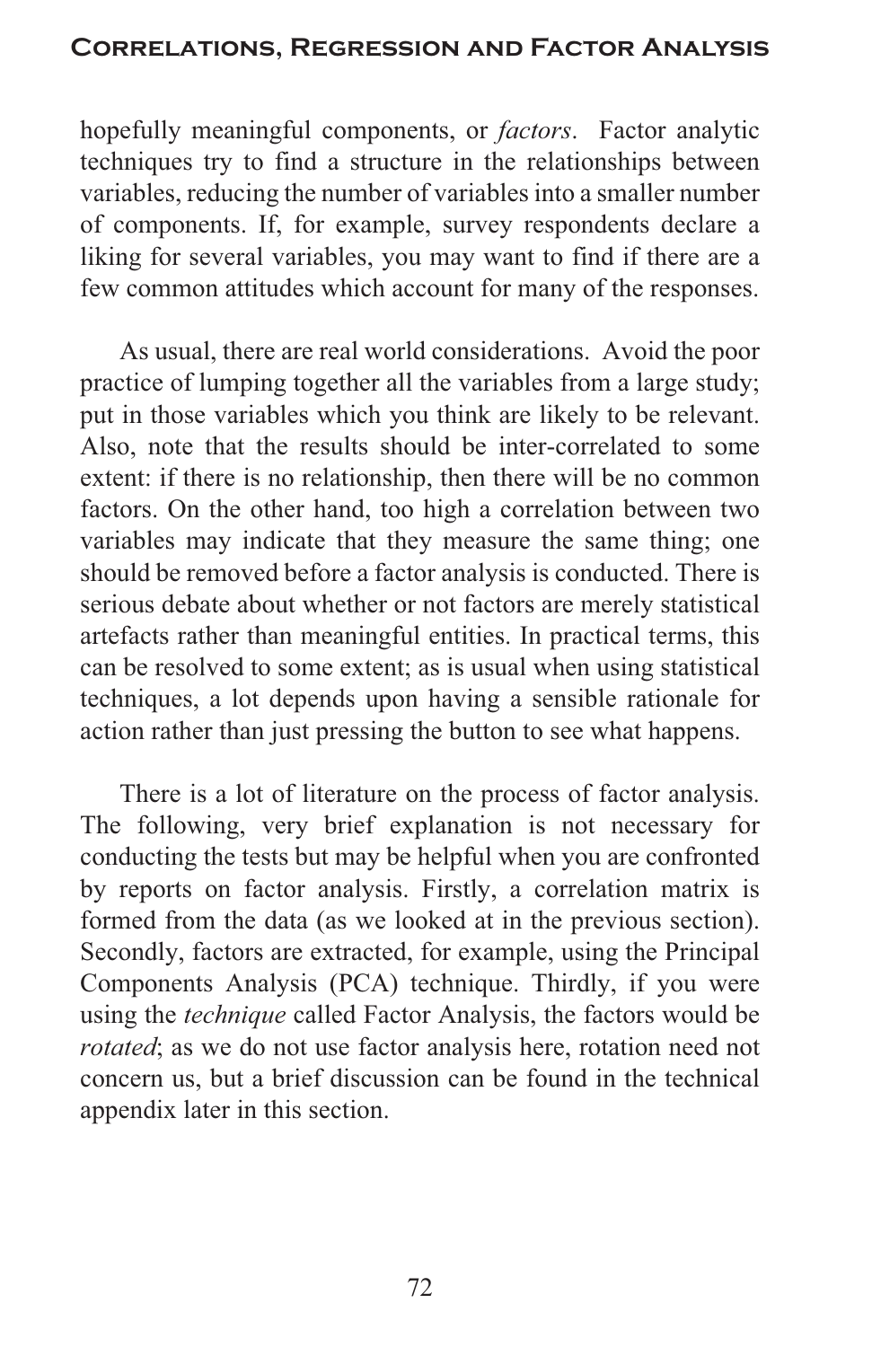hopefully meaningful components, or *factors*. Factor analytic techniques try to find a structure in the relationships between variables, reducing the number of variables into a smaller number of components. If, for example, survey respondents declare a liking for several variables, you may want to find if there are a few common attitudes which account for many of the responses.

As usual, there are real world considerations. Avoid the poor practice of lumping together all the variables from a large study; put in those variables which you think are likely to be relevant. Also, note that the results should be inter-correlated to some extent: if there is no relationship, then there will be no common factors. On the other hand, too high a correlation between two variables may indicate that they measure the same thing; one should be removed before a factor analysis is conducted. There is serious debate about whether or not factors are merely statistical artefacts rather than meaningful entities. In practical terms, this can be resolved to some extent; as is usual when using statistical techniques, a lot depends upon having a sensible rationale for action rather than just pressing the button to see what happens.

There is a lot of literature on the process of factor analysis. The following, very brief explanation is not necessary for conducting the tests but may be helpful when you are confronted by reports on factor analysis. Firstly, a correlation matrix is formed from the data (as we looked at in the previous section). Secondly, factors are extracted, for example, using the Principal Components Analysis (PCA) technique. Thirdly, if you were using the *technique* called Factor Analysis, the factors would be *rotated*; as we do not use factor analysis here, rotation need not concern us, but a brief discussion can be found in the technical appendix later in this section.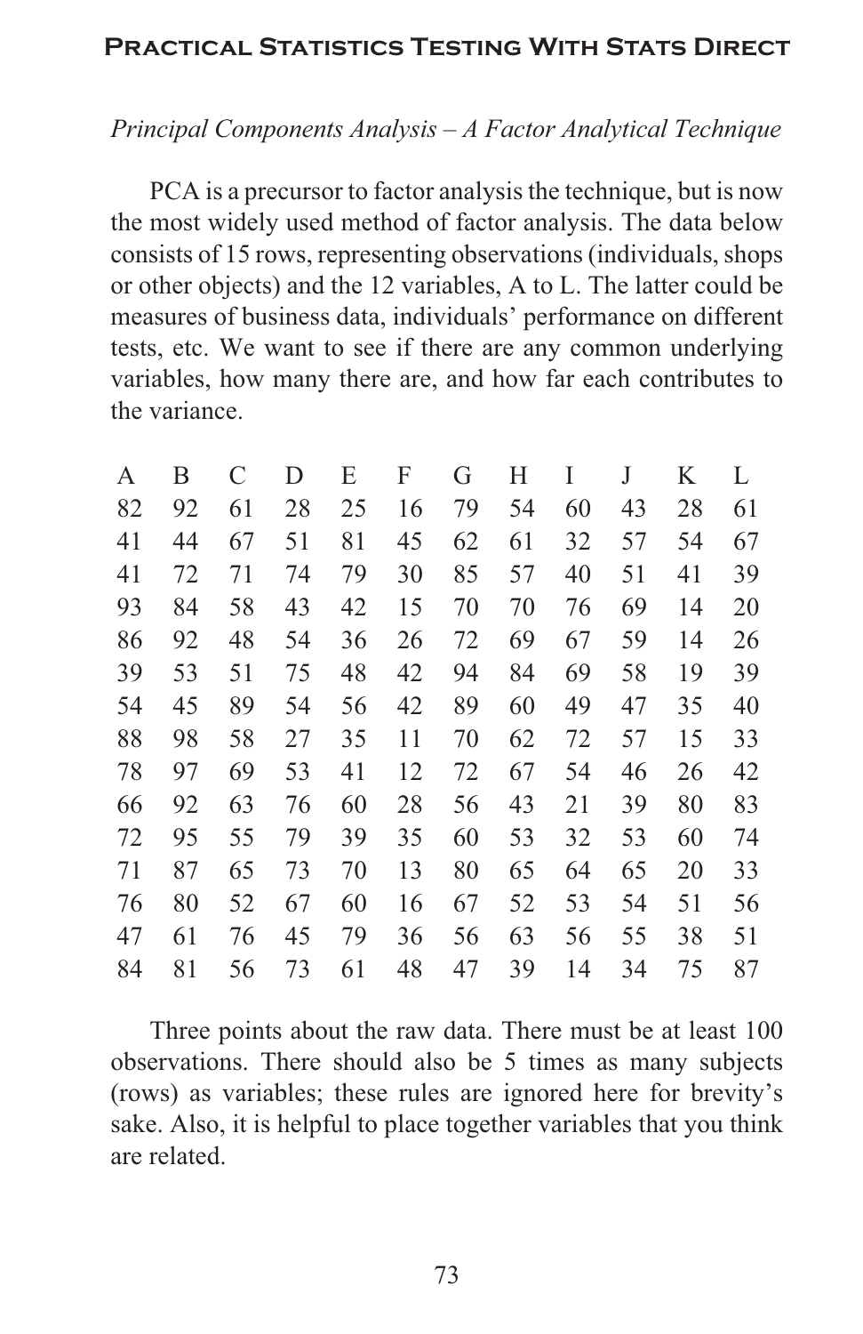*Principal Components Analysis – A Factor Analytical Technique*

PCA is a precursor to factor analysis the technique, but is now the most widely used method of factor analysis. The data below consists of 15 rows, representing observations (individuals, shops or other objects) and the 12 variables, A to L. The latter could be measures of business data, individuals' performance on different tests, etc. We want to see if there are any common underlying variables, how many there are, and how far each contributes to the variance.

| A | B | C | D | E | F | G | H | I | J | K | L |
|---|---|---|---|---|---|---|---|---|---|---|---|
| 82 | 92 | 61 | 28 | 25 | 16 | 79 | 54 | 60 | 43 | 28 | 61 |
| 41 | 44 | 67 | 51 | 81 | 45 | 62 | 61 | 32 | 57 | 54 | 67 |
| 41 | 72 | 71 | 74 | 79 | 30 | 85 | 57 | 40 | 51 | 41 | 39 |
| 93 | 84 | 58 | 43 | 42 | 15 | 70 | 70 | 76 | 69 | 14 | 20 |
| 86 | 92 | 48 | 54 | 36 | 26 | 72 | 69 | 67 | 59 | 14 | 26 |
| 39 | 53 | 51 | 75 | 48 | 42 | 94 | 84 | 69 | 58 | 19 | 39 |
| 54 | 45 | 89 | 54 | 56 | 42 | 89 | 60 | 49 | 47 | 35 | 40 |
| 88 | 98 | 58 | 27 | 35 | 11 | 70 | 62 | 72 | 57 | 15 | 33 |
| 78 | 97 | 69 | 53 | 41 | 12 | 72 | 67 | 54 | 46 | 26 | 42 |
| 66 | 92 | 63 | 76 | 60 | 28 | 56 | 43 | 21 | 39 | 80 | 83 |
| 72 | 95 | 55 | 79 | 39 | 35 | 60 | 53 | 32 | 53 | 60 | 74 |
| 71 | 87 | 65 | 73 | 70 | 13 | 80 | 65 | 64 | 65 | 20 | 33 |
| 76 | 80 | 52 | 67 | 60 | 16 | 67 | 52 | 53 | 54 | 51 | 56 |
| 47 | 61 | 76 | 45 | 79 | 36 | 56 | 63 | 56 | 55 | 38 | 51 |
| 84 | 81 | 56 | 73 | 61 | 48 | 47 | 39 | 14 | 34 | 75 | 87 |

Three points about the raw data. There must be at least 100 observations. There should also be 5 times as many subjects (rows) as variables; these rules are ignored here for brevity's sake. Also, it is helpful to place together variables that you think are related.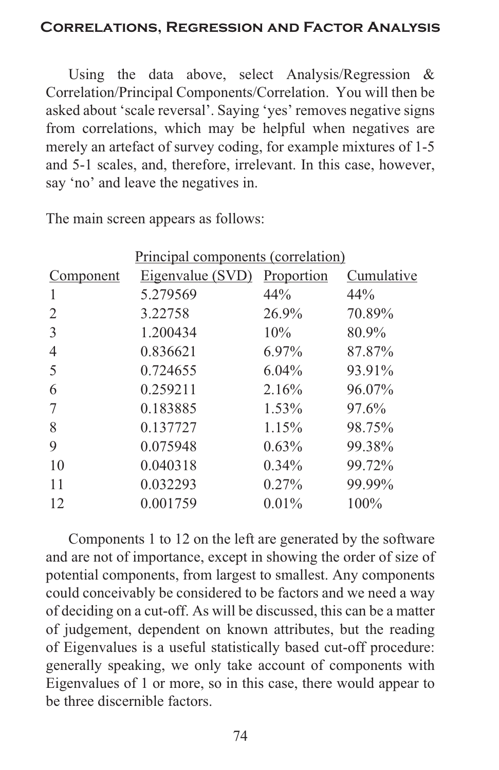Using the data above, select Analysis/Regression & Correlation/Principal Components/Correlation. You will then be asked about 'scale reversal'. Saying 'yes' removes negative signs from correlations, which may be helpful when negatives are merely an artefact of survey coding, for example mixtures of 1-5 and 5-1 scales, and, therefore, irrelevant. In this case, however, say 'no' and leave the negatives in.

The main screen appears as follows:

Principal components (correlation)

| Component | Eigenvalue (SVD) | Proportion | Cumulative |
|---|---|---|---|
| 1 | 5.279569 | 44% | 44% |
| 2 | 3.22758 | 26.9% | 70.89% |
| 3 | 1.200434 | 10% | 80.9% |
| 4 | 0.836621 | 6.97% | 87.87% |
| 5 | 0.724655 | 6.04% | 93.91% |
| 6 | 0.259211 | 2.16% | 96.07% |
| 7 | 0.183885 | 1.53% | 97.6% |
| 8 | 0.137727 | 1.15% | 98.75% |
| 9 | 0.075948 | 0.63% | 99.38% |
| 10 | 0.040318 | 0.34% | 99.72% |
| 11 | 0.032293 | 0.27% | 99.99% |
| 12 | 0.001759 | 0.01% | 100% |

Components 1 to 12 on the left are generated by the software and are not of importance, except in showing the order of size of potential components, from largest to smallest. Any components could conceivably be considered to be factors and we need a way of deciding on a cut-off. As will be discussed, this can be a matter of judgement, dependent on known attributes, but the reading of Eigenvalues is a useful statistically based cut-off procedure: generally speaking, we only take account of components with Eigenvalues of 1 or more, so in this case, there would appear to be three discernible factors.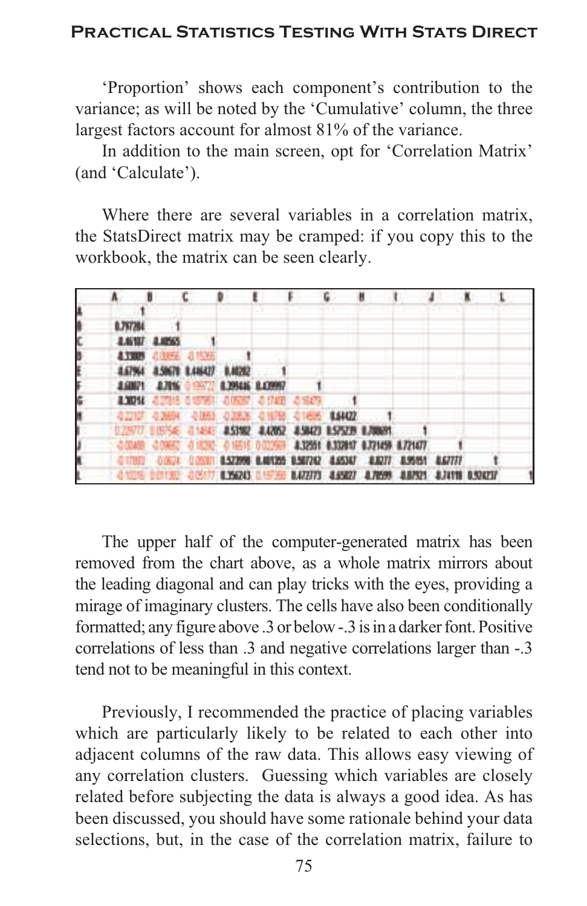'Proportion' shows each component's contribution to the variance; as will be noted by the 'Cumulative' column, the three largest factors account for almost 81% of the variance.

In addition to the main screen, opt for 'Correlation Matrix' (and 'Calculate').

Where there are several variables in a correlation matrix, the StatsDirect matrix may be cramped: if you copy this to the workbook, the matrix can be seen clearly.

The upper half of the computer-generated matrix has been removed from the chart above, as a whole matrix mirrors about the leading diagonal and can play tricks with the eyes, providing a mirage of imaginary clusters. The cells have also been conditionally formatted; any figure above .3 or below -.3 is in a darker font. Positive correlations of less than .3 and negative correlations larger than -.3 tend not to be meaningful in this context.

Previously, I recommended the practice of placing variables which are particularly likely to be related to each other into adjacent columns of the raw data. This allows easy viewing of any correlation clusters. Guessing which variables are closely related before subjecting the data is always a good idea. As has been discussed, you should have some rationale behind your data selections, but, in the case of the correlation matrix, failure to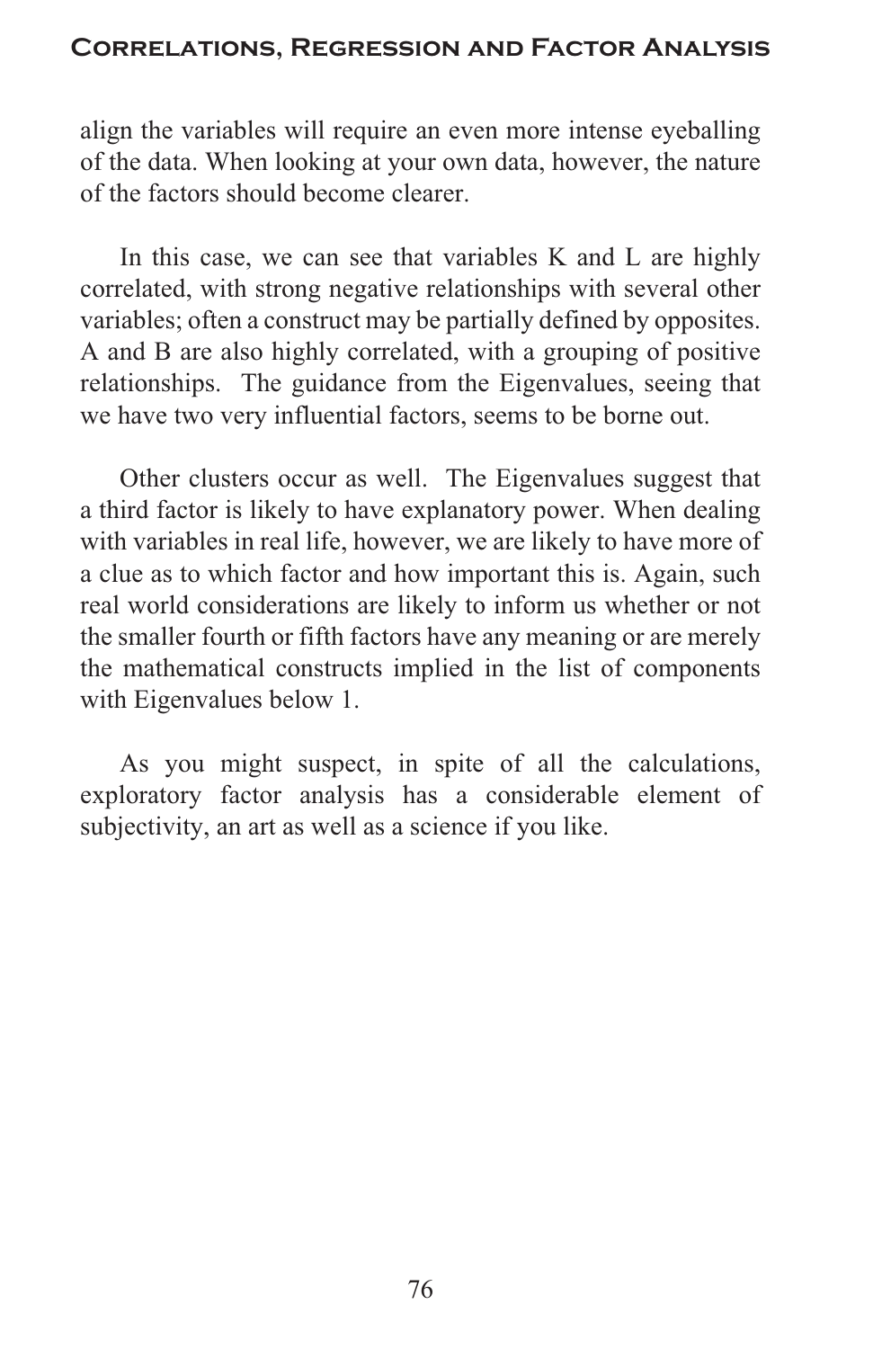align the variables will require an even more intense eyeballing of the data. When looking at your own data, however, the nature of the factors should become clearer.

In this case, we can see that variables K and L are highly correlated, with strong negative relationships with several other variables; often a construct may be partially defined by opposites. A and B are also highly correlated, with a grouping of positive relationships. The guidance from the Eigenvalues, seeing that we have two very influential factors, seems to be borne out.

Other clusters occur as well. The Eigenvalues suggest that a third factor is likely to have explanatory power. When dealing with variables in real life, however, we are likely to have more of a clue as to which factor and how important this is. Again, such real world considerations are likely to inform us whether or not the smaller fourth or fifth factors have any meaning or are merely the mathematical constructs implied in the list of components with Eigenvalues below 1.

As you might suspect, in spite of all the calculations, exploratory factor analysis has a considerable element of subjectivity, an art as well as a science if you like.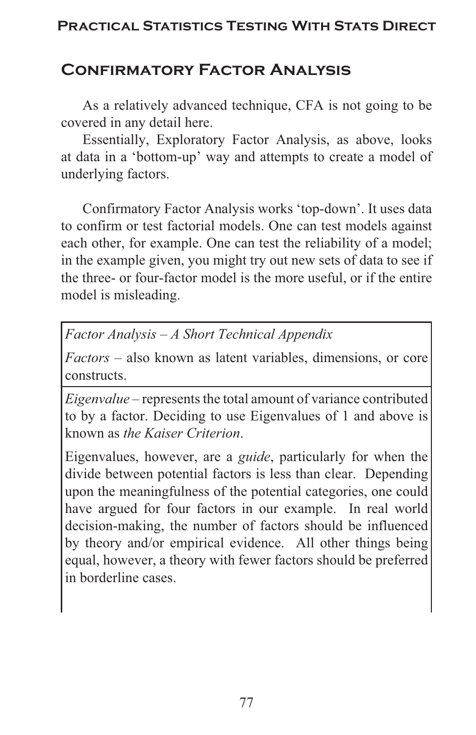## Confirmatory Factor Analysis

As a relatively advanced technique, CFA is not going to be covered in any detail here.

Essentially, Exploratory Factor Analysis, as above, looks at data in a 'bottom-up' way and attempts to create a model of underlying factors.

Confirmatory Factor Analysis works 'top-down'. It uses data to confirm or test factorial models. One can test models against each other, for example. One can test the reliability of a model; in the example given, you might try out new sets of data to see if the three- or four-factor model is the more useful, or if the entire model is misleading.

> *Factor Analysis – A Short Technical Appendix*
>
> *Factors* – also known as latent variables, dimensions, or core constructs.
>
> *Eigenvalue* – represents the total amount of variance contributed to by a factor. Deciding to use Eigenvalues of 1 and above is known as *the Kaiser Criterion*.
>
> Eigenvalues, however, are a *guide*, particularly for when the divide between potential factors is less than clear. Depending upon the meaningfulness of the potential categories, one could have argued for four factors in our example. In real world decision-making, the number of factors should be influenced by theory and/or empirical evidence. All other things being equal, however, a theory with fewer factors should be preferred in borderline cases.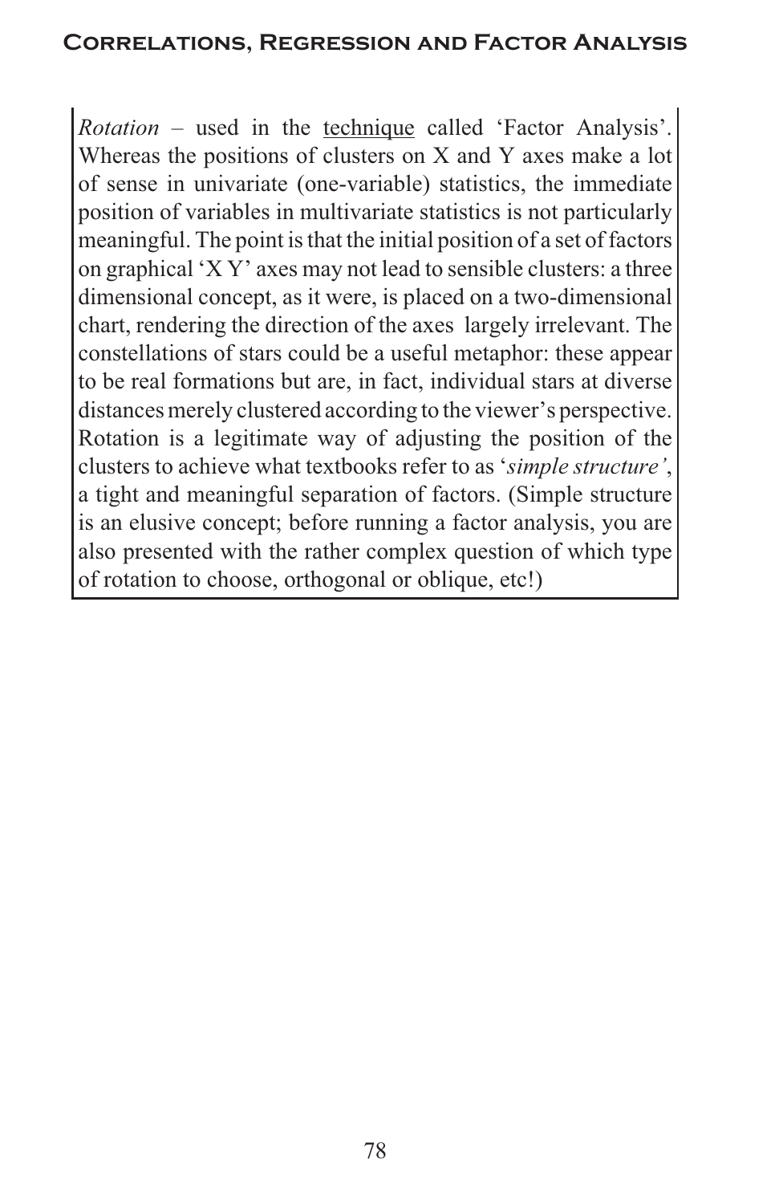*Rotation* – used in the <u>technique</u> called 'Factor Analysis'. Whereas the positions of clusters on X and Y axes make a lot of sense in univariate (one-variable) statistics, the immediate position of variables in multivariate statistics is not particularly meaningful. The point is that the initial position of a set of factors on graphical 'X Y' axes may not lead to sensible clusters: a three dimensional concept, as it were, is placed on a two-dimensional chart, rendering the direction of the axes largely irrelevant. The constellations of stars could be a useful metaphor: these appear to be real formations but are, in fact, individual stars at diverse distances merely clustered according to the viewer's perspective. Rotation is a legitimate way of adjusting the position of the clusters to achieve what textbooks refer to as '*simple structure'*, a tight and meaningful separation of factors. (Simple structure is an elusive concept; before running a factor analysis, you are also presented with the rather complex question of which type of rotation to choose, orthogonal or oblique, etc!)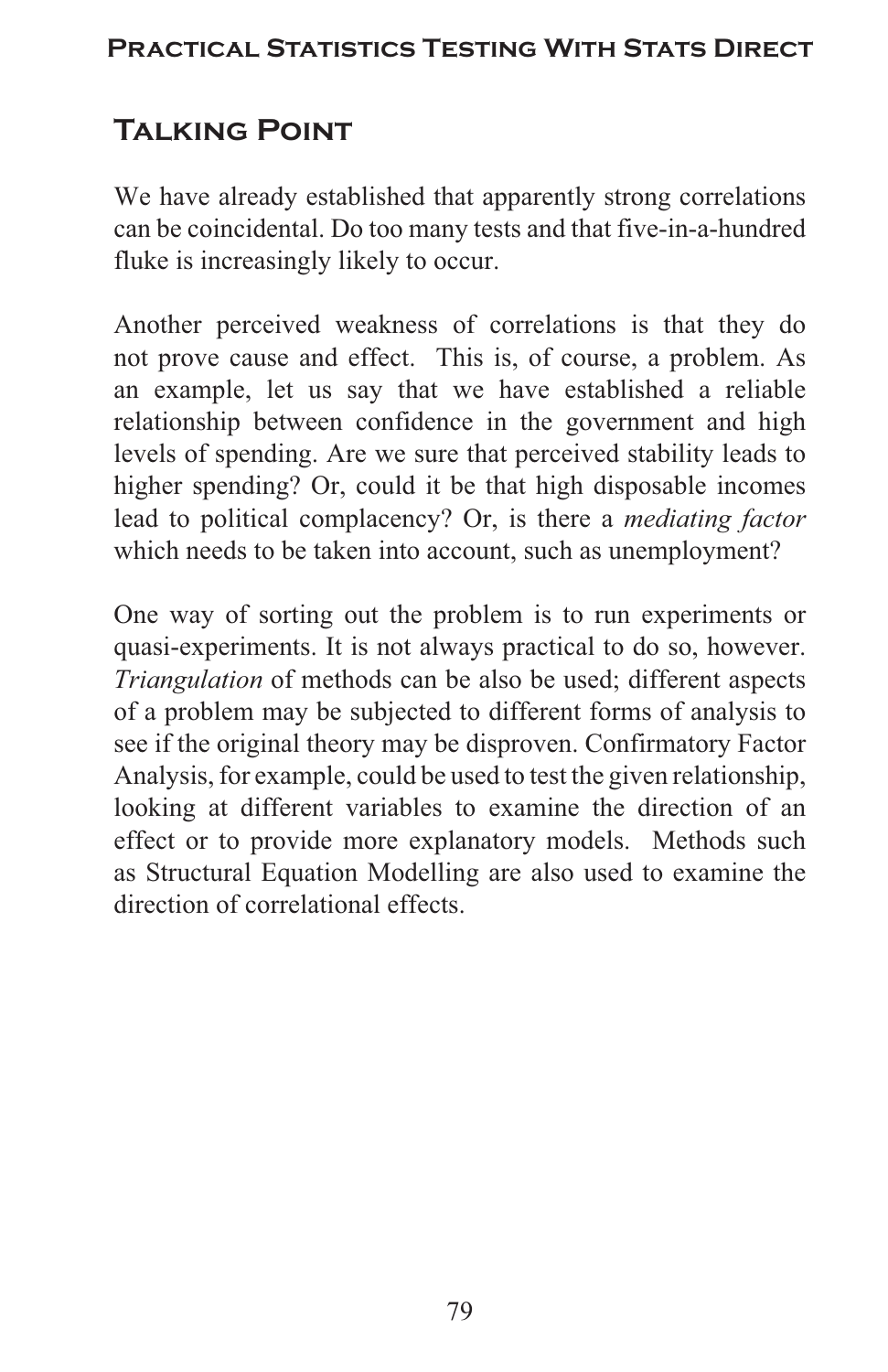## Talking Point

We have already established that apparently strong correlations can be coincidental. Do too many tests and that five-in-a-hundred fluke is increasingly likely to occur.

Another perceived weakness of correlations is that they do not prove cause and effect. This is, of course, a problem. As an example, let us say that we have established a reliable relationship between confidence in the government and high levels of spending. Are we sure that perceived stability leads to higher spending? Or, could it be that high disposable incomes lead to political complacency? Or, is there a *mediating factor* which needs to be taken into account, such as unemployment?

One way of sorting out the problem is to run experiments or quasi-experiments. It is not always practical to do so, however. *Triangulation* of methods can be also be used; different aspects of a problem may be subjected to different forms of analysis to see if the original theory may be disproven. Confirmatory Factor Analysis, for example, could be used to test the given relationship, looking at different variables to examine the direction of an effect or to provide more explanatory models. Methods such as Structural Equation Modelling are also used to examine the direction of correlational effects.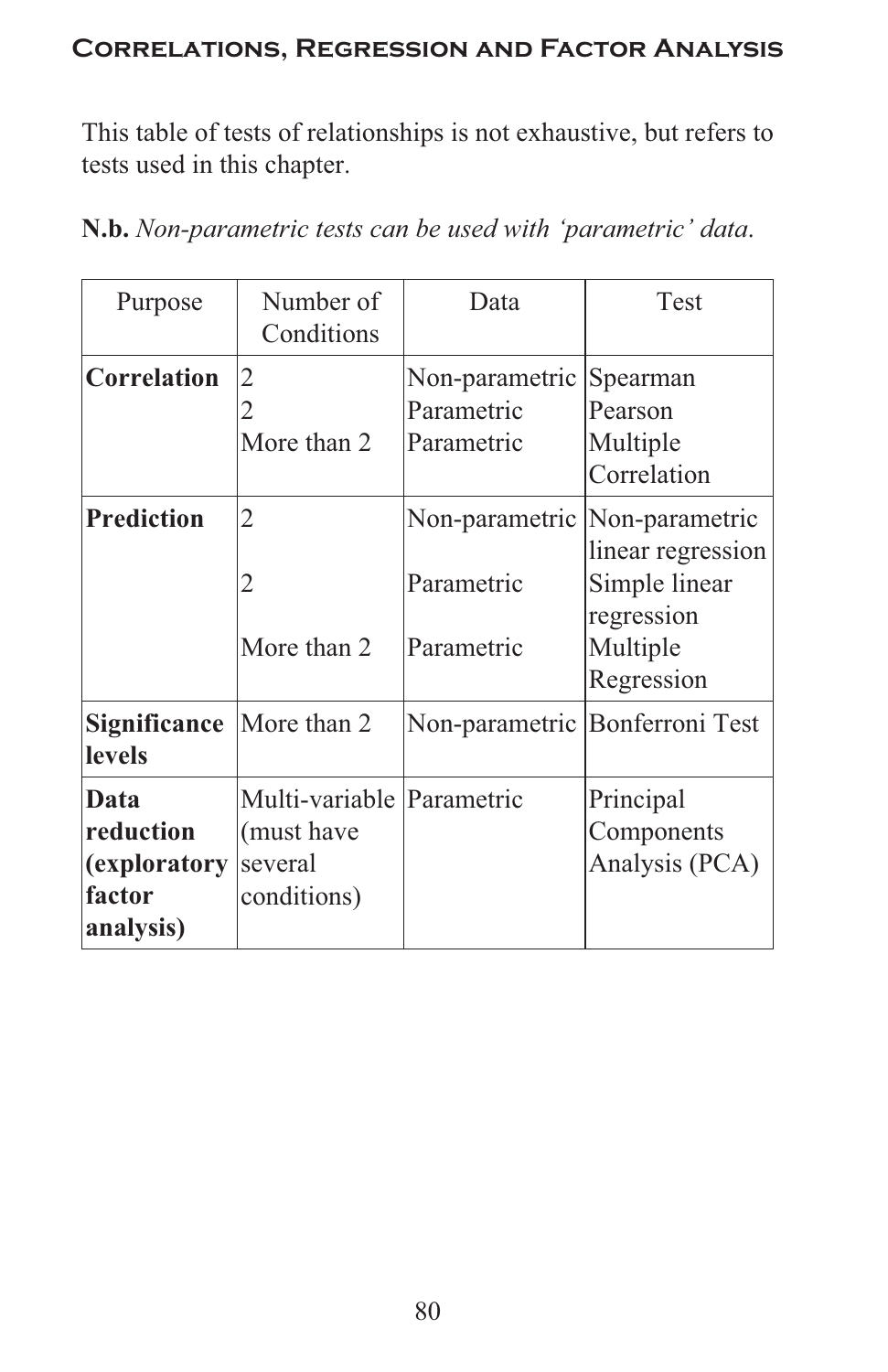This table of tests of relationships is not exhaustive, but refers to tests used in this chapter.

**N.b.** *Non-parametric tests can be used with 'parametric' data.*

| Purpose | Number of Conditions | Data | Test |
|---|---|---|---|
| **Correlation** | 2 | Non-parametric | Spearman |
| | 2 | Parametric | Pearson |
| | More than 2 | Parametric | Multiple Correlation |
| **Prediction** | 2 | Non-parametric | Non-parametric linear regression |
| | 2 | Parametric | Simple linear regression |
| | More than 2 | Parametric | Multiple Regression |
| **Significance levels** | More than 2 | Non-parametric | Bonferroni Test |
| **Data reduction (exploratory factor analysis)** | Multi-variable (must have several conditions) | Parametric | Principal Components Analysis (PCA) |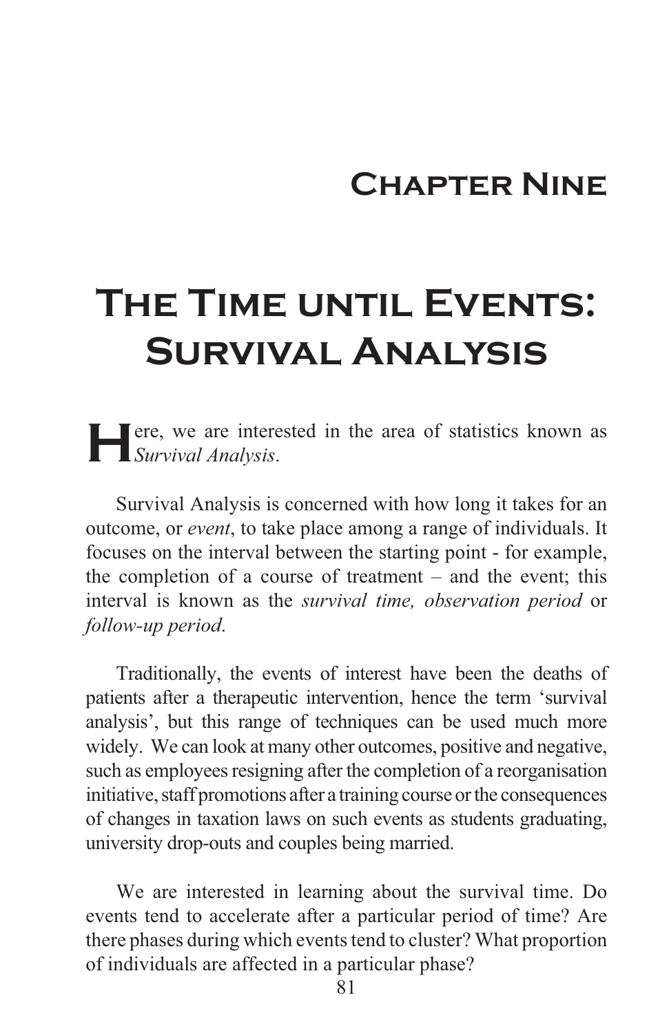# Chapter Nine

# The Time until Events: Survival Analysis

Here, we are interested in the area of statistics known as *Survival Analysis*.

Survival Analysis is concerned with how long it takes for an outcome, or *event*, to take place among a range of individuals. It focuses on the interval between the starting point - for example, the completion of a course of treatment – and the event; this interval is known as the *survival time, observation period* or *follow-up period*.

Traditionally, the events of interest have been the deaths of patients after a therapeutic intervention, hence the term 'survival analysis', but this range of techniques can be used much more widely. We can look at many other outcomes, positive and negative, such as employees resigning after the completion of a reorganisation initiative, staff promotions after a training course or the consequences of changes in taxation laws on such events as students graduating, university drop-outs and couples being married.

We are interested in learning about the survival time. Do events tend to accelerate after a particular period of time? Are there phases during which events tend to cluster? What proportion of individuals are affected in a particular phase?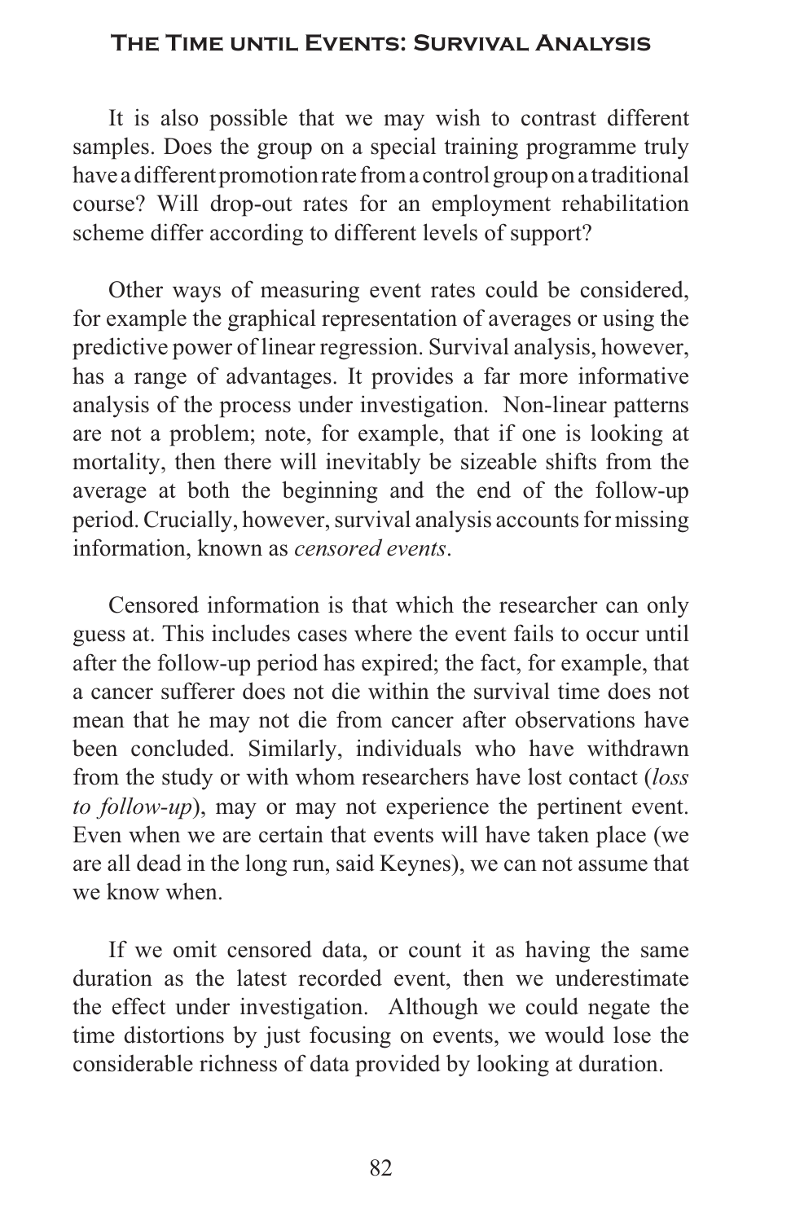It is also possible that we may wish to contrast different samples. Does the group on a special training programme truly have a different promotion rate from a control group on a traditional course? Will drop-out rates for an employment rehabilitation scheme differ according to different levels of support?

Other ways of measuring event rates could be considered, for example the graphical representation of averages or using the predictive power of linear regression. Survival analysis, however, has a range of advantages. It provides a far more informative analysis of the process under investigation. Non-linear patterns are not a problem; note, for example, that if one is looking at mortality, then there will inevitably be sizeable shifts from the average at both the beginning and the end of the follow-up period. Crucially, however, survival analysis accounts for missing information, known as *censored events*.

Censored information is that which the researcher can only guess at. This includes cases where the event fails to occur until after the follow-up period has expired; the fact, for example, that a cancer sufferer does not die within the survival time does not mean that he may not die from cancer after observations have been concluded. Similarly, individuals who have withdrawn from the study or with whom researchers have lost contact (*loss to follow-up*), may or may not experience the pertinent event. Even when we are certain that events will have taken place (we are all dead in the long run, said Keynes), we can not assume that we know when.

If we omit censored data, or count it as having the same duration as the latest recorded event, then we underestimate the effect under investigation. Although we could negate the time distortions by just focusing on events, we would lose the considerable richness of data provided by looking at duration.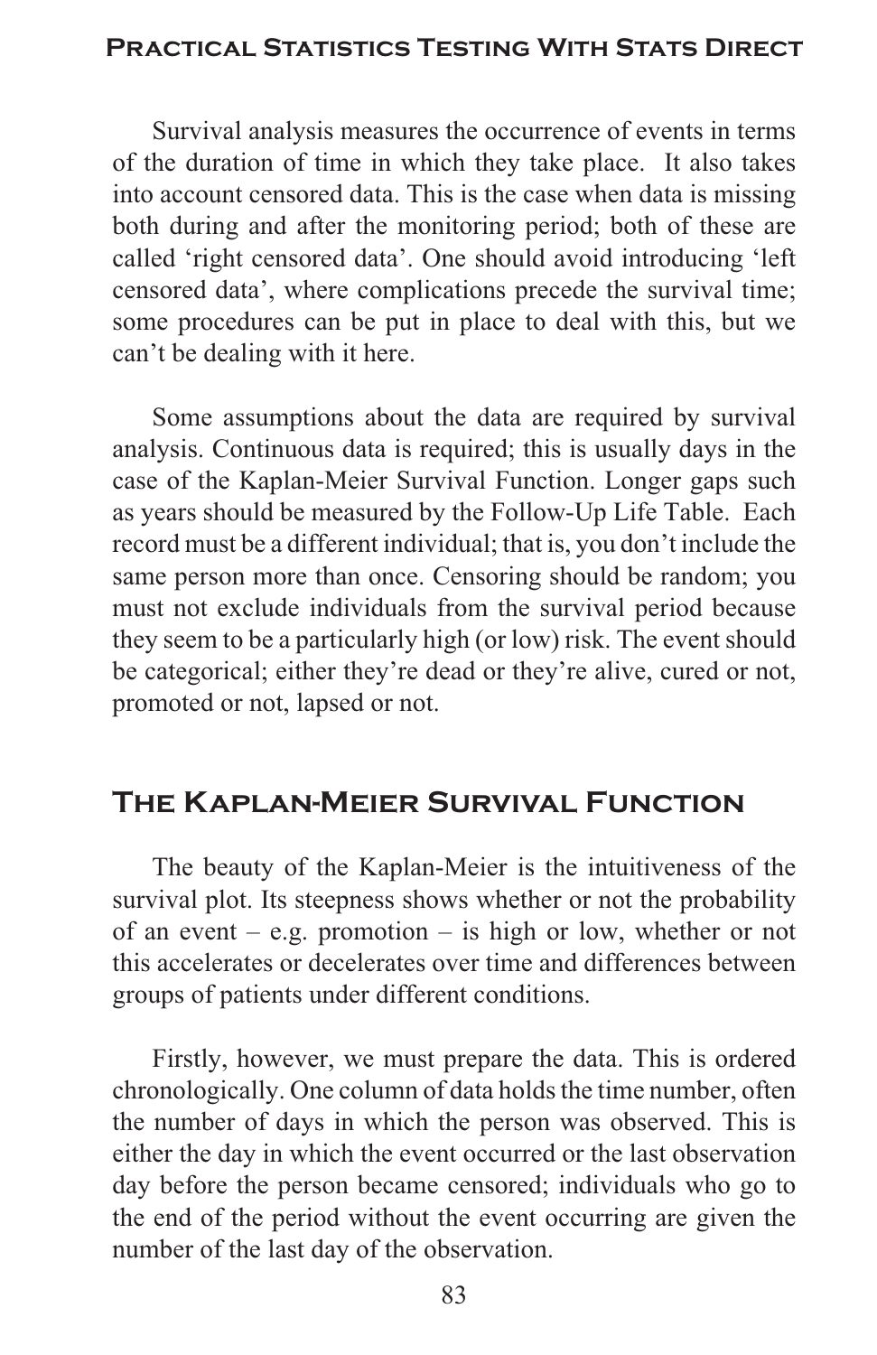Survival analysis measures the occurrence of events in terms of the duration of time in which they take place. It also takes into account censored data. This is the case when data is missing both during and after the monitoring period; both of these are called 'right censored data'. One should avoid introducing 'left censored data', where complications precede the survival time; some procedures can be put in place to deal with this, but we can't be dealing with it here.

Some assumptions about the data are required by survival analysis. Continuous data is required; this is usually days in the case of the Kaplan-Meier Survival Function. Longer gaps such as years should be measured by the Follow-Up Life Table. Each record must be a different individual; that is, you don't include the same person more than once. Censoring should be random; you must not exclude individuals from the survival period because they seem to be a particularly high (or low) risk. The event should be categorical; either they're dead or they're alive, cured or not, promoted or not, lapsed or not.

## The Kaplan-Meier Survival Function

The beauty of the Kaplan-Meier is the intuitiveness of the survival plot. Its steepness shows whether or not the probability of an event – e.g. promotion – is high or low, whether or not this accelerates or decelerates over time and differences between groups of patients under different conditions.

Firstly, however, we must prepare the data. This is ordered chronologically. One column of data holds the time number, often the number of days in which the person was observed. This is either the day in which the event occurred or the last observation day before the person became censored; individuals who go to the end of the period without the event occurring are given the number of the last day of the observation.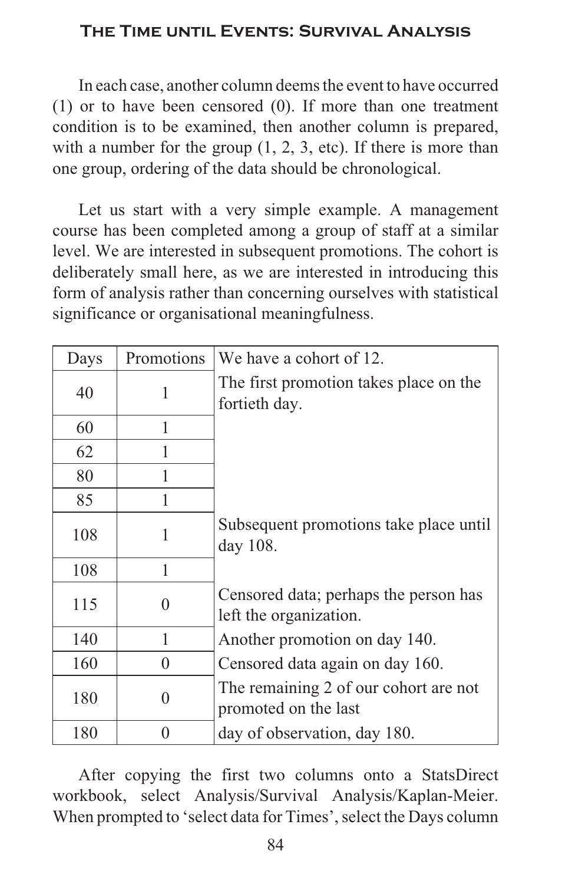In each case, another column deems the event to have occurred (1) or to have been censored (0). If more than one treatment condition is to be examined, then another column is prepared, with a number for the group (1, 2, 3, etc). If there is more than one group, ordering of the data should be chronological.

Let us start with a very simple example. A management course has been completed among a group of staff at a similar level. We are interested in subsequent promotions. The cohort is deliberately small here, as we are interested in introducing this form of analysis rather than concerning ourselves with statistical significance or organisational meaningfulness.

| Days | Promotions | We have a cohort of 12. |
|---|---|---|
| 40 | 1 | The first promotion takes place on the fortieth day. |
| 60 | 1 | |
| 62 | 1 | |
| 80 | 1 | |
| 85 | 1 | |
| 108 | 1 | Subsequent promotions take place until day 108. |
| 108 | 1 | |
| 115 | 0 | Censored data; perhaps the person has left the organization. |
| 140 | 1 | Another promotion on day 140. |
| 160 | 0 | Censored data again on day 160. |
| 180 | 0 | The remaining 2 of our cohort are not promoted on the last |
| 180 | 0 | day of observation, day 180. |

After copying the first two columns onto a StatsDirect workbook, select Analysis/Survival Analysis/Kaplan-Meier. When prompted to 'select data for Times', select the Days column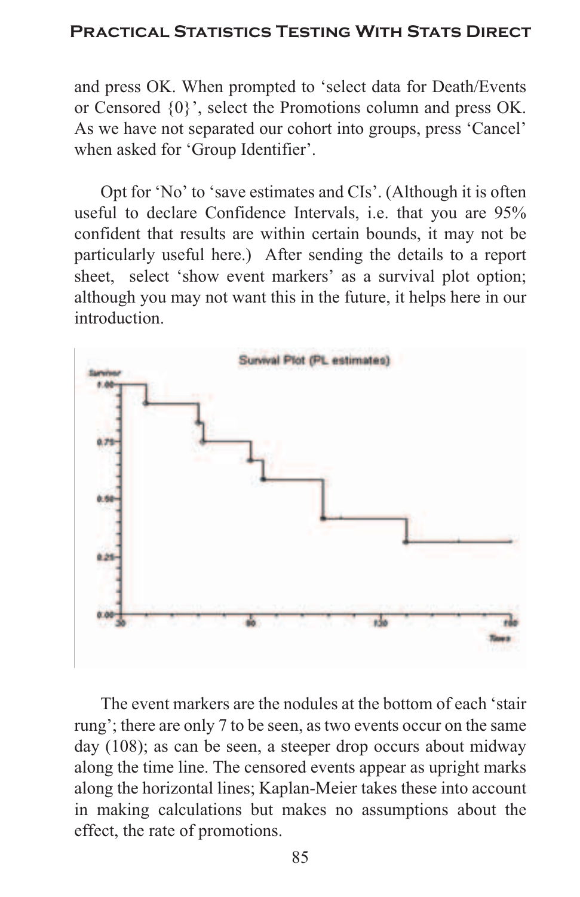and press OK. When prompted to 'select data for Death/Events or Censored {0}', select the Promotions column and press OK. As we have not separated our cohort into groups, press 'Cancel' when asked for 'Group Identifier'.

Opt for 'No' to 'save estimates and CIs'. (Although it is often useful to declare Confidence Intervals, i.e. that you are 95% confident that results are within certain bounds, it may not be particularly useful here.) After sending the details to a report sheet, select 'show event markers' as a survival plot option; although you may not want this in the future, it helps here in our introduction.

The event markers are the nodules at the bottom of each 'stair rung'; there are only 7 to be seen, as two events occur on the same day (108); as can be seen, a steeper drop occurs about midway along the time line. The censored events appear as upright marks along the horizontal lines; Kaplan-Meier takes these into account in making calculations but makes no assumptions about the effect, the rate of promotions.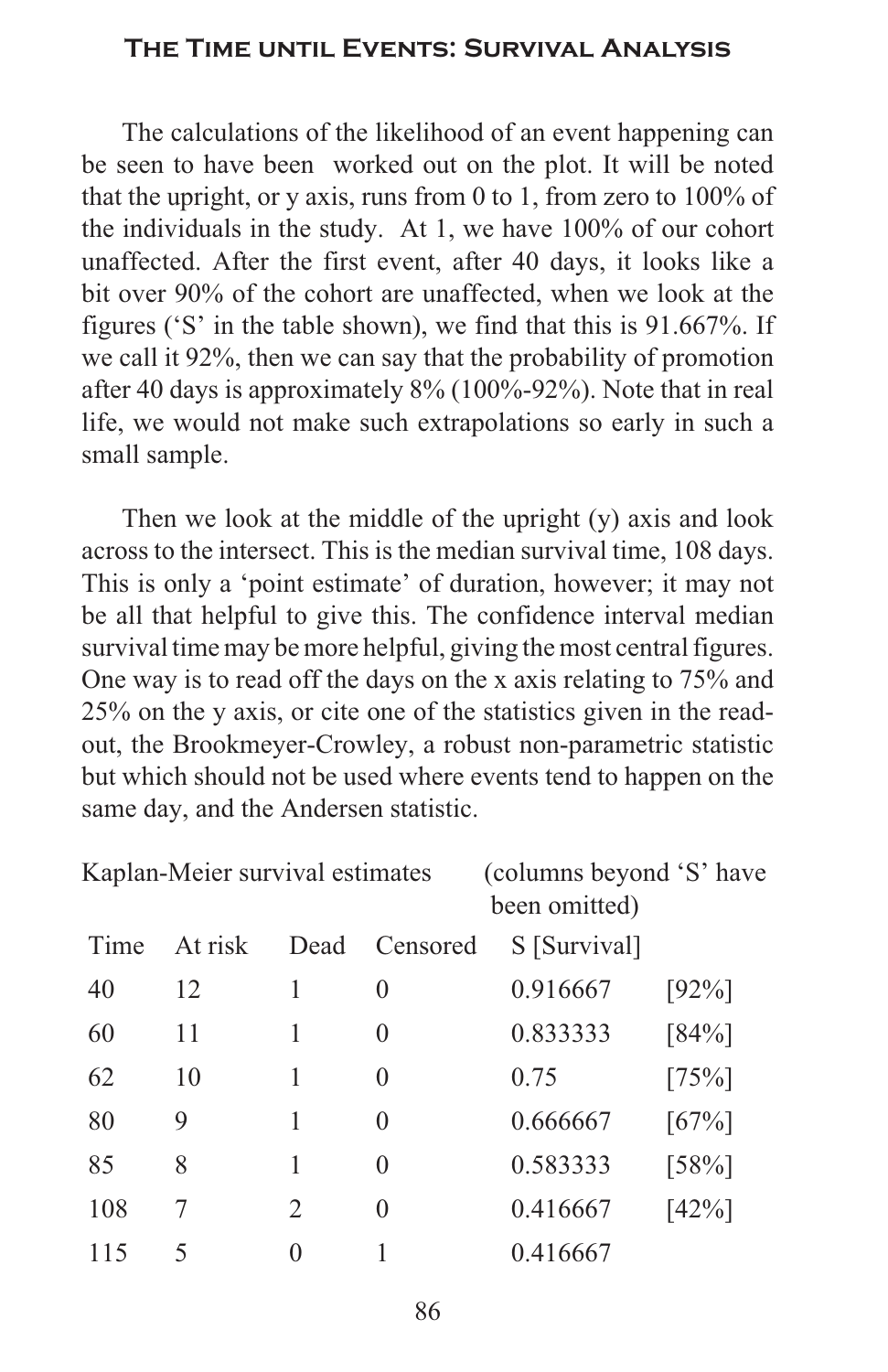The calculations of the likelihood of an event happening can be seen to have been worked out on the plot. It will be noted that the upright, or y axis, runs from 0 to 1, from zero to 100% of the individuals in the study. At 1, we have 100% of our cohort unaffected. After the first event, after 40 days, it looks like a bit over 90% of the cohort are unaffected, when we look at the figures ('S' in the table shown), we find that this is 91.667%. If we call it 92%, then we can say that the probability of promotion after 40 days is approximately 8% (100%-92%). Note that in real life, we would not make such extrapolations so early in such a small sample.

Then we look at the middle of the upright (y) axis and look across to the intersect. This is the median survival time, 108 days. This is only a 'point estimate' of duration, however; it may not be all that helpful to give this. The confidence interval median survival time may be more helpful, giving the most central figures. One way is to read off the days on the x axis relating to 75% and 25% on the y axis, or cite one of the statistics given in the read-out, the Brookmeyer-Crowley, a robust non-parametric statistic but which should not be used where events tend to happen on the same day, and the Andersen statistic.

Kaplan-Meier survival estimates (columns beyond 'S' have been omitted)

| Time | At risk | Dead | Censored | S [Survival] | |
|---|---|---|---|---|---|
| 40 | 12 | 1 | 0 | 0.916667 | [92%] |
| 60 | 11 | 1 | 0 | 0.833333 | [84%] |
| 62 | 10 | 1 | 0 | 0.75 | [75%] |
| 80 | 9 | 1 | 0 | 0.666667 | [67%] |
| 85 | 8 | 1 | 0 | 0.583333 | [58%] |
| 108 | 7 | 2 | 0 | 0.416667 | [42%] |
| 115 | 5 | 0 | 1 | 0.416667 | |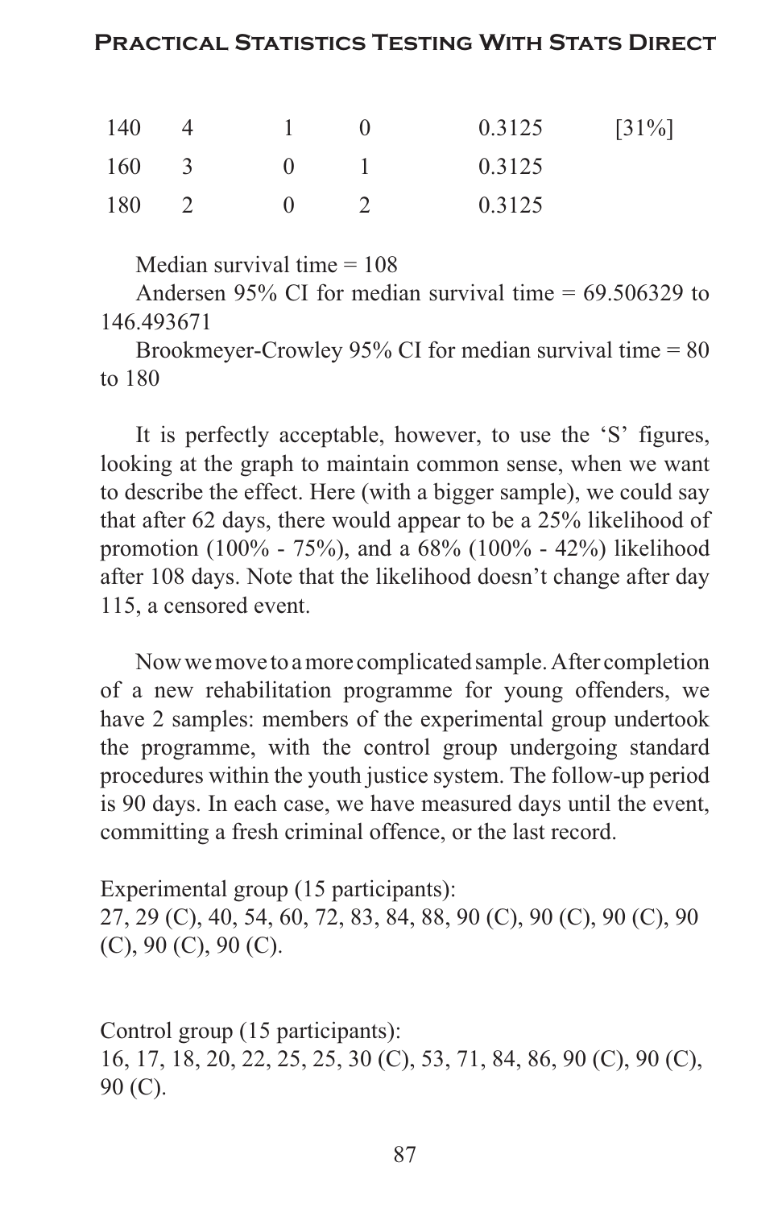| | | | | | |
|---|---|---|---|---|---|
| 140 | 4 | 1 | 0 | 0.3125 | [31%] |
| 160 | 3 | 0 | 1 | 0.3125 | |
| 180 | 2 | 0 | 2 | 0.3125 | |

Median survival time = 108

Andersen 95% CI for median survival time = 69.506329 to 146.493671

Brookmeyer-Crowley 95% CI for median survival time = 80 to 180

It is perfectly acceptable, however, to use the 'S' figures, looking at the graph to maintain common sense, when we want to describe the effect. Here (with a bigger sample), we could say that after 62 days, there would appear to be a 25% likelihood of promotion (100% - 75%), and a 68% (100% - 42%) likelihood after 108 days. Note that the likelihood doesn't change after day 115, a censored event.

Now we move to a more complicated sample. After completion of a new rehabilitation programme for young offenders, we have 2 samples: members of the experimental group undertook the programme, with the control group undergoing standard procedures within the youth justice system. The follow-up period is 90 days. In each case, we have measured days until the event, committing a fresh criminal offence, or the last record.

Experimental group (15 participants):
27, 29 (C), 40, 54, 60, 72, 83, 84, 88, 90 (C), 90 (C), 90 (C), 90 (C), 90 (C), 90 (C).

Control group (15 participants):
16, 17, 18, 20, 22, 25, 25, 30 (C), 53, 71, 84, 86, 90 (C), 90 (C), 90 (C).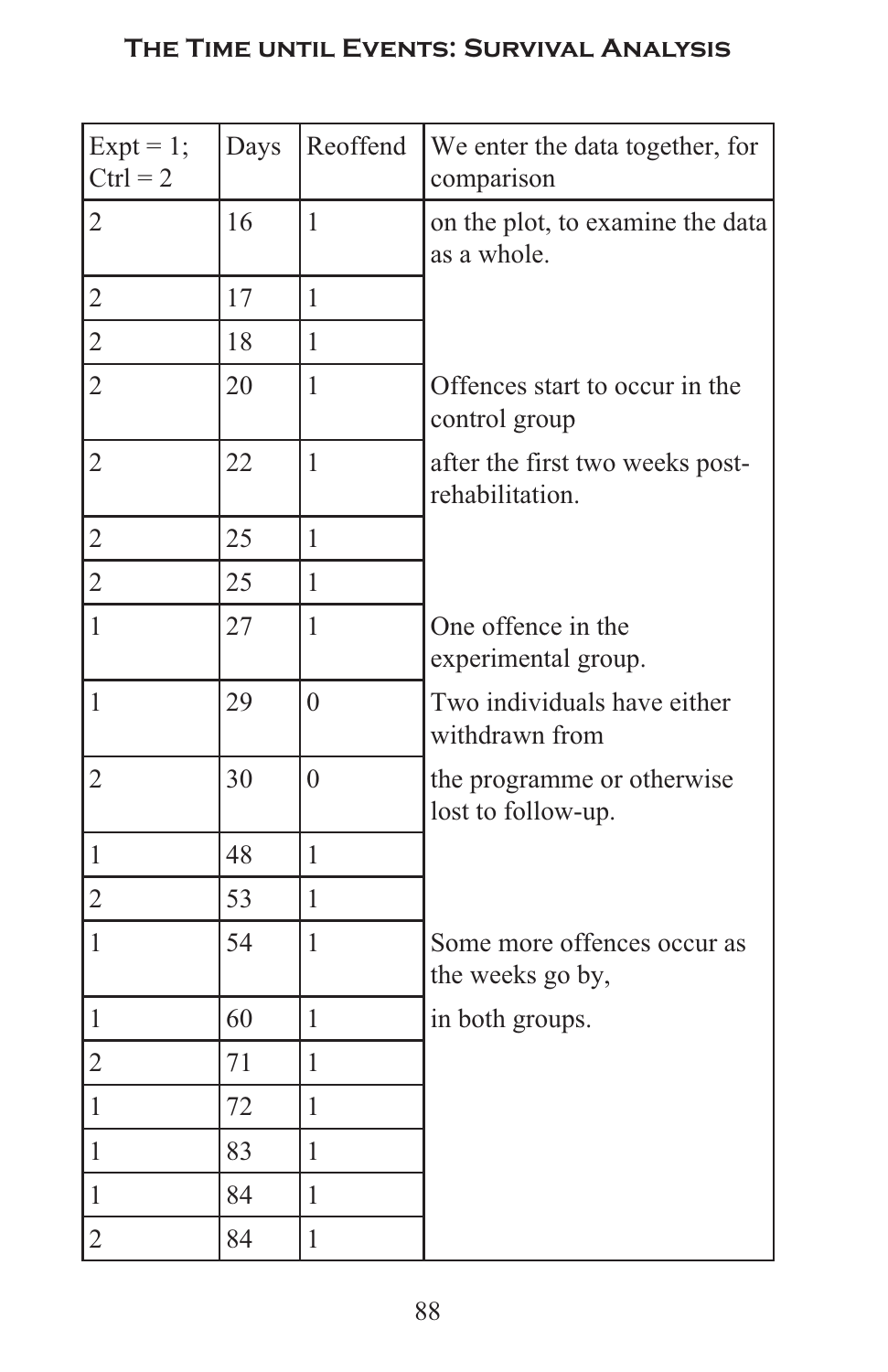| Expt = 1; Ctrl = 2 | Days | Reoffend | We enter the data together, for comparison |
|---|---|---|---|
| 2 | 16 | 1 | on the plot, to examine the data as a whole. |
| 2 | 17 | 1 | |
| 2 | 18 | 1 | |
| 2 | 20 | 1 | Offences start to occur in the control group |
| 2 | 22 | 1 | after the first two weeks post-rehabilitation. |
| 2 | 25 | 1 | |
| 2 | 25 | 1 | |
| 1 | 27 | 1 | One offence in the experimental group. |
| 1 | 29 | 0 | Two individuals have either withdrawn from |
| 2 | 30 | 0 | the programme or otherwise lost to follow-up. |
| 1 | 48 | 1 | |
| 2 | 53 | 1 | |
| 1 | 54 | 1 | Some more offences occur as the weeks go by, |
| 1 | 60 | 1 | in both groups. |
| 2 | 71 | 1 | |
| 1 | 72 | 1 | |
| 1 | 83 | 1 | |
| 1 | 84 | 1 | |
| 2 | 84 | 1 | |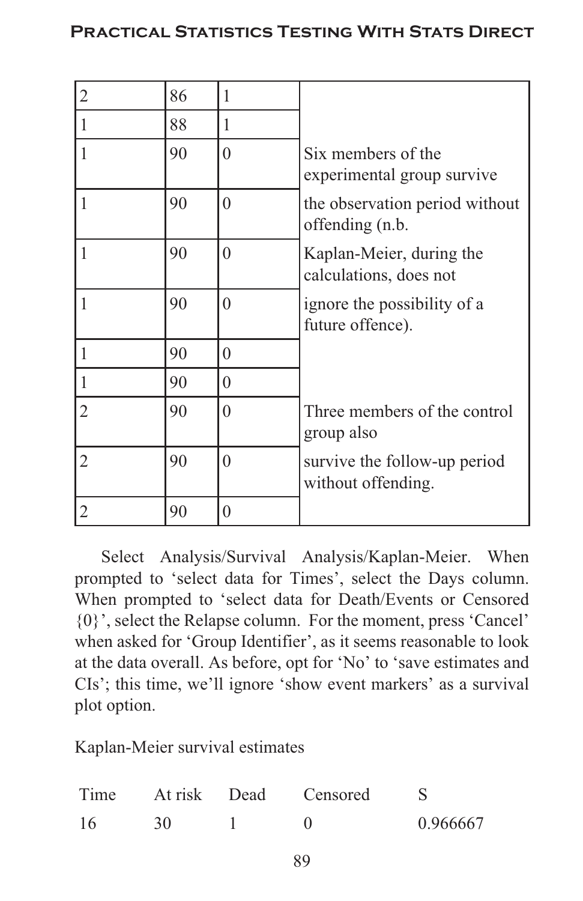| | | | |
|---|---|---|---|
| 2 | 86 | 1 | |
| 1 | 88 | 1 | |
| 1 | 90 | 0 | Six members of the experimental group survive |
| 1 | 90 | 0 | the observation period without offending (n.b. |
| 1 | 90 | 0 | Kaplan-Meier, during the calculations, does not |
| 1 | 90 | 0 | ignore the possibility of a future offence). |
| 1 | 90 | 0 | |
| 1 | 90 | 0 | |
| 2 | 90 | 0 | Three members of the control group also |
| 2 | 90 | 0 | survive the follow-up period without offending. |
| 2 | 90 | 0 | |

Select Analysis/Survival Analysis/Kaplan-Meier. When prompted to 'select data for Times', select the Days column. When prompted to 'select data for Death/Events or Censored {0}', select the Relapse column. For the moment, press 'Cancel' when asked for 'Group Identifier', as it seems reasonable to look at the data overall. As before, opt for 'No' to 'save estimates and CIs'; this time, we'll ignore 'show event markers' as a survival plot option.

Kaplan-Meier survival estimates

| Time | At risk | Dead | Censored | S |
|---|---|---|---|---|
| 16 | 30 | 1 | 0 | 0.966667 |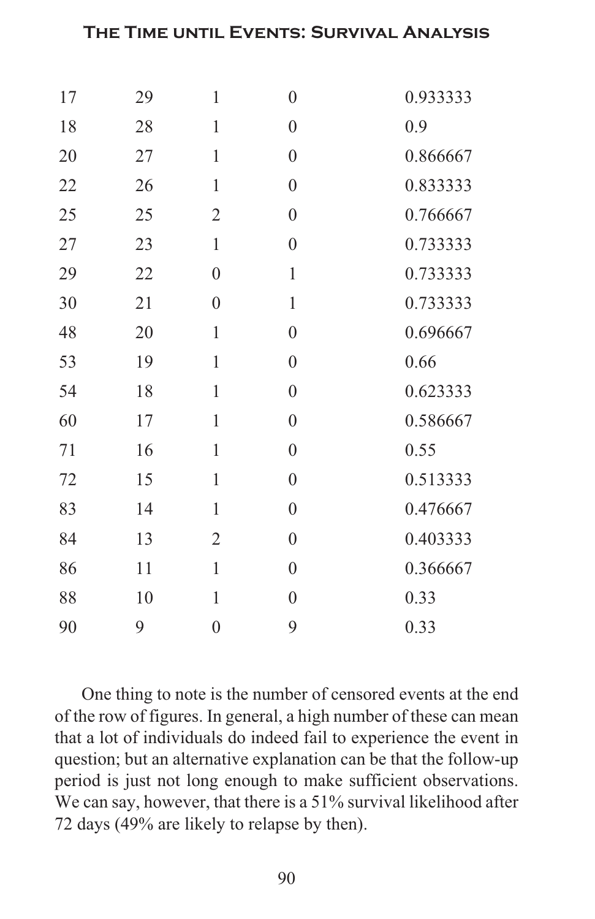| | | | | |
|---|---|---|---|---|
| 17 | 29 | 1 | 0 | 0.933333 |
| 18 | 28 | 1 | 0 | 0.9 |
| 20 | 27 | 1 | 0 | 0.866667 |
| 22 | 26 | 1 | 0 | 0.833333 |
| 25 | 25 | 2 | 0 | 0.766667 |
| 27 | 23 | 1 | 0 | 0.733333 |
| 29 | 22 | 0 | 1 | 0.733333 |
| 30 | 21 | 0 | 1 | 0.733333 |
| 48 | 20 | 1 | 0 | 0.696667 |
| 53 | 19 | 1 | 0 | 0.66 |
| 54 | 18 | 1 | 0 | 0.623333 |
| 60 | 17 | 1 | 0 | 0.586667 |
| 71 | 16 | 1 | 0 | 0.55 |
| 72 | 15 | 1 | 0 | 0.513333 |
| 83 | 14 | 1 | 0 | 0.476667 |
| 84 | 13 | 2 | 0 | 0.403333 |
| 86 | 11 | 1 | 0 | 0.366667 |
| 88 | 10 | 1 | 0 | 0.33 |
| 90 | 9 | 0 | 9 | 0.33 |

One thing to note is the number of censored events at the end of the row of figures. In general, a high number of these can mean that a lot of individuals do indeed fail to experience the event in question; but an alternative explanation can be that the follow-up period is just not long enough to make sufficient observations. We can say, however, that there is a 51% survival likelihood after 72 days (49% are likely to relapse by then).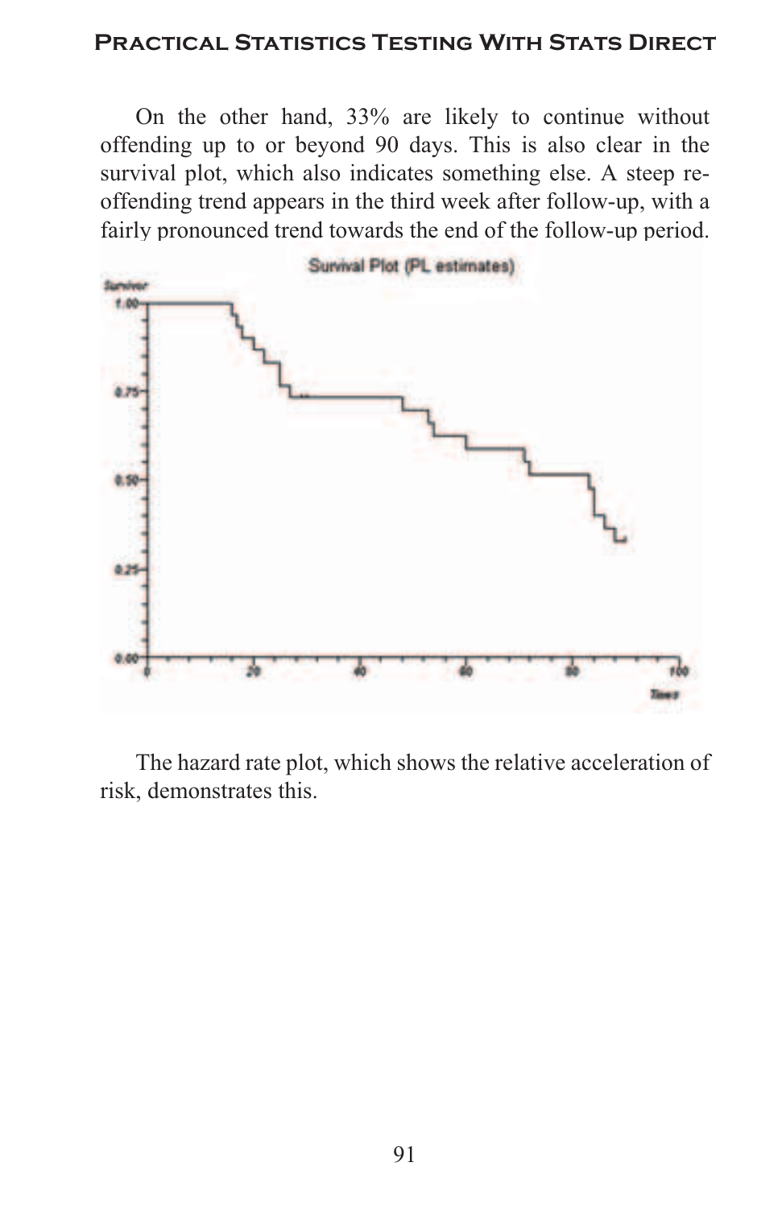On the other hand, 33% are likely to continue without offending up to or beyond 90 days. This is also clear in the survival plot, which also indicates something else. A steep re-offending trend appears in the third week after follow-up, with a fairly pronounced trend towards the end of the follow-up period.

The hazard rate plot, which shows the relative acceleration of risk, demonstrates this.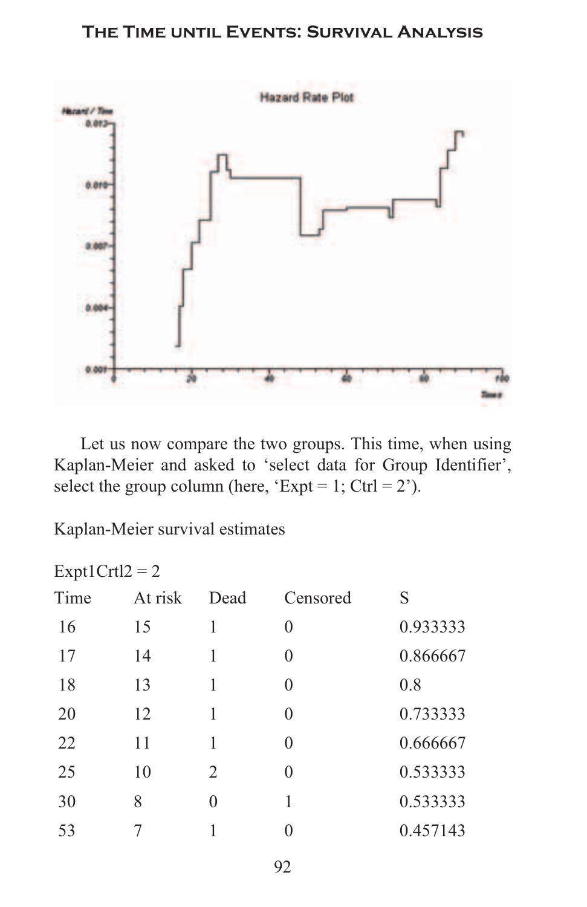Let us now compare the two groups. This time, when using Kaplan-Meier and asked to ‘select data for Group Identifier’, select the group column (here, ‘Expt = 1; Ctrl = 2’).

Kaplan-Meier survival estimates

Expt1Crtl2 = 2

| Time | At risk | Dead | Censored | S |
|---|---|---|---|---|
| 16 | 15 | 1 | 0 | 0.933333 |
| 17 | 14 | 1 | 0 | 0.866667 |
| 18 | 13 | 1 | 0 | 0.8 |
| 20 | 12 | 1 | 0 | 0.733333 |
| 22 | 11 | 1 | 0 | 0.666667 |
| 25 | 10 | 2 | 0 | 0.533333 |
| 30 | 8 | 0 | 1 | 0.533333 |
| 53 | 7 | 1 | 0 | 0.457143 |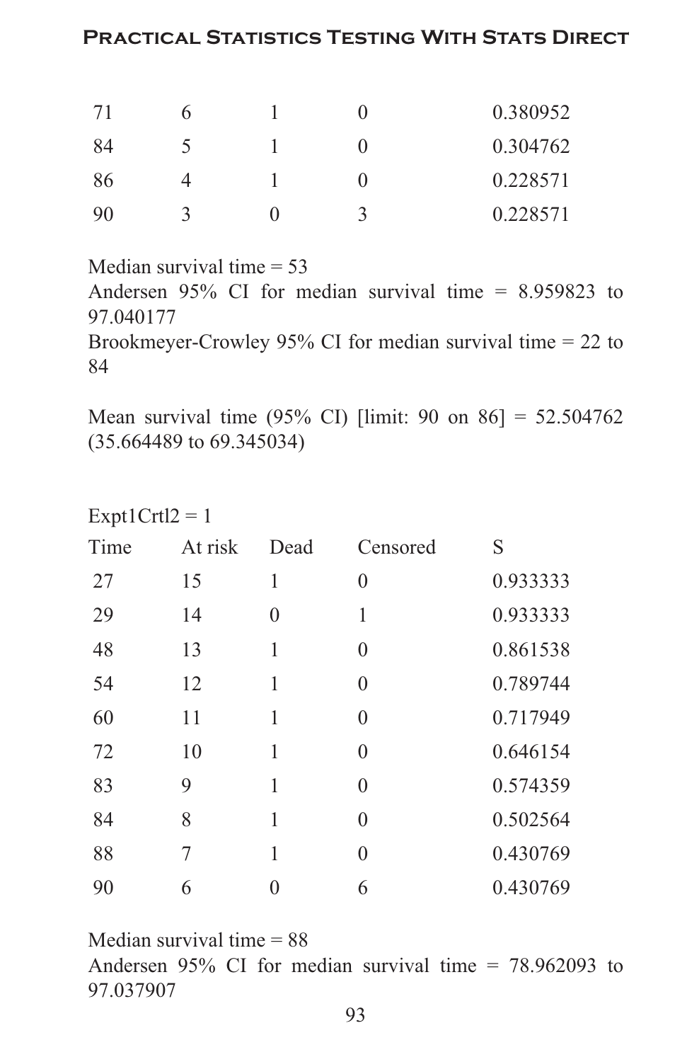| | | | | |
|---|---|---|---|---|
| 71 | 6 | 1 | 0 | 0.380952 |
| 84 | 5 | 1 | 0 | 0.304762 |
| 86 | 4 | 1 | 0 | 0.228571 |
| 90 | 3 | 0 | 3 | 0.228571 |

Median survival time = 53
Andersen 95% CI for median survival time = 8.959823 to 97.040177
Brookmeyer-Crowley 95% CI for median survival time = 22 to 84

Mean survival time (95% CI) [limit: 90 on 86] = 52.504762 (35.664489 to 69.345034)

Expt1Crtl2 = 1

| Time | At risk | Dead | Censored | S |
|---|---|---|---|---|
| 27 | 15 | 1 | 0 | 0.933333 |
| 29 | 14 | 0 | 1 | 0.933333 |
| 48 | 13 | 1 | 0 | 0.861538 |
| 54 | 12 | 1 | 0 | 0.789744 |
| 60 | 11 | 1 | 0 | 0.717949 |
| 72 | 10 | 1 | 0 | 0.646154 |
| 83 | 9 | 1 | 0 | 0.574359 |
| 84 | 8 | 1 | 0 | 0.502564 |
| 88 | 7 | 1 | 0 | 0.430769 |
| 90 | 6 | 0 | 6 | 0.430769 |

Median survival time = 88
Andersen 95% CI for median survival time = 78.962093 to 97.037907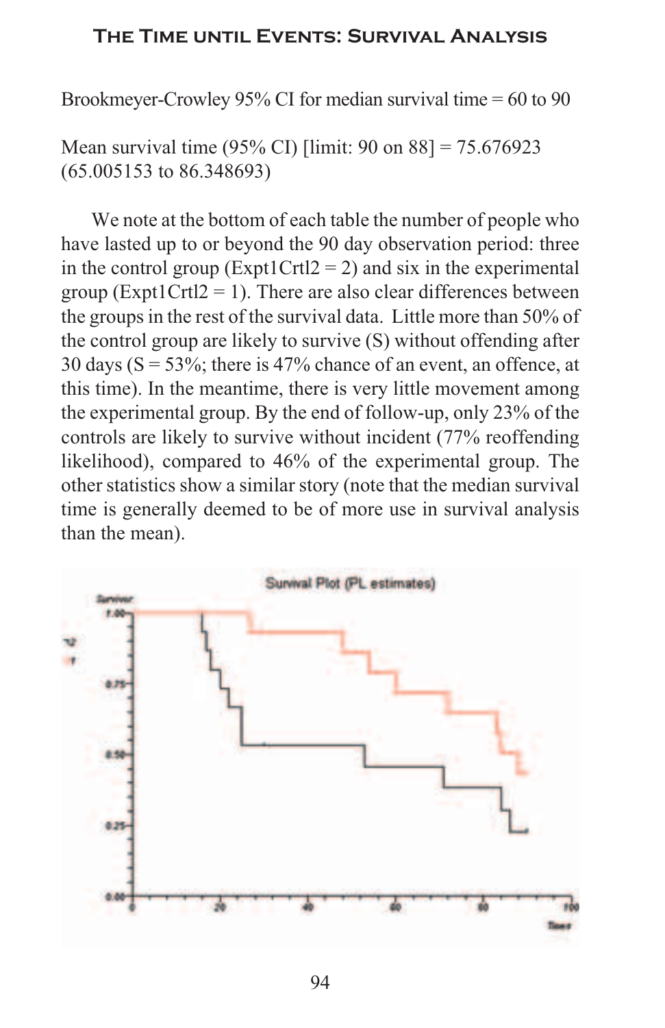Brookmeyer-Crowley 95% CI for median survival time = 60 to 90

Mean survival time (95% CI) [limit: 90 on 88] = 75.676923 (65.005153 to 86.348693)

We note at the bottom of each table the number of people who have lasted up to or beyond the 90 day observation period: three in the control group (Expt1Crtl2 = 2) and six in the experimental group (Expt1Crtl2 = 1). There are also clear differences between the groups in the rest of the survival data. Little more than 50% of the control group are likely to survive (S) without offending after 30 days (S = 53%; there is 47% chance of an event, an offence, at this time). In the meantime, there is very little movement among the experimental group. By the end of follow-up, only 23% of the controls are likely to survive without incident (77% reoffending likelihood), compared to 46% of the experimental group. The other statistics show a similar story (note that the median survival time is generally deemed to be of more use in survival analysis than the mean).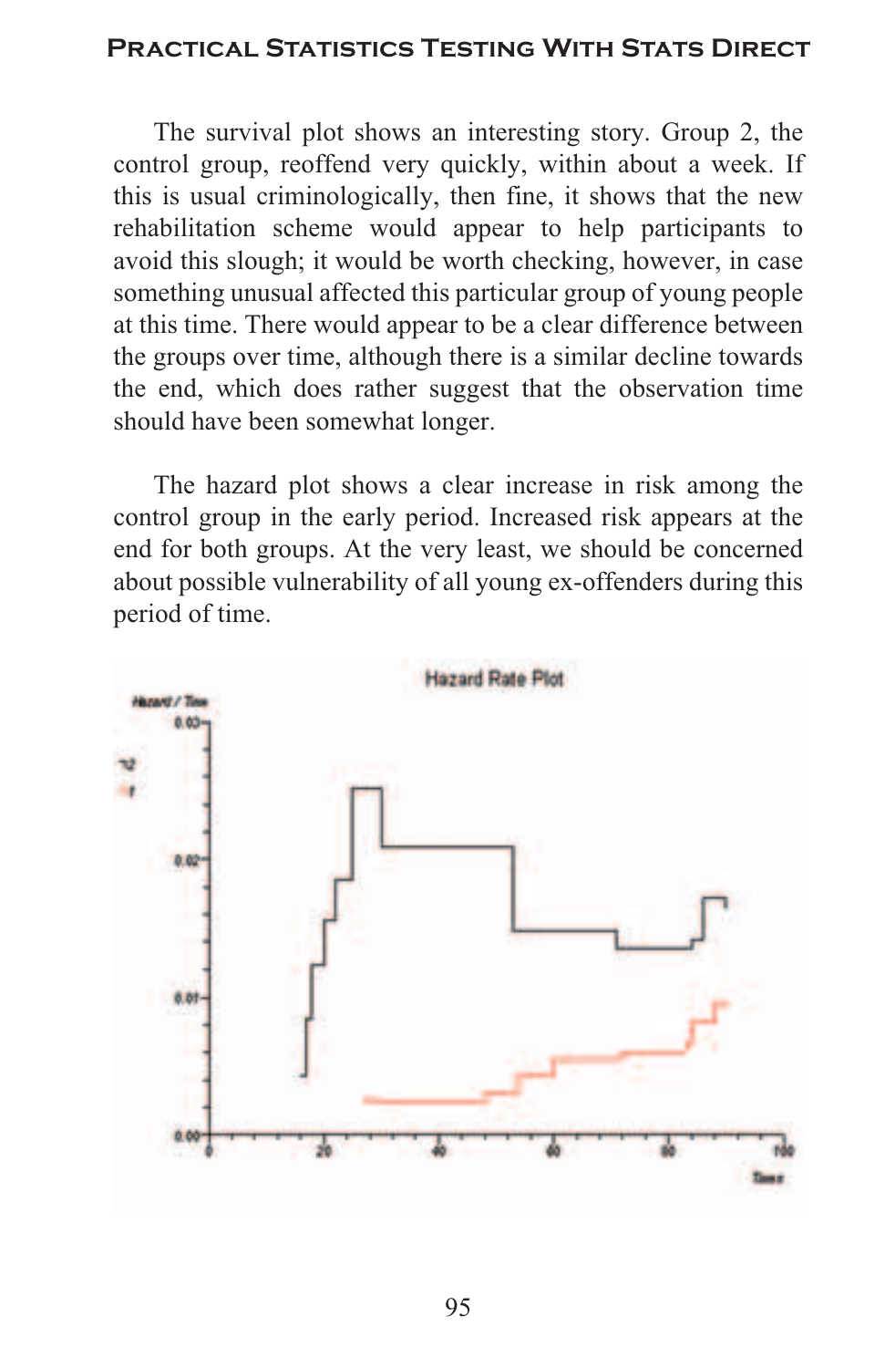The survival plot shows an interesting story. Group 2, the control group, reoffend very quickly, within about a week. If this is usual criminologically, then fine, it shows that the new rehabilitation scheme would appear to help participants to avoid this slough; it would be worth checking, however, in case something unusual affected this particular group of young people at this time. There would appear to be a clear difference between the groups over time, although there is a similar decline towards the end, which does rather suggest that the observation time should have been somewhat longer.

The hazard plot shows a clear increase in risk among the control group in the early period. Increased risk appears at the end for both groups. At the very least, we should be concerned about possible vulnerability of all young ex-offenders during this period of time.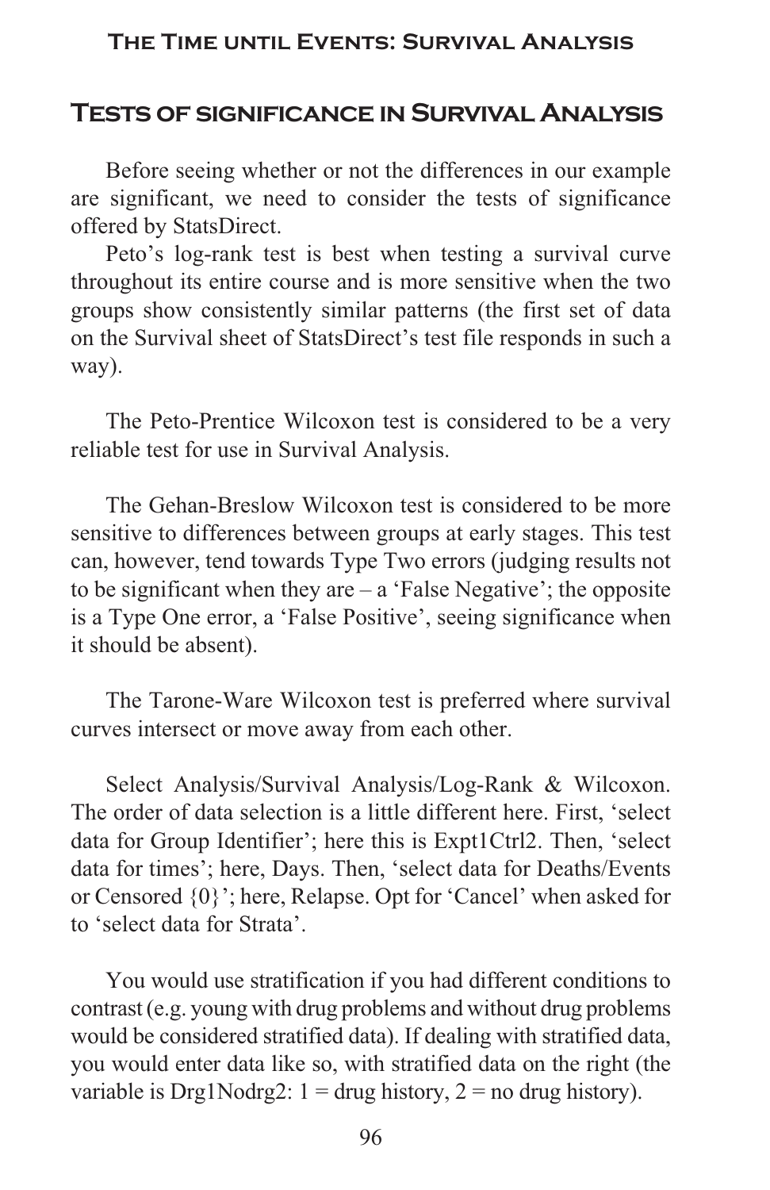## Tests of significance in Survival Analysis

Before seeing whether or not the differences in our example are significant, we need to consider the tests of significance offered by StatsDirect.

Peto's log-rank test is best when testing a survival curve throughout its entire course and is more sensitive when the two groups show consistently similar patterns (the first set of data on the Survival sheet of StatsDirect's test file responds in such a way).

The Peto-Prentice Wilcoxon test is considered to be a very reliable test for use in Survival Analysis.

The Gehan-Breslow Wilcoxon test is considered to be more sensitive to differences between groups at early stages. This test can, however, tend towards Type Two errors (judging results not to be significant when they are – a 'False Negative'; the opposite is a Type One error, a 'False Positive', seeing significance when it should be absent).

The Tarone-Ware Wilcoxon test is preferred where survival curves intersect or move away from each other.

Select Analysis/Survival Analysis/Log-Rank & Wilcoxon. The order of data selection is a little different here. First, 'select data for Group Identifier'; here this is Expt1Ctrl2. Then, 'select data for times'; here, Days. Then, 'select data for Deaths/Events or Censored {0}'; here, Relapse. Opt for 'Cancel' when asked for to 'select data for Strata'.

You would use stratification if you had different conditions to contrast (e.g. young with drug problems and without drug problems would be considered stratified data). If dealing with stratified data, you would enter data like so, with stratified data on the right (the variable is Drg1Nodrg2: 1 = drug history, 2 = no drug history).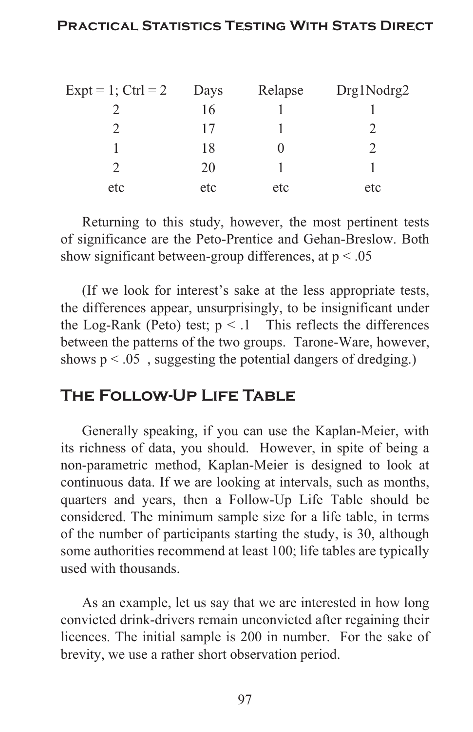| Expt = 1; Ctrl = 2 | Days | Relapse | Drg1Nodrg2 |
|---|---|---|---|
| 2 | 16 | 1 | 1 |
| 2 | 17 | 1 | 2 |
| 1 | 18 | 0 | 2 |
| 2 | 20 | 1 | 1 |
| etc | etc | etc | etc |

Returning to this study, however, the most pertinent tests of significance are the Peto-Prentice and Gehan-Breslow. Both show significant between-group differences, at $p < .05$

(If we look for interest's sake at the less appropriate tests, the differences appear, unsurprisingly, to be insignificant under the Log-Rank (Peto) test; $p < .1$  This reflects the differences between the patterns of the two groups. Tarone-Ware, however, shows $p < .05$ , suggesting the potential dangers of dredging.)

## The Follow-Up Life Table

Generally speaking, if you can use the Kaplan-Meier, with its richness of data, you should. However, in spite of being a non-parametric method, Kaplan-Meier is designed to look at continuous data. If we are looking at intervals, such as months, quarters and years, then a Follow-Up Life Table should be considered. The minimum sample size for a life table, in terms of the number of participants starting the study, is 30, although some authorities recommend at least 100; life tables are typically used with thousands.

As an example, let us say that we are interested in how long convicted drink-drivers remain unconvicted after regaining their licences. The initial sample is 200 in number. For the sake of brevity, we use a rather short observation period.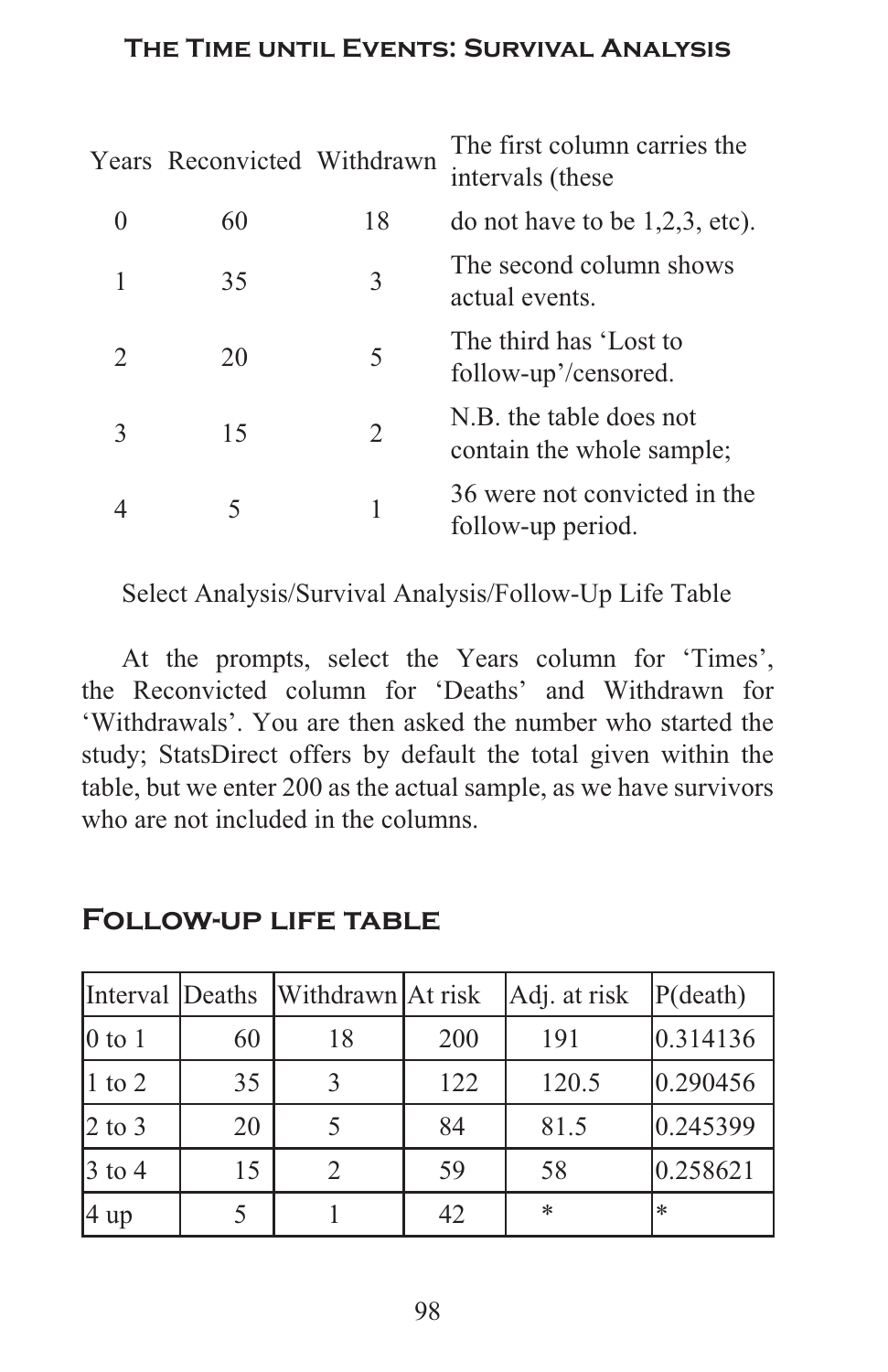| Years | Reconvicted | Withdrawn | The first column carries the intervals (these |
|---|---|---|---|
| 0 | 60 | 18 | do not have to be 1,2,3, etc). |
| 1 | 35 | 3 | The second column shows actual events. |
| 2 | 20 | 5 | The third has 'Lost to follow-up'/censored. |
| 3 | 15 | 2 | N.B. the table does not contain the whole sample; |
| 4 | 5 | 1 | 36 were not convicted in the follow-up period. |

Select Analysis/Survival Analysis/Follow-Up Life Table

At the prompts, select the Years column for 'Times', the Reconvicted column for 'Deaths' and Withdrawn for 'Withdrawals'. You are then asked the number who started the study; StatsDirect offers by default the total given within the table, but we enter 200 as the actual sample, as we have survivors who are not included in the columns.

## Follow-up life table

| Interval | Deaths | Withdrawn | At risk | Adj. at risk | P(death) |
|---|---|---|---|---|---|
| 0 to 1 | 60 | 18 | 200 | 191 | 0.314136 |
| 1 to 2 | 35 | 3 | 122 | 120.5 | 0.290456 |
| 2 to 3 | 20 | 5 | 84 | 81.5 | 0.245399 |
| 3 to 4 | 15 | 2 | 59 | 58 | 0.258621 |
| 4 up | 5 | 1 | 42 | * | * |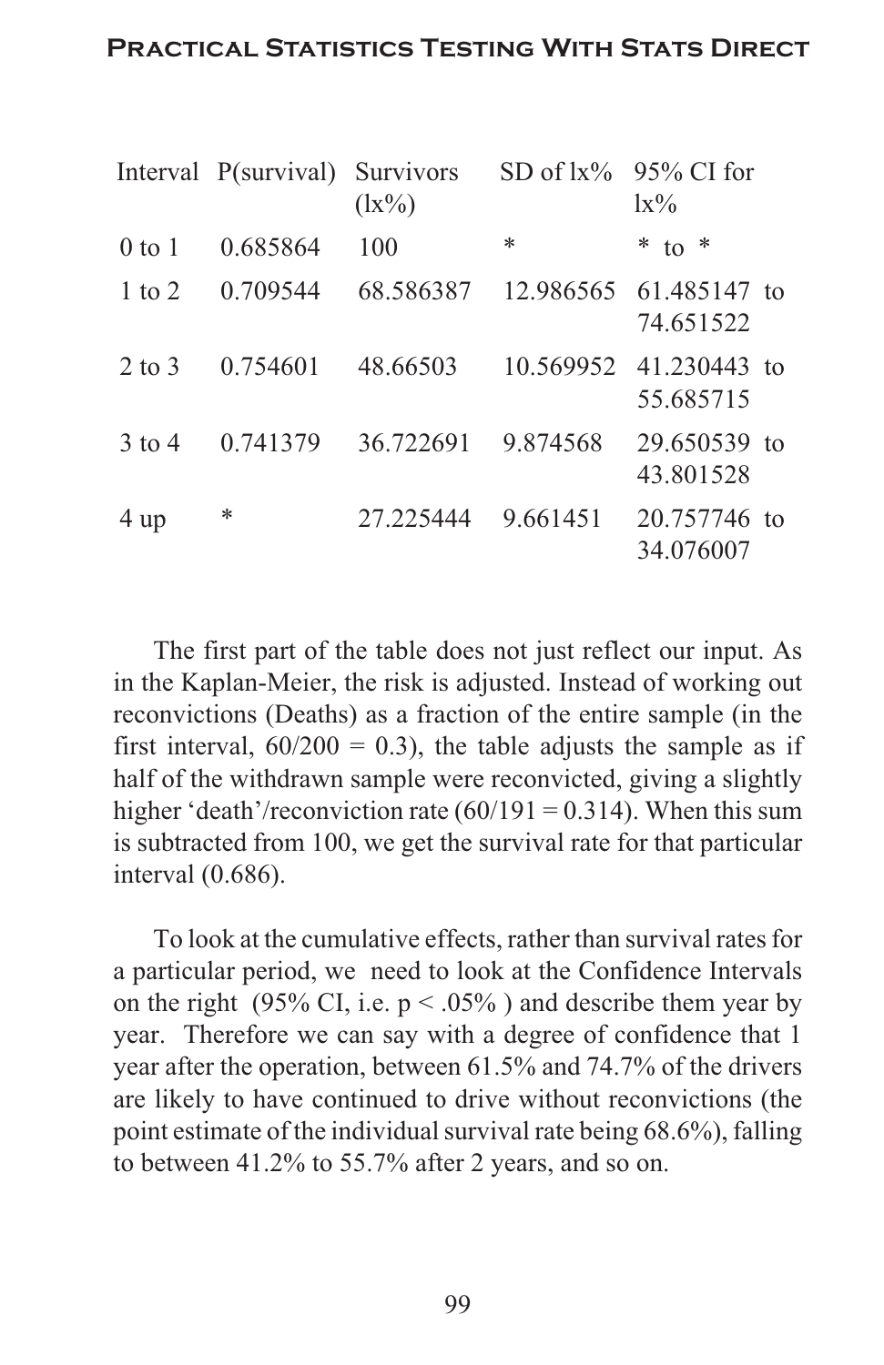| Interval | P(survival) | Survivors (lx%) | SD of lx% | 95% CI for lx% |
| --- | --- | --- | --- | --- |
| 0 to 1 | 0.685864 | 100 | * | * to * |
| 1 to 2 | 0.709544 | 68.586387 | 12.986565 | 61.485147 to 74.651522 |
| 2 to 3 | 0.754601 | 48.66503 | 10.569952 | 41.230443 to 55.685715 |
| 3 to 4 | 0.741379 | 36.722691 | 9.874568 | 29.650539 to 43.801528 |
| 4 up | * | 27.225444 | 9.661451 | 20.757746 to 34.076007 |

The first part of the table does not just reflect our input. As in the Kaplan-Meier, the risk is adjusted. Instead of working out reconvictions (Deaths) as a fraction of the entire sample (in the first interval, 60/200 = 0.3), the table adjusts the sample as if half of the withdrawn sample were reconvicted, giving a slightly higher 'death'/reconviction rate (60/191 = 0.314). When this sum is subtracted from 100, we get the survival rate for that particular interval (0.686).

To look at the cumulative effects, rather than survival rates for a particular period, we need to look at the Confidence Intervals on the right (95% CI, i.e. $p < .05\%$ ) and describe them year by year. Therefore we can say with a degree of confidence that 1 year after the operation, between 61.5% and 74.7% of the drivers are likely to have continued to drive without reconvictions (the point estimate of the individual survival rate being 68.6%), falling to between 41.2% to 55.7% after 2 years, and so on.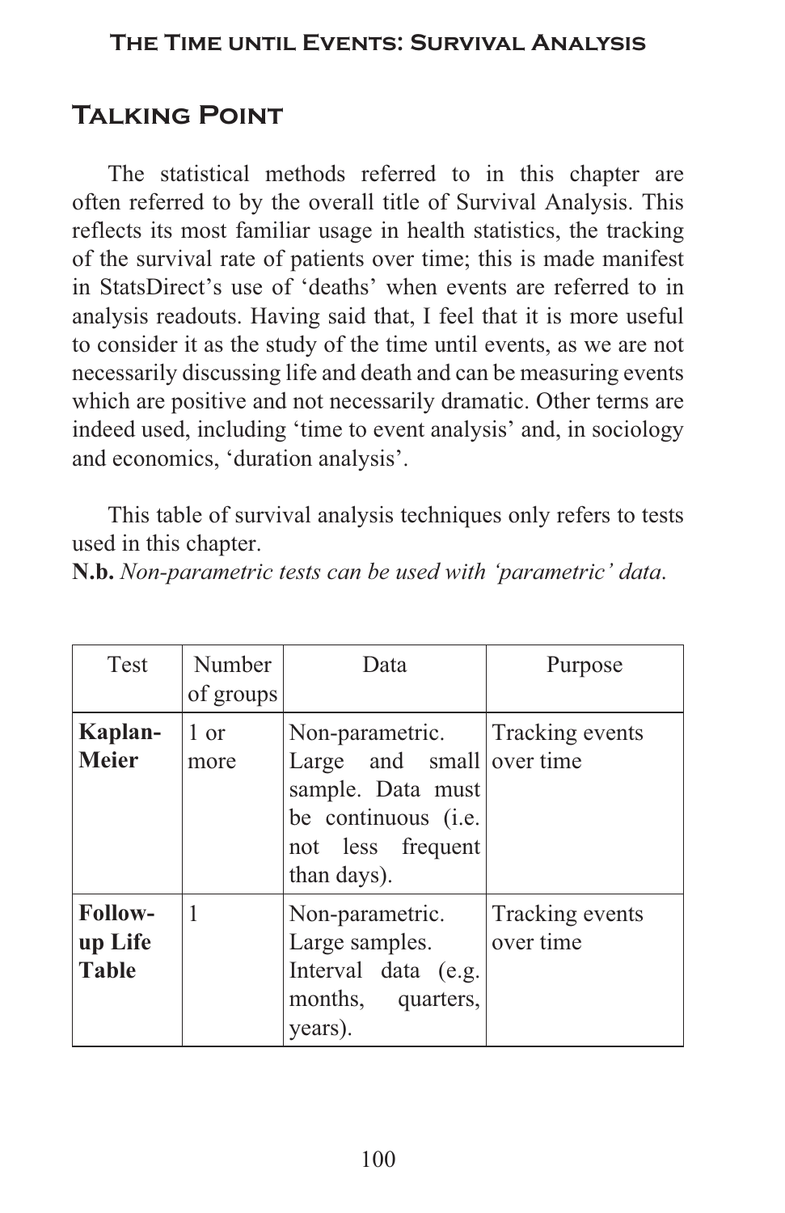## Talking Point

The statistical methods referred to in this chapter are often referred to by the overall title of Survival Analysis. This reflects its most familiar usage in health statistics, the tracking of the survival rate of patients over time; this is made manifest in StatsDirect's use of 'deaths' when events are referred to in analysis readouts. Having said that, I feel that it is more useful to consider it as the study of the time until events, as we are not necessarily discussing life and death and can be measuring events which are positive and not necessarily dramatic. Other terms are indeed used, including 'time to event analysis' and, in sociology and economics, 'duration analysis'.

This table of survival analysis techniques only refers to tests used in this chapter.

**N.b.** *Non-parametric tests can be used with 'parametric' data.*

| Test | Number of groups | Data | Purpose |
|---|---|---|---|
| **Kaplan-Meier** | 1 or more | Non-parametric. Large and small sample. Data must be continuous (i.e. not less frequent than days). | Tracking events over time |
| **Follow-up Life Table** | 1 | Non-parametric. Large samples. Interval data (e.g. months, quarters, years). | Tracking events over time |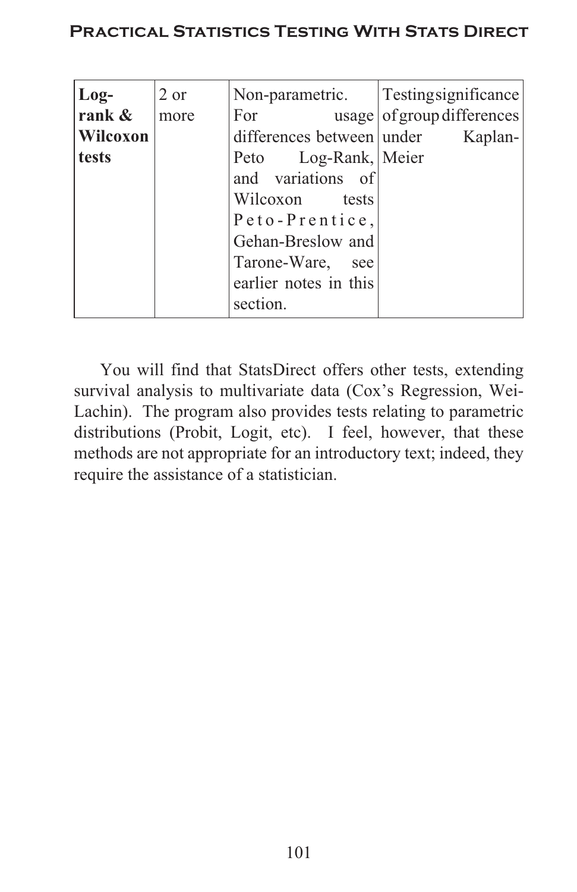| **Log-rank & Wilcoxon tests** | 2 or more | Non-parametric. For usage differences between Peto Log-Rank, and variations of Wilcoxon tests Peto-Prentice, Gehan-Breslow and Tarone-Ware, see earlier notes in this section. | Testing significance of group differences under Kaplan-Meier |
|---|---|---|---|

You will find that StatsDirect offers other tests, extending survival analysis to multivariate data (Cox's Regression, Wei-Lachin). The program also provides tests relating to parametric distributions (Probit, Logit, etc). I feel, however, that these methods are not appropriate for an introductory text; indeed, they require the assistance of a statistician.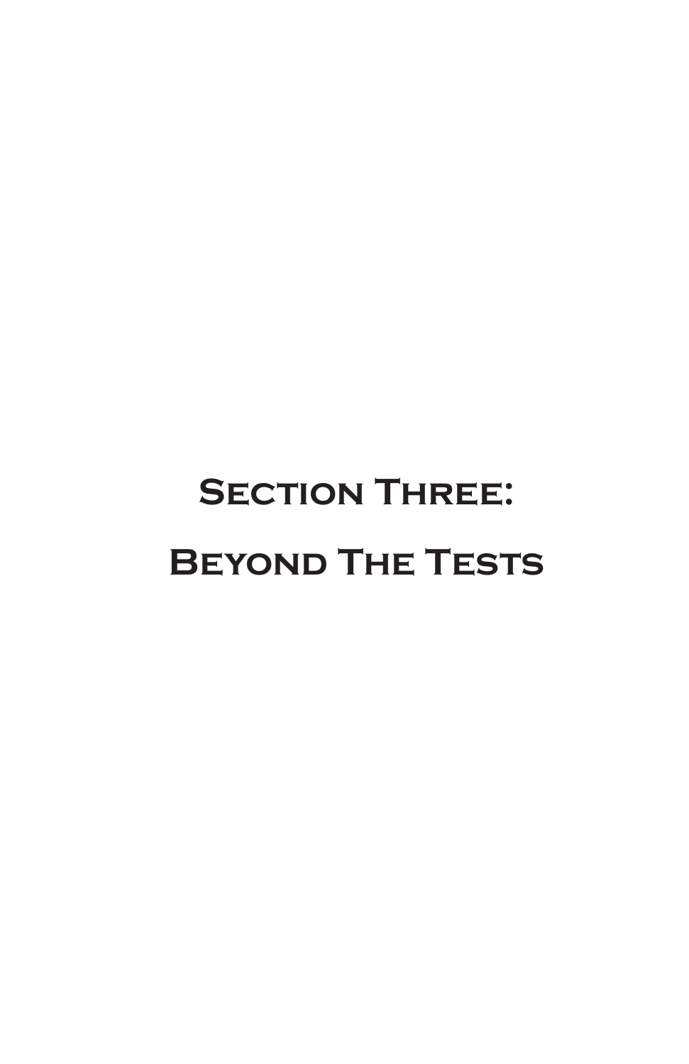# Section Three: Beyond The Tests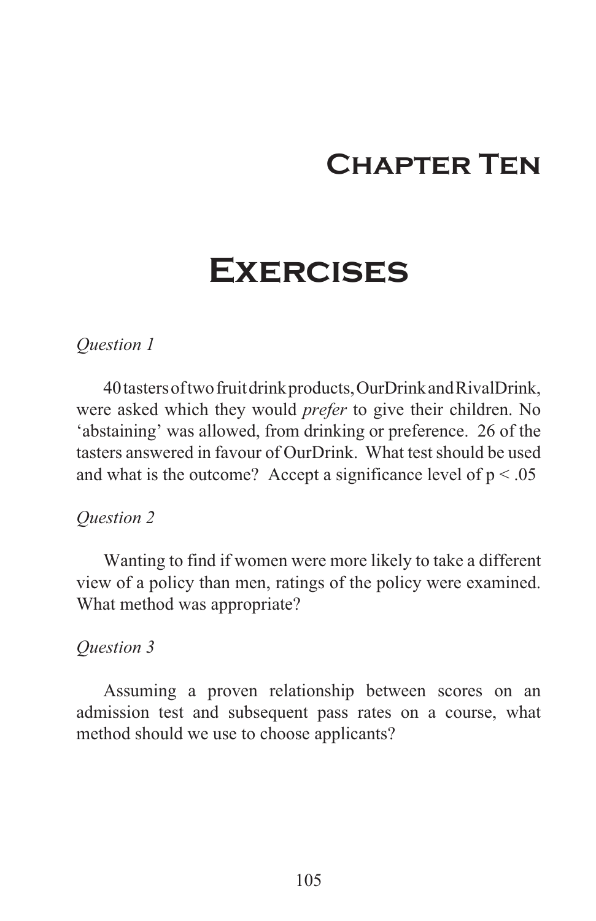# Chapter Ten

# Exercises

*Question 1*

40 tasters of two fruit drink products, OurDrink and RivalDrink, were asked which they would *prefer* to give their children. No 'abstaining' was allowed, from drinking or preference. 26 of the tasters answered in favour of OurDrink. What test should be used and what is the outcome? Accept a significance level of $p < .05$

*Question 2*

Wanting to find if women were more likely to take a different view of a policy than men, ratings of the policy were examined. What method was appropriate?

*Question 3*

Assuming a proven relationship between scores on an admission test and subsequent pass rates on a course, what method should we use to choose applicants?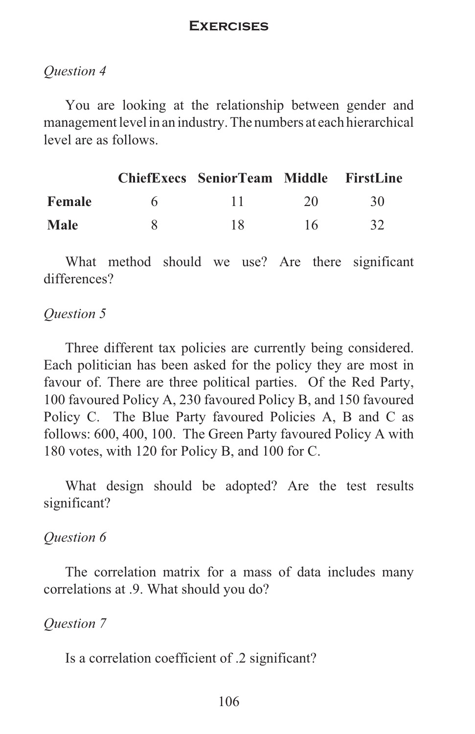# Exercises

*Question 4*

You are looking at the relationship between gender and management level in an industry. The numbers at each hierarchical level are as follows.

| | ChiefExecs | SeniorTeam | Middle | FirstLine |
|---|---|---|---|---|
| **Female** | 6 | 11 | 20 | 30 |
| **Male** | 8 | 18 | 16 | 32 |

What method should we use? Are there significant differences?

*Question 5*

Three different tax policies are currently being considered. Each politician has been asked for the policy they are most in favour of. There are three political parties. Of the Red Party, 100 favoured Policy A, 230 favoured Policy B, and 150 favoured Policy C. The Blue Party favoured Policies A, B and C as follows: 600, 400, 100. The Green Party favoured Policy A with 180 votes, with 120 for Policy B, and 100 for C.

What design should be adopted? Are the test results significant?

*Question 6*

The correlation matrix for a mass of data includes many correlations at .9. What should you do?

*Question 7*

Is a correlation coefficient of .2 significant?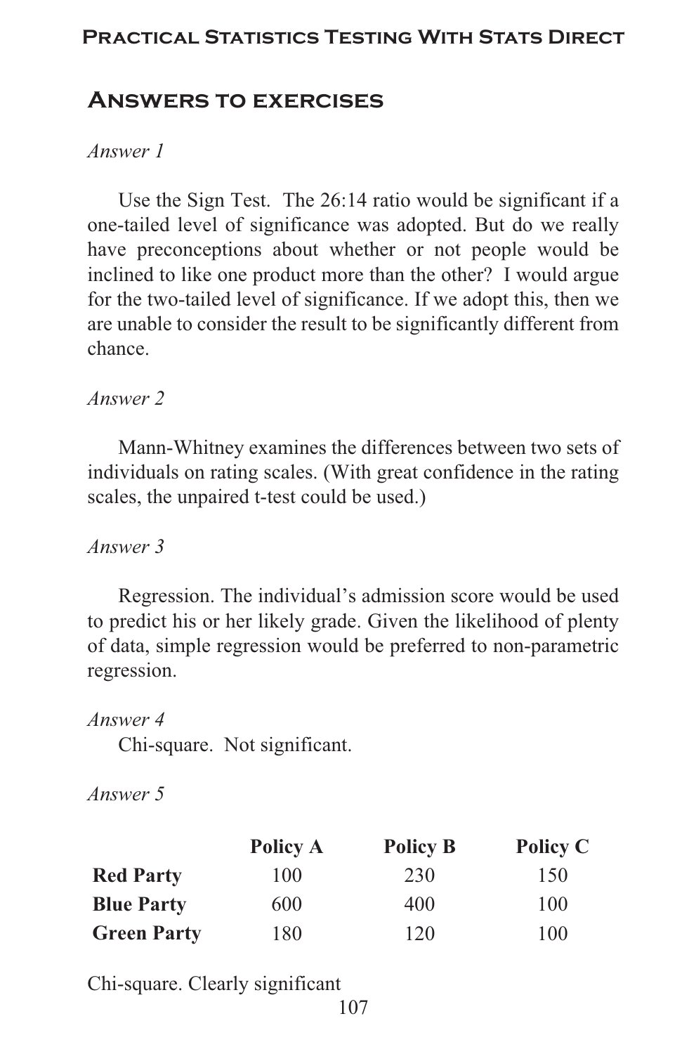## Answers to exercises

*Answer 1*

Use the Sign Test. The 26:14 ratio would be significant if a one-tailed level of significance was adopted. But do we really have preconceptions about whether or not people would be inclined to like one product more than the other? I would argue for the two-tailed level of significance. If we adopt this, then we are unable to consider the result to be significantly different from chance.

*Answer 2*

Mann-Whitney examines the differences between two sets of individuals on rating scales. (With great confidence in the rating scales, the unpaired t-test could be used.)

*Answer 3*

Regression. The individual's admission score would be used to predict his or her likely grade. Given the likelihood of plenty of data, simple regression would be preferred to non-parametric regression.

*Answer 4*

Chi-square. Not significant.

*Answer 5*

| | **Policy A** | **Policy B** | **Policy C** |
|---|---|---|---|
| **Red Party** | 100 | 230 | 150 |
| **Blue Party** | 600 | 400 | 100 |
| **Green Party** | 180 | 120 | 100 |

Chi-square. Clearly significant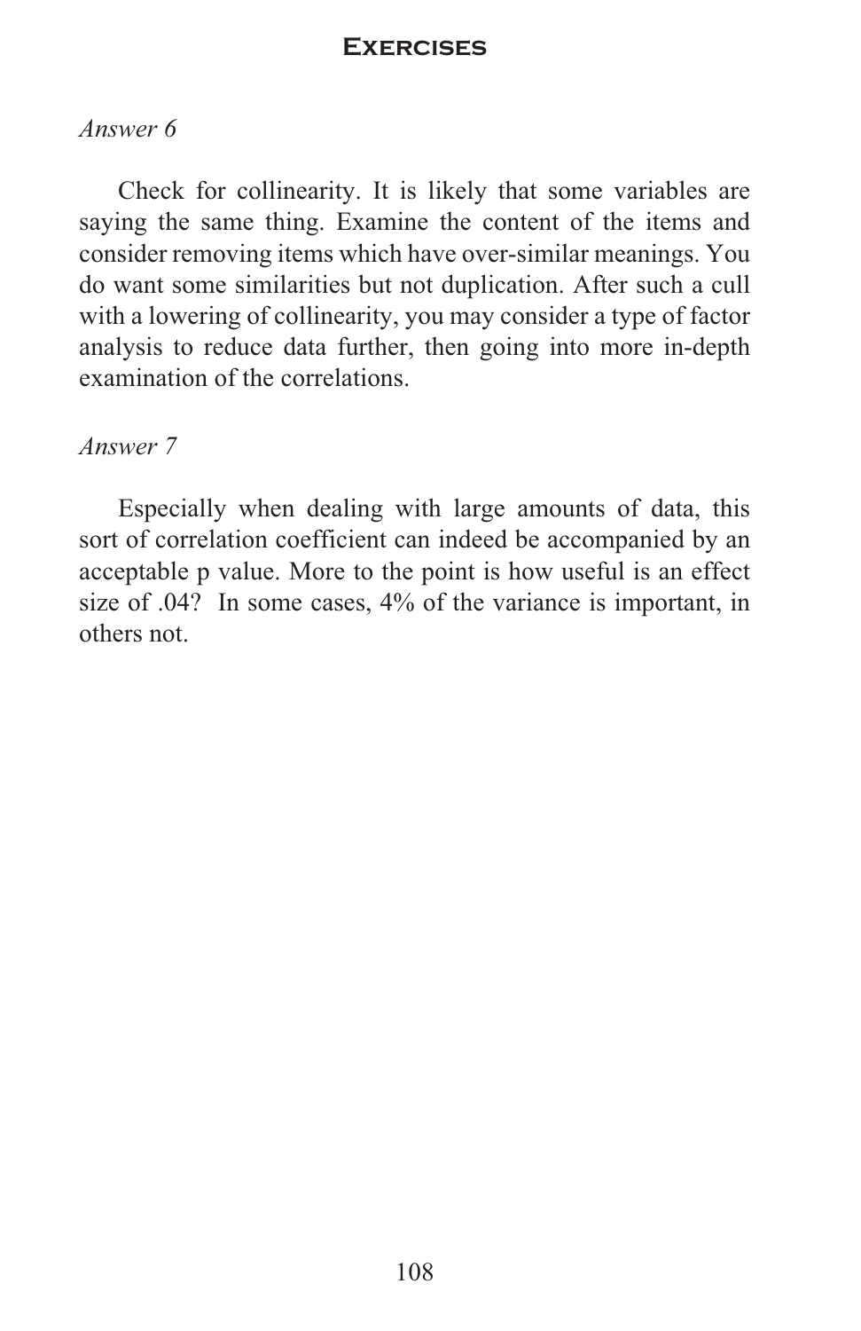*Answer 6*

Check for collinearity. It is likely that some variables are saying the same thing. Examine the content of the items and consider removing items which have over-similar meanings. You do want some similarities but not duplication. After such a cull with a lowering of collinearity, you may consider a type of factor analysis to reduce data further, then going into more in-depth examination of the correlations.

*Answer 7*

Especially when dealing with large amounts of data, this sort of correlation coefficient can indeed be accompanied by an acceptable p value. More to the point is how useful is an effect size of .04? In some cases, 4% of the variance is important, in others not.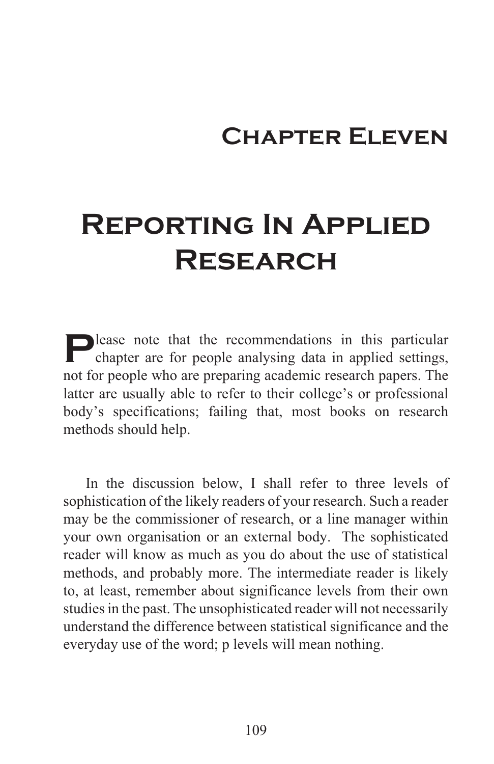# Chapter Eleven

# Reporting In Applied Research

Please note that the recommendations in this particular chapter are for people analysing data in applied settings, not for people who are preparing academic research papers. The latter are usually able to refer to their college's or professional body's specifications; failing that, most books on research methods should help.

In the discussion below, I shall refer to three levels of sophistication of the likely readers of your research. Such a reader may be the commissioner of research, or a line manager within your own organisation or an external body. The sophisticated reader will know as much as you do about the use of statistical methods, and probably more. The intermediate reader is likely to, at least, remember about significance levels from their own studies in the past. The unsophisticated reader will not necessarily understand the difference between statistical significance and the everyday use of the word; p levels will mean nothing.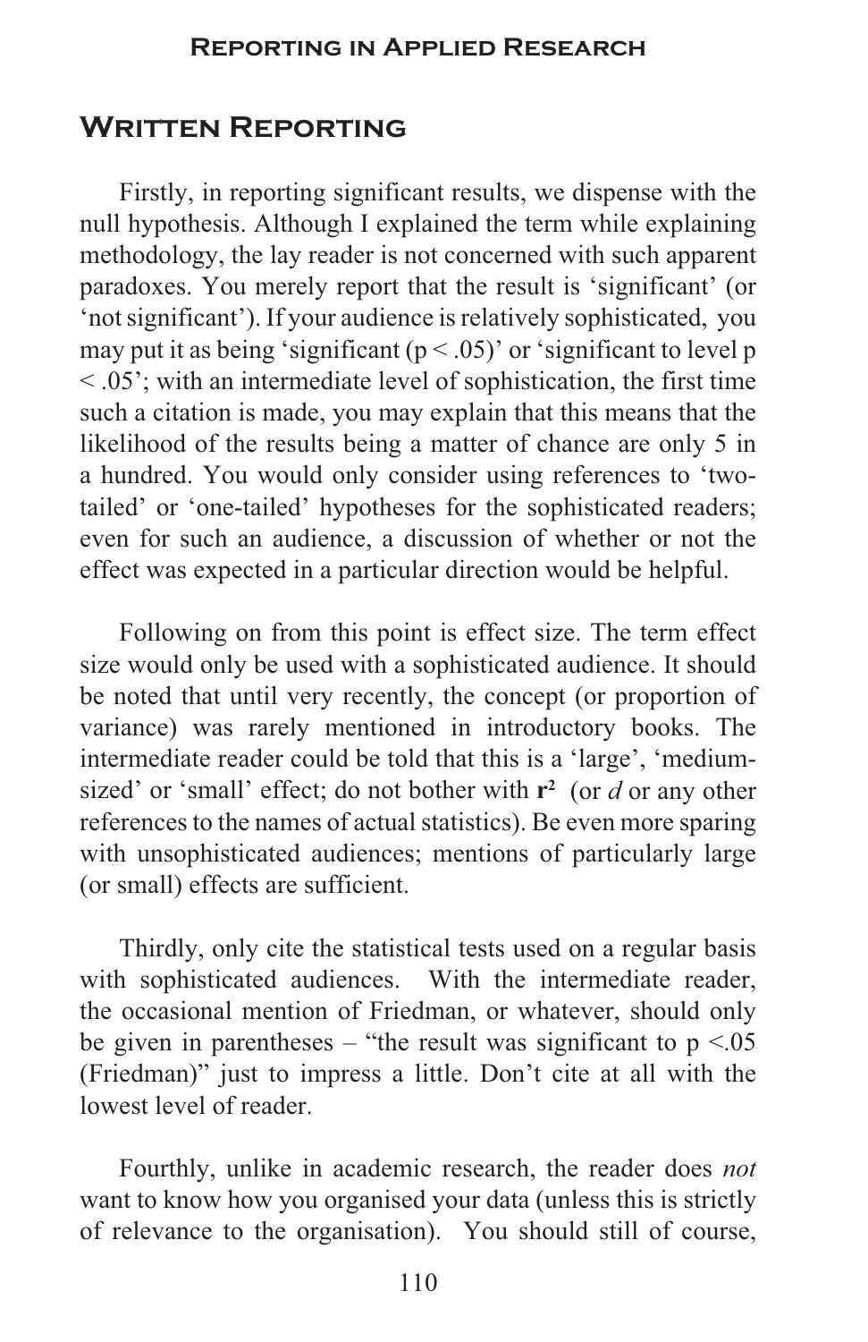## Written Reporting

Firstly, in reporting significant results, we dispense with the null hypothesis. Although I explained the term while explaining methodology, the lay reader is not concerned with such apparent paradoxes. You merely report that the result is 'significant' (or 'not significant'). If your audience is relatively sophisticated, you may put it as being 'significant ($p < .05$)' or 'significant to level $p < .05$'; with an intermediate level of sophistication, the first time such a citation is made, you may explain that this means that the likelihood of the results being a matter of chance are only 5 in a hundred. You would only consider using references to 'two-tailed' or 'one-tailed' hypotheses for the sophisticated readers; even for such an audience, a discussion of whether or not the effect was expected in a particular direction would be helpful.

Following on from this point is effect size. The term effect size would only be used with a sophisticated audience. It should be noted that until very recently, the concept (or proportion of variance) was rarely mentioned in introductory books. The intermediate reader could be told that this is a 'large', 'medium-sized' or 'small' effect; do not bother with $\mathbf{r^2}$ (or $d$ or any other references to the names of actual statistics). Be even more sparing with unsophisticated audiences; mentions of particularly large (or small) effects are sufficient.

Thirdly, only cite the statistical tests used on a regular basis with sophisticated audiences. With the intermediate reader, the occasional mention of Friedman, or whatever, should only be given in parentheses – "the result was significant to $p < .05$ (Friedman)" just to impress a little. Don't cite at all with the lowest level of reader.

Fourthly, unlike in academic research, the reader does *not* want to know how you organised your data (unless this is strictly of relevance to the organisation). You should still of course,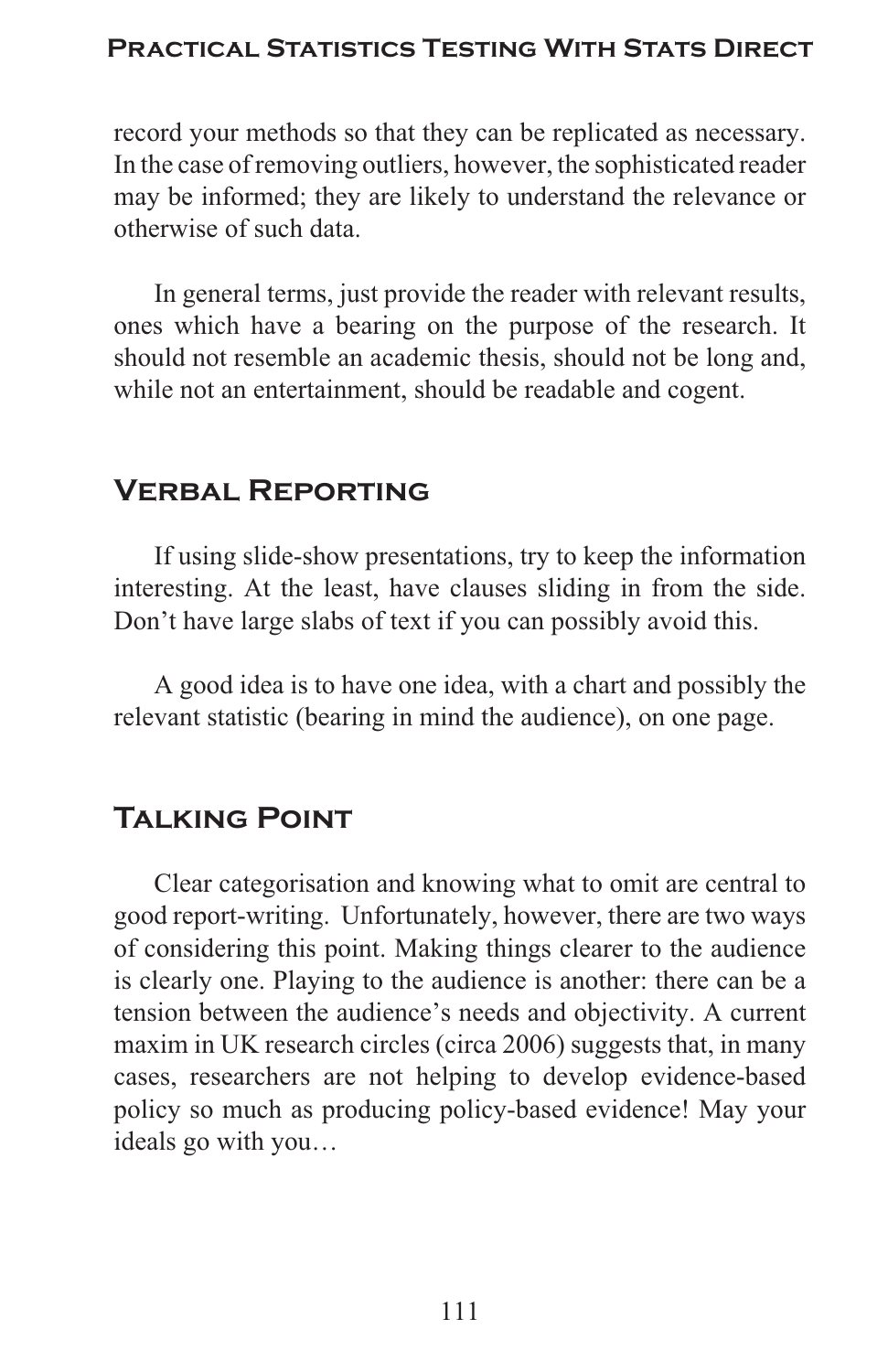record your methods so that they can be replicated as necessary. In the case of removing outliers, however, the sophisticated reader may be informed; they are likely to understand the relevance or otherwise of such data.

In general terms, just provide the reader with relevant results, ones which have a bearing on the purpose of the research. It should not resemble an academic thesis, should not be long and, while not an entertainment, should be readable and cogent.

## Verbal Reporting

If using slide-show presentations, try to keep the information interesting. At the least, have clauses sliding in from the side. Don't have large slabs of text if you can possibly avoid this.

A good idea is to have one idea, with a chart and possibly the relevant statistic (bearing in mind the audience), on one page.

## Talking Point

Clear categorisation and knowing what to omit are central to good report-writing. Unfortunately, however, there are two ways of considering this point. Making things clearer to the audience is clearly one. Playing to the audience is another: there can be a tension between the audience's needs and objectivity. A current maxim in UK research circles (circa 2006) suggests that, in many cases, researchers are not helping to develop evidence-based policy so much as producing policy-based evidence! May your ideals go with you…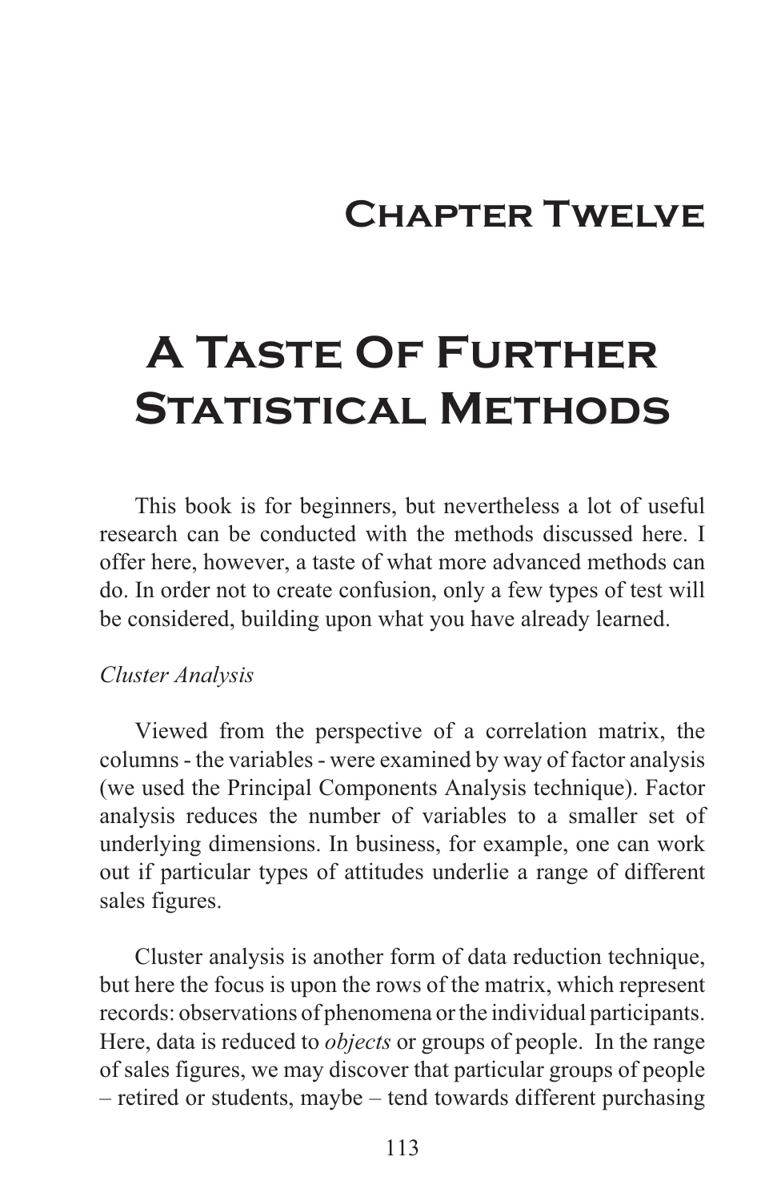# Chapter Twelve

# A Taste Of Further Statistical Methods

This book is for beginners, but nevertheless a lot of useful research can be conducted with the methods discussed here. I offer here, however, a taste of what more advanced methods can do. In order not to create confusion, only a few types of test will be considered, building upon what you have already learned.

*Cluster Analysis*

Viewed from the perspective of a correlation matrix, the columns - the variables - were examined by way of factor analysis (we used the Principal Components Analysis technique). Factor analysis reduces the number of variables to a smaller set of underlying dimensions. In business, for example, one can work out if particular types of attitudes underlie a range of different sales figures.

Cluster analysis is another form of data reduction technique, but here the focus is upon the rows of the matrix, which represent records: observations of phenomena or the individual participants. Here, data is reduced to *objects* or groups of people. In the range of sales figures, we may discover that particular groups of people – retired or students, maybe – tend towards different purchasing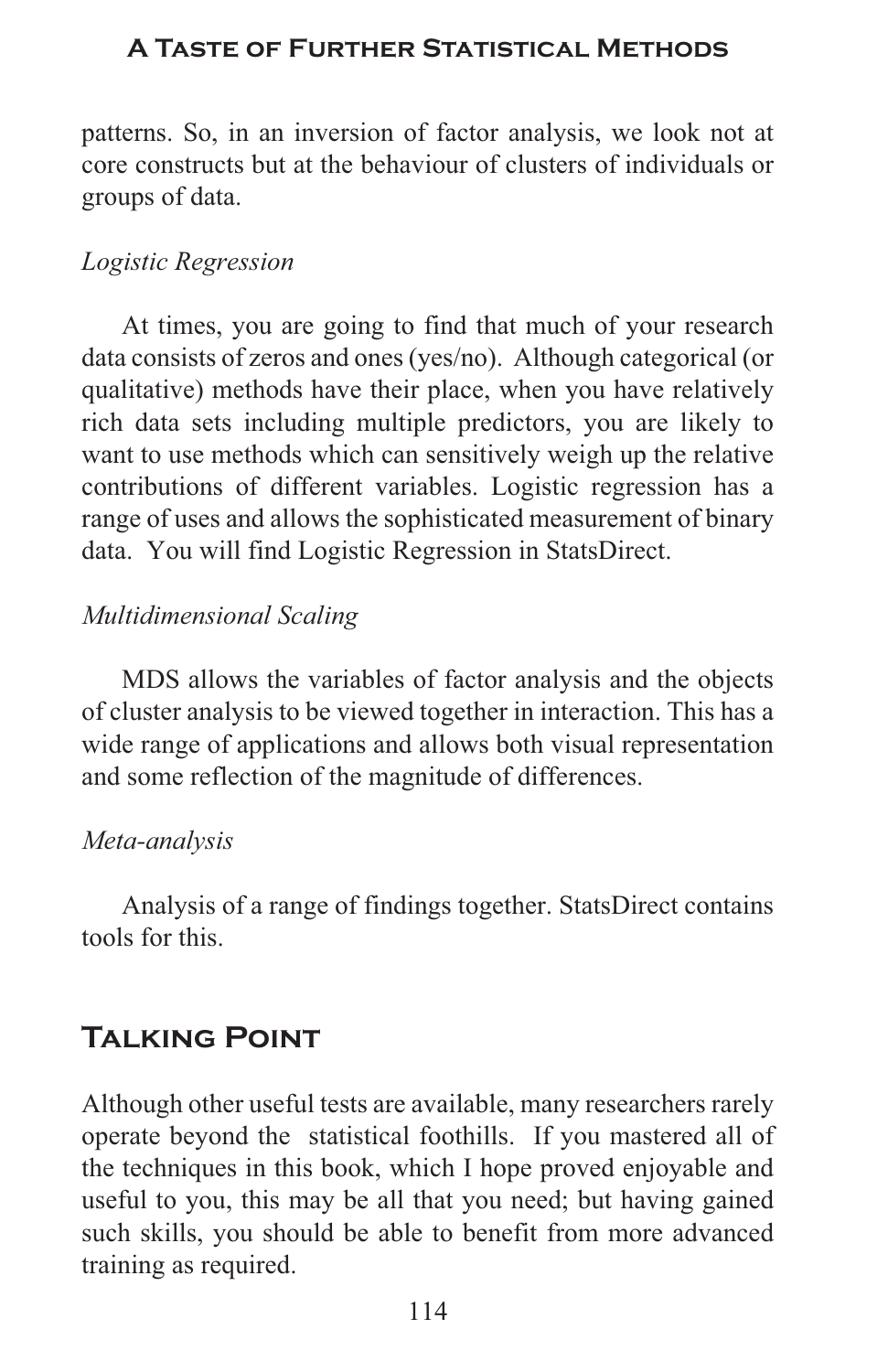patterns. So, in an inversion of factor analysis, we look not at core constructs but at the behaviour of clusters of individuals or groups of data.

*Logistic Regression*

At times, you are going to find that much of your research data consists of zeros and ones (yes/no). Although categorical (or qualitative) methods have their place, when you have relatively rich data sets including multiple predictors, you are likely to want to use methods which can sensitively weigh up the relative contributions of different variables. Logistic regression has a range of uses and allows the sophisticated measurement of binary data. You will find Logistic Regression in StatsDirect.

*Multidimensional Scaling*

MDS allows the variables of factor analysis and the objects of cluster analysis to be viewed together in interaction. This has a wide range of applications and allows both visual representation and some reflection of the magnitude of differences.

*Meta-analysis*

Analysis of a range of findings together. StatsDirect contains tools for this.

## Talking Point

Although other useful tests are available, many researchers rarely operate beyond the statistical foothills. If you mastered all of the techniques in this book, which I hope proved enjoyable and useful to you, this may be all that you need; but having gained such skills, you should be able to benefit from more advanced training as required.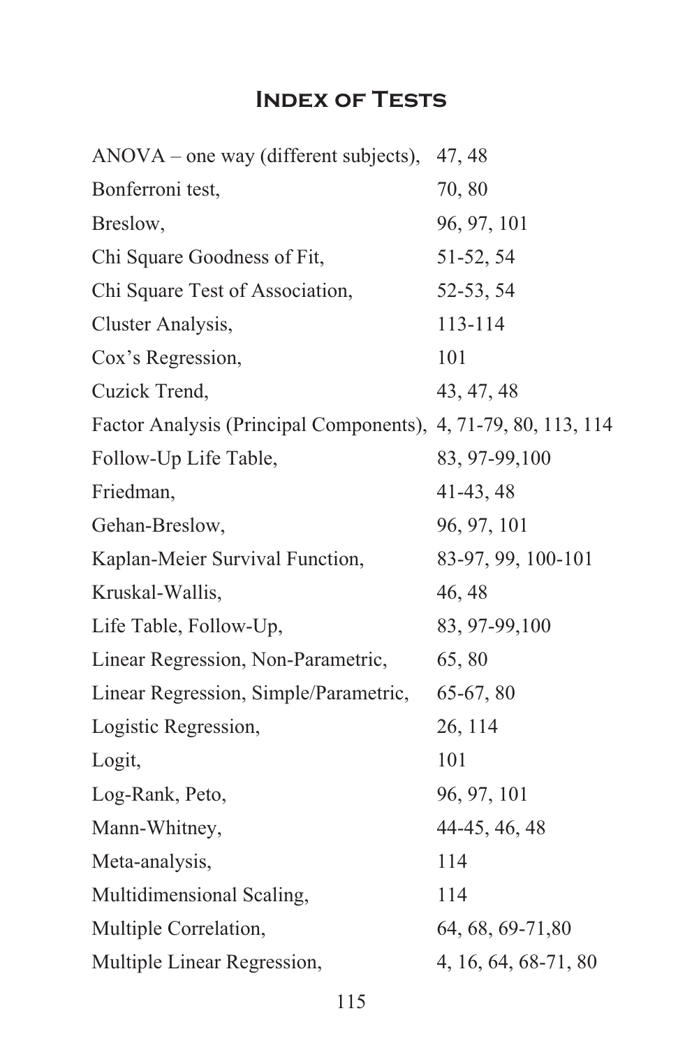# Index of Tests

ANOVA – one way (different subjects), 47, 48
Bonferroni test, 70, 80
Breslow, 96, 97, 101
Chi Square Goodness of Fit, 51-52, 54
Chi Square Test of Association, 52-53, 54
Cluster Analysis, 113-114
Cox's Regression, 101
Cuzick Trend, 43, 47, 48
Factor Analysis (Principal Components), 4, 71-79, 80, 113, 114
Follow-Up Life Table, 83, 97-99,100
Friedman, 41-43, 48
Gehan-Breslow, 96, 97, 101
Kaplan-Meier Survival Function, 83-97, 99, 100-101
Kruskal-Wallis, 46, 48
Life Table, Follow-Up, 83, 97-99,100
Linear Regression, Non-Parametric, 65, 80
Linear Regression, Simple/Parametric, 65-67, 80
Logistic Regression, 26, 114
Logit, 101
Log-Rank, Peto, 96, 97, 101
Mann-Whitney, 44-45, 46, 48
Meta-analysis, 114
Multidimensional Scaling, 114
Multiple Correlation, 64, 68, 69-71,80
Multiple Linear Regression, 4, 16, 64, 68-71, 80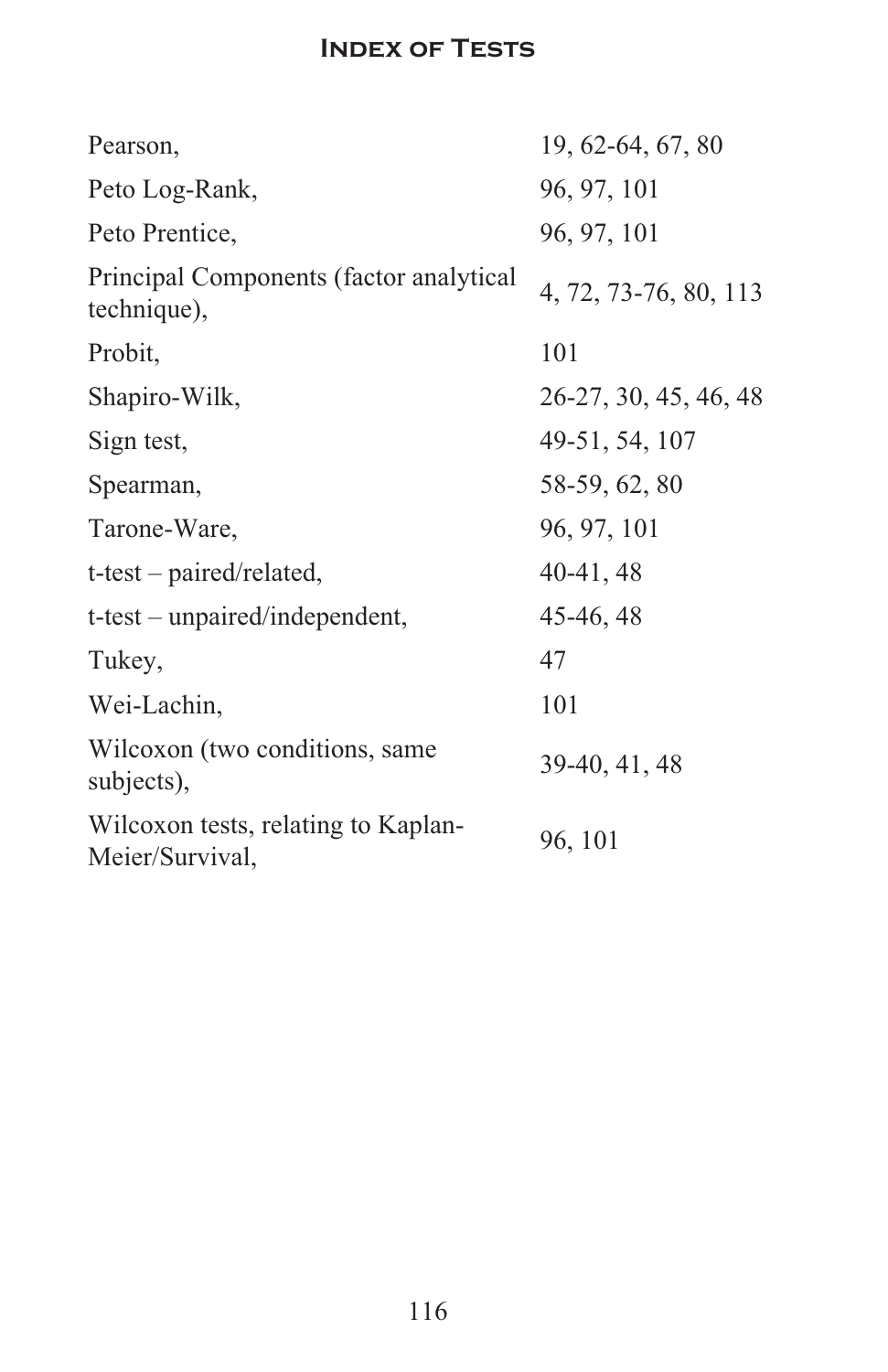# Index of Tests

| | |
|---|---|
| Pearson, | 19, 62-64, 67, 80 |
| Peto Log-Rank, | 96, 97, 101 |
| Peto Prentice, | 96, 97, 101 |
| Principal Components (factor analytical technique), | 4, 72, 73-76, 80, 113 |
| Probit, | 101 |
| Shapiro-Wilk, | 26-27, 30, 45, 46, 48 |
| Sign test, | 49-51, 54, 107 |
| Spearman, | 58-59, 62, 80 |
| Tarone-Ware, | 96, 97, 101 |
| t-test – paired/related, | 40-41, 48 |
| t-test – unpaired/independent, | 45-46, 48 |
| Tukey, | 47 |
| Wei-Lachin, | 101 |
| Wilcoxon (two conditions, same subjects), | 39-40, 41, 48 |
| Wilcoxon tests, relating to Kaplan-Meier/Survival, | 96, 101 |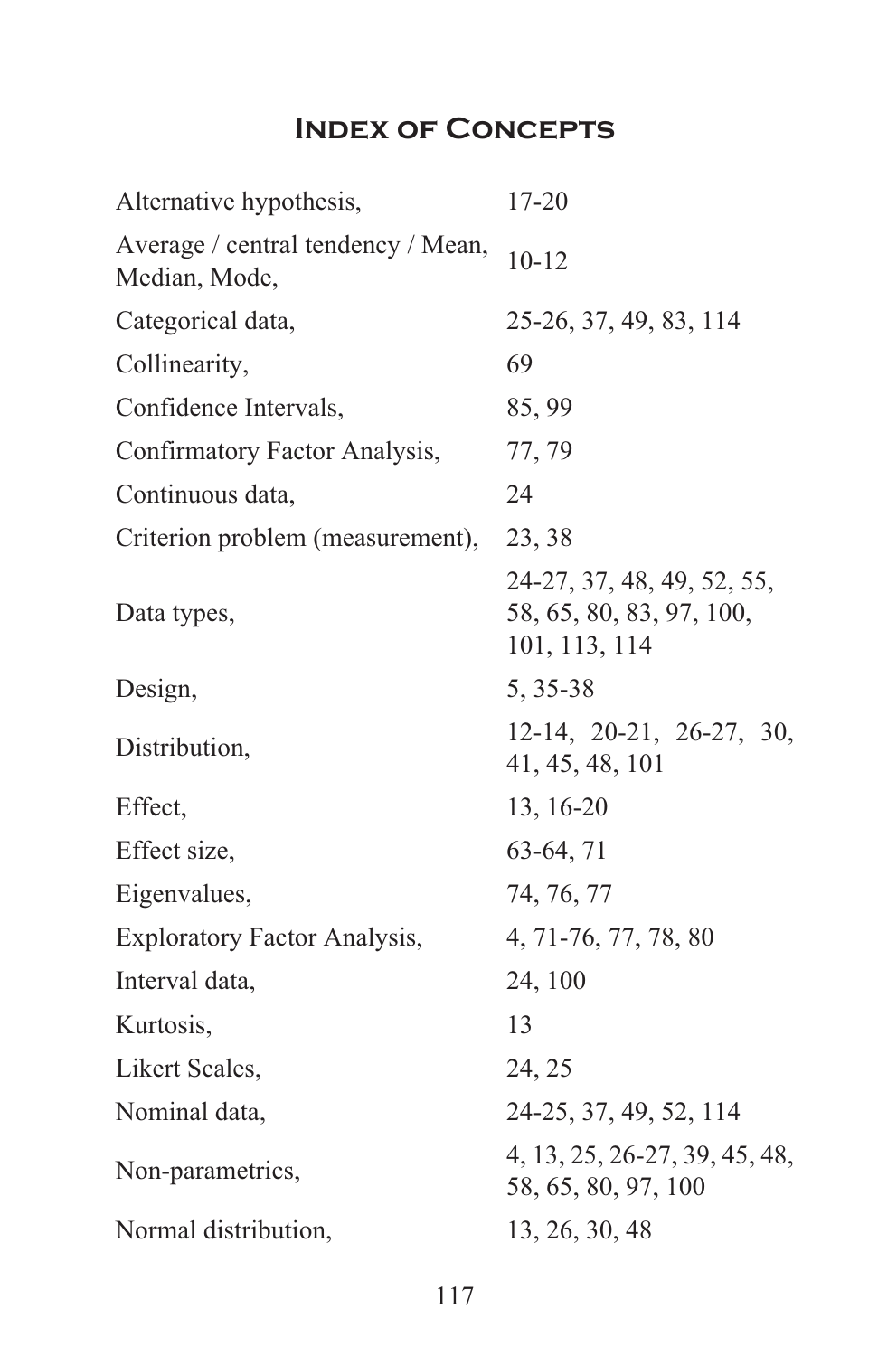# Index of Concepts

| | |
|---|---|
| Alternative hypothesis, | 17-20 |
| Average / central tendency / Mean, Median, Mode, | 10-12 |
| Categorical data, | 25-26, 37, 49, 83, 114 |
| Collinearity, | 69 |
| Confidence Intervals, | 85, 99 |
| Confirmatory Factor Analysis, | 77, 79 |
| Continuous data, | 24 |
| Criterion problem (measurement), | 23, 38 |
| Data types, | 24-27, 37, 48, 49, 52, 55, 58, 65, 80, 83, 97, 100, 101, 113, 114 |
| Design, | 5, 35-38 |
| Distribution, | 12-14, 20-21, 26-27, 30, 41, 45, 48, 101 |
| Effect, | 13, 16-20 |
| Effect size, | 63-64, 71 |
| Eigenvalues, | 74, 76, 77 |
| Exploratory Factor Analysis, | 4, 71-76, 77, 78, 80 |
| Interval data, | 24, 100 |
| Kurtosis, | 13 |
| Likert Scales, | 24, 25 |
| Nominal data, | 24-25, 37, 49, 52, 114 |
| Non-parametrics, | 4, 13, 25, 26-27, 39, 45, 48, 58, 65, 80, 97, 100 |
| Normal distribution, | 13, 26, 30, 48 |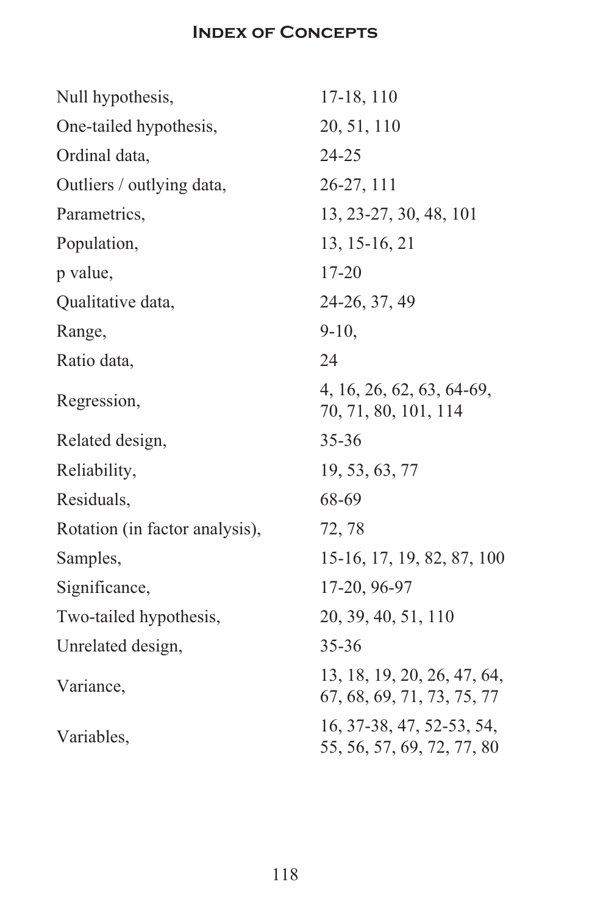# Index of Concepts

| | |
|---|---|
| Null hypothesis, | 17-18, 110 |
| One-tailed hypothesis, | 20, 51, 110 |
| Ordinal data, | 24-25 |
| Outliers / outlying data, | 26-27, 111 |
| Parametrics, | 13, 23-27, 30, 48, 101 |
| Population, | 13, 15-16, 21 |
| p value, | 17-20 |
| Qualitative data, | 24-26, 37, 49 |
| Range, | 9-10, |
| Ratio data, | 24 |
| Regression, | 4, 16, 26, 62, 63, 64-69, 70, 71, 80, 101, 114 |
| Related design, | 35-36 |
| Reliability, | 19, 53, 63, 77 |
| Residuals, | 68-69 |
| Rotation (in factor analysis), | 72, 78 |
| Samples, | 15-16, 17, 19, 82, 87, 100 |
| Significance, | 17-20, 96-97 |
| Two-tailed hypothesis, | 20, 39, 40, 51, 110 |
| Unrelated design, | 35-36 |
| Variance, | 13, 18, 19, 20, 26, 47, 64, 67, 68, 69, 71, 73, 75, 77 |
| Variables, | 16, 37-38, 47, 52-53, 54, 55, 56, 57, 69, 72, 77, 80 |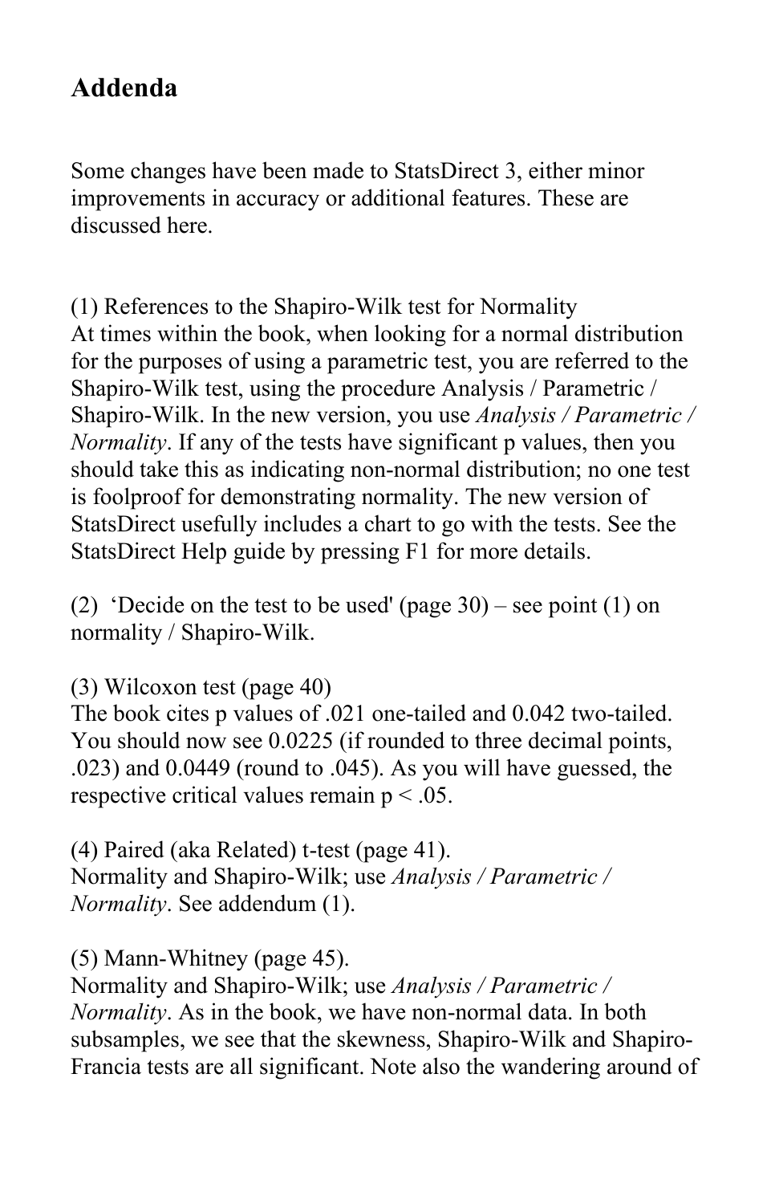# Addenda

Some changes have been made to StatsDirect 3, either minor improvements in accuracy or additional features. These are discussed here.

(1) References to the Shapiro-Wilk test for Normality
At times within the book, when looking for a normal distribution for the purposes of using a parametric test, you are referred to the Shapiro-Wilk test, using the procedure Analysis / Parametric / Shapiro-Wilk. In the new version, you use *Analysis / Parametric / Normality*. If any of the tests have significant p values, then you should take this as indicating non-normal distribution; no one test is foolproof for demonstrating normality. The new version of StatsDirect usefully includes a chart to go with the tests. See the StatsDirect Help guide by pressing F1 for more details.

(2) 'Decide on the test to be used' (page 30) – see point (1) on normality / Shapiro-Wilk.

(3) Wilcoxon test (page 40)
The book cites p values of .021 one-tailed and 0.042 two-tailed. You should now see 0.0225 (if rounded to three decimal points, .023) and 0.0449 (round to .045). As you will have guessed, the respective critical values remain $p < .05$.

(4) Paired (aka Related) t-test (page 41).
Normality and Shapiro-Wilk; use *Analysis / Parametric / Normality*. See addendum (1).

(5) Mann-Whitney (page 45).
Normality and Shapiro-Wilk; use *Analysis / Parametric / Normality*. As in the book, we have non-normal data. In both subsamples, we see that the skewness, Shapiro-Wilk and Shapiro-Francia tests are all significant. Note also the wandering around of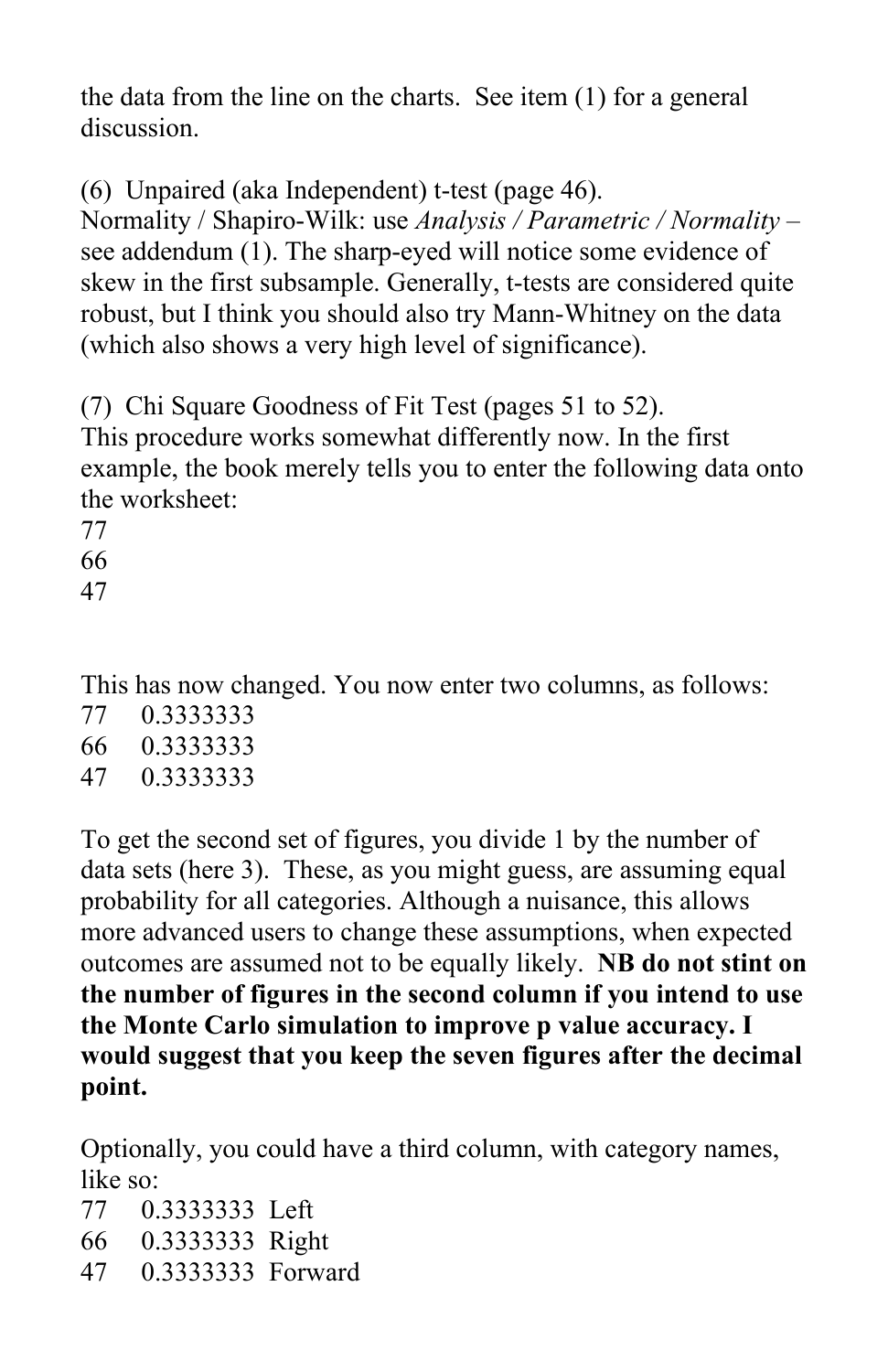the data from the line on the charts. See item (1) for a general discussion.

(6) Unpaired (aka Independent) t-test (page 46).
Normality / Shapiro-Wilk: use *Analysis / Parametric / Normality* – see addendum (1). The sharp-eyed will notice some evidence of skew in the first subsample. Generally, t-tests are considered quite robust, but I think you should also try Mann-Whitney on the data (which also shows a very high level of significance).

(7) Chi Square Goodness of Fit Test (pages 51 to 52).
This procedure works somewhat differently now. In the first example, the book merely tells you to enter the following data onto the worksheet:

```
77
66
47
```

This has now changed. You now enter two columns, as follows:

```
77    0.3333333
66    0.3333333
47    0.3333333
```

To get the second set of figures, you divide 1 by the number of data sets (here 3). These, as you might guess, are assuming equal probability for all categories. Although a nuisance, this allows more advanced users to change these assumptions, when expected outcomes are assumed not to be equally likely. **NB do not stint on the number of figures in the second column if you intend to use the Monte Carlo simulation to improve p value accuracy. I would suggest that you keep the seven figures after the decimal point.**

Optionally, you could have a third column, with category names, like so:

```
77    0.3333333  Left
66    0.3333333  Right
47    0.3333333  Forward
```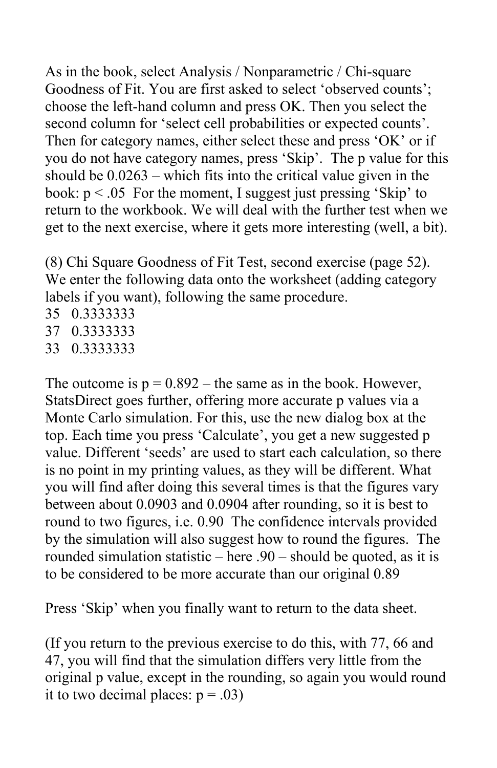As in the book, select Analysis / Nonparametric / Chi-square Goodness of Fit. You are first asked to select 'observed counts'; choose the left-hand column and press OK. Then you select the second column for 'select cell probabilities or expected counts'. Then for category names, either select these and press 'OK' or if you do not have category names, press 'Skip'. The p value for this should be 0.0263 – which fits into the critical value given in the book: $p < .05$ For the moment, I suggest just pressing 'Skip' to return to the workbook. We will deal with the further test when we get to the next exercise, where it gets more interesting (well, a bit).

(8) Chi Square Goodness of Fit Test, second exercise (page 52). We enter the following data onto the worksheet (adding category labels if you want), following the same procedure.

35 0.3333333
37 0.3333333
33 0.3333333

The outcome is $p = 0.892$ – the same as in the book. However, StatsDirect goes further, offering more accurate p values via a Monte Carlo simulation. For this, use the new dialog box at the top. Each time you press 'Calculate', you get a new suggested p value. Different 'seeds' are used to start each calculation, so there is no point in my printing values, as they will be different. What you will find after doing this several times is that the figures vary between about 0.0903 and 0.0904 after rounding, so it is best to round to two figures, i.e. 0.90 The confidence intervals provided by the simulation will also suggest how to round the figures. The rounded simulation statistic – here .90 – should be quoted, as it is to be considered to be more accurate than our original 0.89

Press 'Skip' when you finally want to return to the data sheet.

(If you return to the previous exercise to do this, with 77, 66 and 47, you will find that the simulation differs very little from the original p value, except in the rounding, so again you would round it to two decimal places: $p = .03$)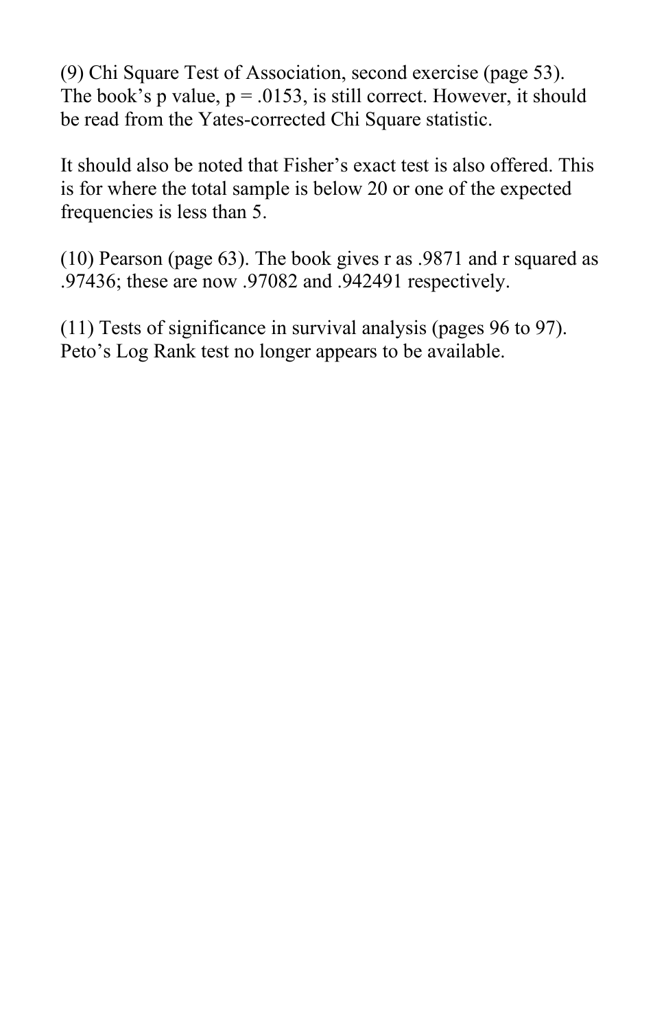(9) Chi Square Test of Association, second exercise (page 53). The book's p value, $p = .0153$, is still correct. However, it should be read from the Yates-corrected Chi Square statistic.

It should also be noted that Fisher's exact test is also offered. This is for where the total sample is below 20 or one of the expected frequencies is less than 5.

(10) Pearson (page 63). The book gives r as .9871 and r squared as .97436; these are now .97082 and .942491 respectively.

(11) Tests of significance in survival analysis (pages 96 to 97). Peto's Log Rank test no longer appears to be available.